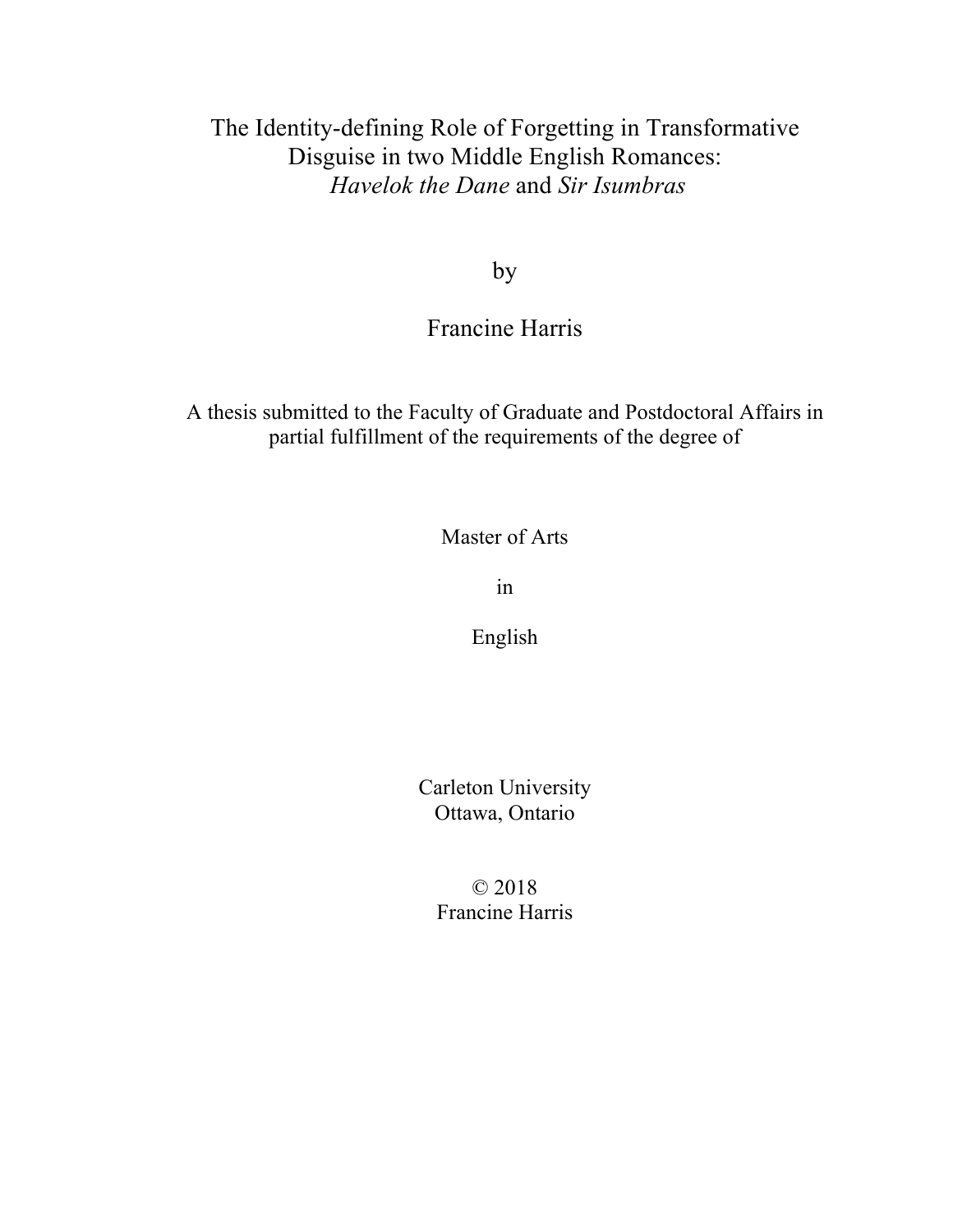# The Identity-defining Role of Forgetting in Transformative Disguise in two Middle English Romances: *Havelok the Dane* and *Sir Isumbras*

by

Francine Harris

A thesis submitted to the Faculty of Graduate and Postdoctoral Affairs in partial fulfillment of the requirements of the degree of

Master of Arts

in

English

Carleton University
Ottawa, Ontario

© 2018
Francine Harris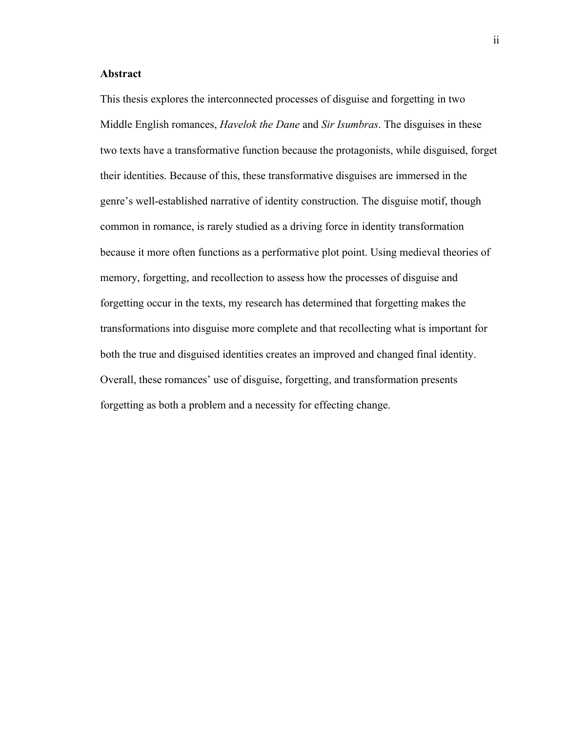## Abstract

This thesis explores the interconnected processes of disguise and forgetting in two Middle English romances, *Havelok the Dane* and *Sir Isumbras*. The disguises in these two texts have a transformative function because the protagonists, while disguised, forget their identities. Because of this, these transformative disguises are immersed in the genre's well-established narrative of identity construction. The disguise motif, though common in romance, is rarely studied as a driving force in identity transformation because it more often functions as a performative plot point. Using medieval theories of memory, forgetting, and recollection to assess how the processes of disguise and forgetting occur in the texts, my research has determined that forgetting makes the transformations into disguise more complete and that recollecting what is important for both the true and disguised identities creates an improved and changed final identity. Overall, these romances' use of disguise, forgetting, and transformation presents forgetting as both a problem and a necessity for effecting change.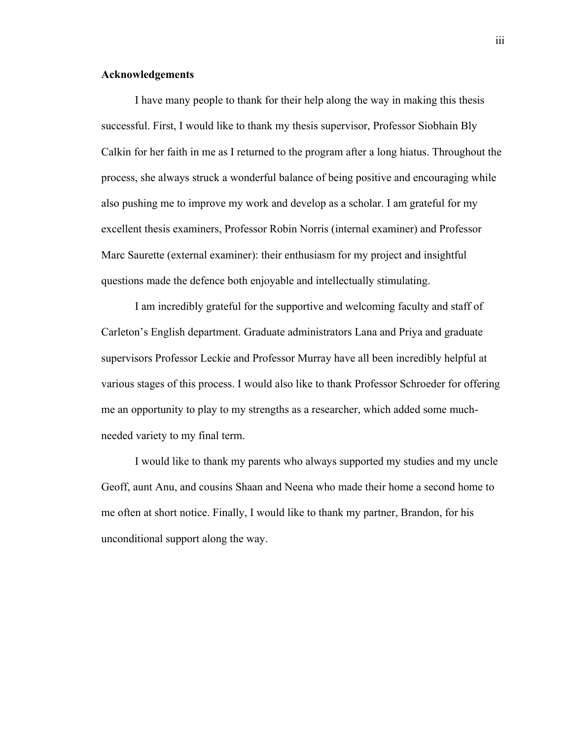## Acknowledgements

I have many people to thank for their help along the way in making this thesis successful. First, I would like to thank my thesis supervisor, Professor Siobhain Bly Calkin for her faith in me as I returned to the program after a long hiatus. Throughout the process, she always struck a wonderful balance of being positive and encouraging while also pushing me to improve my work and develop as a scholar. I am grateful for my excellent thesis examiners, Professor Robin Norris (internal examiner) and Professor Marc Saurette (external examiner): their enthusiasm for my project and insightful questions made the defence both enjoyable and intellectually stimulating.

I am incredibly grateful for the supportive and welcoming faculty and staff of Carleton's English department. Graduate administrators Lana and Priya and graduate supervisors Professor Leckie and Professor Murray have all been incredibly helpful at various stages of this process. I would also like to thank Professor Schroeder for offering me an opportunity to play to my strengths as a researcher, which added some much-needed variety to my final term.

I would like to thank my parents who always supported my studies and my uncle Geoff, aunt Anu, and cousins Shaan and Neena who made their home a second home to me often at short notice. Finally, I would like to thank my partner, Brandon, for his unconditional support along the way.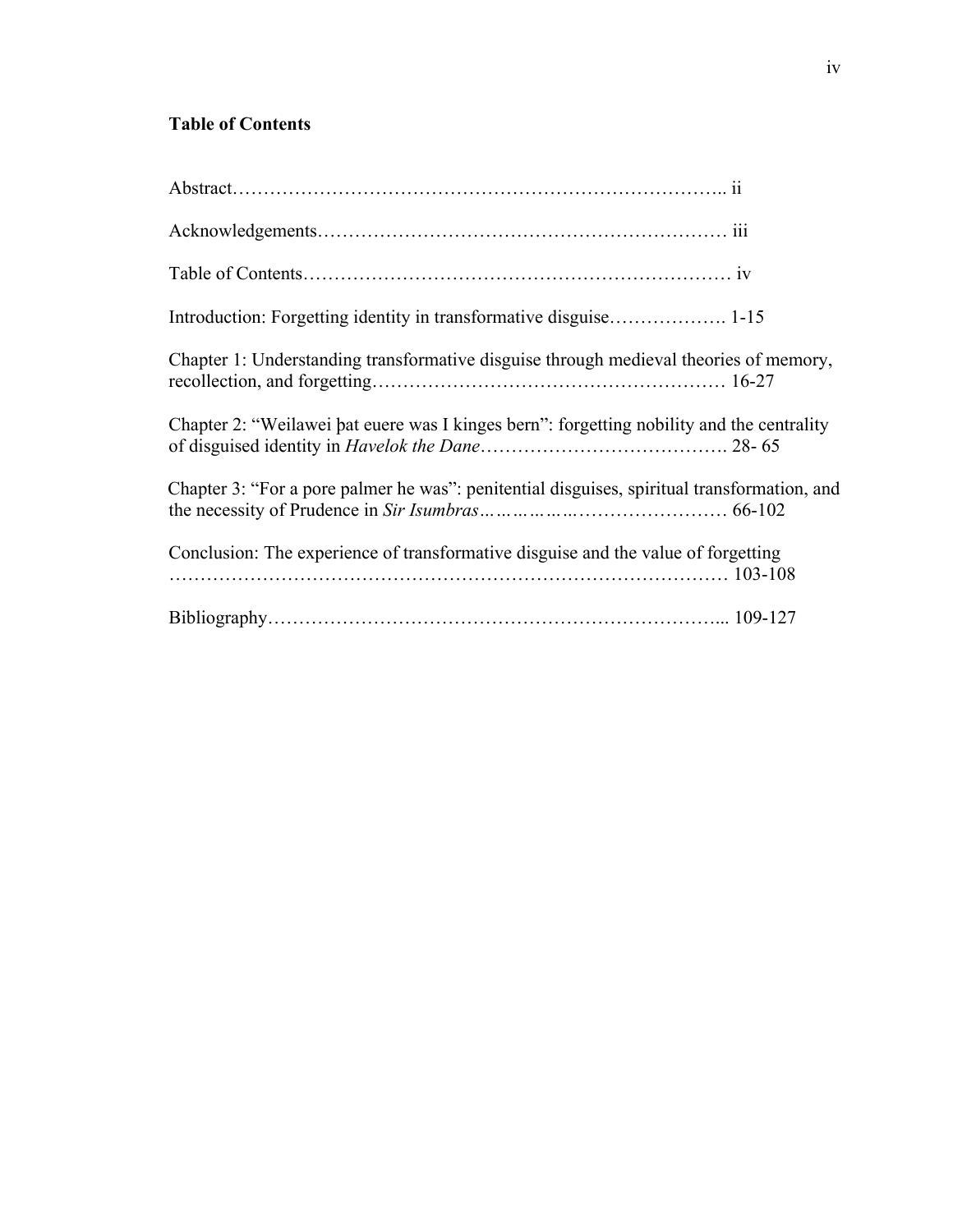**Table of Contents**

Abstract………………………………………………………………….. ii

Acknowledgements……………………………………………………… iii

Table of Contents………………………………………………………… iv

Introduction: Forgetting identity in transformative disguise………………. 1-15

Chapter 1: Understanding transformative disguise through medieval theories of memory, recollection, and forgetting………………………………………………… 16-27

Chapter 2: "Weilawei þat euere was I kinges bern": forgetting nobility and the centrality of disguised identity in *Havelok the Dane*…………………………………. 28- 65

Chapter 3: "For a pore palmer he was": penitential disguises, spiritual transformation, and the necessity of Prudence in *Sir Isumbras*……………..…………………… 66-102

Conclusion: The experience of transformative disguise and the value of forgetting …………………………………………………………………………… 103-108

Bibliography……………………………………………………………... 109-127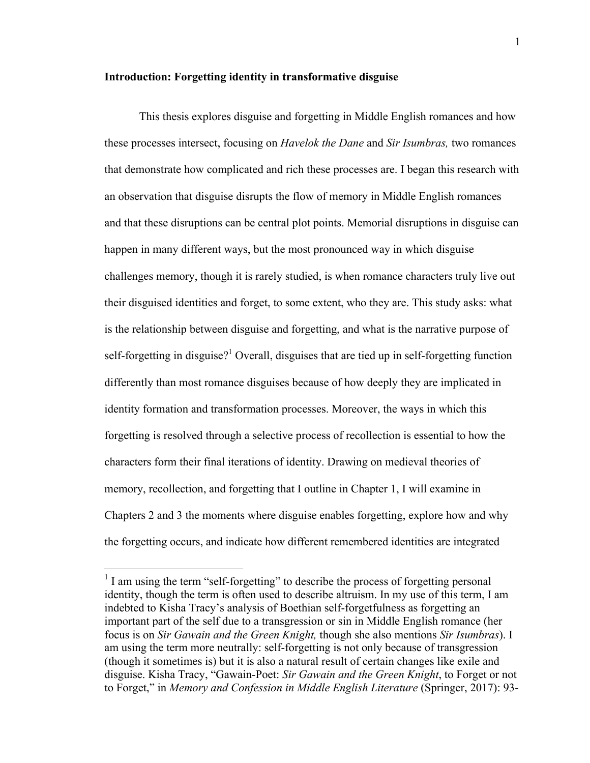## Introduction: Forgetting identity in transformative disguise

This thesis explores disguise and forgetting in Middle English romances and how these processes intersect, focusing on *Havelok the Dane* and *Sir Isumbras,* two romances that demonstrate how complicated and rich these processes are. I began this research with an observation that disguise disrupts the flow of memory in Middle English romances and that these disruptions can be central plot points. Memorial disruptions in disguise can happen in many different ways, but the most pronounced way in which disguise challenges memory, though it is rarely studied, is when romance characters truly live out their disguised identities and forget, to some extent, who they are. This study asks: what is the relationship between disguise and forgetting, and what is the narrative purpose of self-forgetting in disguise?[1] Overall, disguises that are tied up in self-forgetting function differently than most romance disguises because of how deeply they are implicated in identity formation and transformation processes. Moreover, the ways in which this forgetting is resolved through a selective process of recollection is essential to how the characters form their final iterations of identity. Drawing on medieval theories of memory, recollection, and forgetting that I outline in Chapter 1, I will examine in Chapters 2 and 3 the moments where disguise enables forgetting, explore how and why the forgetting occurs, and indicate how different remembered identities are integrated

[1] I am using the term "self-forgetting" to describe the process of forgetting personal identity, though the term is often used to describe altruism. In my use of this term, I am indebted to Kisha Tracy's analysis of Boethian self-forgetfulness as forgetting an important part of the self due to a transgression or sin in Middle English romance (her focus is on *Sir Gawain and the Green Knight,* though she also mentions *Sir Isumbras*). I am using the term more neutrally: self-forgetting is not only because of transgression (though it sometimes is) but it is also a natural result of certain changes like exile and disguise. Kisha Tracy, "Gawain-Poet: *Sir Gawain and the Green Knight*, to Forget or not to Forget," in *Memory and Confession in Middle English Literature* (Springer, 2017): 93-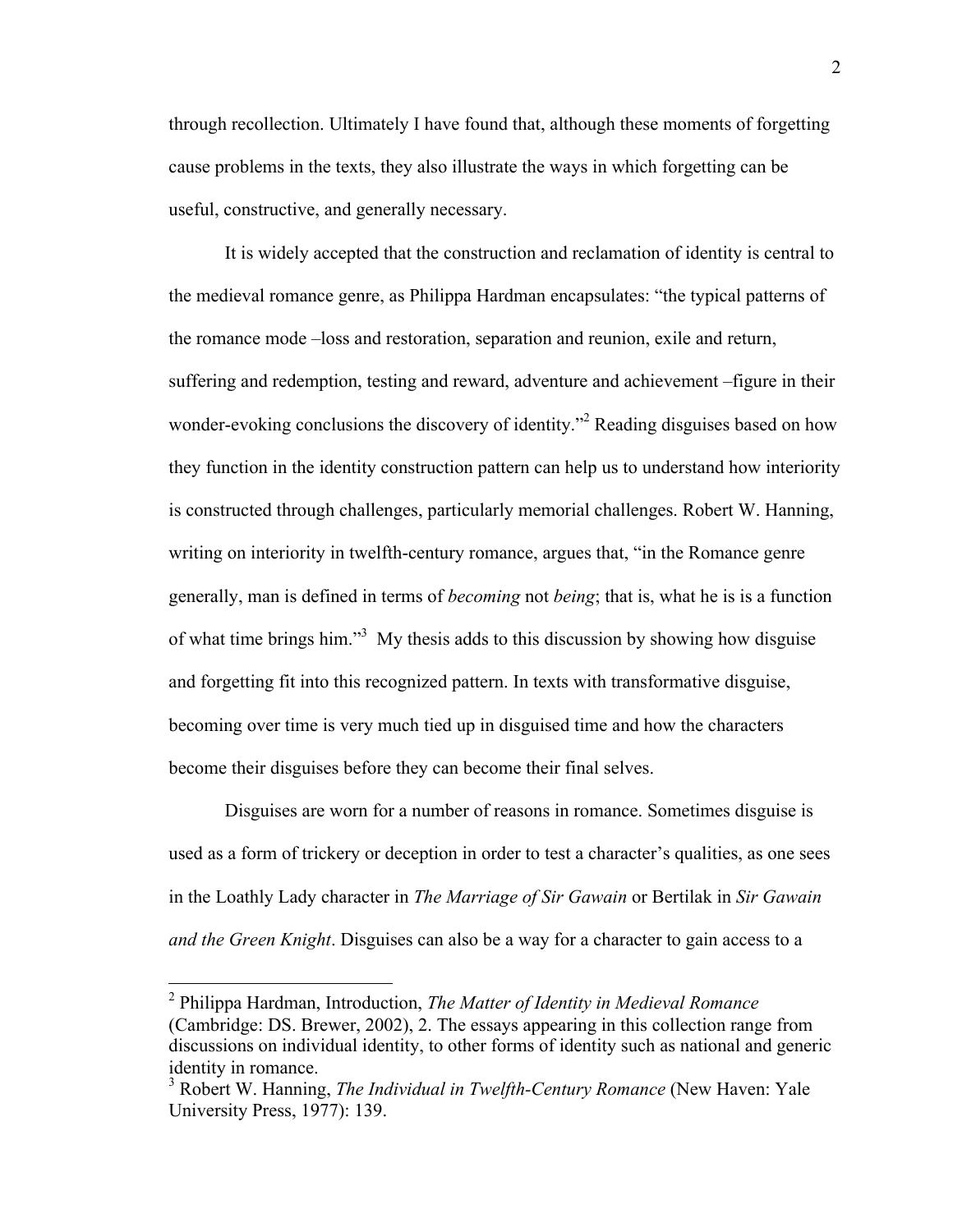through recollection. Ultimately I have found that, although these moments of forgetting cause problems in the texts, they also illustrate the ways in which forgetting can be useful, constructive, and generally necessary.

It is widely accepted that the construction and reclamation of identity is central to the medieval romance genre, as Philippa Hardman encapsulates: "the typical patterns of the romance mode –loss and restoration, separation and reunion, exile and return, suffering and redemption, testing and reward, adventure and achievement –figure in their wonder-evoking conclusions the discovery of identity."[2] Reading disguises based on how they function in the identity construction pattern can help us to understand how interiority is constructed through challenges, particularly memorial challenges. Robert W. Hanning, writing on interiority in twelfth-century romance, argues that, "in the Romance genre generally, man is defined in terms of *becoming* not *being*; that is, what he is is a function of what time brings him."[3] My thesis adds to this discussion by showing how disguise and forgetting fit into this recognized pattern. In texts with transformative disguise, becoming over time is very much tied up in disguised time and how the characters become their disguises before they can become their final selves.

Disguises are worn for a number of reasons in romance. Sometimes disguise is used as a form of trickery or deception in order to test a character's qualities, as one sees in the Loathly Lady character in *The Marriage of Sir Gawain* or Bertilak in *Sir Gawain and the Green Knight*. Disguises can also be a way for a character to gain access to a

---

[2] Philippa Hardman, Introduction, *The Matter of Identity in Medieval Romance* (Cambridge: DS. Brewer, 2002), 2. The essays appearing in this collection range from discussions on individual identity, to other forms of identity such as national and generic identity in romance.

[3] Robert W. Hanning, *The Individual in Twelfth-Century Romance* (New Haven: Yale University Press, 1977): 139.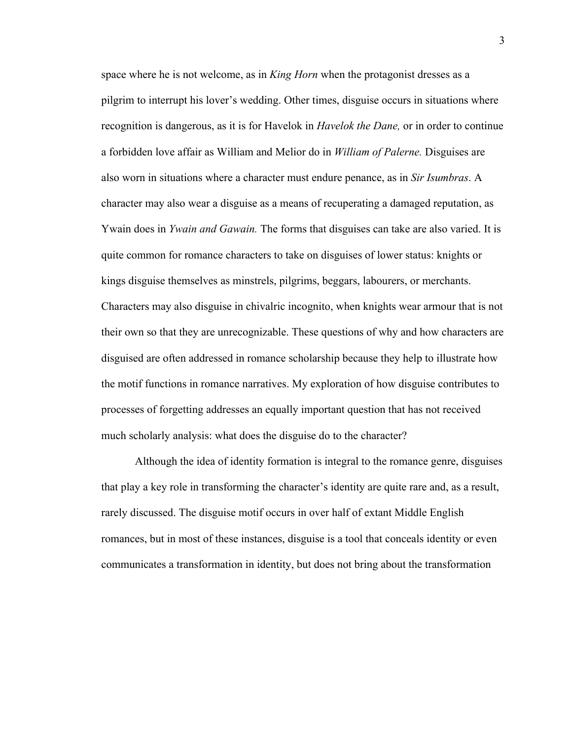space where he is not welcome, as in *King Horn* when the protagonist dresses as a pilgrim to interrupt his lover's wedding. Other times, disguise occurs in situations where recognition is dangerous, as it is for Havelok in *Havelok the Dane,* or in order to continue a forbidden love affair as William and Melior do in *William of Palerne.* Disguises are also worn in situations where a character must endure penance, as in *Sir Isumbras*. A character may also wear a disguise as a means of recuperating a damaged reputation, as Ywain does in *Ywain and Gawain.* The forms that disguises can take are also varied. It is quite common for romance characters to take on disguises of lower status: knights or kings disguise themselves as minstrels, pilgrims, beggars, labourers, or merchants. Characters may also disguise in chivalric incognito, when knights wear armour that is not their own so that they are unrecognizable. These questions of why and how characters are disguised are often addressed in romance scholarship because they help to illustrate how the motif functions in romance narratives. My exploration of how disguise contributes to processes of forgetting addresses an equally important question that has not received much scholarly analysis: what does the disguise do to the character?

Although the idea of identity formation is integral to the romance genre, disguises that play a key role in transforming the character's identity are quite rare and, as a result, rarely discussed. The disguise motif occurs in over half of extant Middle English romances, but in most of these instances, disguise is a tool that conceals identity or even communicates a transformation in identity, but does not bring about the transformation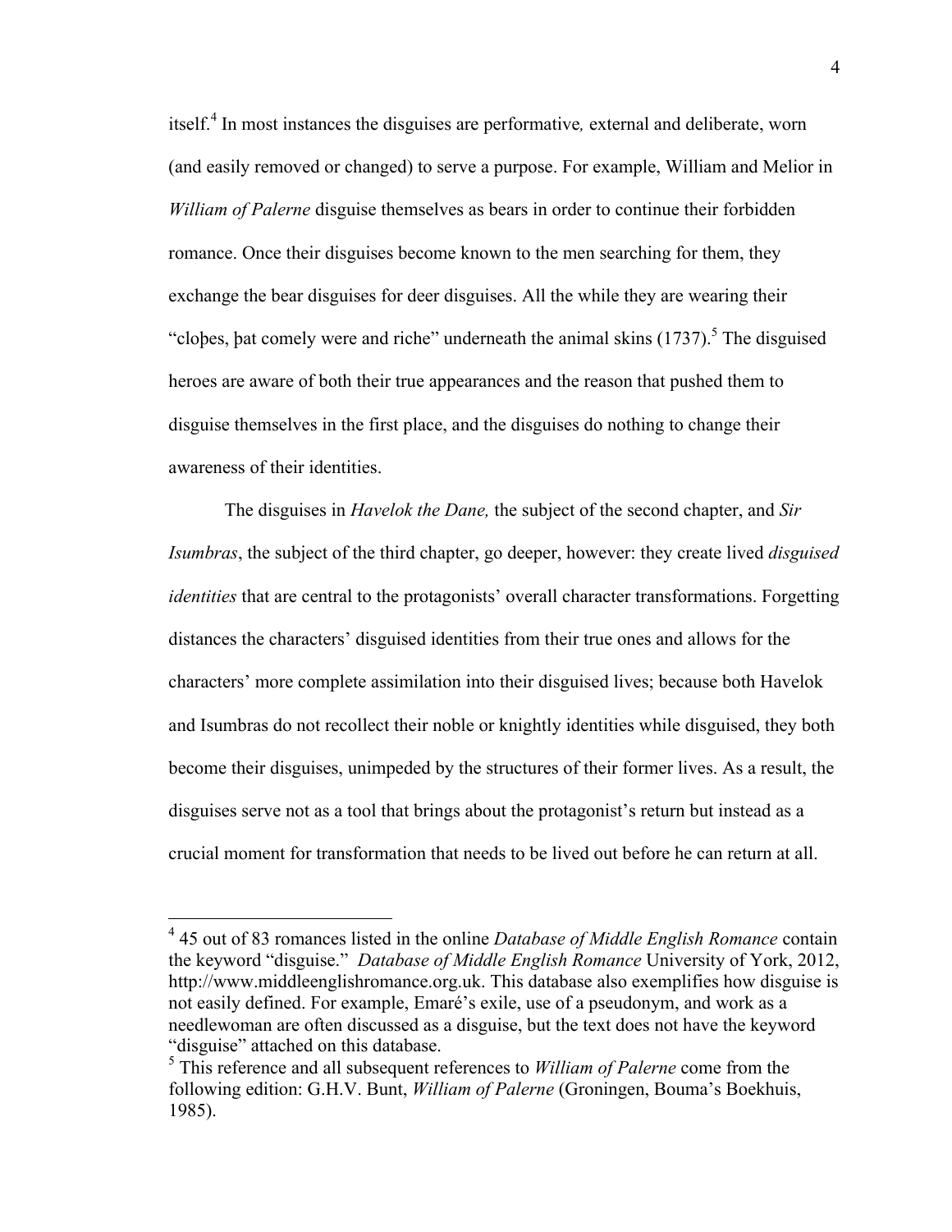itself.[4] In most instances the disguises are performative*,* external and deliberate, worn (and easily removed or changed) to serve a purpose. For example, William and Melior in *William of Palerne* disguise themselves as bears in order to continue their forbidden romance. Once their disguises become known to the men searching for them, they exchange the bear disguises for deer disguises. All the while they are wearing their "cloþes, þat comely were and riche" underneath the animal skins (1737).[5] The disguised heroes are aware of both their true appearances and the reason that pushed them to disguise themselves in the first place, and the disguises do nothing to change their awareness of their identities.

The disguises in *Havelok the Dane,* the subject of the second chapter, and *Sir Isumbras*, the subject of the third chapter, go deeper, however: they create lived *disguised identities* that are central to the protagonists' overall character transformations. Forgetting distances the characters' disguised identities from their true ones and allows for the characters' more complete assimilation into their disguised lives; because both Havelok and Isumbras do not recollect their noble or knightly identities while disguised, they both become their disguises, unimpeded by the structures of their former lives. As a result, the disguises serve not as a tool that brings about the protagonist's return but instead as a crucial moment for transformation that needs to be lived out before he can return at all.

---

[4] 45 out of 83 romances listed in the online *Database of Middle English Romance* contain the keyword "disguise." *Database of Middle English Romance* University of York, 2012, http://www.middleenglishromance.org.uk. This database also exemplifies how disguise is not easily defined. For example, Emaré's exile, use of a pseudonym, and work as a needlewoman are often discussed as a disguise, but the text does not have the keyword "disguise" attached on this database.

[5] This reference and all subsequent references to *William of Palerne* come from the following edition: G.H.V. Bunt, *William of Palerne* (Groningen, Bouma's Boekhuis, 1985).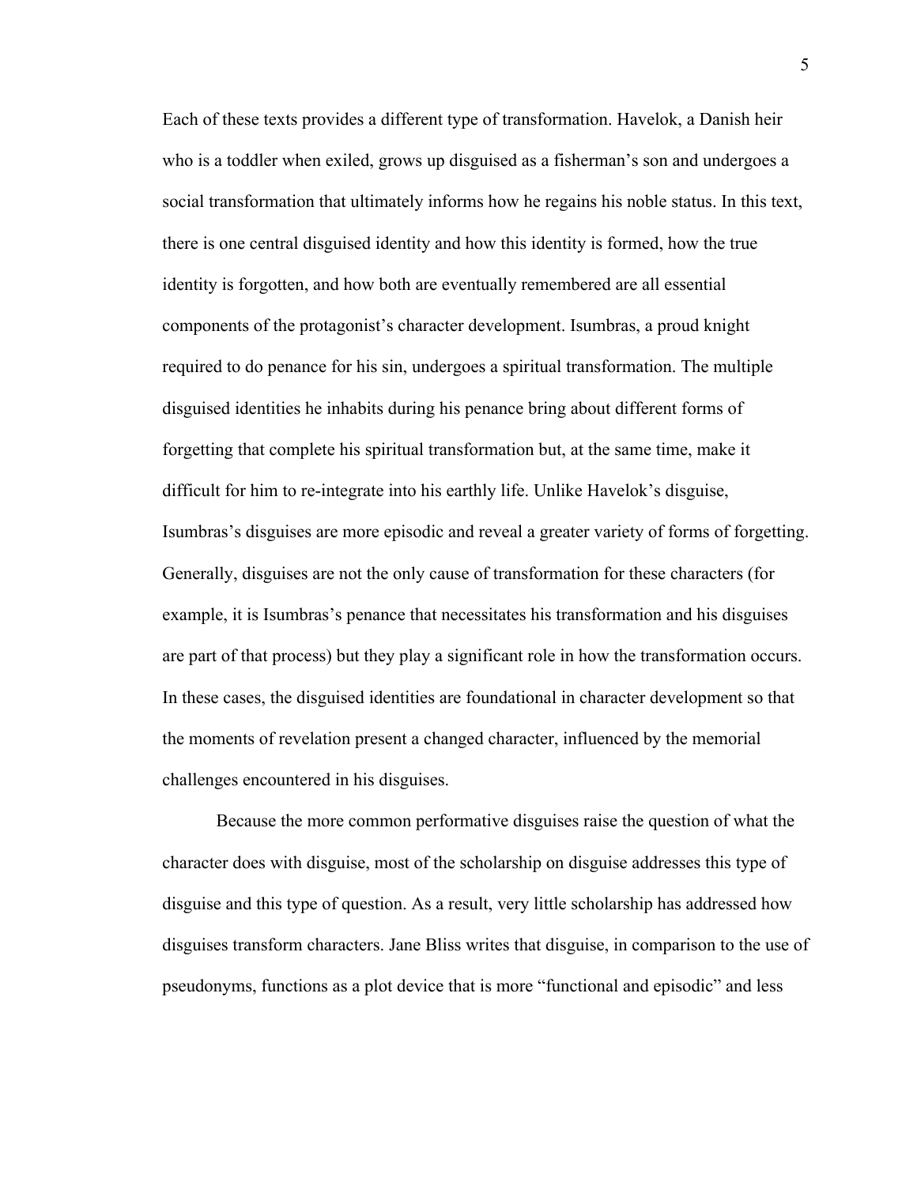Each of these texts provides a different type of transformation. Havelok, a Danish heir who is a toddler when exiled, grows up disguised as a fisherman's son and undergoes a social transformation that ultimately informs how he regains his noble status. In this text, there is one central disguised identity and how this identity is formed, how the true identity is forgotten, and how both are eventually remembered are all essential components of the protagonist's character development. Isumbras, a proud knight required to do penance for his sin, undergoes a spiritual transformation. The multiple disguised identities he inhabits during his penance bring about different forms of forgetting that complete his spiritual transformation but, at the same time, make it difficult for him to re-integrate into his earthly life. Unlike Havelok's disguise, Isumbras's disguises are more episodic and reveal a greater variety of forms of forgetting. Generally, disguises are not the only cause of transformation for these characters (for example, it is Isumbras's penance that necessitates his transformation and his disguises are part of that process) but they play a significant role in how the transformation occurs. In these cases, the disguised identities are foundational in character development so that the moments of revelation present a changed character, influenced by the memorial challenges encountered in his disguises.

Because the more common performative disguises raise the question of what the character does with disguise, most of the scholarship on disguise addresses this type of disguise and this type of question. As a result, very little scholarship has addressed how disguises transform characters. Jane Bliss writes that disguise, in comparison to the use of pseudonyms, functions as a plot device that is more "functional and episodic" and less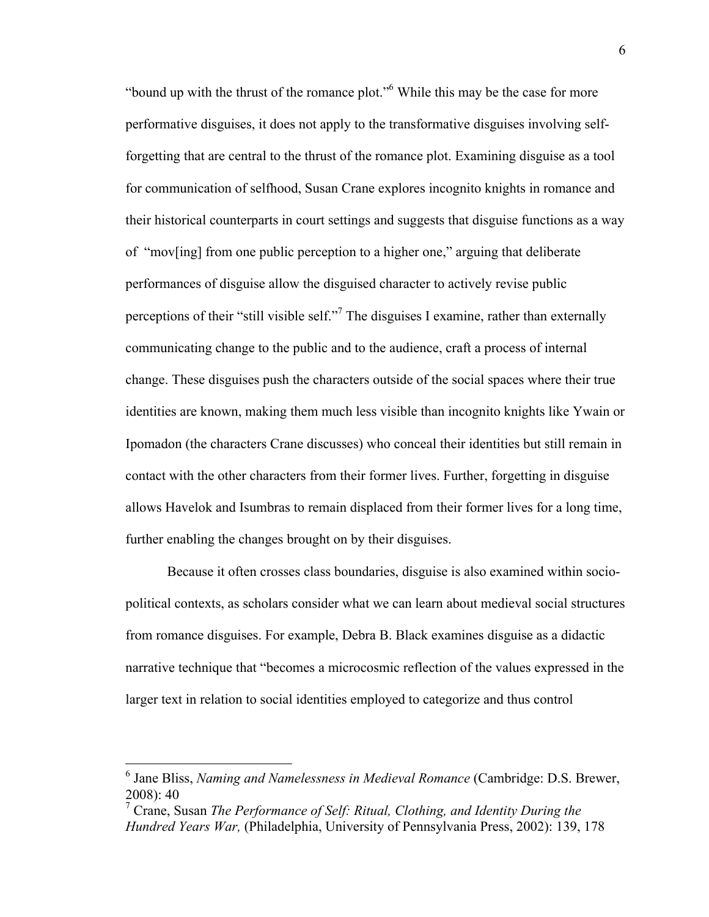"bound up with the thrust of the romance plot."[6] While this may be the case for more performative disguises, it does not apply to the transformative disguises involving self-forgetting that are central to the thrust of the romance plot. Examining disguise as a tool for communication of selfhood, Susan Crane explores incognito knights in romance and their historical counterparts in court settings and suggests that disguise functions as a way of "mov[ing] from one public perception to a higher one," arguing that deliberate performances of disguise allow the disguised character to actively revise public perceptions of their "still visible self."[7] The disguises I examine, rather than externally communicating change to the public and to the audience, craft a process of internal change. These disguises push the characters outside of the social spaces where their true identities are known, making them much less visible than incognito knights like Ywain or Ipomadon (the characters Crane discusses) who conceal their identities but still remain in contact with the other characters from their former lives. Further, forgetting in disguise allows Havelok and Isumbras to remain displaced from their former lives for a long time, further enabling the changes brought on by their disguises.

Because it often crosses class boundaries, disguise is also examined within socio-political contexts, as scholars consider what we can learn about medieval social structures from romance disguises. For example, Debra B. Black examines disguise as a didactic narrative technique that "becomes a microcosmic reflection of the values expressed in the larger text in relation to social identities employed to categorize and thus control

---

[6] Jane Bliss, *Naming and Namelessness in Medieval Romance* (Cambridge: D.S. Brewer, 2008): 40

[7] Crane, Susan *The Performance of Self: Ritual, Clothing, and Identity During the Hundred Years War,* (Philadelphia, University of Pennsylvania Press, 2002): 139, 178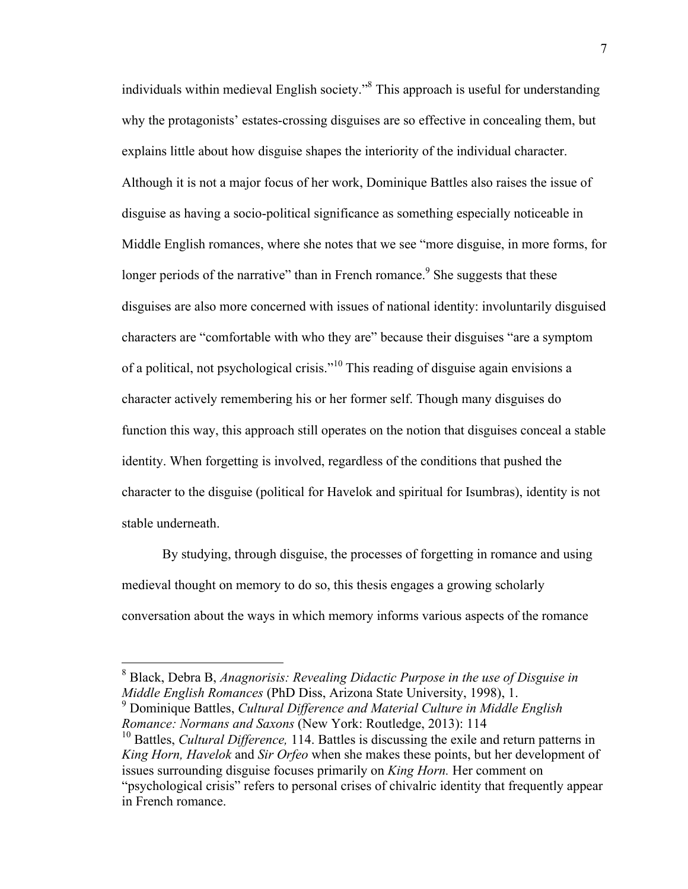individuals within medieval English society."[8] This approach is useful for understanding why the protagonists' estates-crossing disguises are so effective in concealing them, but explains little about how disguise shapes the interiority of the individual character. Although it is not a major focus of her work, Dominique Battles also raises the issue of disguise as having a socio-political significance as something especially noticeable in Middle English romances, where she notes that we see "more disguise, in more forms, for longer periods of the narrative" than in French romance.[9] She suggests that these disguises are also more concerned with issues of national identity: involuntarily disguised characters are "comfortable with who they are" because their disguises "are a symptom of a political, not psychological crisis."[10] This reading of disguise again envisions a character actively remembering his or her former self. Though many disguises do function this way, this approach still operates on the notion that disguises conceal a stable identity. When forgetting is involved, regardless of the conditions that pushed the character to the disguise (political for Havelok and spiritual for Isumbras), identity is not stable underneath.

By studying, through disguise, the processes of forgetting in romance and using medieval thought on memory to do so, this thesis engages a growing scholarly conversation about the ways in which memory informs various aspects of the romance

---

[8] Black, Debra B, *Anagnorisis: Revealing Didactic Purpose in the use of Disguise in Middle English Romances* (PhD Diss, Arizona State University, 1998), 1.

[9] Dominique Battles, *Cultural Difference and Material Culture in Middle English Romance: Normans and Saxons* (New York: Routledge, 2013): 114

[10] Battles, *Cultural Difference,* 114. Battles is discussing the exile and return patterns in *King Horn, Havelok* and *Sir Orfeo* when she makes these points, but her development of issues surrounding disguise focuses primarily on *King Horn.* Her comment on "psychological crisis" refers to personal crises of chivalric identity that frequently appear in French romance.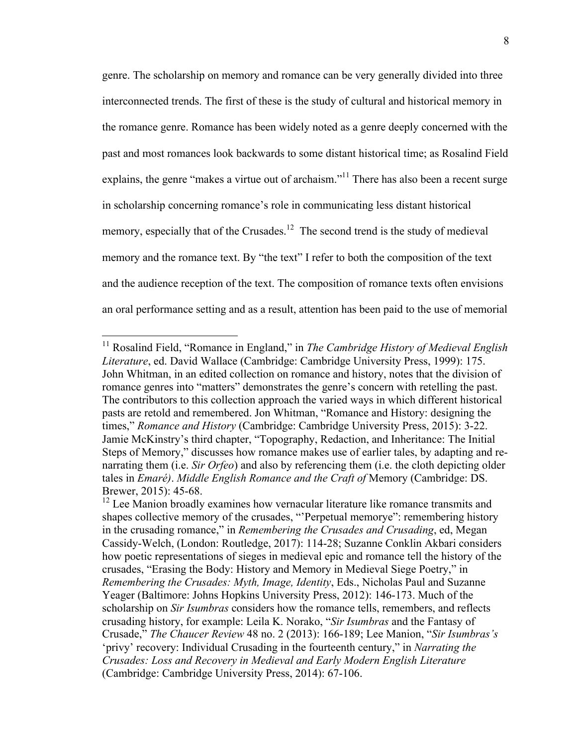genre. The scholarship on memory and romance can be very generally divided into three interconnected trends. The first of these is the study of cultural and historical memory in the romance genre. Romance has been widely noted as a genre deeply concerned with the past and most romances look backwards to some distant historical time; as Rosalind Field explains, the genre "makes a virtue out of archaism."[11] There has also been a recent surge in scholarship concerning romance's role in communicating less distant historical memory, especially that of the Crusades.[12] The second trend is the study of medieval memory and the romance text. By "the text" I refer to both the composition of the text and the audience reception of the text. The composition of romance texts often envisions an oral performance setting and as a result, attention has been paid to the use of memorial

---

[11] Rosalind Field, "Romance in England," in *The Cambridge History of Medieval English Literature*, ed. David Wallace (Cambridge: Cambridge University Press, 1999): 175. John Whitman, in an edited collection on romance and history, notes that the division of romance genres into "matters" demonstrates the genre's concern with retelling the past. The contributors to this collection approach the varied ways in which different historical pasts are retold and remembered. Jon Whitman, "Romance and History: designing the times," *Romance and History* (Cambridge: Cambridge University Press, 2015): 3-22. Jamie McKinstry's third chapter, "Topography, Redaction, and Inheritance: The Initial Steps of Memory," discusses how romance makes use of earlier tales, by adapting and re-narrating them (i.e. *Sir Orfeo*) and also by referencing them (i.e. the cloth depicting older tales in *Emaré)*. *Middle English Romance and the Craft of* Memory (Cambridge: DS. Brewer, 2015): 45-68.

[12] Lee Manion broadly examines how vernacular literature like romance transmits and shapes collective memory of the crusades, "'Perpetual memorye": remembering history in the crusading romance," in *Remembering the Crusades and Crusading*, ed, Megan Cassidy-Welch, (London: Routledge, 2017): 114-28; Suzanne Conklin Akbari considers how poetic representations of sieges in medieval epic and romance tell the history of the crusades, "Erasing the Body: History and Memory in Medieval Siege Poetry," in *Remembering the Crusades: Myth, Image, Identity*, Eds., Nicholas Paul and Suzanne Yeager (Baltimore: Johns Hopkins University Press, 2012): 146-173. Much of the scholarship on *Sir Isumbras* considers how the romance tells, remembers, and reflects crusading history, for example: Leila K. Norako, "*Sir Isumbras* and the Fantasy of Crusade," *The Chaucer Review* 48 no. 2 (2013): 166-189; Lee Manion, "*Sir Isumbras's* 'privy' recovery: Individual Crusading in the fourteenth century," in *Narrating the Crusades: Loss and Recovery in Medieval and Early Modern English Literature* (Cambridge: Cambridge University Press, 2014): 67-106.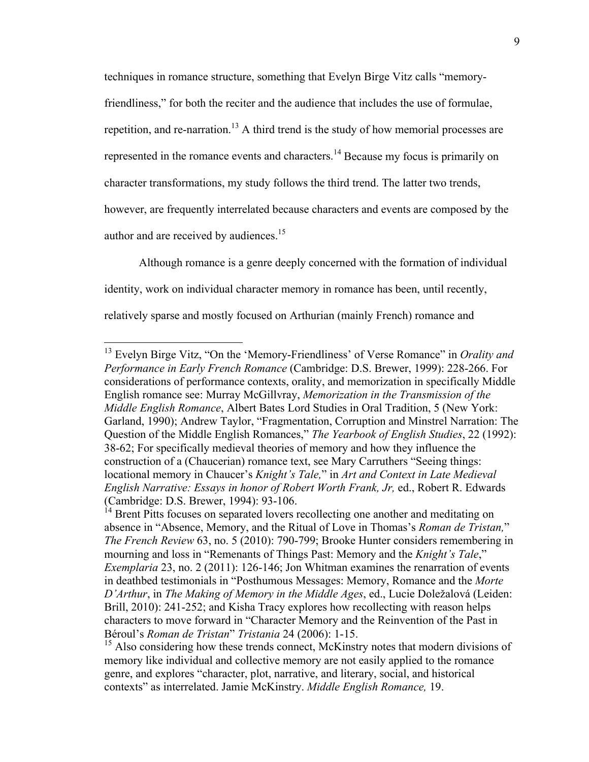techniques in romance structure, something that Evelyn Birge Vitz calls "memory-friendliness," for both the reciter and the audience that includes the use of formulae, repetition, and re-narration.[13] A third trend is the study of how memorial processes are represented in the romance events and characters.[14] Because my focus is primarily on character transformations, my study follows the third trend. The latter two trends, however, are frequently interrelated because characters and events are composed by the author and are received by audiences.[15]

Although romance is a genre deeply concerned with the formation of individual identity, work on individual character memory in romance has been, until recently, relatively sparse and mostly focused on Arthurian (mainly French) romance and

---

[13] Evelyn Birge Vitz, "On the 'Memory-Friendliness' of Verse Romance" in *Orality and Performance in Early French Romance* (Cambridge: D.S. Brewer, 1999): 228-266. For considerations of performance contexts, orality, and memorization in specifically Middle English romance see: Murray McGillvray, *Memorization in the Transmission of the Middle English Romance*, Albert Bates Lord Studies in Oral Tradition, 5 (New York: Garland, 1990); Andrew Taylor, "Fragmentation, Corruption and Minstrel Narration: The Question of the Middle English Romances," *The Yearbook of English Studies*, 22 (1992): 38-62; For specifically medieval theories of memory and how they influence the construction of a (Chaucerian) romance text, see Mary Carruthers "Seeing things: locational memory in Chaucer's *Knight's Tale,*" in *Art and Context in Late Medieval English Narrative: Essays in honor of Robert Worth Frank, Jr,* ed., Robert R. Edwards (Cambridge: D.S. Brewer, 1994): 93-106.

[14] Brent Pitts focuses on separated lovers recollecting one another and meditating on absence in "Absence, Memory, and the Ritual of Love in Thomas's *Roman de Tristan,*" *The French Review* 63, no. 5 (2010): 790-799; Brooke Hunter considers remembering in mourning and loss in "Remenants of Things Past: Memory and the *Knight's Tale*," *Exemplaria* 23, no. 2 (2011): 126-146; Jon Whitman examines the renarration of events in deathbed testimonials in "Posthumous Messages: Memory, Romance and the *Morte D'Arthur*, in *The Making of Memory in the Middle Ages*, ed., Lucie Doležalová (Leiden: Brill, 2010): 241-252; and Kisha Tracy explores how recollecting with reason helps characters to move forward in "Character Memory and the Reinvention of the Past in Béroul's *Roman de Tristan*" *Tristania* 24 (2006): 1-15.

[15] Also considering how these trends connect, McKinstry notes that modern divisions of memory like individual and collective memory are not easily applied to the romance genre, and explores "character, plot, narrative, and literary, social, and historical contexts" as interrelated. Jamie McKinstry. *Middle English Romance,* 19.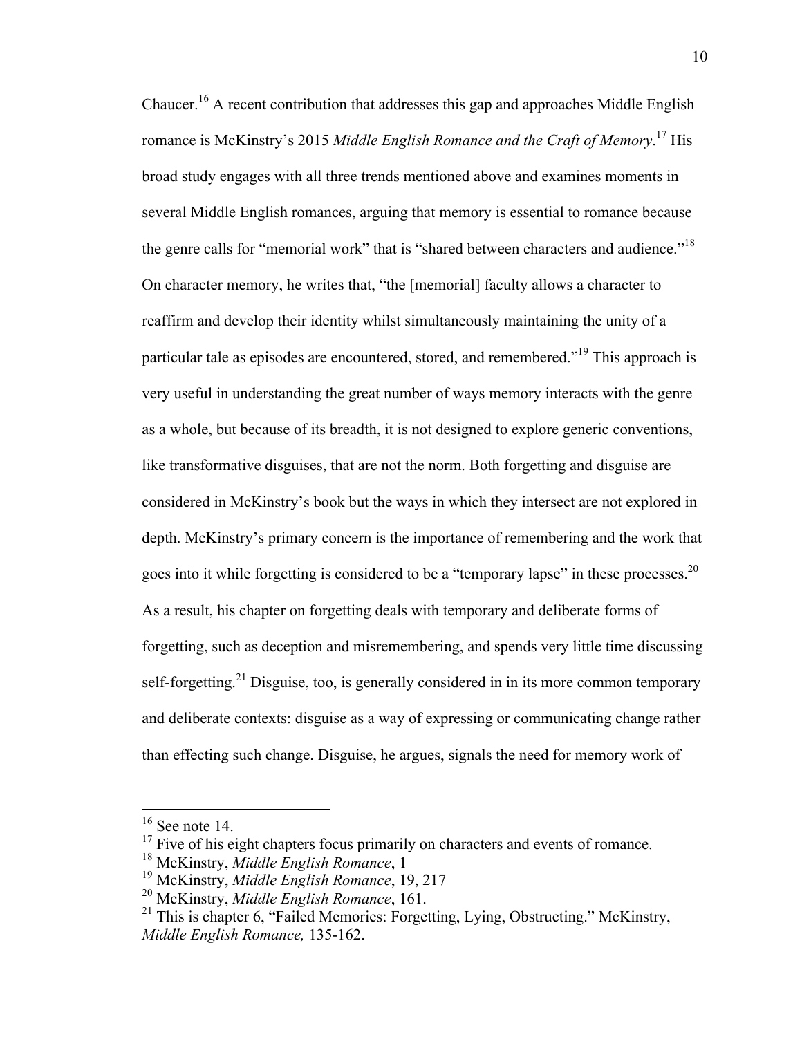Chaucer.[16] A recent contribution that addresses this gap and approaches Middle English romance is McKinstry's 2015 *Middle English Romance and the Craft of Memory*.[17] His broad study engages with all three trends mentioned above and examines moments in several Middle English romances, arguing that memory is essential to romance because the genre calls for "memorial work" that is "shared between characters and audience."[18] On character memory, he writes that, "the [memorial] faculty allows a character to reaffirm and develop their identity whilst simultaneously maintaining the unity of a particular tale as episodes are encountered, stored, and remembered."[19] This approach is very useful in understanding the great number of ways memory interacts with the genre as a whole, but because of its breadth, it is not designed to explore generic conventions, like transformative disguises, that are not the norm. Both forgetting and disguise are considered in McKinstry's book but the ways in which they intersect are not explored in depth. McKinstry's primary concern is the importance of remembering and the work that goes into it while forgetting is considered to be a "temporary lapse" in these processes.[20] As a result, his chapter on forgetting deals with temporary and deliberate forms of forgetting, such as deception and misremembering, and spends very little time discussing self-forgetting.[21] Disguise, too, is generally considered in in its more common temporary and deliberate contexts: disguise as a way of expressing or communicating change rather than effecting such change. Disguise, he argues, signals the need for memory work of

---

[16] See note 14.

[17] Five of his eight chapters focus primarily on characters and events of romance.

[18] McKinstry, *Middle English Romance*, 1

[19] McKinstry, *Middle English Romance*, 19, 217

[20] McKinstry, *Middle English Romance*, 161.

[21] This is chapter 6, "Failed Memories: Forgetting, Lying, Obstructing." McKinstry, *Middle English Romance,* 135-162.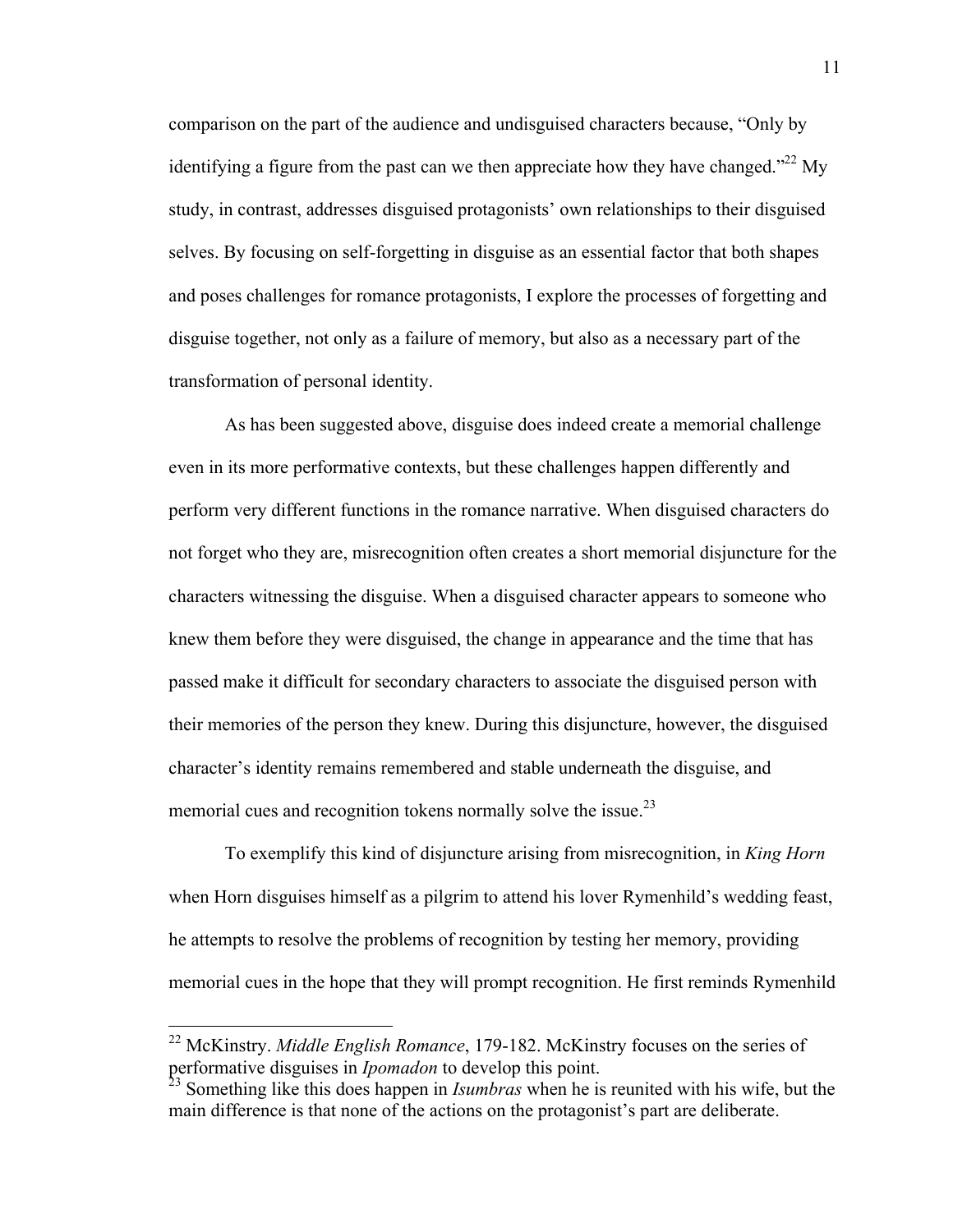comparison on the part of the audience and undisguised characters because, "Only by identifying a figure from the past can we then appreciate how they have changed."[22] My study, in contrast, addresses disguised protagonists' own relationships to their disguised selves. By focusing on self-forgetting in disguise as an essential factor that both shapes and poses challenges for romance protagonists, I explore the processes of forgetting and disguise together, not only as a failure of memory, but also as a necessary part of the transformation of personal identity.

As has been suggested above, disguise does indeed create a memorial challenge even in its more performative contexts, but these challenges happen differently and perform very different functions in the romance narrative. When disguised characters do not forget who they are, misrecognition often creates a short memorial disjuncture for the characters witnessing the disguise. When a disguised character appears to someone who knew them before they were disguised, the change in appearance and the time that has passed make it difficult for secondary characters to associate the disguised person with their memories of the person they knew. During this disjuncture, however, the disguised character's identity remains remembered and stable underneath the disguise, and memorial cues and recognition tokens normally solve the issue.[23]

To exemplify this kind of disjuncture arising from misrecognition, in *King Horn* when Horn disguises himself as a pilgrim to attend his lover Rymenhild's wedding feast, he attempts to resolve the problems of recognition by testing her memory, providing memorial cues in the hope that they will prompt recognition. He first reminds Rymenhild

---

[22] McKinstry. *Middle English Romance*, 179-182. McKinstry focuses on the series of performative disguises in *Ipomadon* to develop this point.

[23] Something like this does happen in *Isumbras* when he is reunited with his wife, but the main difference is that none of the actions on the protagonist's part are deliberate.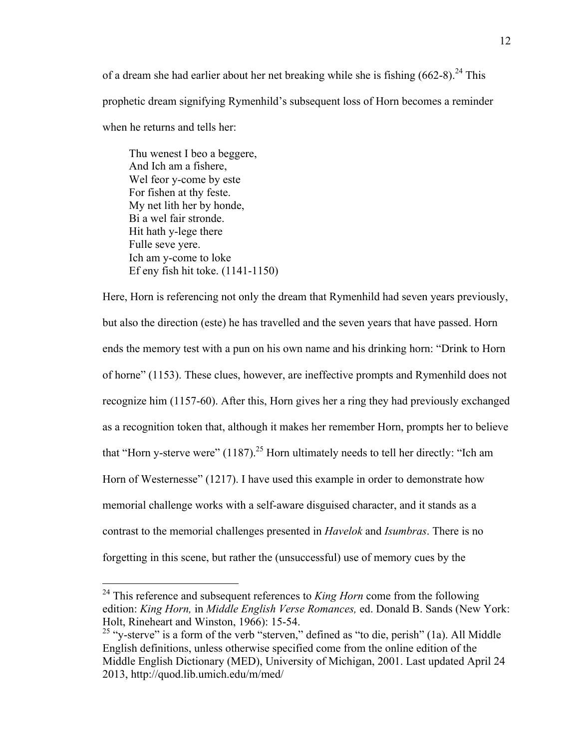of a dream she had earlier about her net breaking while she is fishing (662-8).[24] This prophetic dream signifying Rymenhild's subsequent loss of Horn becomes a reminder when he returns and tells her:

> Thu wenest I beo a beggere,  
> And Ich am a fishere,  
> Wel feor y-come by este  
> For fishen at thy feste.  
> My net lith her by honde,  
> Bi a wel fair stronde.  
> Hit hath y-lege there  
> Fulle seve yere.  
> Ich am y-come to loke  
> Ef eny fish hit toke. (1141-1150)

Here, Horn is referencing not only the dream that Rymenhild had seven years previously, but also the direction (este) he has travelled and the seven years that have passed. Horn ends the memory test with a pun on his own name and his drinking horn: "Drink to Horn of horne" (1153). These clues, however, are ineffective prompts and Rymenhild does not recognize him (1157-60). After this, Horn gives her a ring they had previously exchanged as a recognition token that, although it makes her remember Horn, prompts her to believe that "Horn y-sterve were" (1187).[25] Horn ultimately needs to tell her directly: "Ich am Horn of Westernesse" (1217). I have used this example in order to demonstrate how memorial challenge works with a self-aware disguised character, and it stands as a contrast to the memorial challenges presented in *Havelok* and *Isumbras*. There is no forgetting in this scene, but rather the (unsuccessful) use of memory cues by the

---

[24] This reference and subsequent references to *King Horn* come from the following edition: *King Horn,* in *Middle English Verse Romances,* ed. Donald B. Sands (New York: Holt, Rineheart and Winston, 1966): 15-54.

[25] "y-sterve" is a form of the verb "sterven," defined as "to die, perish" (1a). All Middle English definitions, unless otherwise specified come from the online edition of the Middle English Dictionary (MED), University of Michigan, 2001. Last updated April 24 2013, http://quod.lib.umich.edu/m/med/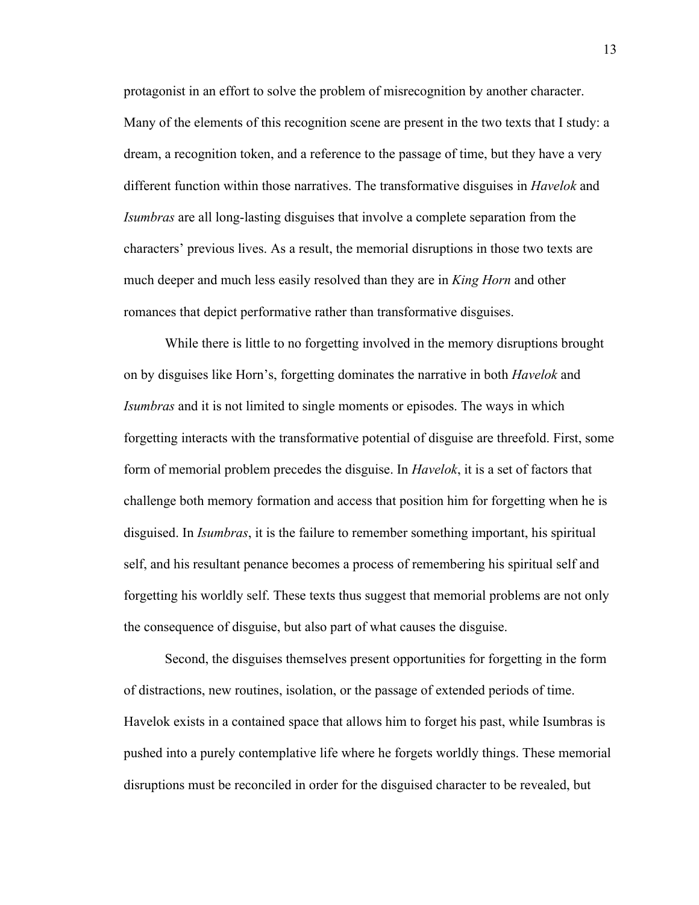protagonist in an effort to solve the problem of misrecognition by another character. Many of the elements of this recognition scene are present in the two texts that I study: a dream, a recognition token, and a reference to the passage of time, but they have a very different function within those narratives. The transformative disguises in *Havelok* and *Isumbras* are all long-lasting disguises that involve a complete separation from the characters' previous lives. As a result, the memorial disruptions in those two texts are much deeper and much less easily resolved than they are in *King Horn* and other romances that depict performative rather than transformative disguises.

While there is little to no forgetting involved in the memory disruptions brought on by disguises like Horn's, forgetting dominates the narrative in both *Havelok* and *Isumbras* and it is not limited to single moments or episodes. The ways in which forgetting interacts with the transformative potential of disguise are threefold. First, some form of memorial problem precedes the disguise. In *Havelok*, it is a set of factors that challenge both memory formation and access that position him for forgetting when he is disguised. In *Isumbras*, it is the failure to remember something important, his spiritual self, and his resultant penance becomes a process of remembering his spiritual self and forgetting his worldly self. These texts thus suggest that memorial problems are not only the consequence of disguise, but also part of what causes the disguise.

Second, the disguises themselves present opportunities for forgetting in the form of distractions, new routines, isolation, or the passage of extended periods of time. Havelok exists in a contained space that allows him to forget his past, while Isumbras is pushed into a purely contemplative life where he forgets worldly things. These memorial disruptions must be reconciled in order for the disguised character to be revealed, but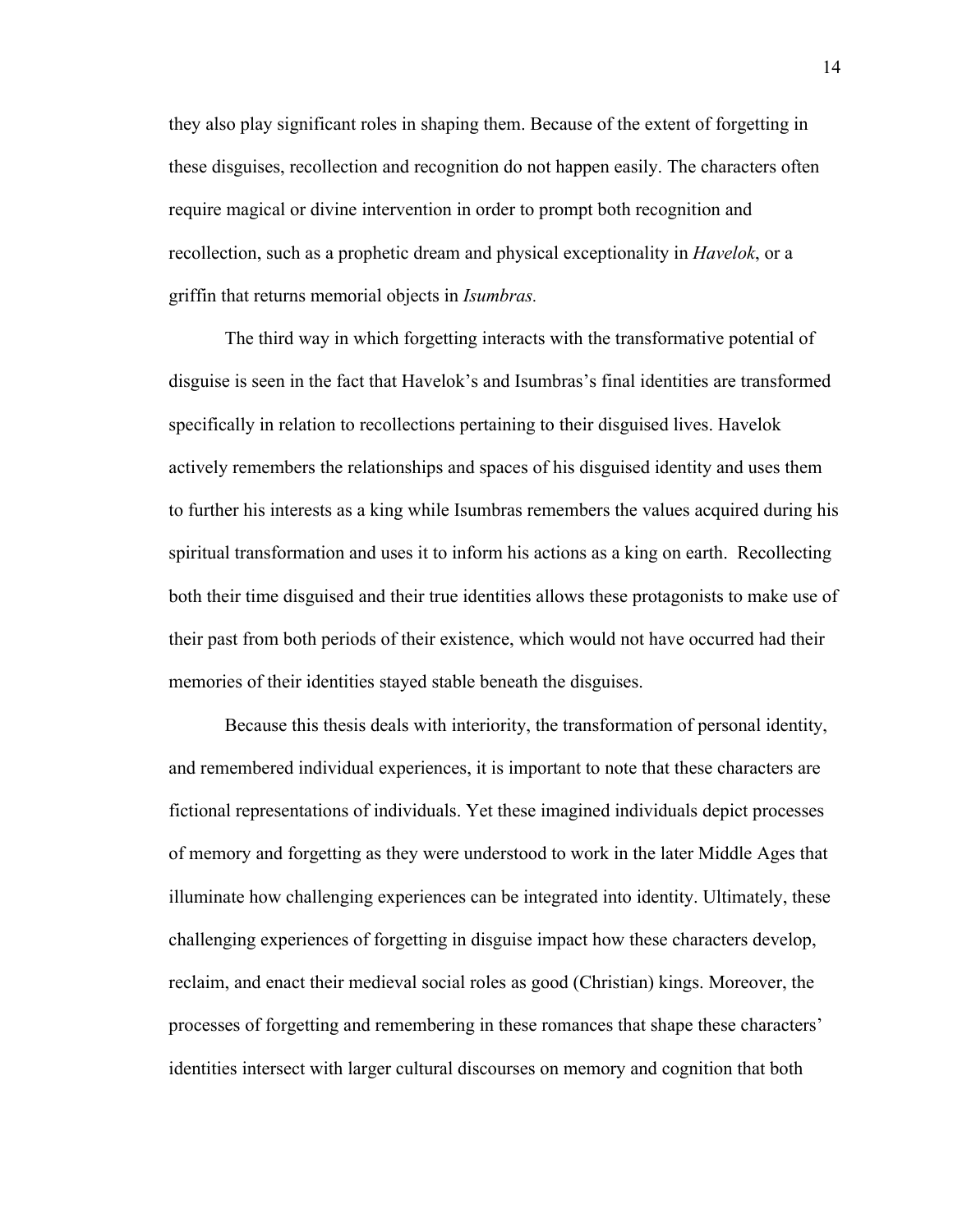they also play significant roles in shaping them. Because of the extent of forgetting in these disguises, recollection and recognition do not happen easily. The characters often require magical or divine intervention in order to prompt both recognition and recollection, such as a prophetic dream and physical exceptionality in *Havelok*, or a griffin that returns memorial objects in *Isumbras.*

The third way in which forgetting interacts with the transformative potential of disguise is seen in the fact that Havelok's and Isumbras's final identities are transformed specifically in relation to recollections pertaining to their disguised lives. Havelok actively remembers the relationships and spaces of his disguised identity and uses them to further his interests as a king while Isumbras remembers the values acquired during his spiritual transformation and uses it to inform his actions as a king on earth. Recollecting both their time disguised and their true identities allows these protagonists to make use of their past from both periods of their existence, which would not have occurred had their memories of their identities stayed stable beneath the disguises.

Because this thesis deals with interiority, the transformation of personal identity, and remembered individual experiences, it is important to note that these characters are fictional representations of individuals. Yet these imagined individuals depict processes of memory and forgetting as they were understood to work in the later Middle Ages that illuminate how challenging experiences can be integrated into identity. Ultimately, these challenging experiences of forgetting in disguise impact how these characters develop, reclaim, and enact their medieval social roles as good (Christian) kings. Moreover, the processes of forgetting and remembering in these romances that shape these characters' identities intersect with larger cultural discourses on memory and cognition that both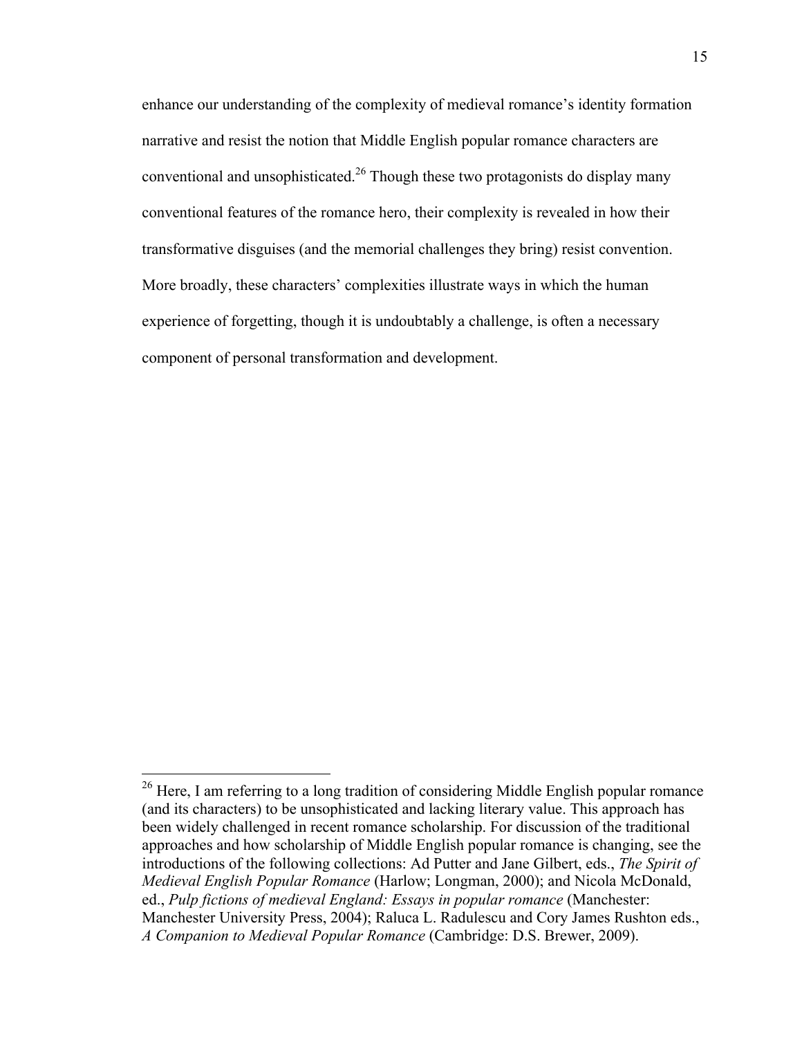enhance our understanding of the complexity of medieval romance's identity formation narrative and resist the notion that Middle English popular romance characters are conventional and unsophisticated.[26] Though these two protagonists do display many conventional features of the romance hero, their complexity is revealed in how their transformative disguises (and the memorial challenges they bring) resist convention. More broadly, these characters' complexities illustrate ways in which the human experience of forgetting, though it is undoubtably a challenge, is often a necessary component of personal transformation and development.

---

[26] Here, I am referring to a long tradition of considering Middle English popular romance (and its characters) to be unsophisticated and lacking literary value. This approach has been widely challenged in recent romance scholarship. For discussion of the traditional approaches and how scholarship of Middle English popular romance is changing, see the introductions of the following collections: Ad Putter and Jane Gilbert, eds., *The Spirit of Medieval English Popular Romance* (Harlow; Longman, 2000); and Nicola McDonald, ed., *Pulp fictions of medieval England: Essays in popular romance* (Manchester: Manchester University Press, 2004); Raluca L. Radulescu and Cory James Rushton eds., *A Companion to Medieval Popular Romance* (Cambridge: D.S. Brewer, 2009).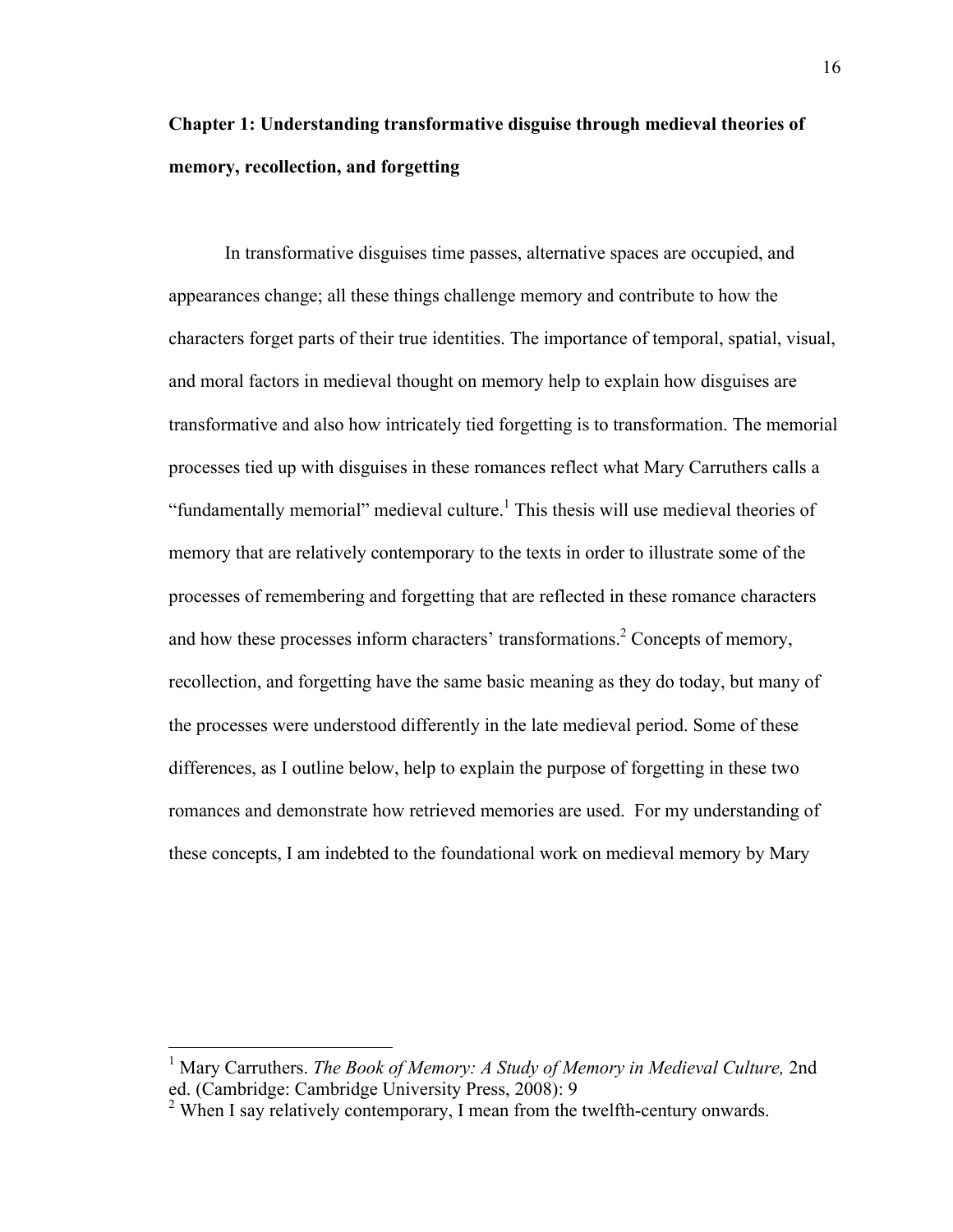# Chapter 1: Understanding transformative disguise through medieval theories of memory, recollection, and forgetting

In transformative disguises time passes, alternative spaces are occupied, and appearances change; all these things challenge memory and contribute to how the characters forget parts of their true identities. The importance of temporal, spatial, visual, and moral factors in medieval thought on memory help to explain how disguises are transformative and also how intricately tied forgetting is to transformation. The memorial processes tied up with disguises in these romances reflect what Mary Carruthers calls a "fundamentally memorial" medieval culture.[1] This thesis will use medieval theories of memory that are relatively contemporary to the texts in order to illustrate some of the processes of remembering and forgetting that are reflected in these romance characters and how these processes inform characters' transformations.[2] Concepts of memory, recollection, and forgetting have the same basic meaning as they do today, but many of the processes were understood differently in the late medieval period. Some of these differences, as I outline below, help to explain the purpose of forgetting in these two romances and demonstrate how retrieved memories are used. For my understanding of these concepts, I am indebted to the foundational work on medieval memory by Mary

---

[1] Mary Carruthers. *The Book of Memory: A Study of Memory in Medieval Culture,* 2nd ed. (Cambridge: Cambridge University Press, 2008): 9

[2] When I say relatively contemporary, I mean from the twelfth-century onwards.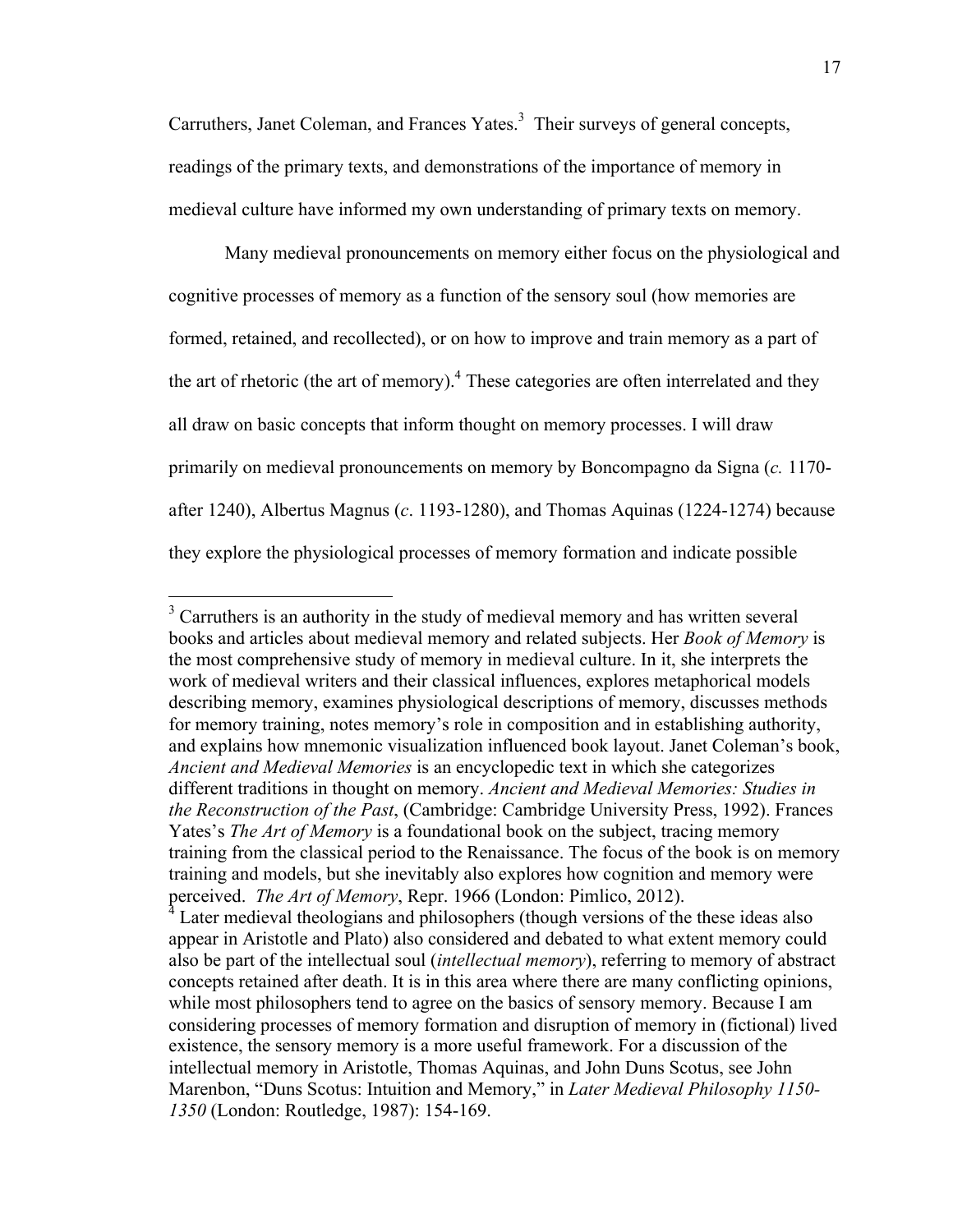Carruthers, Janet Coleman, and Frances Yates.[3] Their surveys of general concepts, readings of the primary texts, and demonstrations of the importance of memory in medieval culture have informed my own understanding of primary texts on memory.

Many medieval pronouncements on memory either focus on the physiological and cognitive processes of memory as a function of the sensory soul (how memories are formed, retained, and recollected), or on how to improve and train memory as a part of the art of rhetoric (the art of memory).[4] These categories are often interrelated and they all draw on basic concepts that inform thought on memory processes. I will draw primarily on medieval pronouncements on memory by Boncompagno da Signa (*c.* 1170-after 1240), Albertus Magnus (*c*. 1193-1280), and Thomas Aquinas (1224-1274) because they explore the physiological processes of memory formation and indicate possible

---

[3] Carruthers is an authority in the study of medieval memory and has written several books and articles about medieval memory and related subjects. Her *Book of Memory* is the most comprehensive study of memory in medieval culture. In it, she interprets the work of medieval writers and their classical influences, explores metaphorical models describing memory, examines physiological descriptions of memory, discusses methods for memory training, notes memory's role in composition and in establishing authority, and explains how mnemonic visualization influenced book layout. Janet Coleman's book, *Ancient and Medieval Memories* is an encyclopedic text in which she categorizes different traditions in thought on memory. *Ancient and Medieval Memories: Studies in the Reconstruction of the Past*, (Cambridge: Cambridge University Press, 1992). Frances Yates's *The Art of Memory* is a foundational book on the subject, tracing memory training from the classical period to the Renaissance. The focus of the book is on memory training and models, but she inevitably also explores how cognition and memory were perceived. *The Art of Memory*, Repr. 1966 (London: Pimlico, 2012).

[4] Later medieval theologians and philosophers (though versions of the these ideas also appear in Aristotle and Plato) also considered and debated to what extent memory could also be part of the intellectual soul (*intellectual memory*), referring to memory of abstract concepts retained after death. It is in this area where there are many conflicting opinions, while most philosophers tend to agree on the basics of sensory memory. Because I am considering processes of memory formation and disruption of memory in (fictional) lived existence, the sensory memory is a more useful framework. For a discussion of the intellectual memory in Aristotle, Thomas Aquinas, and John Duns Scotus, see John Marenbon, "Duns Scotus: Intuition and Memory," in *Later Medieval Philosophy 1150-1350* (London: Routledge, 1987): 154-169.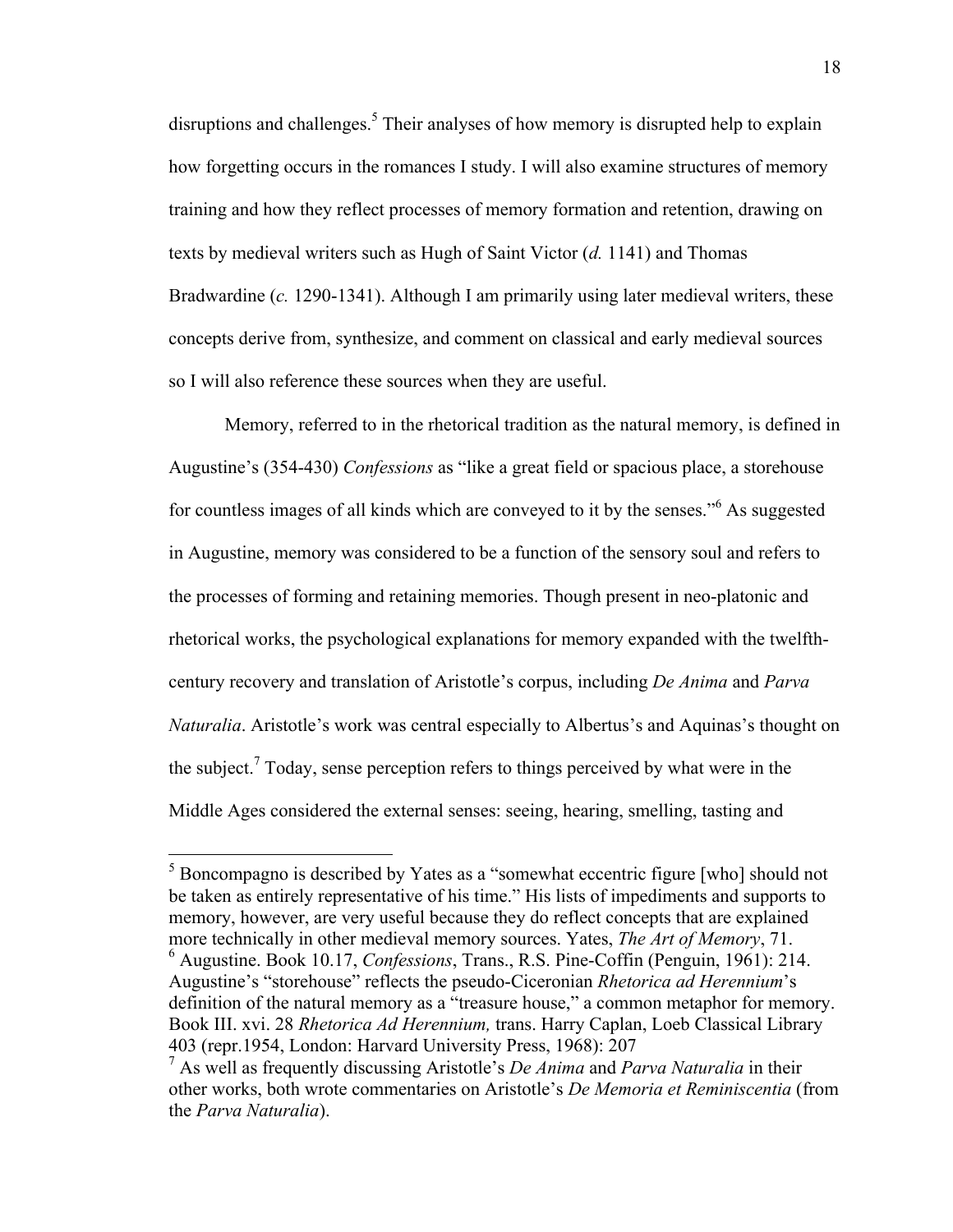disruptions and challenges.[5] Their analyses of how memory is disrupted help to explain how forgetting occurs in the romances I study. I will also examine structures of memory training and how they reflect processes of memory formation and retention, drawing on texts by medieval writers such as Hugh of Saint Victor (*d.* 1141) and Thomas Bradwardine (*c.* 1290-1341). Although I am primarily using later medieval writers, these concepts derive from, synthesize, and comment on classical and early medieval sources so I will also reference these sources when they are useful.

Memory, referred to in the rhetorical tradition as the natural memory, is defined in Augustine's (354-430) *Confessions* as "like a great field or spacious place, a storehouse for countless images of all kinds which are conveyed to it by the senses."[6] As suggested in Augustine, memory was considered to be a function of the sensory soul and refers to the processes of forming and retaining memories. Though present in neo-platonic and rhetorical works, the psychological explanations for memory expanded with the twelfth-century recovery and translation of Aristotle's corpus, including *De Anima* and *Parva Naturalia*. Aristotle's work was central especially to Albertus's and Aquinas's thought on the subject.[7] Today, sense perception refers to things perceived by what were in the Middle Ages considered the external senses: seeing, hearing, smelling, tasting and

---

[5] Boncompagno is described by Yates as a "somewhat eccentric figure [who] should not be taken as entirely representative of his time." His lists of impediments and supports to memory, however, are very useful because they do reflect concepts that are explained more technically in other medieval memory sources. Yates, *The Art of Memory*, 71.

[6] Augustine. Book 10.17, *Confessions*, Trans., R.S. Pine-Coffin (Penguin, 1961): 214. Augustine's "storehouse" reflects the pseudo-Ciceronian *Rhetorica ad Herennium*'s definition of the natural memory as a "treasure house," a common metaphor for memory. Book III. xvi. 28 *Rhetorica Ad Herennium,* trans. Harry Caplan, Loeb Classical Library 403 (repr.1954, London: Harvard University Press, 1968): 207

[7] As well as frequently discussing Aristotle's *De Anima* and *Parva Naturalia* in their other works, both wrote commentaries on Aristotle's *De Memoria et Reminiscentia* (from the *Parva Naturalia*).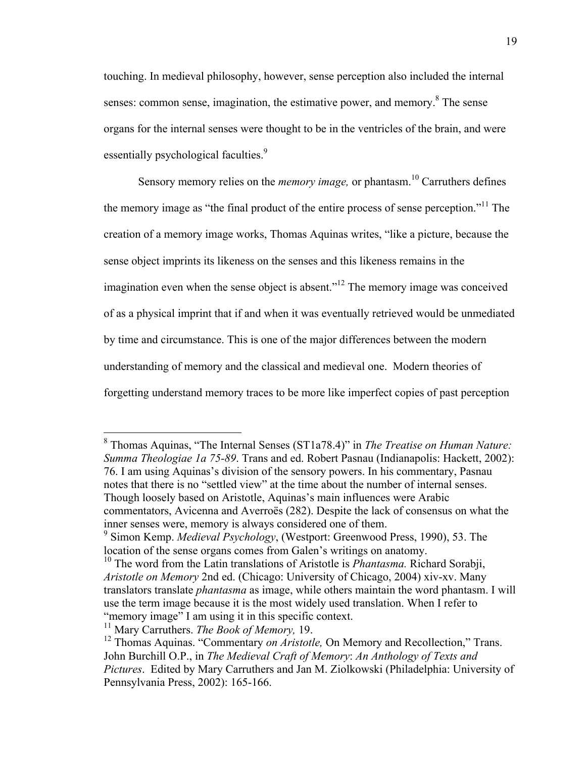touching. In medieval philosophy, however, sense perception also included the internal senses: common sense, imagination, the estimative power, and memory.[8] The sense organs for the internal senses were thought to be in the ventricles of the brain, and were essentially psychological faculties.[9]

Sensory memory relies on the *memory image,* or phantasm.[10] Carruthers defines the memory image as "the final product of the entire process of sense perception."[11] The creation of a memory image works, Thomas Aquinas writes, "like a picture, because the sense object imprints its likeness on the senses and this likeness remains in the imagination even when the sense object is absent."[12] The memory image was conceived of as a physical imprint that if and when it was eventually retrieved would be unmediated by time and circumstance. This is one of the major differences between the modern understanding of memory and the classical and medieval one. Modern theories of forgetting understand memory traces to be more like imperfect copies of past perception

---

[8] Thomas Aquinas, "The Internal Senses (ST1a78.4)" in *The Treatise on Human Nature: Summa Theologiae 1a 75-89*. Trans and ed. Robert Pasnau (Indianapolis: Hackett, 2002): 76. I am using Aquinas's division of the sensory powers. In his commentary, Pasnau notes that there is no "settled view" at the time about the number of internal senses. Though loosely based on Aristotle, Aquinas's main influences were Arabic commentators, Avicenna and Averroës (282). Despite the lack of consensus on what the inner senses were, memory is always considered one of them.

[9] Simon Kemp. *Medieval Psychology*, (Westport: Greenwood Press, 1990), 53. The location of the sense organs comes from Galen's writings on anatomy.

[10] The word from the Latin translations of Aristotle is *Phantasma.* Richard Sorabji, *Aristotle on Memory* 2nd ed. (Chicago: University of Chicago, 2004) xiv-xv. Many translators translate *phantasma* as image, while others maintain the word phantasm. I will use the term image because it is the most widely used translation. When I refer to "memory image" I am using it in this specific context.

[11] Mary Carruthers. *The Book of Memory,* 19.

[12] Thomas Aquinas. "Commentary *on Aristotle,* On Memory and Recollection," Trans. John Burchill O.P., in *The Medieval Craft of Memory*: *An Anthology of Texts and Pictures*. Edited by Mary Carruthers and Jan M. Ziolkowski (Philadelphia: University of Pennsylvania Press, 2002): 165-166.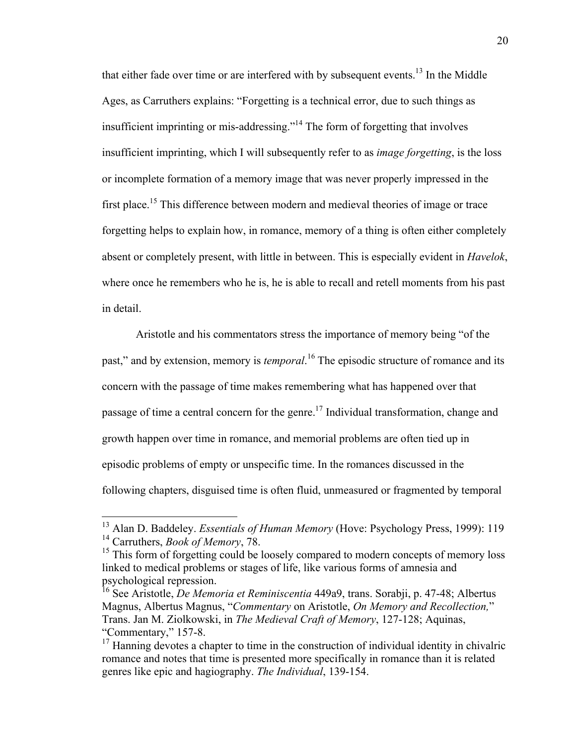that either fade over time or are interfered with by subsequent events.[13] In the Middle Ages, as Carruthers explains: "Forgetting is a technical error, due to such things as insufficient imprinting or mis-addressing."[14] The form of forgetting that involves insufficient imprinting, which I will subsequently refer to as *image forgetting*, is the loss or incomplete formation of a memory image that was never properly impressed in the first place.[15] This difference between modern and medieval theories of image or trace forgetting helps to explain how, in romance, memory of a thing is often either completely absent or completely present, with little in between. This is especially evident in *Havelok*, where once he remembers who he is, he is able to recall and retell moments from his past in detail.

Aristotle and his commentators stress the importance of memory being "of the past," and by extension, memory is *temporal*.[16] The episodic structure of romance and its concern with the passage of time makes remembering what has happened over that passage of time a central concern for the genre.[17] Individual transformation, change and growth happen over time in romance, and memorial problems are often tied up in episodic problems of empty or unspecific time. In the romances discussed in the following chapters, disguised time is often fluid, unmeasured or fragmented by temporal

---

[13] Alan D. Baddeley. *Essentials of Human Memory* (Hove: Psychology Press, 1999): 119

[14] Carruthers, *Book of Memory*, 78.

[15] This form of forgetting could be loosely compared to modern concepts of memory loss linked to medical problems or stages of life, like various forms of amnesia and psychological repression.

[16] See Aristotle, *De Memoria et Reminiscentia* 449a9, trans. Sorabji, p. 47-48; Albertus Magnus, Albertus Magnus, "*Commentary* on Aristotle, *On Memory and Recollection,*" Trans. Jan M. Ziolkowski, in *The Medieval Craft of Memory*, 127-128; Aquinas, "Commentary," 157-8.

[17] Hanning devotes a chapter to time in the construction of individual identity in chivalric romance and notes that time is presented more specifically in romance than it is related genres like epic and hagiography. *The Individual*, 139-154.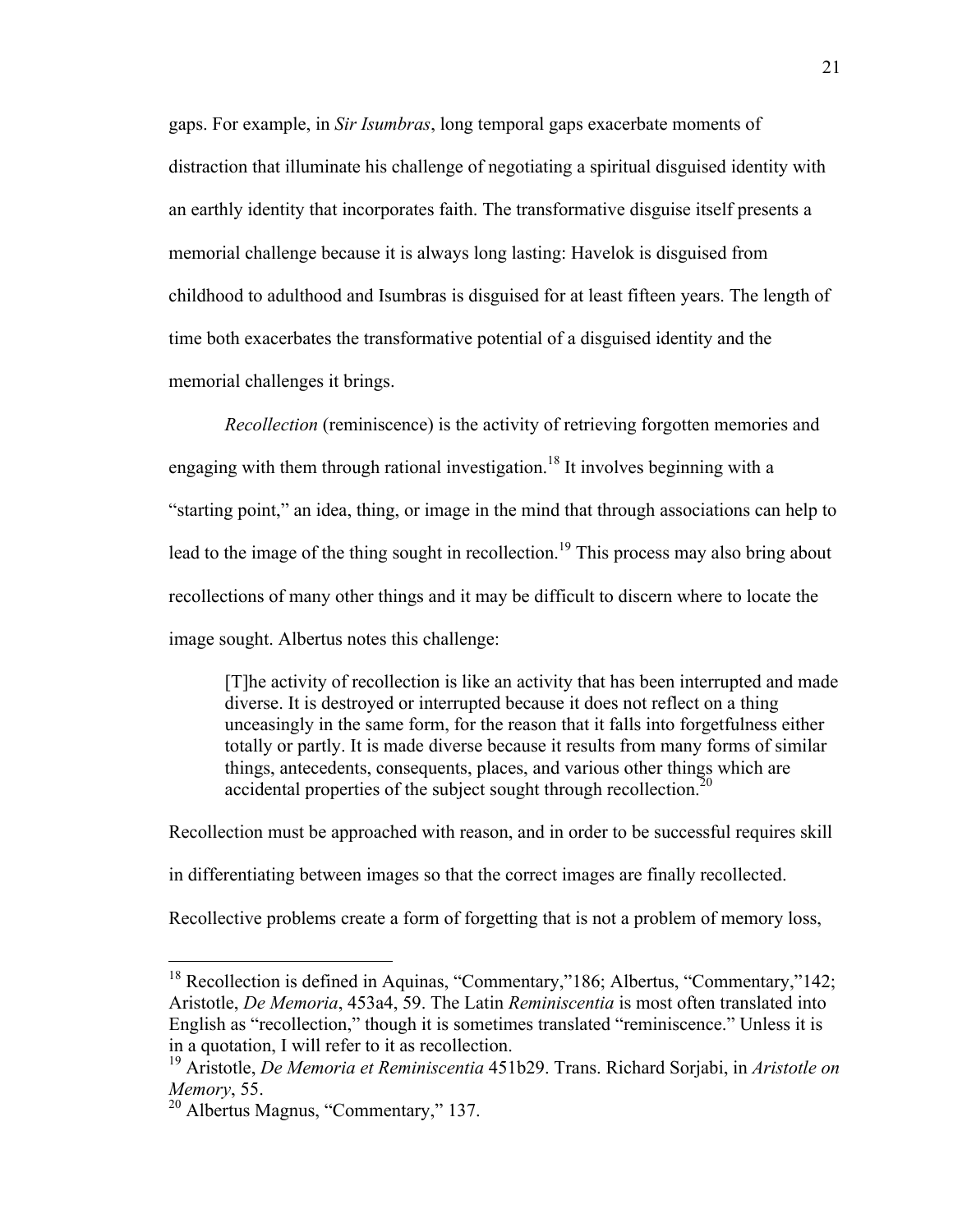gaps. For example, in *Sir Isumbras*, long temporal gaps exacerbate moments of distraction that illuminate his challenge of negotiating a spiritual disguised identity with an earthly identity that incorporates faith. The transformative disguise itself presents a memorial challenge because it is always long lasting: Havelok is disguised from childhood to adulthood and Isumbras is disguised for at least fifteen years. The length of time both exacerbates the transformative potential of a disguised identity and the memorial challenges it brings.

*Recollection* (reminiscence) is the activity of retrieving forgotten memories and engaging with them through rational investigation.[18] It involves beginning with a "starting point," an idea, thing, or image in the mind that through associations can help to lead to the image of the thing sought in recollection.[19] This process may also bring about recollections of many other things and it may be difficult to discern where to locate the image sought. Albertus notes this challenge:

> [T]he activity of recollection is like an activity that has been interrupted and made diverse. It is destroyed or interrupted because it does not reflect on a thing unceasingly in the same form, for the reason that it falls into forgetfulness either totally or partly. It is made diverse because it results from many forms of similar things, antecedents, consequents, places, and various other things which are accidental properties of the subject sought through recollection.[20]

Recollection must be approached with reason, and in order to be successful requires skill in differentiating between images so that the correct images are finally recollected. Recollective problems create a form of forgetting that is not a problem of memory loss,

---

[18] Recollection is defined in Aquinas, "Commentary,"186; Albertus, "Commentary,"142; Aristotle, *De Memoria*, 453a4, 59. The Latin *Reminiscentia* is most often translated into English as "recollection," though it is sometimes translated "reminiscence." Unless it is in a quotation, I will refer to it as recollection.

[19] Aristotle, *De Memoria et Reminiscentia* 451b29. Trans. Richard Sorjabi, in *Aristotle on Memory*, 55.

[20] Albertus Magnus, "Commentary," 137.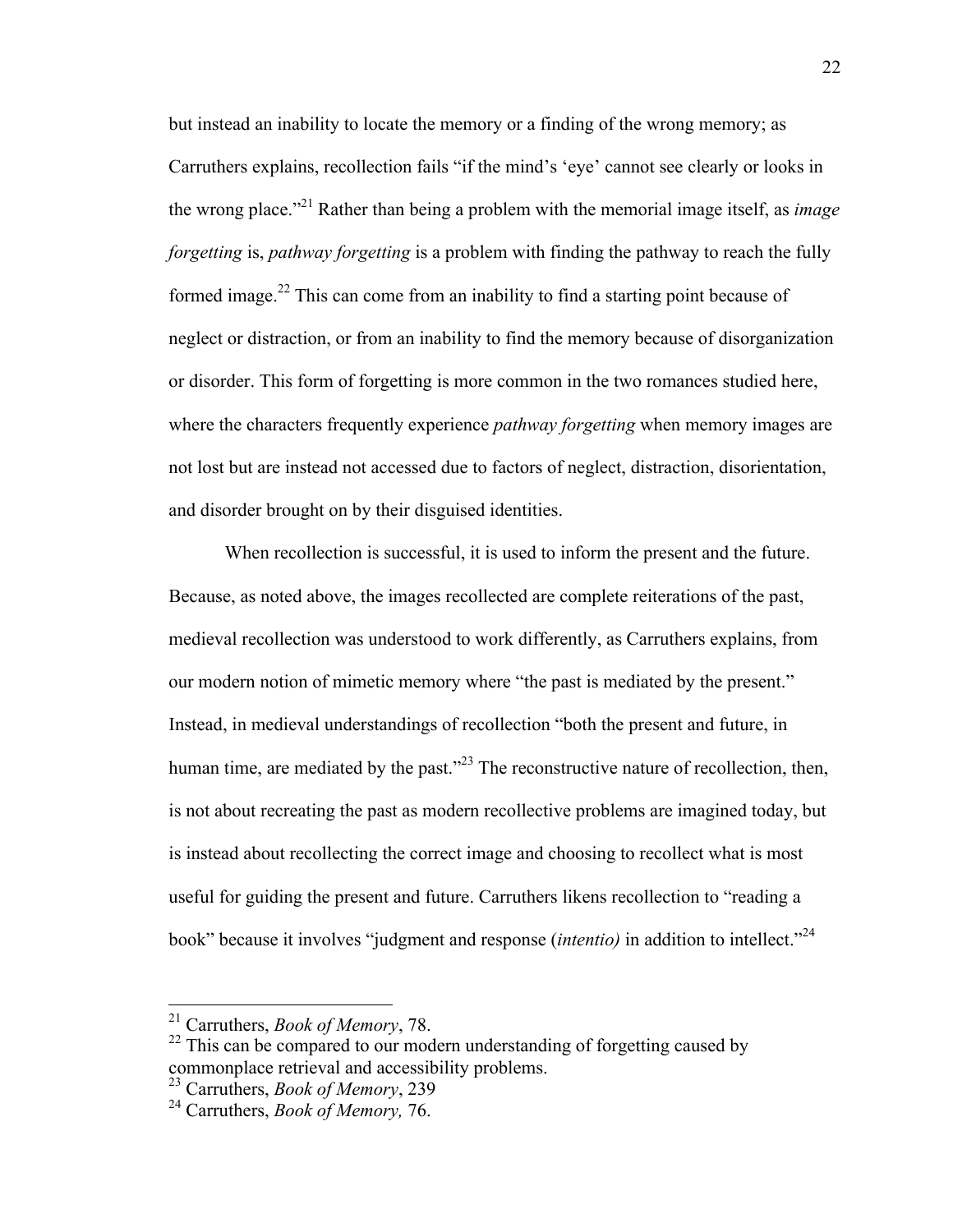but instead an inability to locate the memory or a finding of the wrong memory; as Carruthers explains, recollection fails "if the mind's 'eye' cannot see clearly or looks in the wrong place."[21] Rather than being a problem with the memorial image itself, as *image forgetting* is, *pathway forgetting* is a problem with finding the pathway to reach the fully formed image.[22] This can come from an inability to find a starting point because of neglect or distraction, or from an inability to find the memory because of disorganization or disorder. This form of forgetting is more common in the two romances studied here, where the characters frequently experience *pathway forgetting* when memory images are not lost but are instead not accessed due to factors of neglect, distraction, disorientation, and disorder brought on by their disguised identities.

When recollection is successful, it is used to inform the present and the future. Because, as noted above, the images recollected are complete reiterations of the past, medieval recollection was understood to work differently, as Carruthers explains, from our modern notion of mimetic memory where "the past is mediated by the present." Instead, in medieval understandings of recollection "both the present and future, in human time, are mediated by the past."[23] The reconstructive nature of recollection, then, is not about recreating the past as modern recollective problems are imagined today, but is instead about recollecting the correct image and choosing to recollect what is most useful for guiding the present and future. Carruthers likens recollection to "reading a book" because it involves "judgment and response (*intentio)* in addition to intellect."[24]

---

[21] Carruthers, *Book of Memory*, 78.

[22] This can be compared to our modern understanding of forgetting caused by commonplace retrieval and accessibility problems.

[23] Carruthers, *Book of Memory*, 239

[24] Carruthers, *Book of Memory,* 76.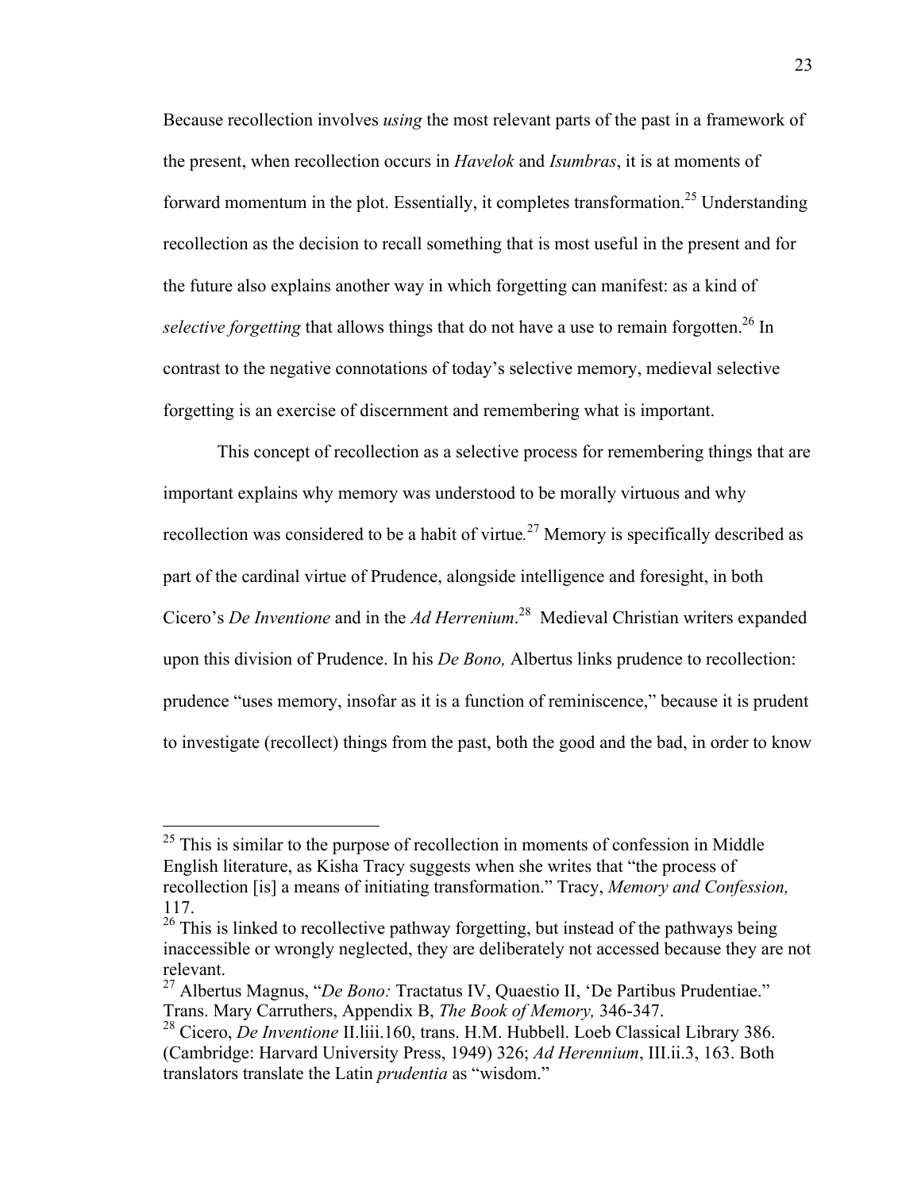Because recollection involves *using* the most relevant parts of the past in a framework of the present, when recollection occurs in *Havelok* and *Isumbras*, it is at moments of forward momentum in the plot. Essentially, it completes transformation.[25] Understanding recollection as the decision to recall something that is most useful in the present and for the future also explains another way in which forgetting can manifest: as a kind of *selective forgetting* that allows things that do not have a use to remain forgotten.[26] In contrast to the negative connotations of today's selective memory, medieval selective forgetting is an exercise of discernment and remembering what is important.

This concept of recollection as a selective process for remembering things that are important explains why memory was understood to be morally virtuous and why recollection was considered to be a habit of virtue.[27] Memory is specifically described as part of the cardinal virtue of Prudence, alongside intelligence and foresight, in both Cicero's *De Inventione* and in the *Ad Herrenium*.[28] Medieval Christian writers expanded upon this division of Prudence. In his *De Bono,* Albertus links prudence to recollection: prudence "uses memory, insofar as it is a function of reminiscence," because it is prudent to investigate (recollect) things from the past, both the good and the bad, in order to know

---

[25] This is similar to the purpose of recollection in moments of confession in Middle English literature, as Kisha Tracy suggests when she writes that "the process of recollection [is] a means of initiating transformation." Tracy, *Memory and Confession,* 117.

[26] This is linked to recollective pathway forgetting, but instead of the pathways being inaccessible or wrongly neglected, they are deliberately not accessed because they are not relevant.

[27] Albertus Magnus, "*De Bono:* Tractatus IV, Quaestio II, 'De Partibus Prudentiae." Trans. Mary Carruthers, Appendix B, *The Book of Memory,* 346-347.

[28] Cicero, *De Inventione* II.liii.160, trans. H.M. Hubbell. Loeb Classical Library 386. (Cambridge: Harvard University Press, 1949) 326; *Ad Herennium*, III.ii.3, 163. Both translators translate the Latin *prudentia* as "wisdom."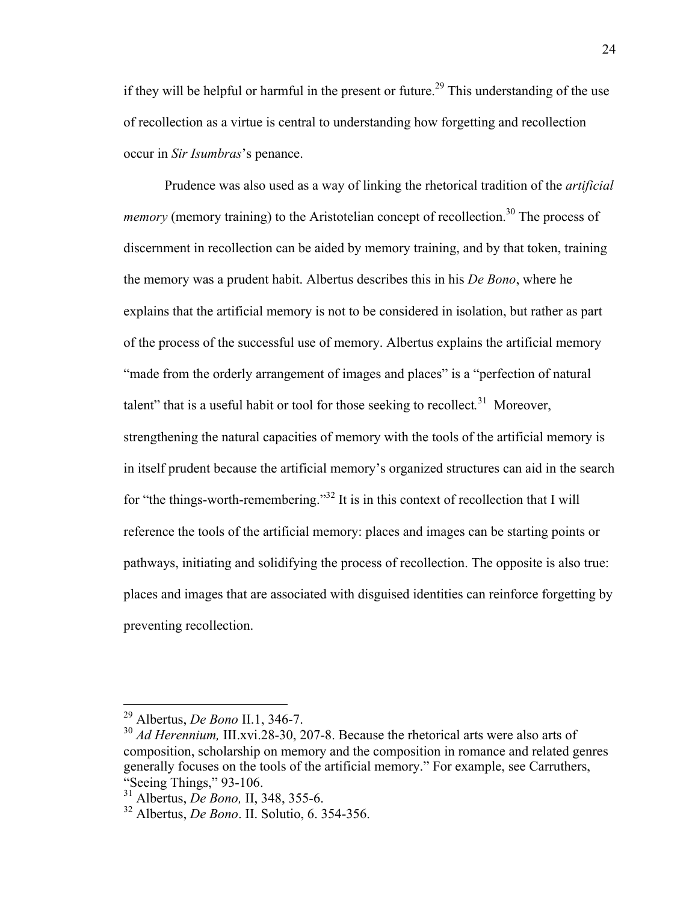if they will be helpful or harmful in the present or future.[29] This understanding of the use of recollection as a virtue is central to understanding how forgetting and recollection occur in *Sir Isumbras*'s penance.

Prudence was also used as a way of linking the rhetorical tradition of the *artificial memory* (memory training) to the Aristotelian concept of recollection.[30] The process of discernment in recollection can be aided by memory training, and by that token, training the memory was a prudent habit. Albertus describes this in his *De Bono*, where he explains that the artificial memory is not to be considered in isolation, but rather as part of the process of the successful use of memory. Albertus explains the artificial memory "made from the orderly arrangement of images and places" is a "perfection of natural talent" that is a useful habit or tool for those seeking to recollect.[31] Moreover, strengthening the natural capacities of memory with the tools of the artificial memory is in itself prudent because the artificial memory's organized structures can aid in the search for "the things-worth-remembering."[32] It is in this context of recollection that I will reference the tools of the artificial memory: places and images can be starting points or pathways, initiating and solidifying the process of recollection. The opposite is also true: places and images that are associated with disguised identities can reinforce forgetting by preventing recollection.

---

[29] Albertus, *De Bono* II.1, 346-7.

[30] *Ad Herennium,* III.xvi.28-30, 207-8. Because the rhetorical arts were also arts of composition, scholarship on memory and the composition in romance and related genres generally focuses on the tools of the artificial memory." For example, see Carruthers, "Seeing Things," 93-106.

[31] Albertus, *De Bono,* II, 348, 355-6.

[32] Albertus, *De Bono*. II. Solutio, 6. 354-356.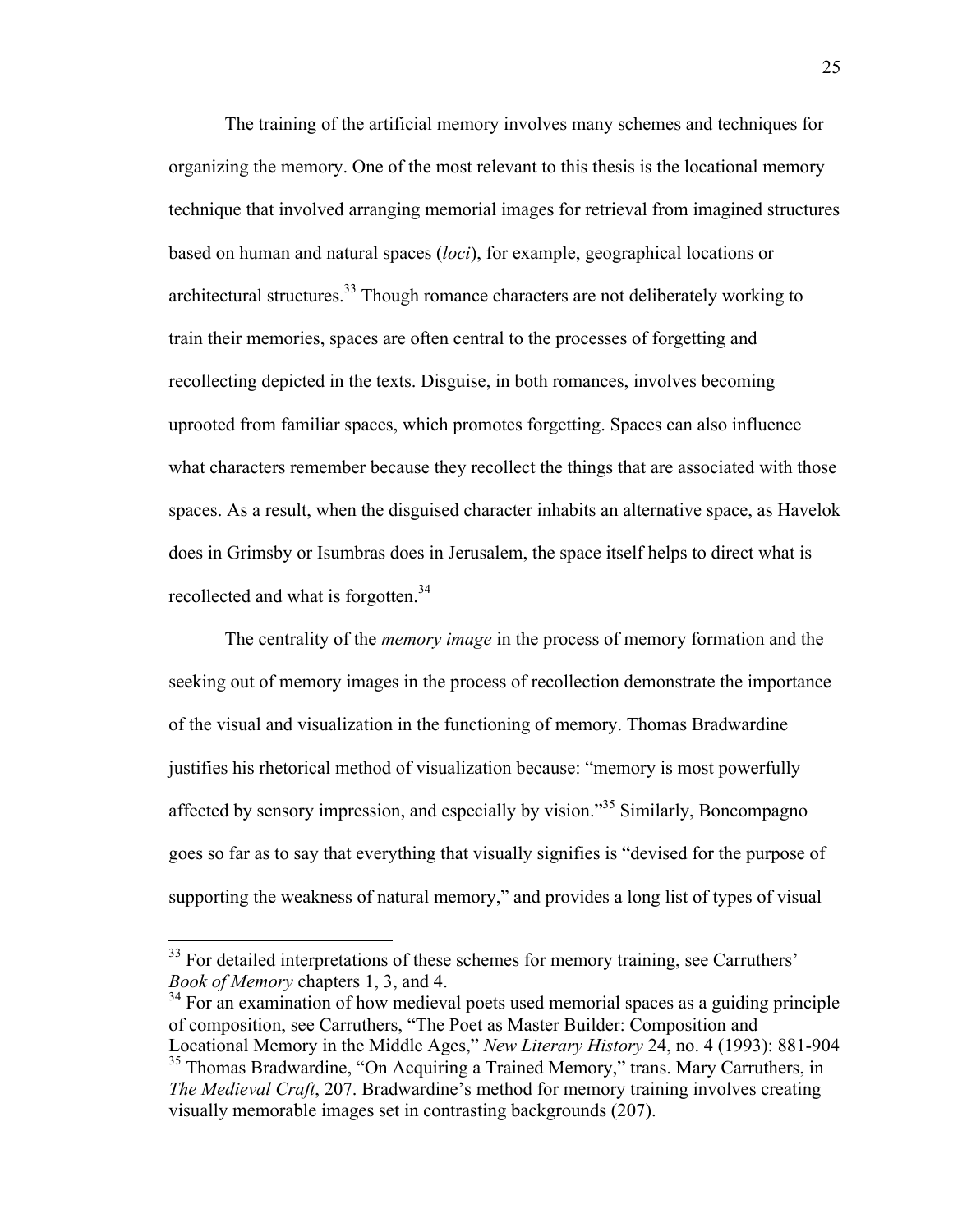The training of the artificial memory involves many schemes and techniques for organizing the memory. One of the most relevant to this thesis is the locational memory technique that involved arranging memorial images for retrieval from imagined structures based on human and natural spaces (*loci*), for example, geographical locations or architectural structures.[33] Though romance characters are not deliberately working to train their memories, spaces are often central to the processes of forgetting and recollecting depicted in the texts. Disguise, in both romances, involves becoming uprooted from familiar spaces, which promotes forgetting. Spaces can also influence what characters remember because they recollect the things that are associated with those spaces. As a result, when the disguised character inhabits an alternative space, as Havelok does in Grimsby or Isumbras does in Jerusalem, the space itself helps to direct what is recollected and what is forgotten.[34]

The centrality of the *memory image* in the process of memory formation and the seeking out of memory images in the process of recollection demonstrate the importance of the visual and visualization in the functioning of memory. Thomas Bradwardine justifies his rhetorical method of visualization because: "memory is most powerfully affected by sensory impression, and especially by vision."[35] Similarly, Boncompagno goes so far as to say that everything that visually signifies is "devised for the purpose of supporting the weakness of natural memory," and provides a long list of types of visual

---

[33] For detailed interpretations of these schemes for memory training, see Carruthers' *Book of Memory* chapters 1, 3, and 4.

[34] For an examination of how medieval poets used memorial spaces as a guiding principle of composition, see Carruthers, "The Poet as Master Builder: Composition and Locational Memory in the Middle Ages," *New Literary History* 24, no. 4 (1993): 881-904

[35] Thomas Bradwardine, "On Acquiring a Trained Memory," trans. Mary Carruthers, in *The Medieval Craft*, 207. Bradwardine's method for memory training involves creating visually memorable images set in contrasting backgrounds (207).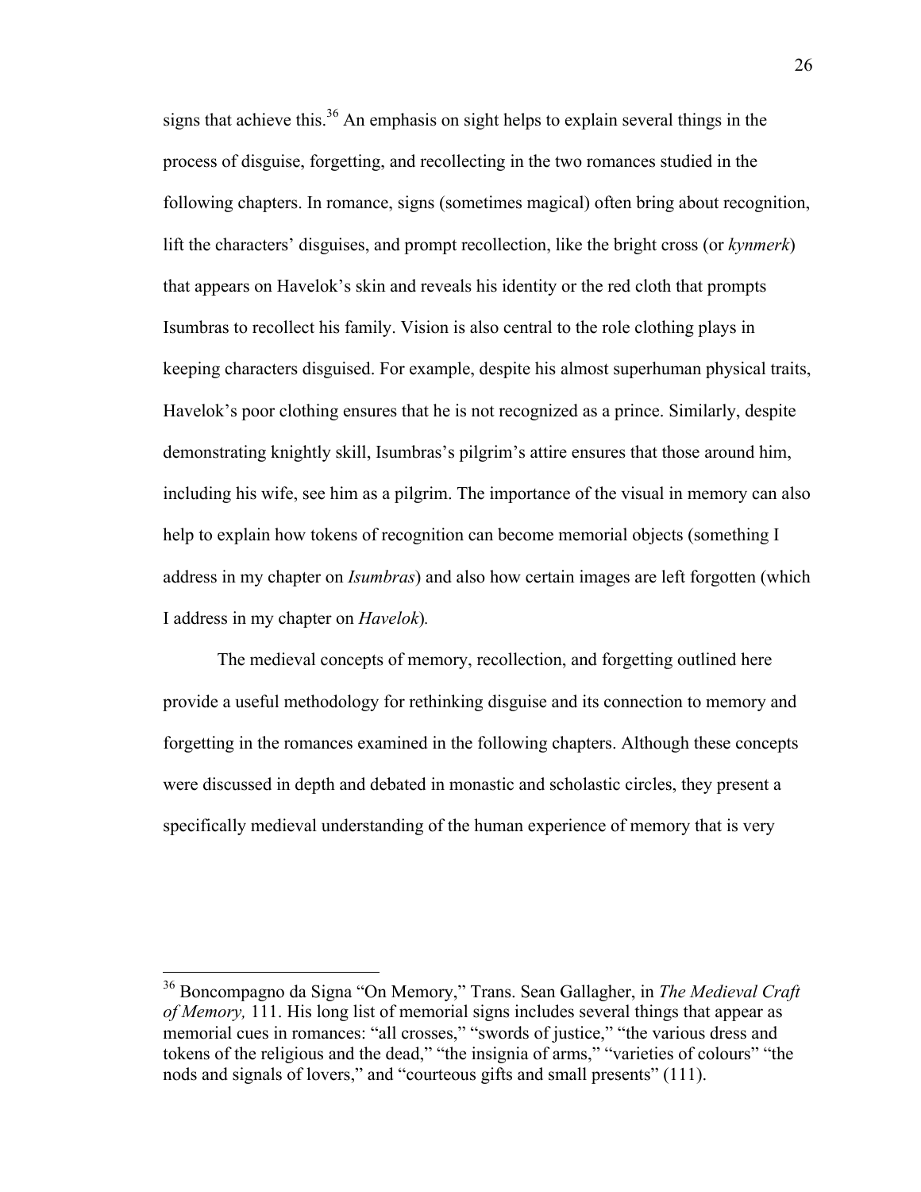signs that achieve this.[36] An emphasis on sight helps to explain several things in the process of disguise, forgetting, and recollecting in the two romances studied in the following chapters. In romance, signs (sometimes magical) often bring about recognition, lift the characters' disguises, and prompt recollection, like the bright cross (or *kynmerk*) that appears on Havelok's skin and reveals his identity or the red cloth that prompts Isumbras to recollect his family. Vision is also central to the role clothing plays in keeping characters disguised. For example, despite his almost superhuman physical traits, Havelok's poor clothing ensures that he is not recognized as a prince. Similarly, despite demonstrating knightly skill, Isumbras's pilgrim's attire ensures that those around him, including his wife, see him as a pilgrim. The importance of the visual in memory can also help to explain how tokens of recognition can become memorial objects (something I address in my chapter on *Isumbras*) and also how certain images are left forgotten (which I address in my chapter on *Havelok*).

The medieval concepts of memory, recollection, and forgetting outlined here provide a useful methodology for rethinking disguise and its connection to memory and forgetting in the romances examined in the following chapters. Although these concepts were discussed in depth and debated in monastic and scholastic circles, they present a specifically medieval understanding of the human experience of memory that is very

---

[36] Boncompagno da Signa "On Memory," Trans. Sean Gallagher, in *The Medieval Craft of Memory,* 111. His long list of memorial signs includes several things that appear as memorial cues in romances: "all crosses," "swords of justice," "the various dress and tokens of the religious and the dead," "the insignia of arms," "varieties of colours" "the nods and signals of lovers," and "courteous gifts and small presents" (111).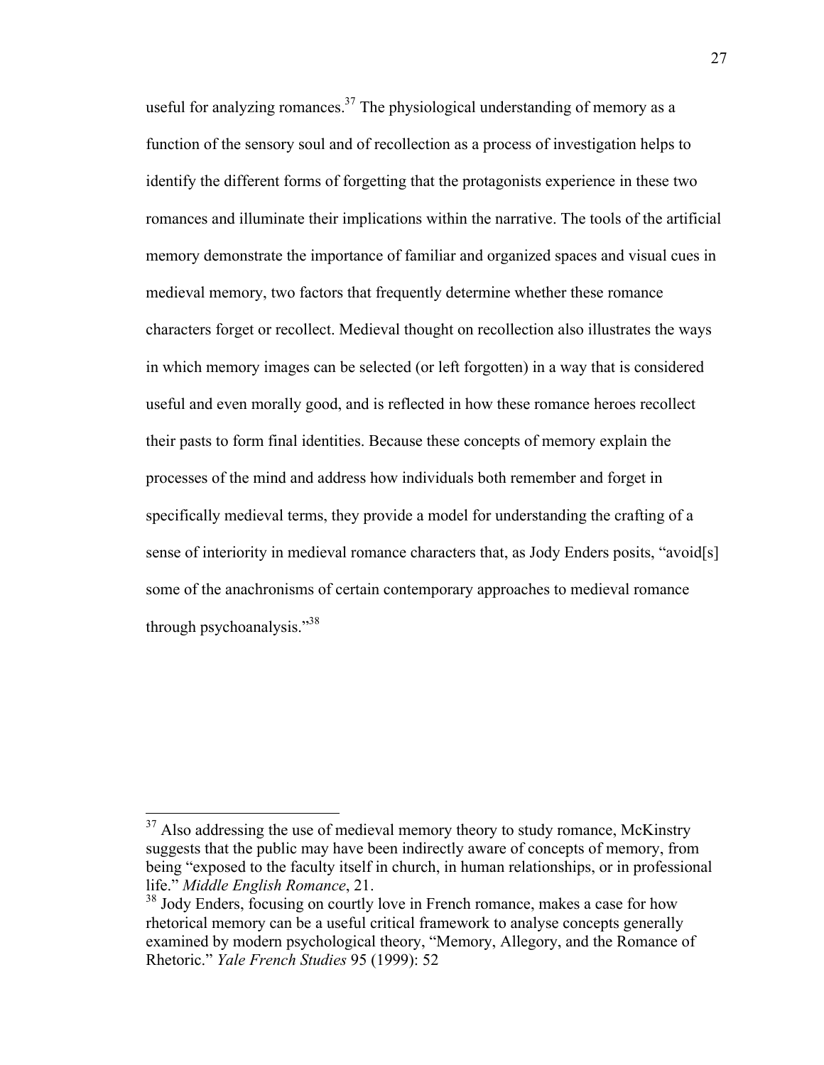useful for analyzing romances.[37] The physiological understanding of memory as a function of the sensory soul and of recollection as a process of investigation helps to identify the different forms of forgetting that the protagonists experience in these two romances and illuminate their implications within the narrative. The tools of the artificial memory demonstrate the importance of familiar and organized spaces and visual cues in medieval memory, two factors that frequently determine whether these romance characters forget or recollect. Medieval thought on recollection also illustrates the ways in which memory images can be selected (or left forgotten) in a way that is considered useful and even morally good, and is reflected in how these romance heroes recollect their pasts to form final identities. Because these concepts of memory explain the processes of the mind and address how individuals both remember and forget in specifically medieval terms, they provide a model for understanding the crafting of a sense of interiority in medieval romance characters that, as Jody Enders posits, "avoid[s] some of the anachronisms of certain contemporary approaches to medieval romance through psychoanalysis."[38]

---

[37] Also addressing the use of medieval memory theory to study romance, McKinstry suggests that the public may have been indirectly aware of concepts of memory, from being "exposed to the faculty itself in church, in human relationships, or in professional life." *Middle English Romance*, 21.

[38] Jody Enders, focusing on courtly love in French romance, makes a case for how rhetorical memory can be a useful critical framework to analyse concepts generally examined by modern psychological theory, "Memory, Allegory, and the Romance of Rhetoric." *Yale French Studies* 95 (1999): 52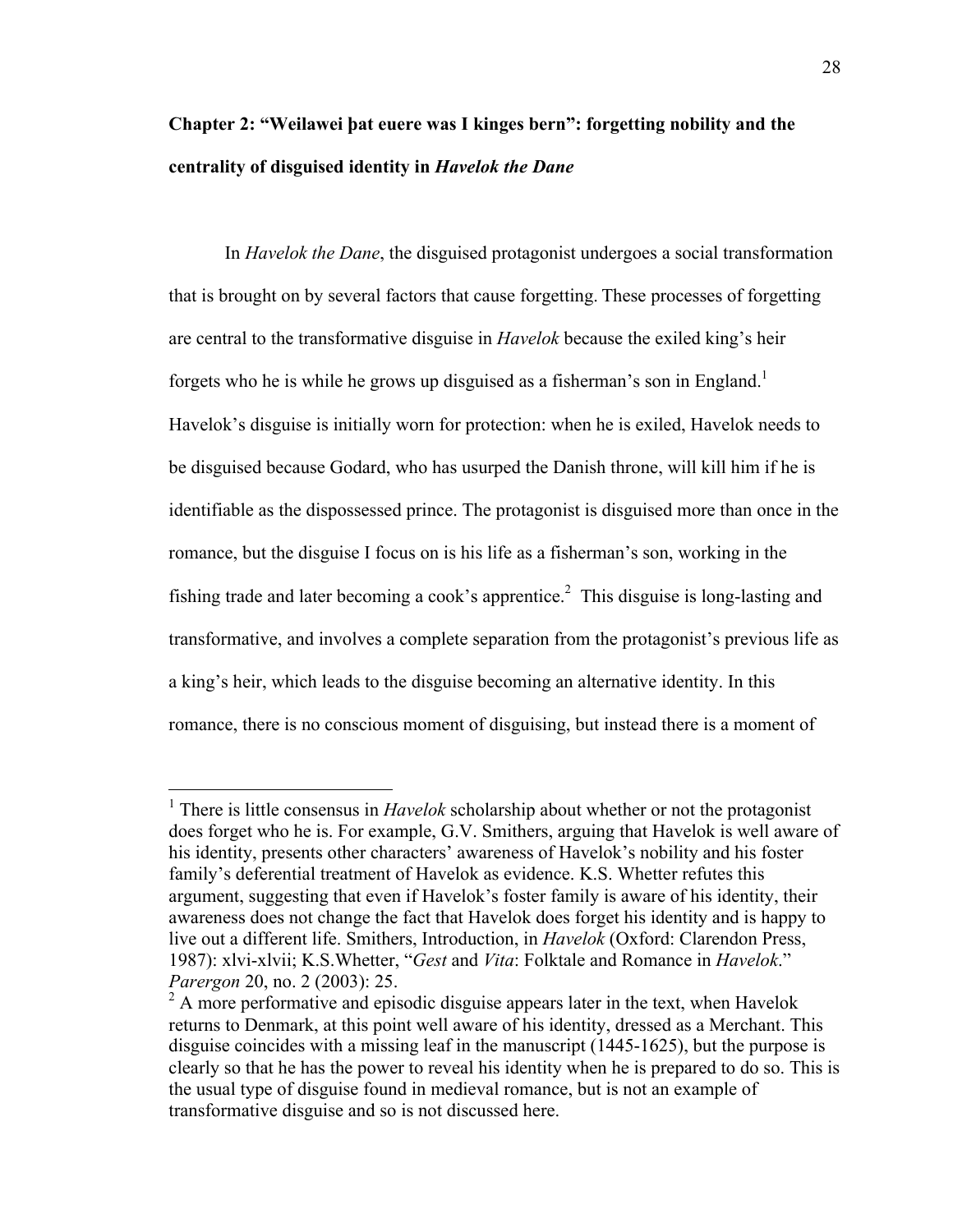## Chapter 2: "Weilawei þat euere was I kinges bern": forgetting nobility and the centrality of disguised identity in *Havelok the Dane*

In *Havelok the Dane*, the disguised protagonist undergoes a social transformation that is brought on by several factors that cause forgetting. These processes of forgetting are central to the transformative disguise in *Havelok* because the exiled king's heir forgets who he is while he grows up disguised as a fisherman's son in England.[1] Havelok's disguise is initially worn for protection: when he is exiled, Havelok needs to be disguised because Godard, who has usurped the Danish throne, will kill him if he is identifiable as the dispossessed prince. The protagonist is disguised more than once in the romance, but the disguise I focus on is his life as a fisherman's son, working in the fishing trade and later becoming a cook's apprentice.[2] This disguise is long-lasting and transformative, and involves a complete separation from the protagonist's previous life as a king's heir, which leads to the disguise becoming an alternative identity. In this romance, there is no conscious moment of disguising, but instead there is a moment of

---

[1] There is little consensus in *Havelok* scholarship about whether or not the protagonist does forget who he is. For example, G.V. Smithers, arguing that Havelok is well aware of his identity, presents other characters' awareness of Havelok's nobility and his foster family's deferential treatment of Havelok as evidence. K.S. Whetter refutes this argument, suggesting that even if Havelok's foster family is aware of his identity, their awareness does not change the fact that Havelok does forget his identity and is happy to live out a different life. Smithers, Introduction, in *Havelok* (Oxford: Clarendon Press, 1987): xlvi-xlvii; K.S.Whetter, "*Gest* and *Vita*: Folktale and Romance in *Havelok*." *Parergon* 20, no. 2 (2003): 25.

[2] A more performative and episodic disguise appears later in the text, when Havelok returns to Denmark, at this point well aware of his identity, dressed as a Merchant. This disguise coincides with a missing leaf in the manuscript (1445-1625), but the purpose is clearly so that he has the power to reveal his identity when he is prepared to do so. This is the usual type of disguise found in medieval romance, but is not an example of transformative disguise and so is not discussed here.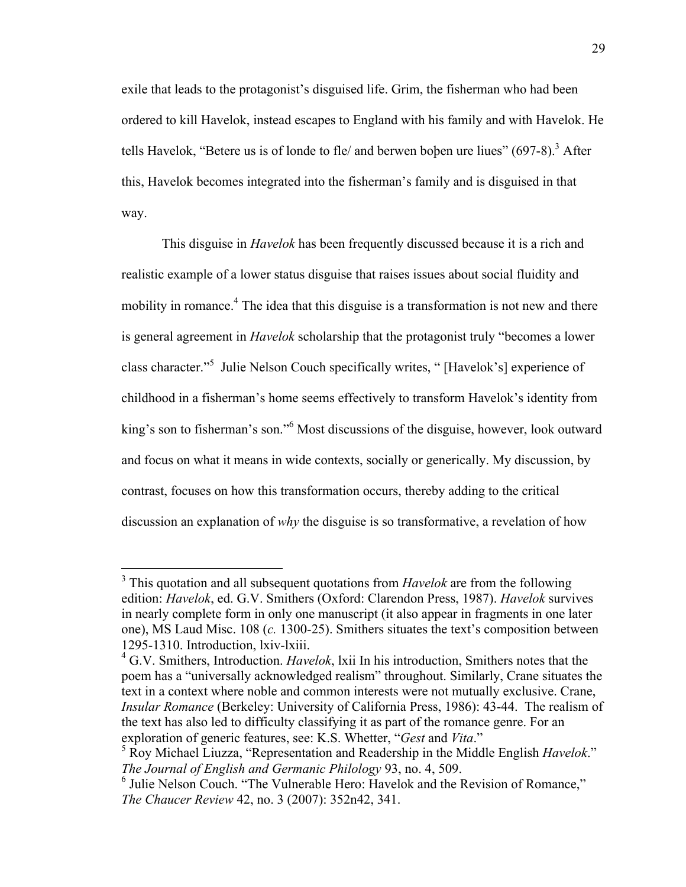exile that leads to the protagonist's disguised life. Grim, the fisherman who had been ordered to kill Havelok, instead escapes to England with his family and with Havelok. He tells Havelok, "Betere us is of londe to fle/ and berwen boþen ure liues" (697-8).[3] After this, Havelok becomes integrated into the fisherman's family and is disguised in that way.

This disguise in *Havelok* has been frequently discussed because it is a rich and realistic example of a lower status disguise that raises issues about social fluidity and mobility in romance.[4] The idea that this disguise is a transformation is not new and there is general agreement in *Havelok* scholarship that the protagonist truly "becomes a lower class character."[5] Julie Nelson Couch specifically writes, " [Havelok's] experience of childhood in a fisherman's home seems effectively to transform Havelok's identity from king's son to fisherman's son."[6] Most discussions of the disguise, however, look outward and focus on what it means in wide contexts, socially or generically. My discussion, by contrast, focuses on how this transformation occurs, thereby adding to the critical discussion an explanation of *why* the disguise is so transformative, a revelation of how

---

[3] This quotation and all subsequent quotations from *Havelok* are from the following edition: *Havelok*, ed. G.V. Smithers (Oxford: Clarendon Press, 1987). *Havelok* survives in nearly complete form in only one manuscript (it also appear in fragments in one later one), MS Laud Misc. 108 (*c.* 1300-25). Smithers situates the text's composition between 1295-1310. Introduction, lxiv-lxiii.

[4] G.V. Smithers, Introduction. *Havelok*, lxii In his introduction, Smithers notes that the poem has a "universally acknowledged realism" throughout. Similarly, Crane situates the text in a context where noble and common interests were not mutually exclusive. Crane, *Insular Romance* (Berkeley: University of California Press, 1986): 43-44. The realism of the text has also led to difficulty classifying it as part of the romance genre. For an exploration of generic features, see: K.S. Whetter, "*Gest* and *Vita*."

[5] Roy Michael Liuzza, "Representation and Readership in the Middle English *Havelok*." *The Journal of English and Germanic Philology* 93, no. 4, 509.

[6] Julie Nelson Couch. "The Vulnerable Hero: Havelok and the Revision of Romance," *The Chaucer Review* 42, no. 3 (2007): 352n42, 341.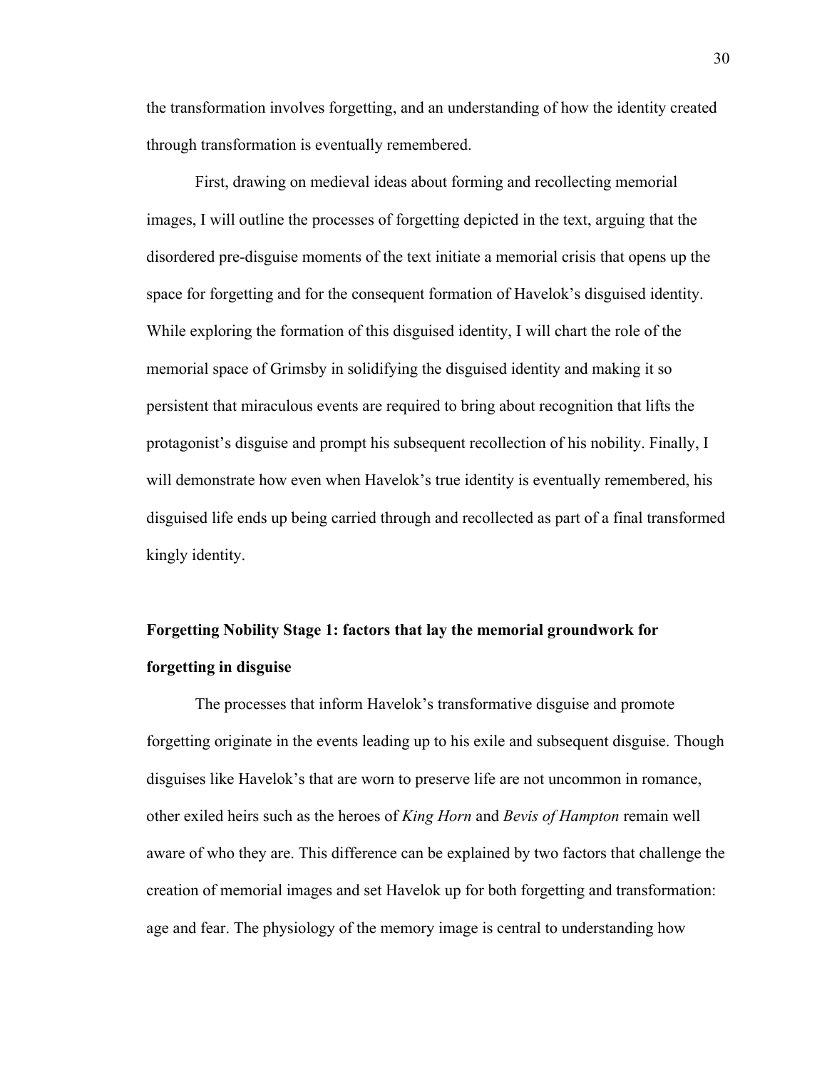the transformation involves forgetting, and an understanding of how the identity created through transformation is eventually remembered.

First, drawing on medieval ideas about forming and recollecting memorial images, I will outline the processes of forgetting depicted in the text, arguing that the disordered pre-disguise moments of the text initiate a memorial crisis that opens up the space for forgetting and for the consequent formation of Havelok's disguised identity. While exploring the formation of this disguised identity, I will chart the role of the memorial space of Grimsby in solidifying the disguised identity and making it so persistent that miraculous events are required to bring about recognition that lifts the protagonist's disguise and prompt his subsequent recollection of his nobility. Finally, I will demonstrate how even when Havelok's true identity is eventually remembered, his disguised life ends up being carried through and recollected as part of a final transformed kingly identity.

### Forgetting Nobility Stage 1: factors that lay the memorial groundwork for forgetting in disguise

The processes that inform Havelok's transformative disguise and promote forgetting originate in the events leading up to his exile and subsequent disguise. Though disguises like Havelok's that are worn to preserve life are not uncommon in romance, other exiled heirs such as the heroes of *King Horn* and *Bevis of Hampton* remain well aware of who they are. This difference can be explained by two factors that challenge the creation of memorial images and set Havelok up for both forgetting and transformation: age and fear. The physiology of the memory image is central to understanding how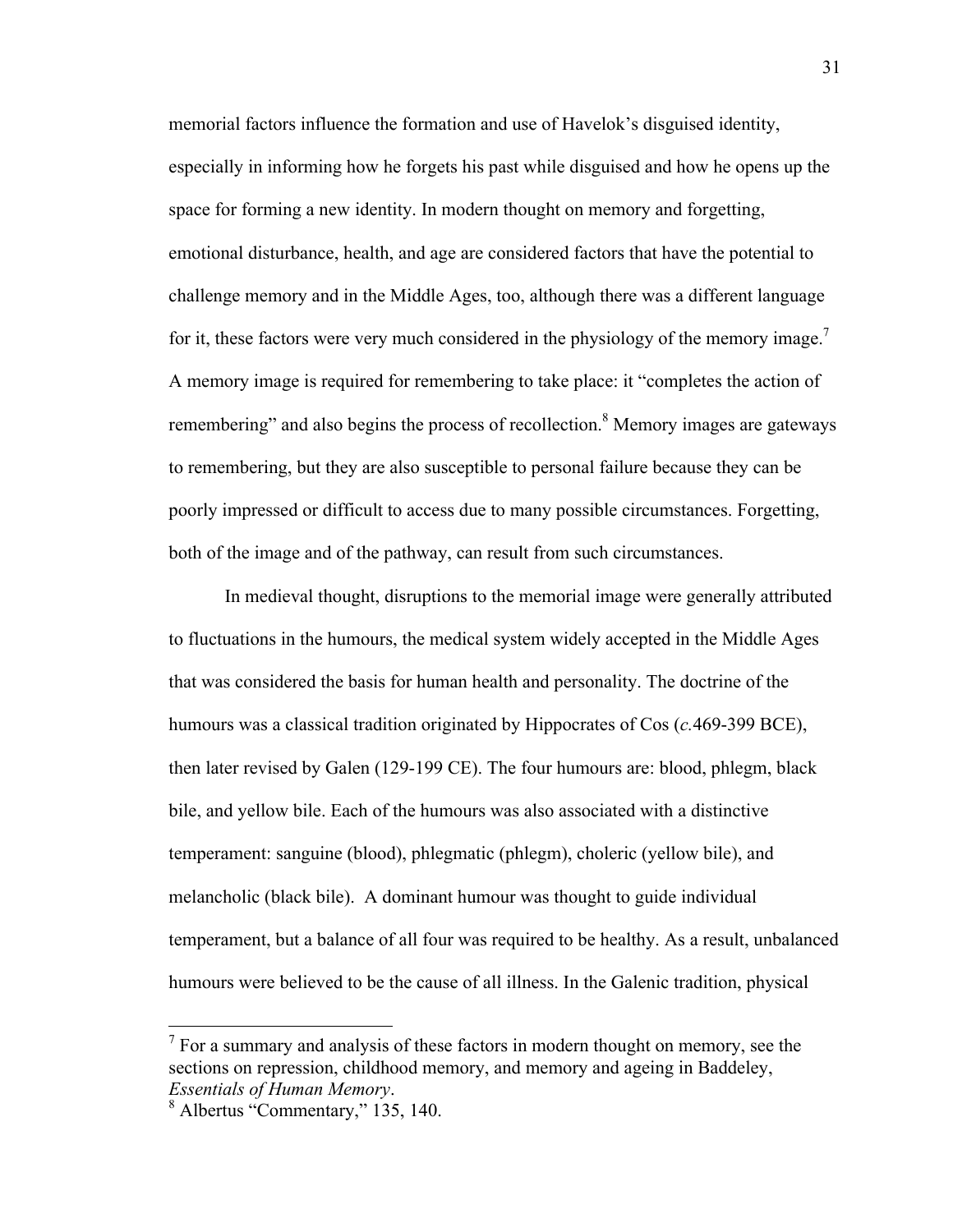memorial factors influence the formation and use of Havelok's disguised identity, especially in informing how he forgets his past while disguised and how he opens up the space for forming a new identity. In modern thought on memory and forgetting, emotional disturbance, health, and age are considered factors that have the potential to challenge memory and in the Middle Ages, too, although there was a different language for it, these factors were very much considered in the physiology of the memory image.[7] A memory image is required for remembering to take place: it "completes the action of remembering" and also begins the process of recollection.[8] Memory images are gateways to remembering, but they are also susceptible to personal failure because they can be poorly impressed or difficult to access due to many possible circumstances. Forgetting, both of the image and of the pathway, can result from such circumstances.

In medieval thought, disruptions to the memorial image were generally attributed to fluctuations in the humours, the medical system widely accepted in the Middle Ages that was considered the basis for human health and personality. The doctrine of the humours was a classical tradition originated by Hippocrates of Cos (*c.*469-399 BCE), then later revised by Galen (129-199 CE). The four humours are: blood, phlegm, black bile, and yellow bile. Each of the humours was also associated with a distinctive temperament: sanguine (blood), phlegmatic (phlegm), choleric (yellow bile), and melancholic (black bile). A dominant humour was thought to guide individual temperament, but a balance of all four was required to be healthy. As a result, unbalanced humours were believed to be the cause of all illness. In the Galenic tradition, physical

[7] For a summary and analysis of these factors in modern thought on memory, see the sections on repression, childhood memory, and memory and ageing in Baddeley, *Essentials of Human Memory*.

[8] Albertus "Commentary," 135, 140.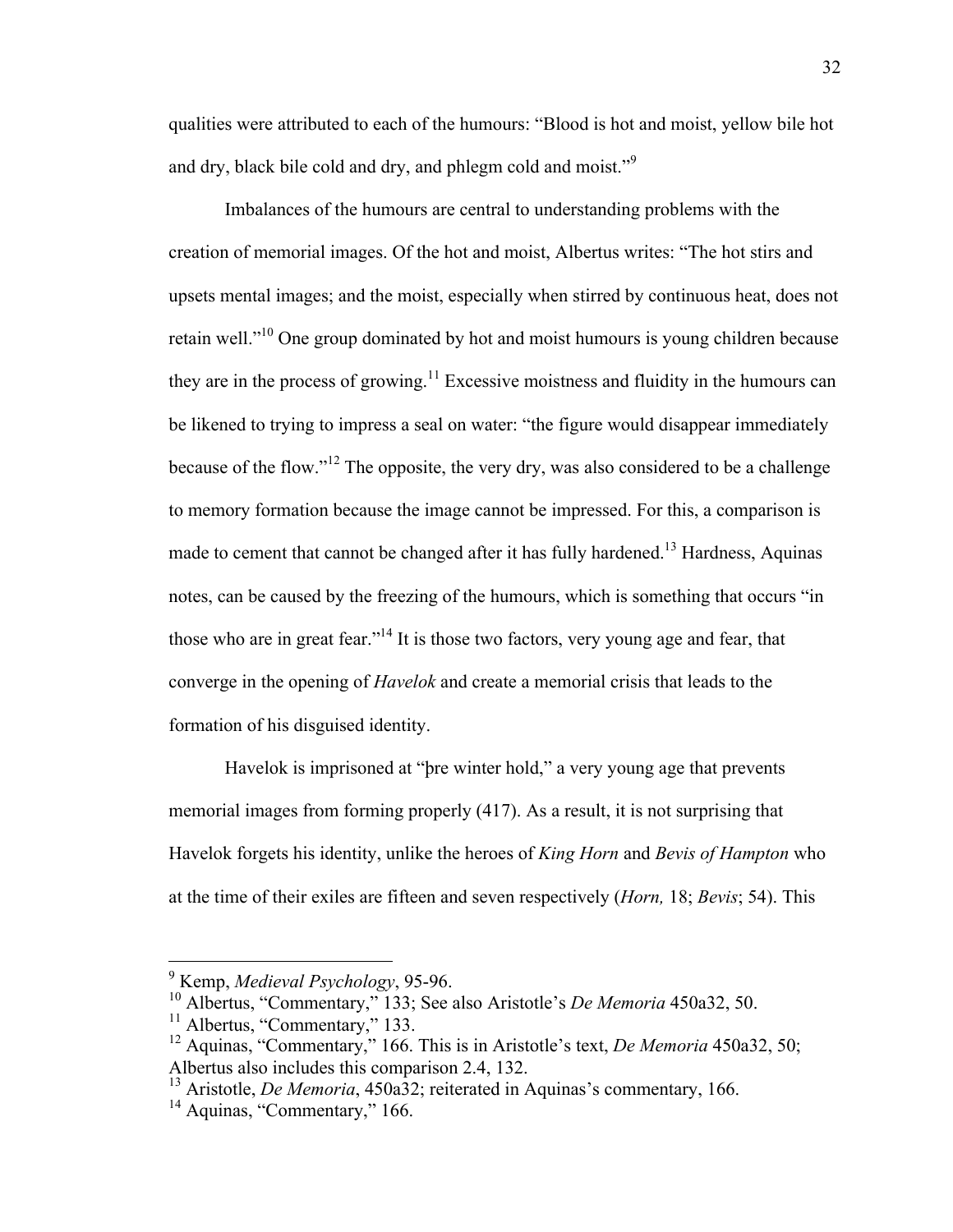qualities were attributed to each of the humours: "Blood is hot and moist, yellow bile hot and dry, black bile cold and dry, and phlegm cold and moist."[9]

Imbalances of the humours are central to understanding problems with the creation of memorial images. Of the hot and moist, Albertus writes: "The hot stirs and upsets mental images; and the moist, especially when stirred by continuous heat, does not retain well."[10] One group dominated by hot and moist humours is young children because they are in the process of growing.[11] Excessive moistness and fluidity in the humours can be likened to trying to impress a seal on water: "the figure would disappear immediately because of the flow."[12] The opposite, the very dry, was also considered to be a challenge to memory formation because the image cannot be impressed. For this, a comparison is made to cement that cannot be changed after it has fully hardened.[13] Hardness, Aquinas notes, can be caused by the freezing of the humours, which is something that occurs "in those who are in great fear."[14] It is those two factors, very young age and fear, that converge in the opening of *Havelok* and create a memorial crisis that leads to the formation of his disguised identity.

Havelok is imprisoned at "þre winter hold," a very young age that prevents memorial images from forming properly (417). As a result, it is not surprising that Havelok forgets his identity, unlike the heroes of *King Horn* and *Bevis of Hampton* who at the time of their exiles are fifteen and seven respectively (*Horn,* 18; *Bevis*; 54). This

---

[9] Kemp, *Medieval Psychology*, 95-96.

[10] Albertus, "Commentary," 133; See also Aristotle's *De Memoria* 450a32, 50.

[11] Albertus, "Commentary," 133.

[12] Aquinas, "Commentary," 166. This is in Aristotle's text, *De Memoria* 450a32, 50; Albertus also includes this comparison 2.4, 132.

[13] Aristotle, *De Memoria*, 450a32; reiterated in Aquinas's commentary, 166.

[14] Aquinas, "Commentary," 166.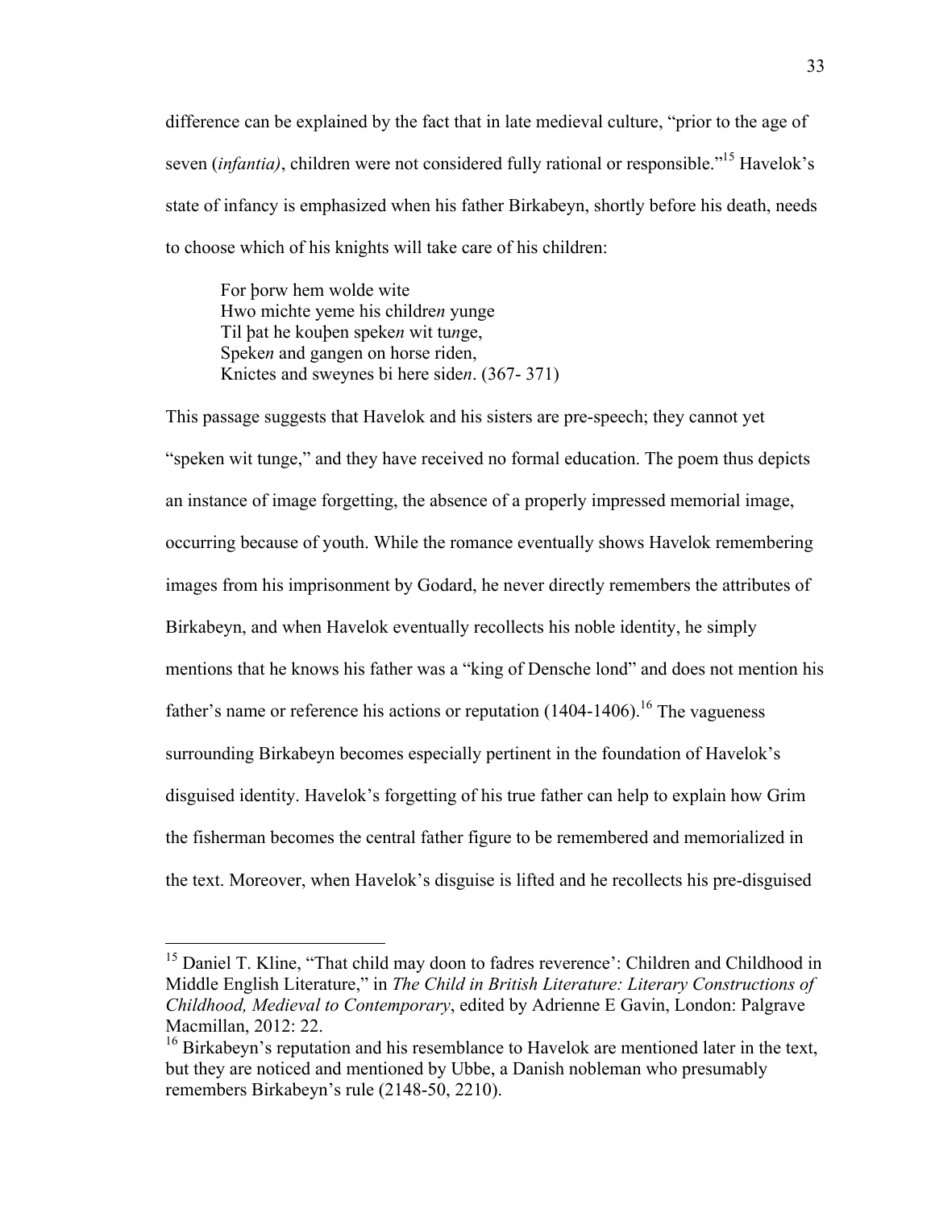difference can be explained by the fact that in late medieval culture, "prior to the age of seven (*infantia)*, children were not considered fully rational or responsible."[15] Havelok's state of infancy is emphasized when his father Birkabeyn, shortly before his death, needs to choose which of his knights will take care of his children:

> For þorw hem wolde wite
> Hwo michte yeme his childre*n* yunge
> Til þat he kouþen speke*n* wit tu*n*ge,
> Speke*n* and gangen on horse riden,
> Knictes and sweynes bi here side*n*. (367- 371)

This passage suggests that Havelok and his sisters are pre-speech; they cannot yet "speken wit tunge," and they have received no formal education. The poem thus depicts an instance of image forgetting, the absence of a properly impressed memorial image, occurring because of youth. While the romance eventually shows Havelok remembering images from his imprisonment by Godard, he never directly remembers the attributes of Birkabeyn, and when Havelok eventually recollects his noble identity, he simply mentions that he knows his father was a "king of Densche lond" and does not mention his father's name or reference his actions or reputation (1404-1406).[16] The vagueness surrounding Birkabeyn becomes especially pertinent in the foundation of Havelok's disguised identity. Havelok's forgetting of his true father can help to explain how Grim the fisherman becomes the central father figure to be remembered and memorialized in the text. Moreover, when Havelok's disguise is lifted and he recollects his pre-disguised

---

[15] Daniel T. Kline, "That child may doon to fadres reverence': Children and Childhood in Middle English Literature," in *The Child in British Literature: Literary Constructions of Childhood, Medieval to Contemporary*, edited by Adrienne E Gavin, London: Palgrave Macmillan, 2012: 22.

[16] Birkabeyn's reputation and his resemblance to Havelok are mentioned later in the text, but they are noticed and mentioned by Ubbe, a Danish nobleman who presumably remembers Birkabeyn's rule (2148-50, 2210).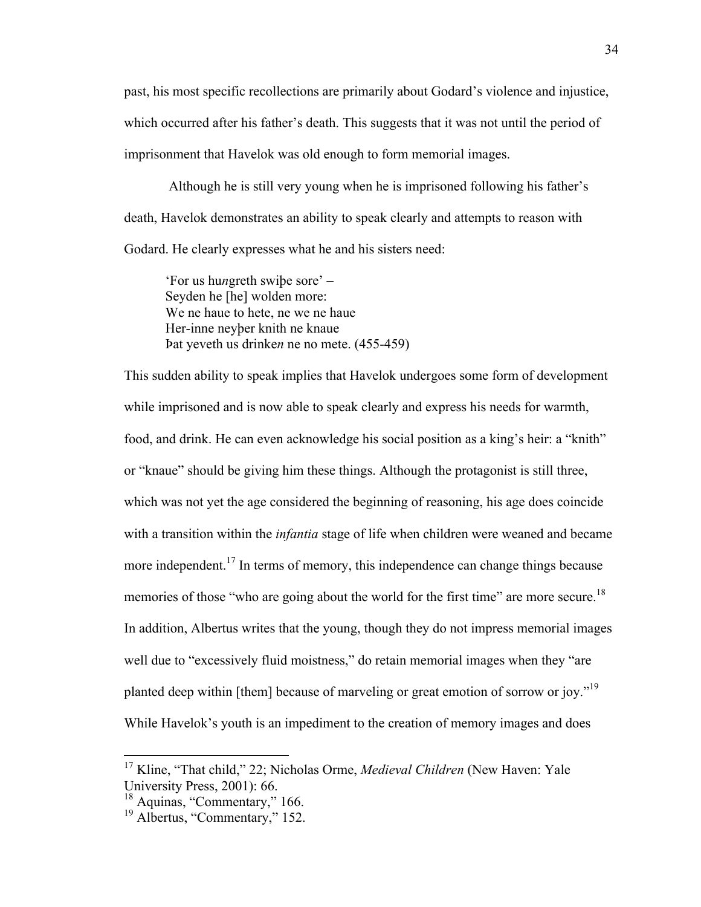past, his most specific recollections are primarily about Godard's violence and injustice, which occurred after his father's death. This suggests that it was not until the period of imprisonment that Havelok was old enough to form memorial images.

Although he is still very young when he is imprisoned following his father's death, Havelok demonstrates an ability to speak clearly and attempts to reason with Godard. He clearly expresses what he and his sisters need:

> 'For us hu*n*greth swiþe sore' –
> Seyden he [he] wolden more:
> We ne haue to hete, ne we ne haue
> Her-inne neyþer knith ne knaue
> Þat yeveth us drinke*n* ne no mete. (455-459)

This sudden ability to speak implies that Havelok undergoes some form of development while imprisoned and is now able to speak clearly and express his needs for warmth, food, and drink. He can even acknowledge his social position as a king's heir: a "knith" or "knaue" should be giving him these things. Although the protagonist is still three, which was not yet the age considered the beginning of reasoning, his age does coincide with a transition within the *infantia* stage of life when children were weaned and became more independent.[17] In terms of memory, this independence can change things because memories of those "who are going about the world for the first time" are more secure.[18] In addition, Albertus writes that the young, though they do not impress memorial images well due to "excessively fluid moistness," do retain memorial images when they "are planted deep within [them] because of marveling or great emotion of sorrow or joy."[19] While Havelok's youth is an impediment to the creation of memory images and does

[17] Kline, "That child," 22; Nicholas Orme, *Medieval Children* (New Haven: Yale University Press, 2001): 66.
[18] Aquinas, "Commentary," 166.
[19] Albertus, "Commentary," 152.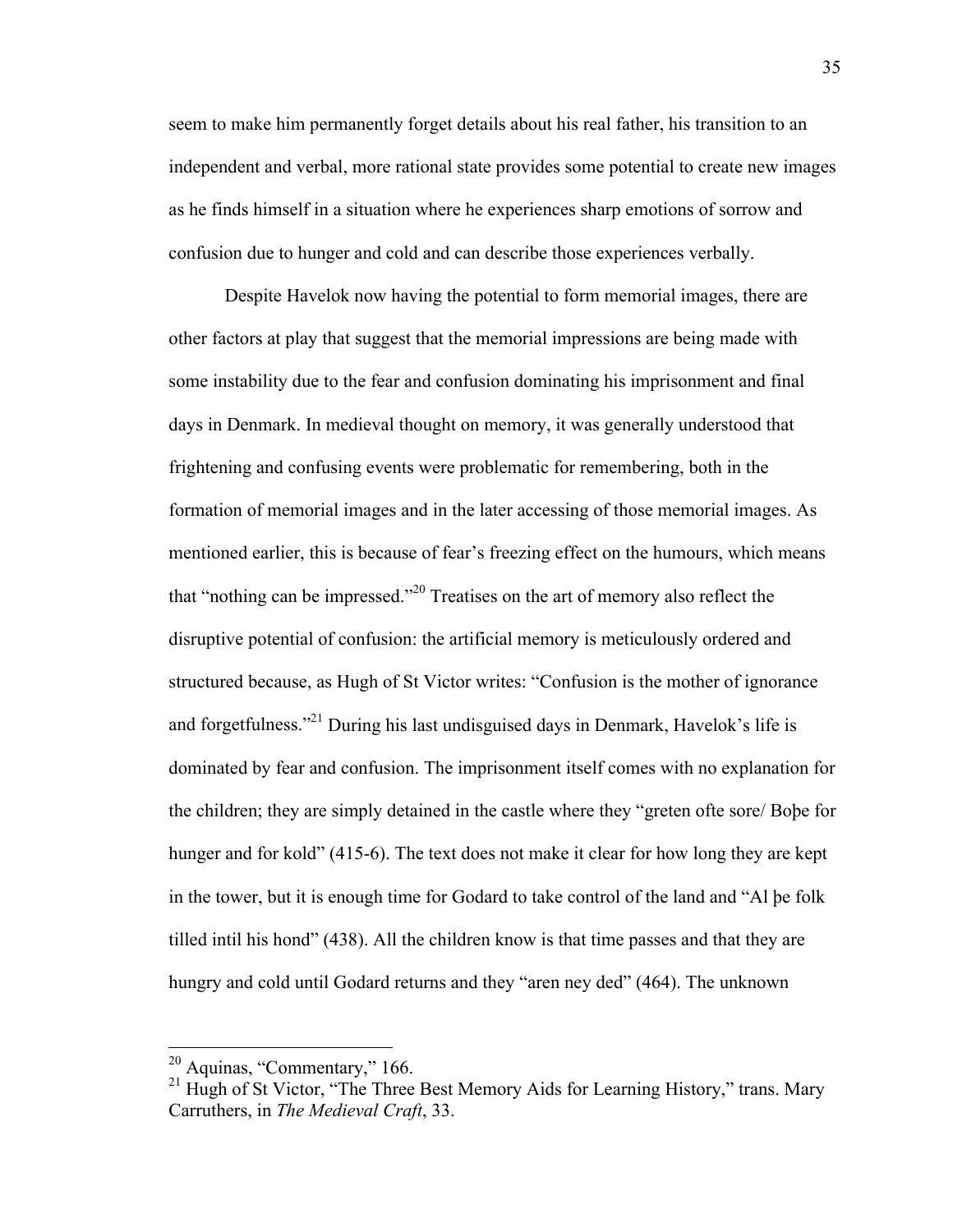seem to make him permanently forget details about his real father, his transition to an independent and verbal, more rational state provides some potential to create new images as he finds himself in a situation where he experiences sharp emotions of sorrow and confusion due to hunger and cold and can describe those experiences verbally.

Despite Havelok now having the potential to form memorial images, there are other factors at play that suggest that the memorial impressions are being made with some instability due to the fear and confusion dominating his imprisonment and final days in Denmark. In medieval thought on memory, it was generally understood that frightening and confusing events were problematic for remembering, both in the formation of memorial images and in the later accessing of those memorial images. As mentioned earlier, this is because of fear's freezing effect on the humours, which means that "nothing can be impressed."[20] Treatises on the art of memory also reflect the disruptive potential of confusion: the artificial memory is meticulously ordered and structured because, as Hugh of St Victor writes: "Confusion is the mother of ignorance and forgetfulness."[21] During his last undisguised days in Denmark, Havelok's life is dominated by fear and confusion. The imprisonment itself comes with no explanation for the children; they are simply detained in the castle where they "greten ofte sore/ Boþe for hunger and for kold" (415-6). The text does not make it clear for how long they are kept in the tower, but it is enough time for Godard to take control of the land and "Al þe folk tilled intil his hond" (438). All the children know is that time passes and that they are hungry and cold until Godard returns and they "aren ney ded" (464). The unknown

---

[20] Aquinas, "Commentary," 166.

[21] Hugh of St Victor, "The Three Best Memory Aids for Learning History," trans. Mary Carruthers, in *The Medieval Craft*, 33.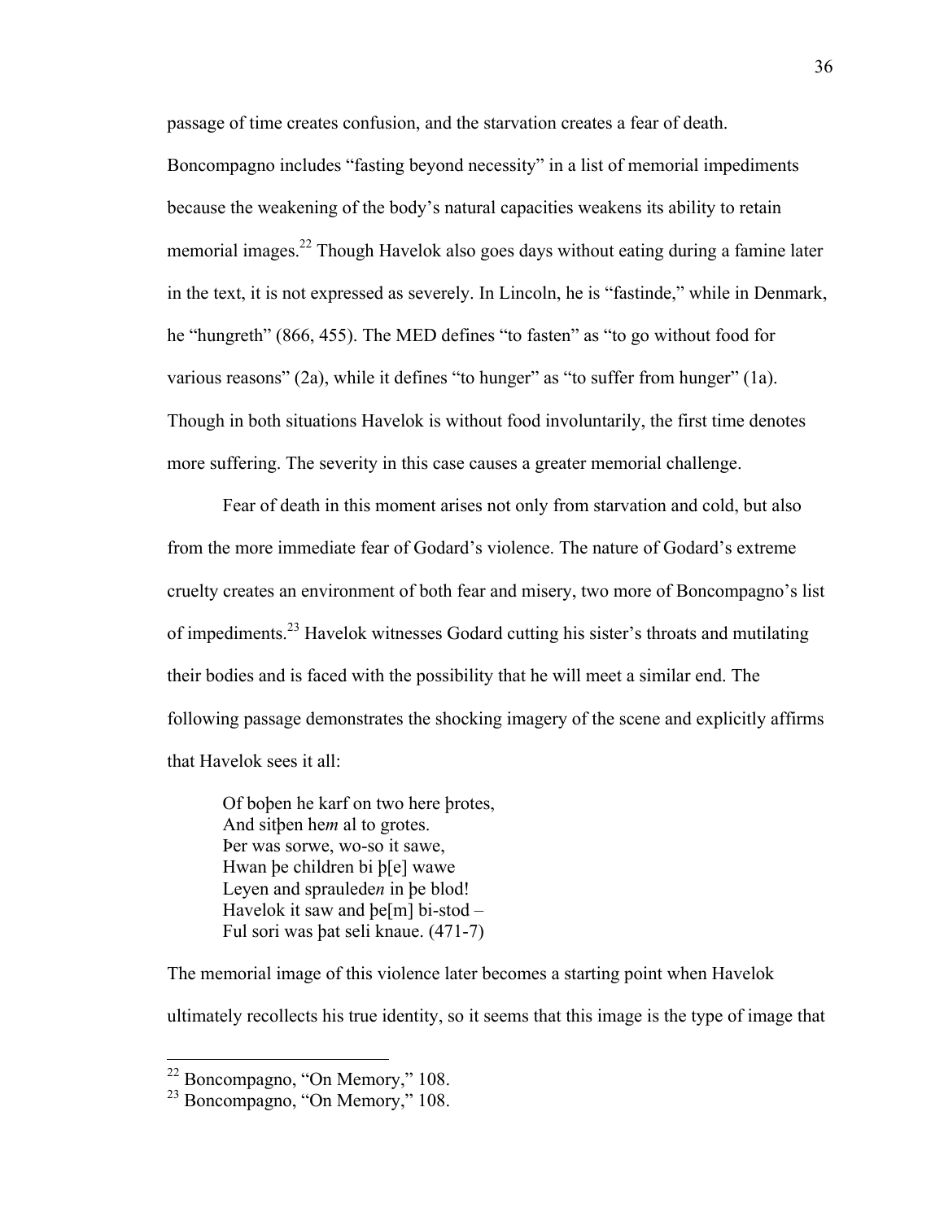passage of time creates confusion, and the starvation creates a fear of death. Boncompagno includes "fasting beyond necessity" in a list of memorial impediments because the weakening of the body's natural capacities weakens its ability to retain memorial images.[22] Though Havelok also goes days without eating during a famine later in the text, it is not expressed as severely. In Lincoln, he is "fastinde," while in Denmark, he "hungreth" (866, 455). The MED defines "to fasten" as "to go without food for various reasons" (2a), while it defines "to hunger" as "to suffer from hunger" (1a). Though in both situations Havelok is without food involuntarily, the first time denotes more suffering. The severity in this case causes a greater memorial challenge.

Fear of death in this moment arises not only from starvation and cold, but also from the more immediate fear of Godard's violence. The nature of Godard's extreme cruelty creates an environment of both fear and misery, two more of Boncompagno's list of impediments.[23] Havelok witnesses Godard cutting his sister's throats and mutilating their bodies and is faced with the possibility that he will meet a similar end. The following passage demonstrates the shocking imagery of the scene and explicitly affirms that Havelok sees it all:

> Of boþen he karf on two here þrotes,
> And sitþen he*m* al to grotes.
> Þer was sorwe, wo-so it sawe,
> Hwan þe children bi þ[e] wawe
> Leyen and sprauleden in þe blod!
> Havelok it saw and þe[m] bi-stod –
> Ful sori was þat seli knaue. (471-7)

The memorial image of this violence later becomes a starting point when Havelok ultimately recollects his true identity, so it seems that this image is the type of image that

---

[22] Boncompagno, "On Memory," 108.
[23] Boncompagno, "On Memory," 108.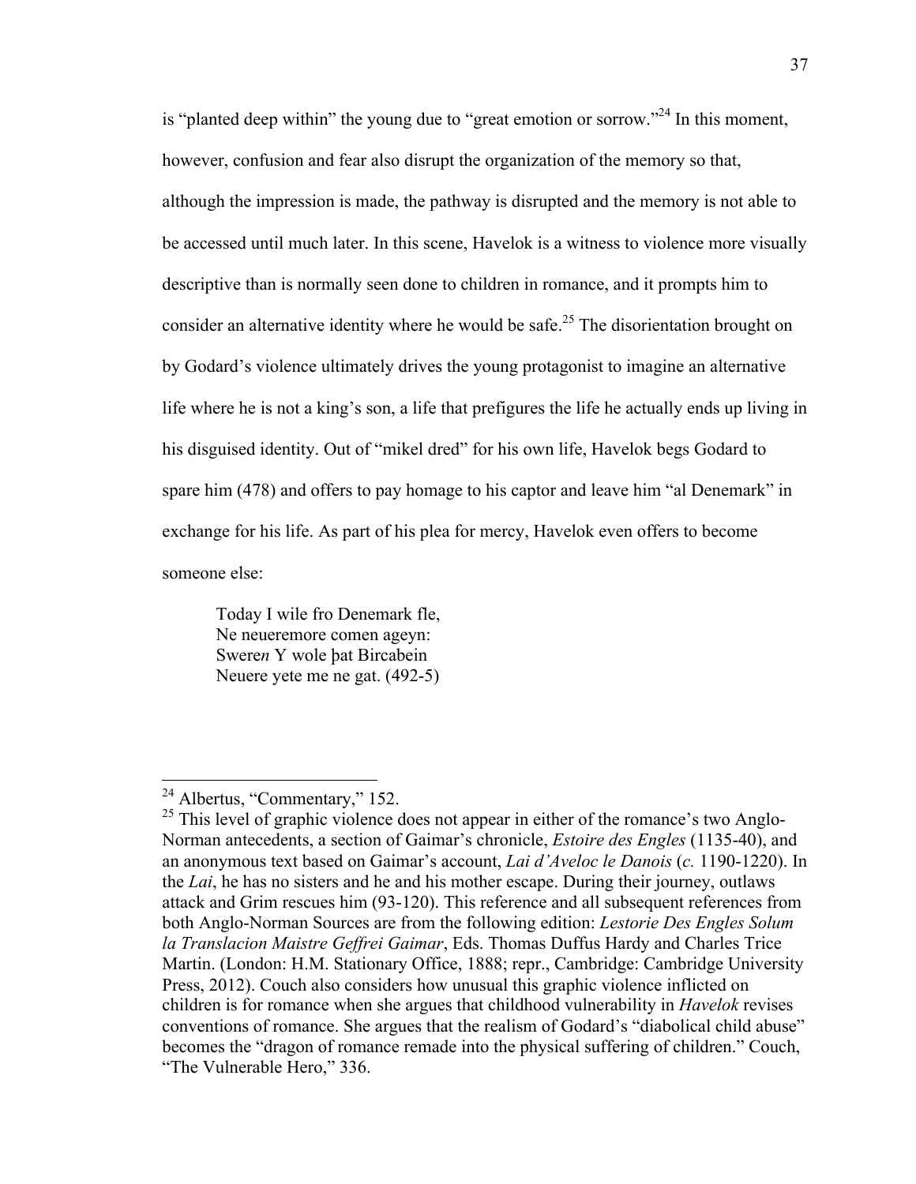is "planted deep within" the young due to "great emotion or sorrow."[24] In this moment, however, confusion and fear also disrupt the organization of the memory so that, although the impression is made, the pathway is disrupted and the memory is not able to be accessed until much later. In this scene, Havelok is a witness to violence more visually descriptive than is normally seen done to children in romance, and it prompts him to consider an alternative identity where he would be safe.[25] The disorientation brought on by Godard's violence ultimately drives the young protagonist to imagine an alternative life where he is not a king's son, a life that prefigures the life he actually ends up living in his disguised identity. Out of "mikel dred" for his own life, Havelok begs Godard to spare him (478) and offers to pay homage to his captor and leave him "al Denemark" in exchange for his life. As part of his plea for mercy, Havelok even offers to become someone else:

> Today I wile fro Denemark fle,
> Ne neueremore comen ageyn:
> Swere*n* Y wole þat Bircabein
> Neuere yete me ne gat. (492-5)

---

[24] Albertus, "Commentary," 152.

[25] This level of graphic violence does not appear in either of the romance's two Anglo-Norman antecedents, a section of Gaimar's chronicle, *Estoire des Engles* (1135-40), and an anonymous text based on Gaimar's account, *Lai d'Aveloc le Danois* (*c.* 1190-1220). In the *Lai*, he has no sisters and he and his mother escape. During their journey, outlaws attack and Grim rescues him (93-120). This reference and all subsequent references from both Anglo-Norman Sources are from the following edition: *Lestorie Des Engles Solum la Translacion Maistre Geffrei Gaimar*, Eds. Thomas Duffus Hardy and Charles Trice Martin. (London: H.M. Stationary Office, 1888; repr., Cambridge: Cambridge University Press, 2012). Couch also considers how unusual this graphic violence inflicted on children is for romance when she argues that childhood vulnerability in *Havelok* revises conventions of romance. She argues that the realism of Godard's "diabolical child abuse" becomes the "dragon of romance remade into the physical suffering of children." Couch, "The Vulnerable Hero," 336.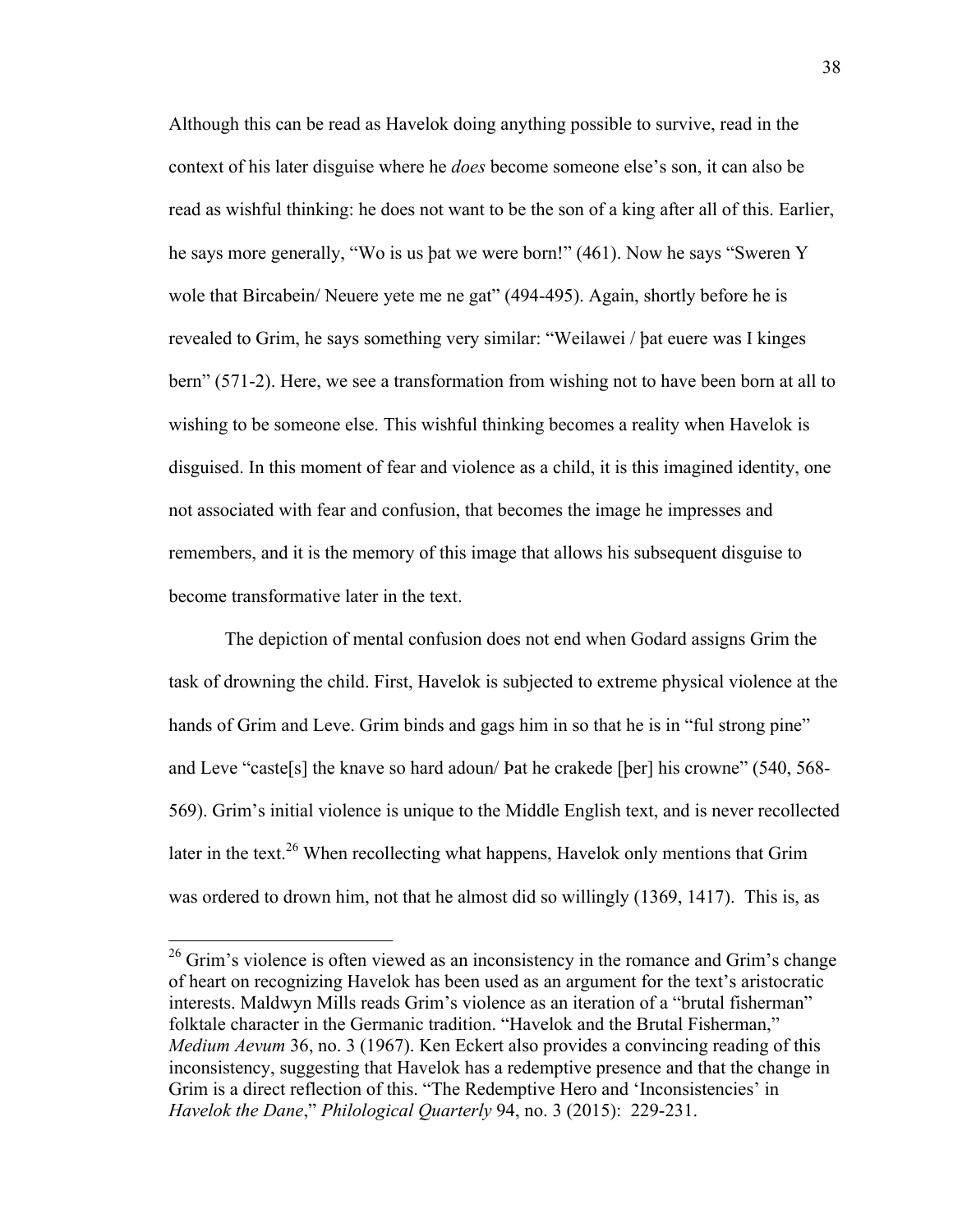Although this can be read as Havelok doing anything possible to survive, read in the context of his later disguise where he *does* become someone else's son, it can also be read as wishful thinking: he does not want to be the son of a king after all of this. Earlier, he says more generally, "Wo is us þat we were born!" (461). Now he says "Sweren Y wole that Bircabein/ Neuere yete me ne gat" (494-495). Again, shortly before he is revealed to Grim, he says something very similar: "Weilawei / þat euere was I kinges bern" (571-2). Here, we see a transformation from wishing not to have been born at all to wishing to be someone else. This wishful thinking becomes a reality when Havelok is disguised. In this moment of fear and violence as a child, it is this imagined identity, one not associated with fear and confusion, that becomes the image he impresses and remembers, and it is the memory of this image that allows his subsequent disguise to become transformative later in the text.

The depiction of mental confusion does not end when Godard assigns Grim the task of drowning the child. First, Havelok is subjected to extreme physical violence at the hands of Grim and Leve. Grim binds and gags him in so that he is in "ful strong pine" and Leve "caste[s] the knave so hard adoun/ Þat he crakede [þer] his crowne" (540, 568-569). Grim's initial violence is unique to the Middle English text, and is never recollected later in the text.[26] When recollecting what happens, Havelok only mentions that Grim was ordered to drown him, not that he almost did so willingly (1369, 1417). This is, as

---

[26] Grim's violence is often viewed as an inconsistency in the romance and Grim's change of heart on recognizing Havelok has been used as an argument for the text's aristocratic interests. Maldwyn Mills reads Grim's violence as an iteration of a "brutal fisherman" folktale character in the Germanic tradition. "Havelok and the Brutal Fisherman," *Medium Aevum* 36, no. 3 (1967). Ken Eckert also provides a convincing reading of this inconsistency, suggesting that Havelok has a redemptive presence and that the change in Grim is a direct reflection of this. "The Redemptive Hero and 'Inconsistencies' in *Havelok the Dane*," *Philological Quarterly* 94, no. 3 (2015): 229-231.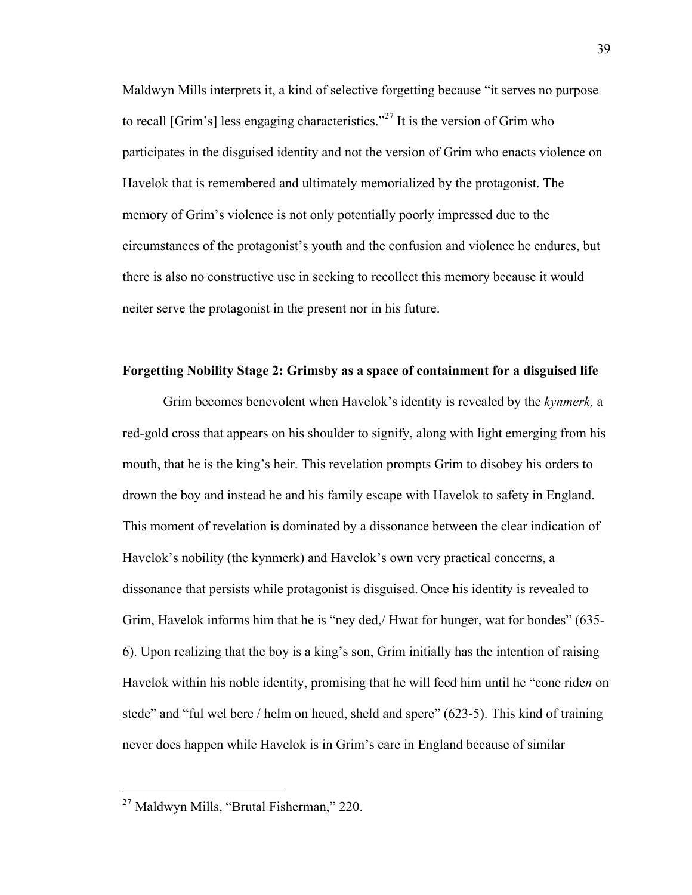Maldwyn Mills interprets it, a kind of selective forgetting because "it serves no purpose to recall [Grim's] less engaging characteristics."[27] It is the version of Grim who participates in the disguised identity and not the version of Grim who enacts violence on Havelok that is remembered and ultimately memorialized by the protagonist. The memory of Grim's violence is not only potentially poorly impressed due to the circumstances of the protagonist's youth and the confusion and violence he endures, but there is also no constructive use in seeking to recollect this memory because it would neiter serve the protagonist in the present nor in his future.

**Forgetting Nobility Stage 2: Grimsby as a space of containment for a disguised life**

Grim becomes benevolent when Havelok's identity is revealed by the *kynmerk,* a red-gold cross that appears on his shoulder to signify, along with light emerging from his mouth, that he is the king's heir. This revelation prompts Grim to disobey his orders to drown the boy and instead he and his family escape with Havelok to safety in England. This moment of revelation is dominated by a dissonance between the clear indication of Havelok's nobility (the kynmerk) and Havelok's own very practical concerns, a dissonance that persists while protagonist is disguised. Once his identity is revealed to Grim, Havelok informs him that he is "ney ded,/ Hwat for hunger, wat for bondes" (635-6). Upon realizing that the boy is a king's son, Grim initially has the intention of raising Havelok within his noble identity, promising that he will feed him until he "cone ride*n* on stede" and "ful wel bere / helm on heued, sheld and spere" (623-5). This kind of training never does happen while Havelok is in Grim's care in England because of similar

[27] Maldwyn Mills, "Brutal Fisherman," 220.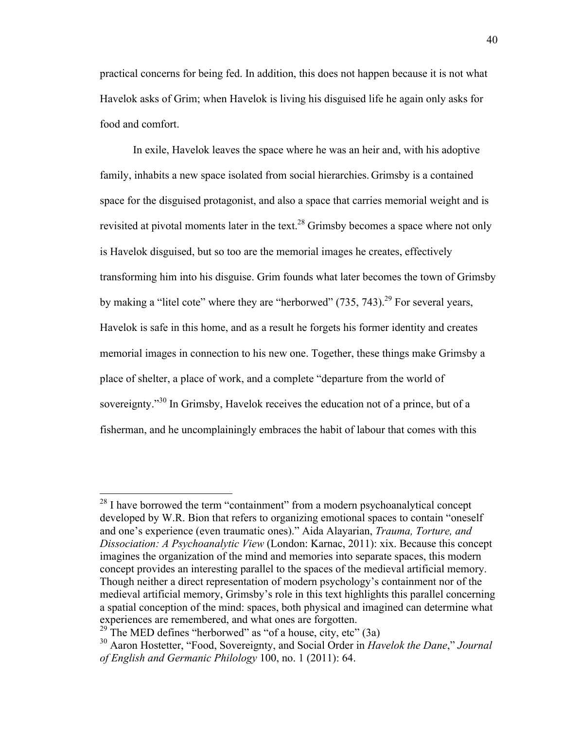practical concerns for being fed. In addition, this does not happen because it is not what Havelok asks of Grim; when Havelok is living his disguised life he again only asks for food and comfort.

In exile, Havelok leaves the space where he was an heir and, with his adoptive family, inhabits a new space isolated from social hierarchies. Grimsby is a contained space for the disguised protagonist, and also a space that carries memorial weight and is revisited at pivotal moments later in the text.[28] Grimsby becomes a space where not only is Havelok disguised, but so too are the memorial images he creates, effectively transforming him into his disguise. Grim founds what later becomes the town of Grimsby by making a "litel cote" where they are "herborwed" (735, 743).[29] For several years, Havelok is safe in this home, and as a result he forgets his former identity and creates memorial images in connection to his new one. Together, these things make Grimsby a place of shelter, a place of work, and a complete "departure from the world of sovereignty."[30] In Grimsby, Havelok receives the education not of a prince, but of a fisherman, and he uncomplainingly embraces the habit of labour that comes with this

---

[28] I have borrowed the term "containment" from a modern psychoanalytical concept developed by W.R. Bion that refers to organizing emotional spaces to contain "oneself and one's experience (even traumatic ones)." Aida Alayarian, *Trauma, Torture, and Dissociation: A Psychoanalytic View* (London: Karnac, 2011): xix. Because this concept imagines the organization of the mind and memories into separate spaces, this modern concept provides an interesting parallel to the spaces of the medieval artificial memory. Though neither a direct representation of modern psychology's containment nor of the medieval artificial memory, Grimsby's role in this text highlights this parallel concerning a spatial conception of the mind: spaces, both physical and imagined can determine what experiences are remembered, and what ones are forgotten.

[29] The MED defines "herborwed" as "of a house, city, etc" (3a)

[30] Aaron Hostetter, "Food, Sovereignty, and Social Order in *Havelok the Dane*," *Journal of English and Germanic Philology* 100, no. 1 (2011): 64.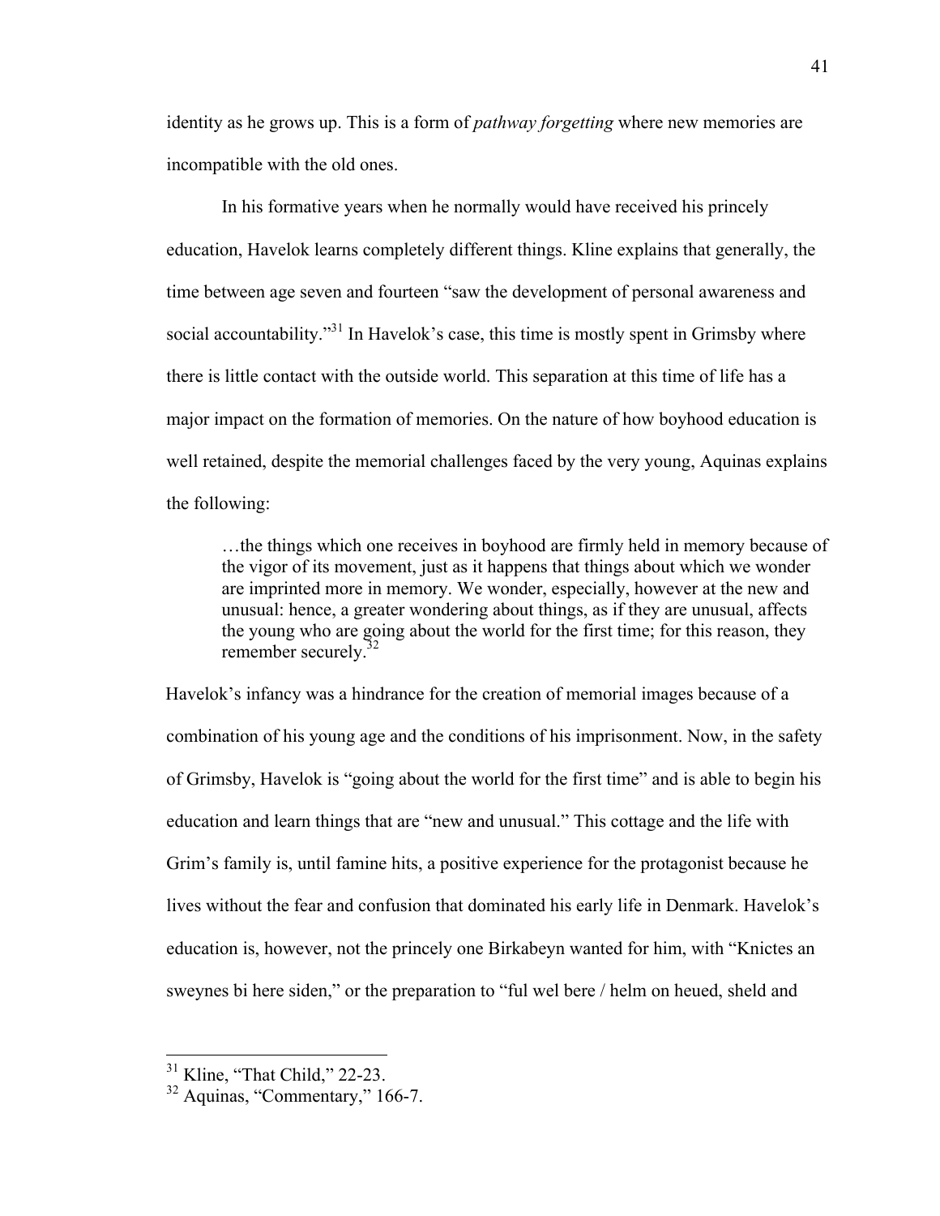identity as he grows up. This is a form of *pathway forgetting* where new memories are incompatible with the old ones.

In his formative years when he normally would have received his princely education, Havelok learns completely different things. Kline explains that generally, the time between age seven and fourteen "saw the development of personal awareness and social accountability."[31] In Havelok's case, this time is mostly spent in Grimsby where there is little contact with the outside world. This separation at this time of life has a major impact on the formation of memories. On the nature of how boyhood education is well retained, despite the memorial challenges faced by the very young, Aquinas explains the following:

> …the things which one receives in boyhood are firmly held in memory because of the vigor of its movement, just as it happens that things about which we wonder are imprinted more in memory. We wonder, especially, however at the new and unusual: hence, a greater wondering about things, as if they are unusual, affects the young who are going about the world for the first time; for this reason, they remember securely.[32]

Havelok's infancy was a hindrance for the creation of memorial images because of a combination of his young age and the conditions of his imprisonment. Now, in the safety of Grimsby, Havelok is "going about the world for the first time" and is able to begin his education and learn things that are "new and unusual." This cottage and the life with Grim's family is, until famine hits, a positive experience for the protagonist because he lives without the fear and confusion that dominated his early life in Denmark. Havelok's education is, however, not the princely one Birkabeyn wanted for him, with "Knictes an sweynes bi here siden," or the preparation to "ful wel bere / helm on heued, sheld and

---

[31] Kline, "That Child," 22-23.

[32] Aquinas, "Commentary," 166-7.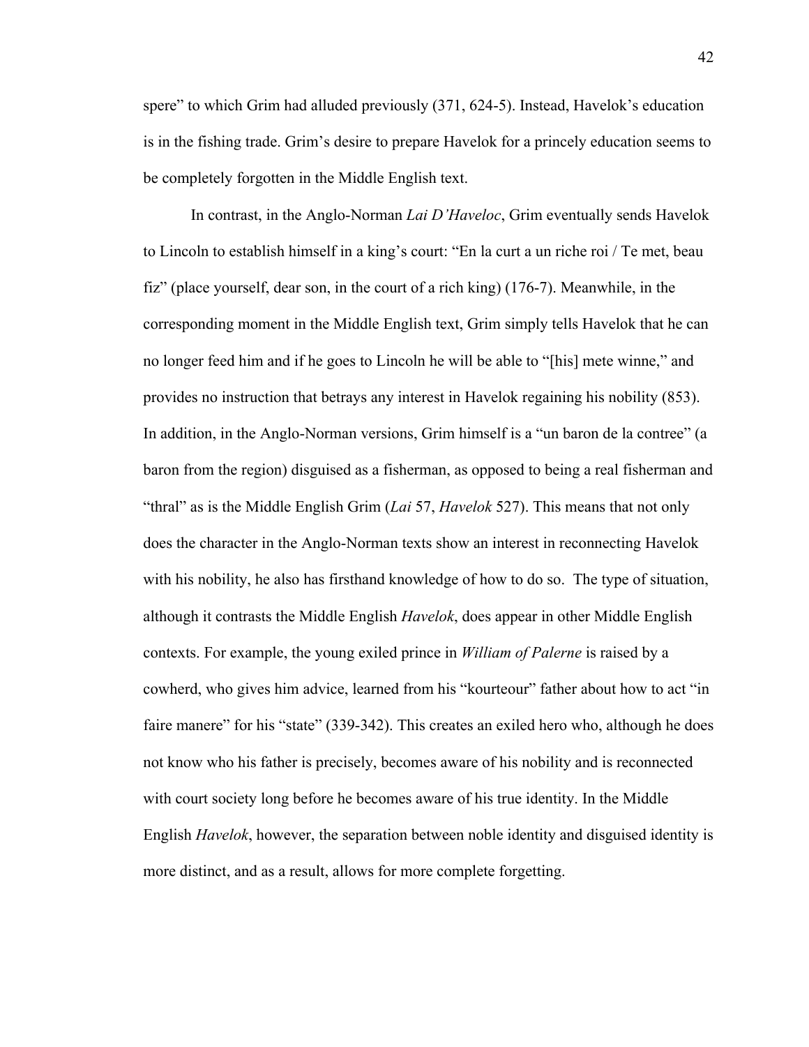spere" to which Grim had alluded previously (371, 624-5). Instead, Havelok's education is in the fishing trade. Grim's desire to prepare Havelok for a princely education seems to be completely forgotten in the Middle English text.

In contrast, in the Anglo-Norman *Lai D'Haveloc*, Grim eventually sends Havelok to Lincoln to establish himself in a king's court: "En la curt a un riche roi / Te met, beau fiz" (place yourself, dear son, in the court of a rich king) (176-7). Meanwhile, in the corresponding moment in the Middle English text, Grim simply tells Havelok that he can no longer feed him and if he goes to Lincoln he will be able to "[his] mete winne," and provides no instruction that betrays any interest in Havelok regaining his nobility (853). In addition, in the Anglo-Norman versions, Grim himself is a "un baron de la contree" (a baron from the region) disguised as a fisherman, as opposed to being a real fisherman and "thral" as is the Middle English Grim (*Lai* 57, *Havelok* 527). This means that not only does the character in the Anglo-Norman texts show an interest in reconnecting Havelok with his nobility, he also has firsthand knowledge of how to do so. The type of situation, although it contrasts the Middle English *Havelok*, does appear in other Middle English contexts. For example, the young exiled prince in *William of Palerne* is raised by a cowherd, who gives him advice, learned from his "kourteour" father about how to act "in faire manere" for his "state" (339-342). This creates an exiled hero who, although he does not know who his father is precisely, becomes aware of his nobility and is reconnected with court society long before he becomes aware of his true identity. In the Middle English *Havelok*, however, the separation between noble identity and disguised identity is more distinct, and as a result, allows for more complete forgetting.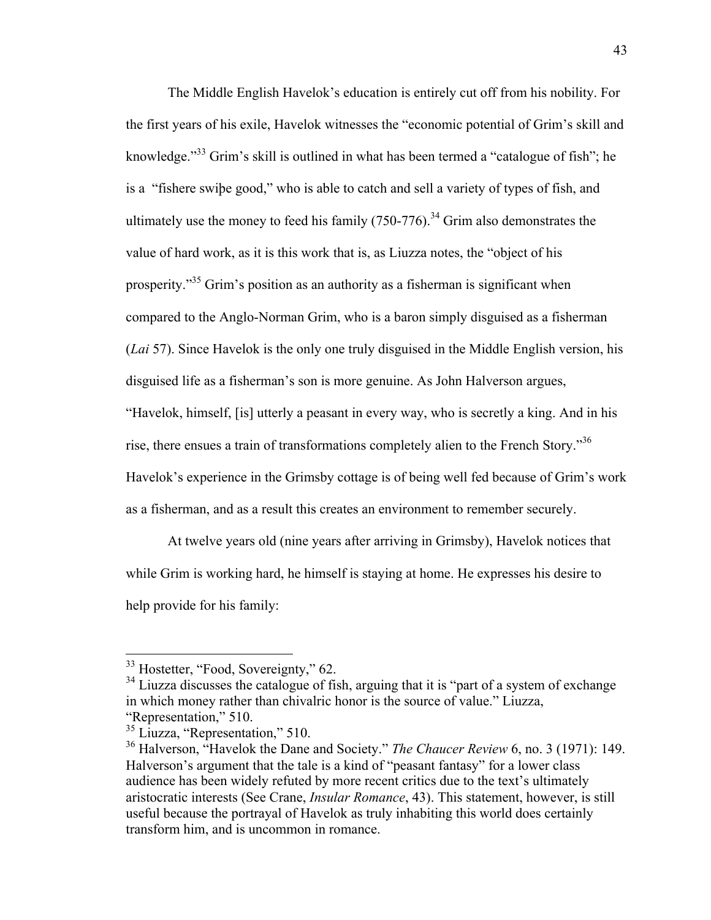The Middle English Havelok's education is entirely cut off from his nobility. For the first years of his exile, Havelok witnesses the "economic potential of Grim's skill and knowledge."[33] Grim's skill is outlined in what has been termed a "catalogue of fish"; he is a "fishere swiþe good," who is able to catch and sell a variety of types of fish, and ultimately use the money to feed his family (750-776).[34] Grim also demonstrates the value of hard work, as it is this work that is, as Liuzza notes, the "object of his prosperity."[35] Grim's position as an authority as a fisherman is significant when compared to the Anglo-Norman Grim, who is a baron simply disguised as a fisherman (*Lai* 57). Since Havelok is the only one truly disguised in the Middle English version, his disguised life as a fisherman's son is more genuine. As John Halverson argues, "Havelok, himself, [is] utterly a peasant in every way, who is secretly a king. And in his rise, there ensues a train of transformations completely alien to the French Story."[36] Havelok's experience in the Grimsby cottage is of being well fed because of Grim's work as a fisherman, and as a result this creates an environment to remember securely.

At twelve years old (nine years after arriving in Grimsby), Havelok notices that while Grim is working hard, he himself is staying at home. He expresses his desire to help provide for his family:

---

[33] Hostetter, "Food, Sovereignty," 62.

[34] Liuzza discusses the catalogue of fish, arguing that it is "part of a system of exchange in which money rather than chivalric honor is the source of value." Liuzza, "Representation," 510.

[35] Liuzza, "Representation," 510.

[36] Halverson, "Havelok the Dane and Society." *The Chaucer Review* 6, no. 3 (1971): 149. Halverson's argument that the tale is a kind of "peasant fantasy" for a lower class audience has been widely refuted by more recent critics due to the text's ultimately aristocratic interests (See Crane, *Insular Romance*, 43). This statement, however, is still useful because the portrayal of Havelok as truly inhabiting this world does certainly transform him, and is uncommon in romance.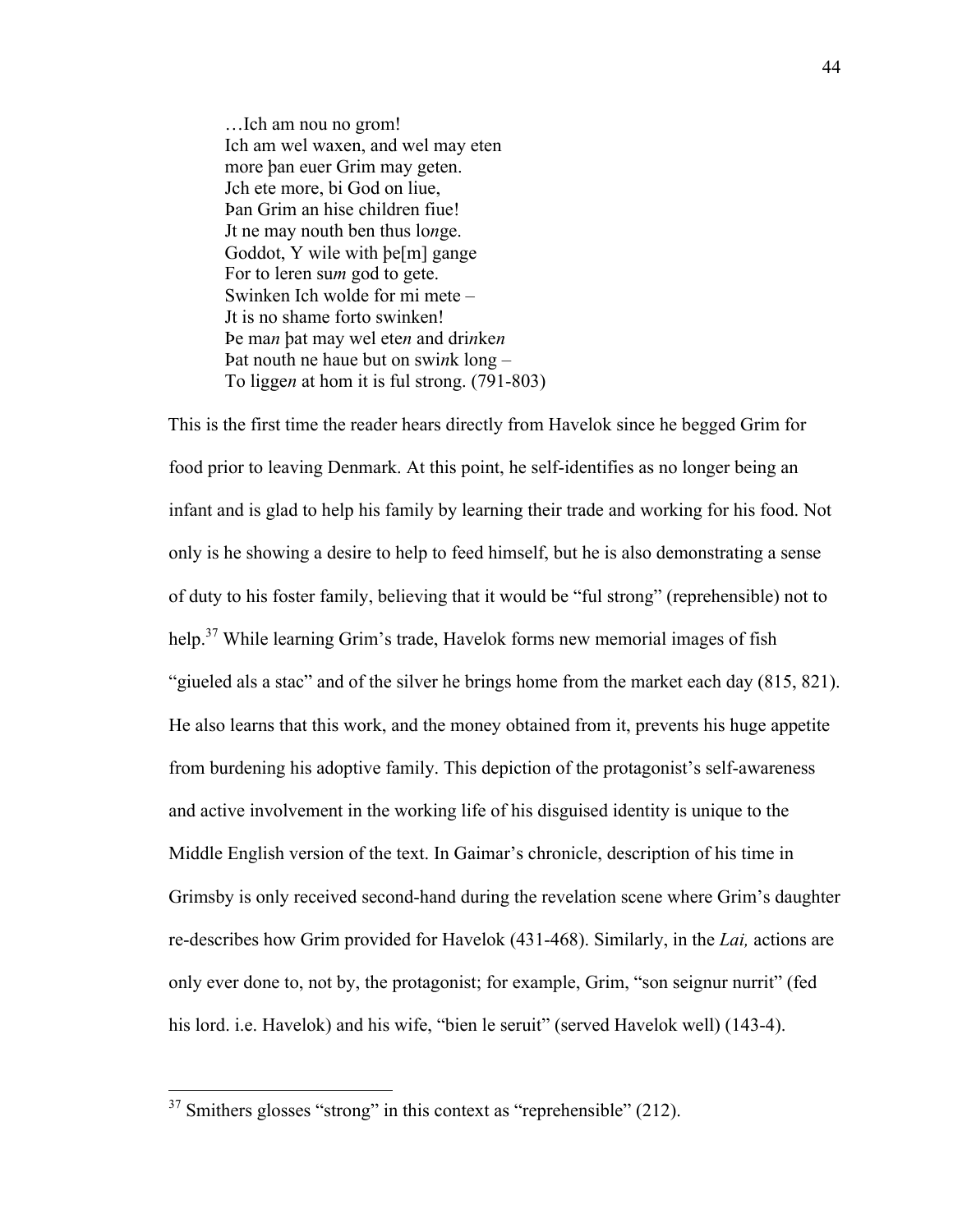> …Ich am nou no grom!
> Ich am wel waxen, and wel may eten
> more þan euer Grim may geten.
> Jch ete more, bi God on liue,
> Þan Grim an hise children fiue!
> Jt ne may nouth ben thus lo*n*ge.
> Goddot, Y wile with þe[m] gange
> For to leren su*m* god to gete.
> Swinken Ich wolde for mi mete –
> Jt is no shame forto swinken!
> Þe ma*n* þat may wel ete*n* and dri*n*ke*n*
> Þat nouth ne haue but on swi*n*k long –
> To ligge*n* at hom it is ful strong. (791-803)

This is the first time the reader hears directly from Havelok since he begged Grim for food prior to leaving Denmark. At this point, he self-identifies as no longer being an infant and is glad to help his family by learning their trade and working for his food. Not only is he showing a desire to help to feed himself, but he is also demonstrating a sense of duty to his foster family, believing that it would be "ful strong" (reprehensible) not to help.[37] While learning Grim's trade, Havelok forms new memorial images of fish "giueled als a stac" and of the silver he brings home from the market each day (815, 821). He also learns that this work, and the money obtained from it, prevents his huge appetite from burdening his adoptive family. This depiction of the protagonist's self-awareness and active involvement in the working life of his disguised identity is unique to the Middle English version of the text. In Gaimar's chronicle, description of his time in Grimsby is only received second-hand during the revelation scene where Grim's daughter re-describes how Grim provided for Havelok (431-468). Similarly, in the *Lai,* actions are only ever done to, not by, the protagonist; for example, Grim, "son seignur nurrit" (fed his lord. i.e. Havelok) and his wife, "bien le seruit" (served Havelok well) (143-4).

---

[37] Smithers glosses "strong" in this context as "reprehensible" (212).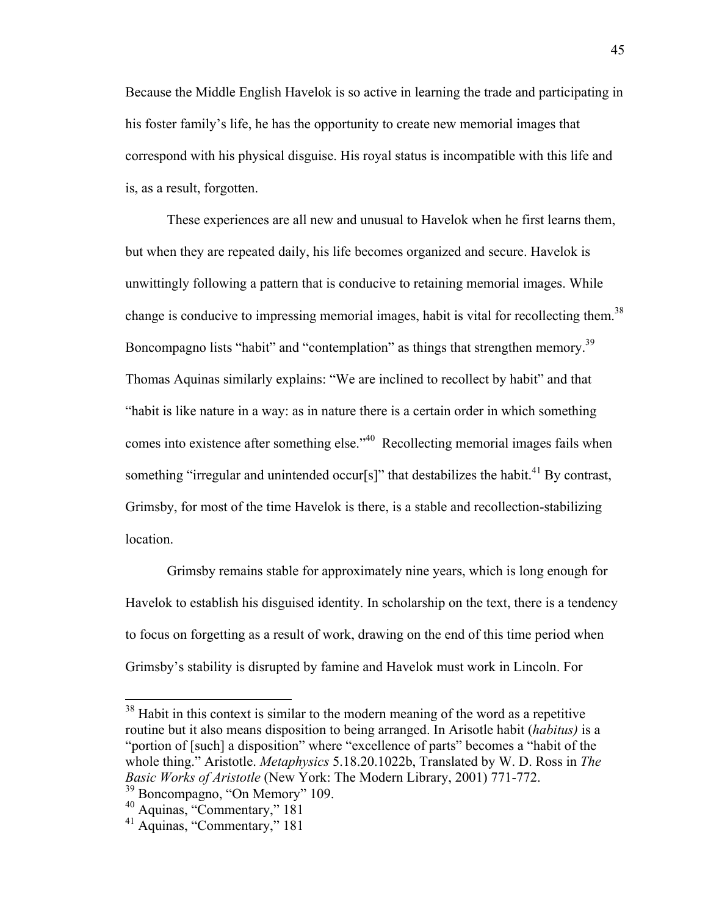Because the Middle English Havelok is so active in learning the trade and participating in his foster family's life, he has the opportunity to create new memorial images that correspond with his physical disguise. His royal status is incompatible with this life and is, as a result, forgotten.

These experiences are all new and unusual to Havelok when he first learns them, but when they are repeated daily, his life becomes organized and secure. Havelok is unwittingly following a pattern that is conducive to retaining memorial images. While change is conducive to impressing memorial images, habit is vital for recollecting them.[38] Boncompagno lists "habit" and "contemplation" as things that strengthen memory.[39] Thomas Aquinas similarly explains: "We are inclined to recollect by habit" and that "habit is like nature in a way: as in nature there is a certain order in which something comes into existence after something else."[40] Recollecting memorial images fails when something "irregular and unintended occur[s]" that destabilizes the habit.[41] By contrast, Grimsby, for most of the time Havelok is there, is a stable and recollection-stabilizing location.

Grimsby remains stable for approximately nine years, which is long enough for Havelok to establish his disguised identity. In scholarship on the text, there is a tendency to focus on forgetting as a result of work, drawing on the end of this time period when Grimsby's stability is disrupted by famine and Havelok must work in Lincoln. For

---

[38] Habit in this context is similar to the modern meaning of the word as a repetitive routine but it also means disposition to being arranged. In Arisotle habit (*habitus)* is a "portion of [such] a disposition" where "excellence of parts" becomes a "habit of the whole thing." Aristotle. *Metaphysics* 5.18.20.1022b, Translated by W. D. Ross in *The Basic Works of Aristotle* (New York: The Modern Library, 2001) 771-772.

[39] Boncompagno, "On Memory" 109.

[40] Aquinas, "Commentary," 181

[41] Aquinas, "Commentary," 181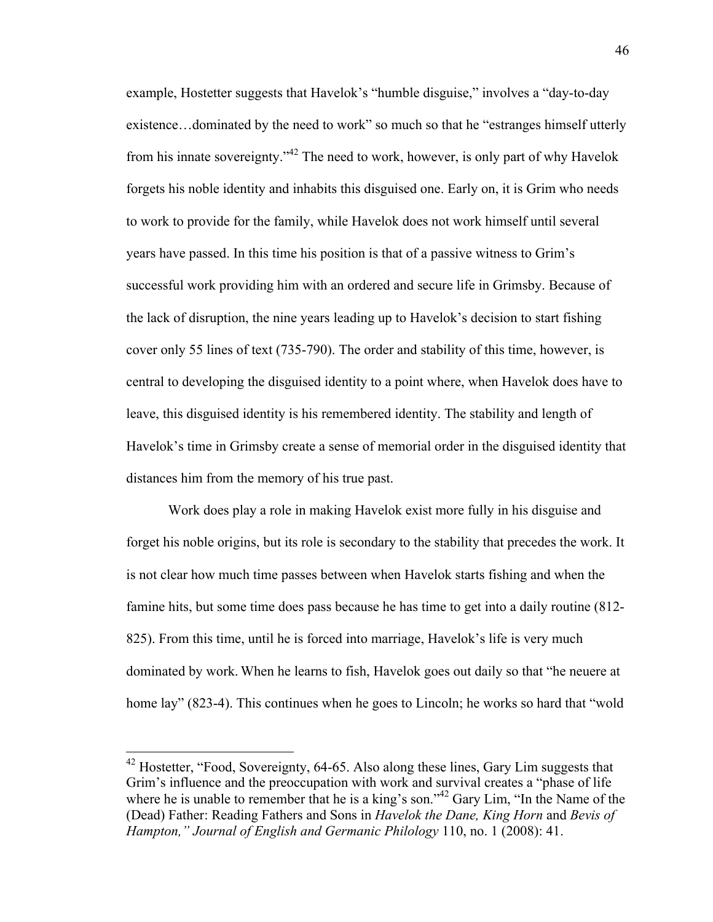example, Hostetter suggests that Havelok's "humble disguise," involves a "day-to-day existence…dominated by the need to work" so much so that he "estranges himself utterly from his innate sovereignty."[42] The need to work, however, is only part of why Havelok forgets his noble identity and inhabits this disguised one. Early on, it is Grim who needs to work to provide for the family, while Havelok does not work himself until several years have passed. In this time his position is that of a passive witness to Grim's successful work providing him with an ordered and secure life in Grimsby. Because of the lack of disruption, the nine years leading up to Havelok's decision to start fishing cover only 55 lines of text (735-790). The order and stability of this time, however, is central to developing the disguised identity to a point where, when Havelok does have to leave, this disguised identity is his remembered identity. The stability and length of Havelok's time in Grimsby create a sense of memorial order in the disguised identity that distances him from the memory of his true past.

Work does play a role in making Havelok exist more fully in his disguise and forget his noble origins, but its role is secondary to the stability that precedes the work. It is not clear how much time passes between when Havelok starts fishing and when the famine hits, but some time does pass because he has time to get into a daily routine (812-825). From this time, until he is forced into marriage, Havelok's life is very much dominated by work. When he learns to fish, Havelok goes out daily so that "he neuere at home lay" (823-4). This continues when he goes to Lincoln; he works so hard that "wold

---

[42] Hostetter, "Food, Sovereignty, 64-65. Also along these lines, Gary Lim suggests that Grim's influence and the preoccupation with work and survival creates a "phase of life where he is unable to remember that he is a king's son."[42] Gary Lim, "In the Name of the (Dead) Father: Reading Fathers and Sons in *Havelok the Dane, King Horn* and *Bevis of Hampton," Journal of English and Germanic Philology* 110, no. 1 (2008): 41.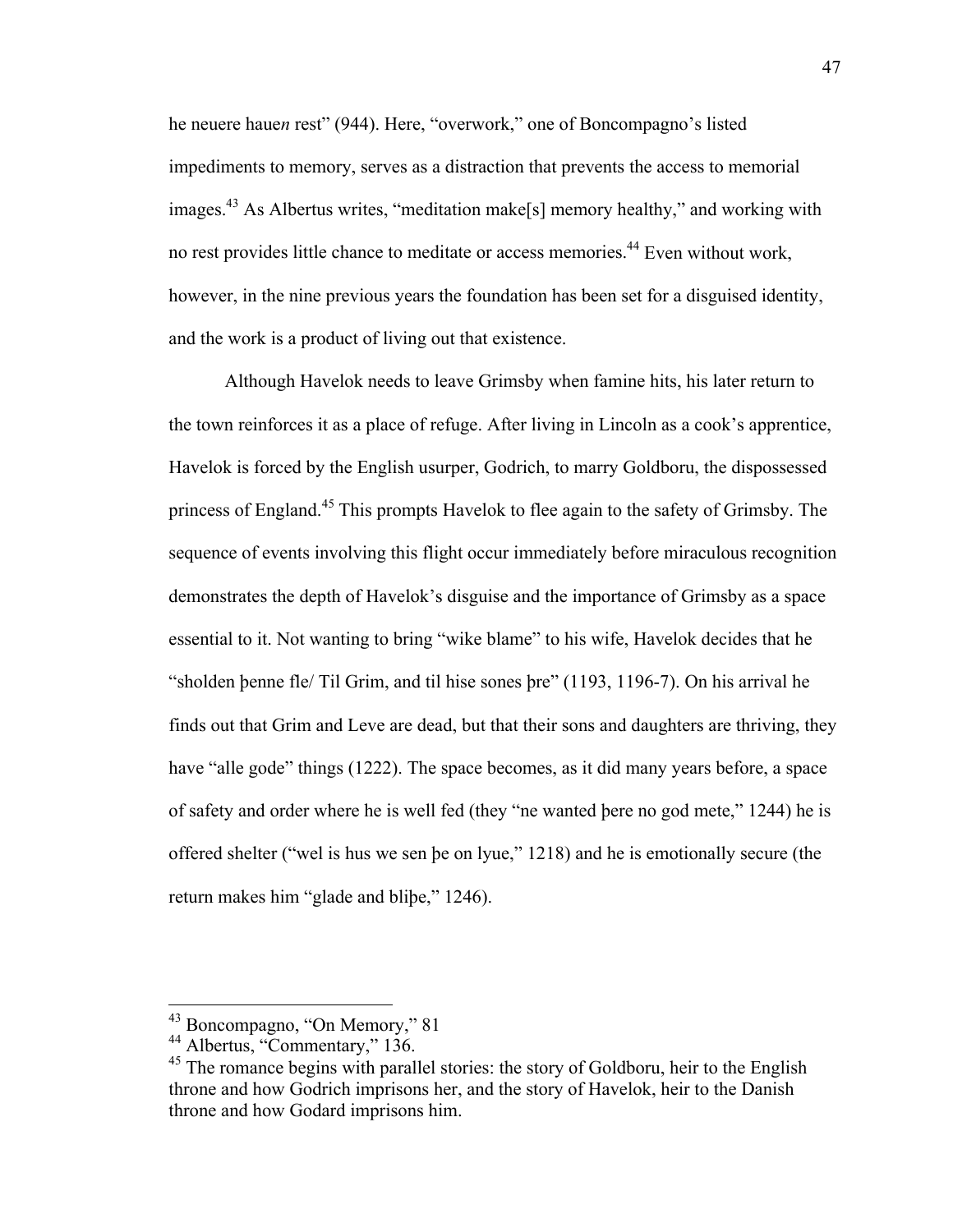he neuere haue*n* rest" (944). Here, "overwork," one of Boncompagno's listed impediments to memory, serves as a distraction that prevents the access to memorial images.[43] As Albertus writes, "meditation make[s] memory healthy," and working with no rest provides little chance to meditate or access memories.[44] Even without work, however, in the nine previous years the foundation has been set for a disguised identity, and the work is a product of living out that existence.

Although Havelok needs to leave Grimsby when famine hits, his later return to the town reinforces it as a place of refuge. After living in Lincoln as a cook's apprentice, Havelok is forced by the English usurper, Godrich, to marry Goldboru, the dispossessed princess of England.[45] This prompts Havelok to flee again to the safety of Grimsby. The sequence of events involving this flight occur immediately before miraculous recognition demonstrates the depth of Havelok's disguise and the importance of Grimsby as a space essential to it. Not wanting to bring "wike blame" to his wife, Havelok decides that he "sholden þenne fle/ Til Grim, and til hise sones þre" (1193, 1196-7). On his arrival he finds out that Grim and Leve are dead, but that their sons and daughters are thriving, they have "alle gode" things (1222). The space becomes, as it did many years before, a space of safety and order where he is well fed (they "ne wanted þere no god mete," 1244) he is offered shelter ("wel is hus we sen þe on lyue," 1218) and he is emotionally secure (the return makes him "glade and bliþe," 1246).

---

[43] Boncompagno, "On Memory," 81

[44] Albertus, "Commentary," 136.

[45] The romance begins with parallel stories: the story of Goldboru, heir to the English throne and how Godrich imprisons her, and the story of Havelok, heir to the Danish throne and how Godard imprisons him.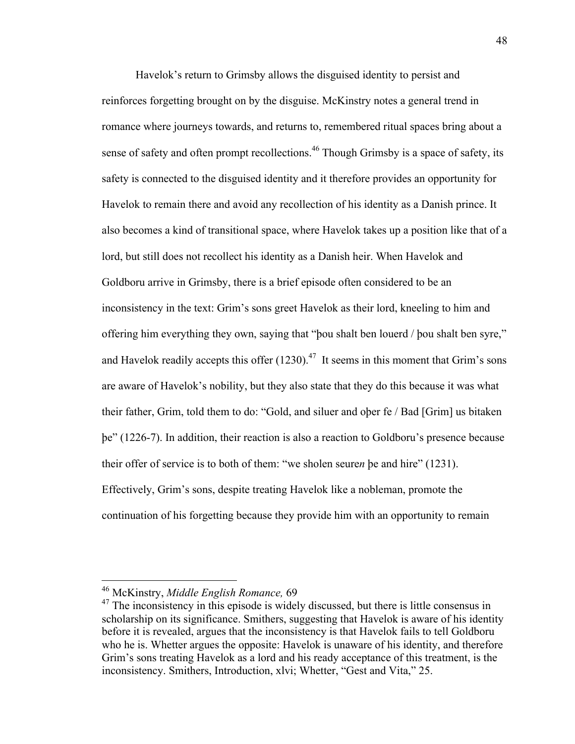Havelok's return to Grimsby allows the disguised identity to persist and reinforces forgetting brought on by the disguise. McKinstry notes a general trend in romance where journeys towards, and returns to, remembered ritual spaces bring about a sense of safety and often prompt recollections.[46] Though Grimsby is a space of safety, its safety is connected to the disguised identity and it therefore provides an opportunity for Havelok to remain there and avoid any recollection of his identity as a Danish prince. It also becomes a kind of transitional space, where Havelok takes up a position like that of a lord, but still does not recollect his identity as a Danish heir. When Havelok and Goldboru arrive in Grimsby, there is a brief episode often considered to be an inconsistency in the text: Grim's sons greet Havelok as their lord, kneeling to him and offering him everything they own, saying that "þou shalt ben louerd / þou shalt ben syre," and Havelok readily accepts this offer (1230).[47] It seems in this moment that Grim's sons are aware of Havelok's nobility, but they also state that they do this because it was what their father, Grim, told them to do: "Gold, and siluer and oþer fe / Bad [Grim] us bitaken þe" (1226-7). In addition, their reaction is also a reaction to Goldboru's presence because their offer of service is to both of them: "we sholen seure*n* þe and hire" (1231). Effectively, Grim's sons, despite treating Havelok like a nobleman, promote the continuation of his forgetting because they provide him with an opportunity to remain

---

[46] McKinstry, *Middle English Romance,* 69

[47] The inconsistency in this episode is widely discussed, but there is little consensus in scholarship on its significance. Smithers, suggesting that Havelok is aware of his identity before it is revealed, argues that the inconsistency is that Havelok fails to tell Goldboru who he is. Whetter argues the opposite: Havelok is unaware of his identity, and therefore Grim's sons treating Havelok as a lord and his ready acceptance of this treatment, is the inconsistency. Smithers, Introduction, xlvi; Whetter, "Gest and Vita," 25.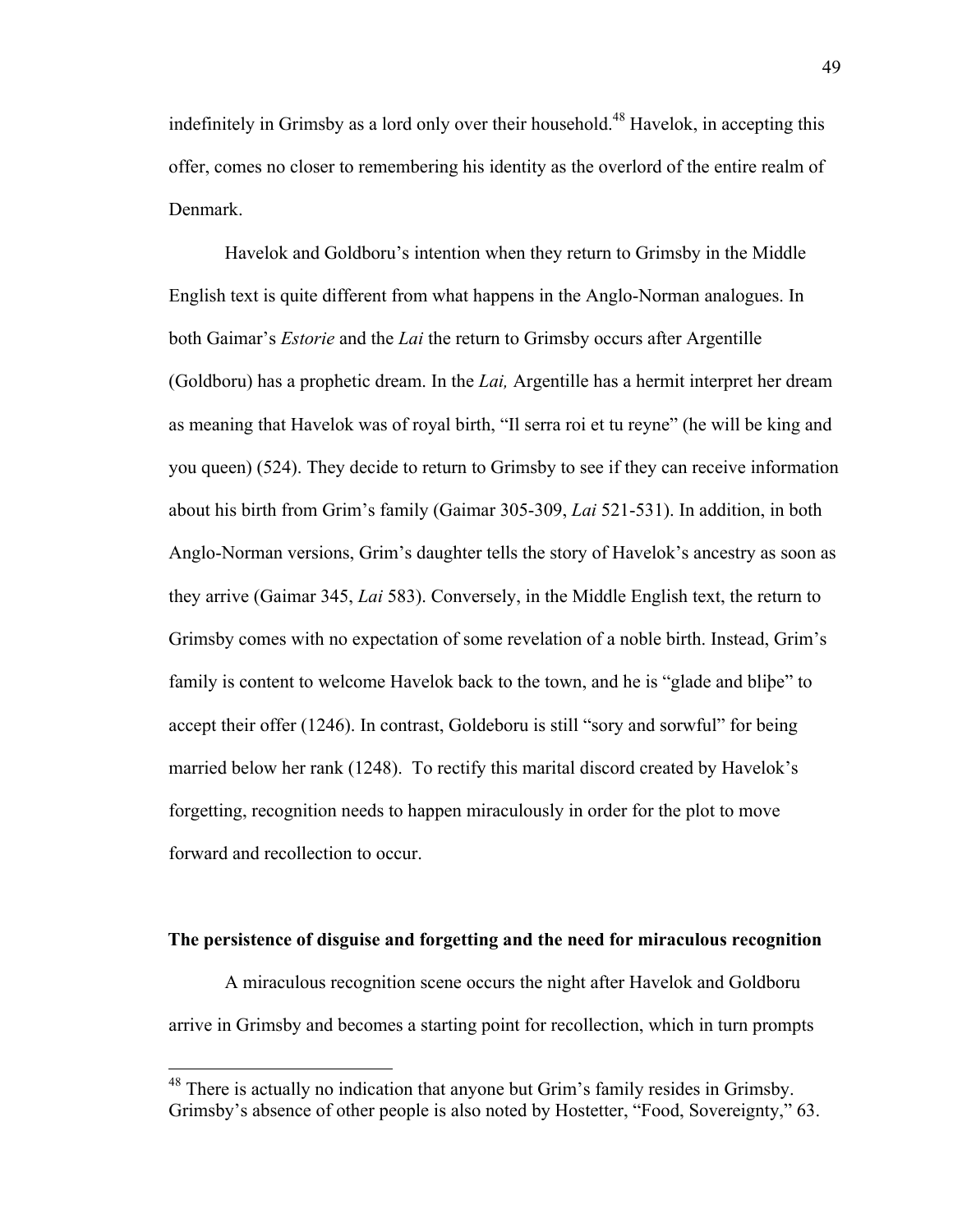indefinitely in Grimsby as a lord only over their household.[48] Havelok, in accepting this offer, comes no closer to remembering his identity as the overlord of the entire realm of Denmark.

Havelok and Goldboru's intention when they return to Grimsby in the Middle English text is quite different from what happens in the Anglo-Norman analogues. In both Gaimar's *Estorie* and the *Lai* the return to Grimsby occurs after Argentille (Goldboru) has a prophetic dream. In the *Lai,* Argentille has a hermit interpret her dream as meaning that Havelok was of royal birth, "Il serra roi et tu reyne" (he will be king and you queen) (524). They decide to return to Grimsby to see if they can receive information about his birth from Grim's family (Gaimar 305-309, *Lai* 521-531). In addition, in both Anglo-Norman versions, Grim's daughter tells the story of Havelok's ancestry as soon as they arrive (Gaimar 345, *Lai* 583). Conversely, in the Middle English text, the return to Grimsby comes with no expectation of some revelation of a noble birth. Instead, Grim's family is content to welcome Havelok back to the town, and he is "glade and bliþe" to accept their offer (1246). In contrast, Goldeboru is still "sory and sorwful" for being married below her rank (1248). To rectify this marital discord created by Havelok's forgetting, recognition needs to happen miraculously in order for the plot to move forward and recollection to occur.

**The persistence of disguise and forgetting and the need for miraculous recognition**

A miraculous recognition scene occurs the night after Havelok and Goldboru arrive in Grimsby and becomes a starting point for recollection, which in turn prompts

[48] There is actually no indication that anyone but Grim's family resides in Grimsby. Grimsby's absence of other people is also noted by Hostetter, "Food, Sovereignty," 63.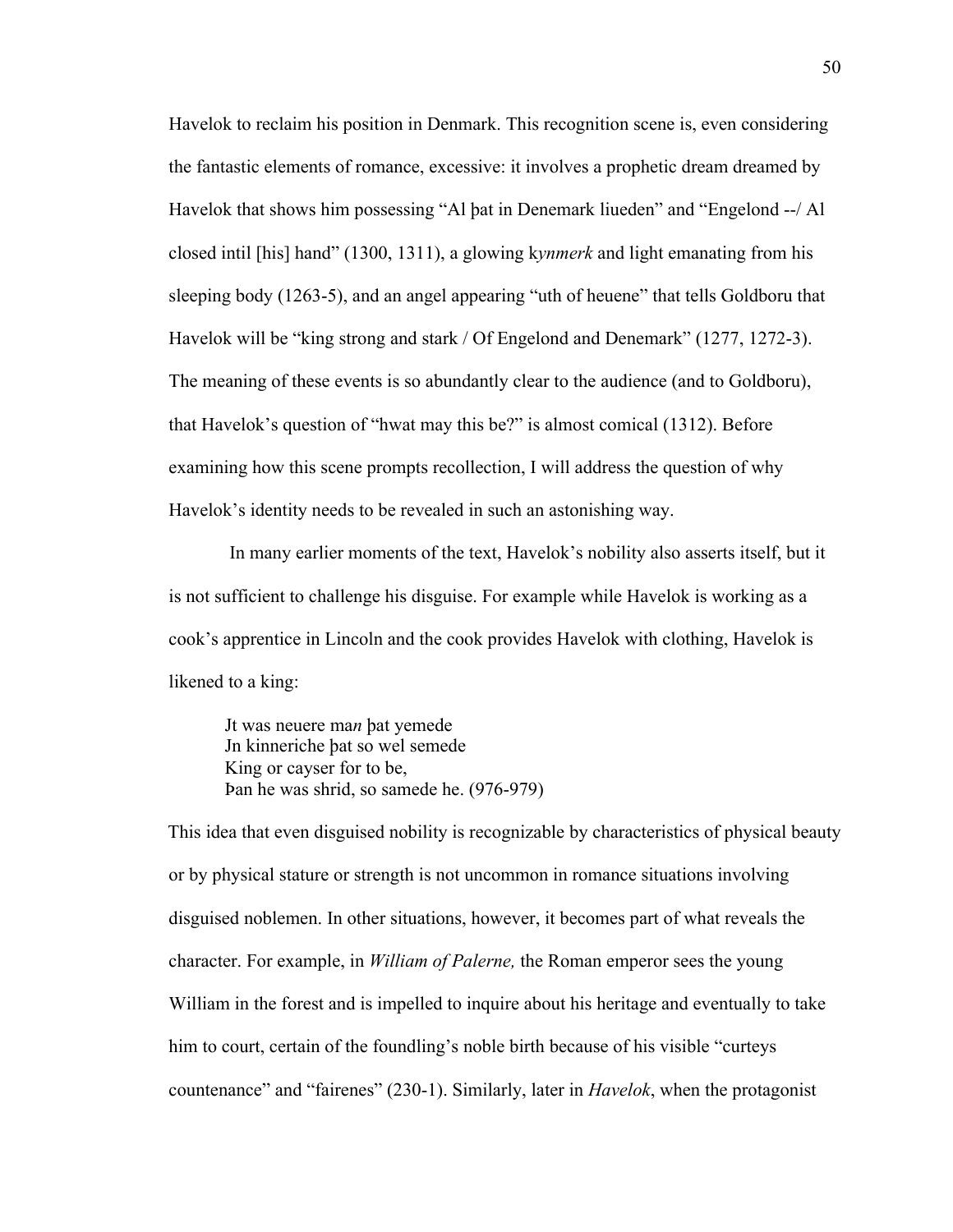Havelok to reclaim his position in Denmark. This recognition scene is, even considering the fantastic elements of romance, excessive: it involves a prophetic dream dreamed by Havelok that shows him possessing "Al þat in Denemark liueden" and "Engelond --/ Al closed intil [his] hand" (1300, 1311), a glowing k*ynmerk* and light emanating from his sleeping body (1263-5), and an angel appearing "uth of heuene" that tells Goldboru that Havelok will be "king strong and stark / Of Engelond and Denemark" (1277, 1272-3). The meaning of these events is so abundantly clear to the audience (and to Goldboru), that Havelok's question of "hwat may this be?" is almost comical (1312). Before examining how this scene prompts recollection, I will address the question of why Havelok's identity needs to be revealed in such an astonishing way.

In many earlier moments of the text, Havelok's nobility also asserts itself, but it is not sufficient to challenge his disguise. For example while Havelok is working as a cook's apprentice in Lincoln and the cook provides Havelok with clothing, Havelok is likened to a king:

> Jt was neuere ma*n* þat yemede
> Jn kinneriche þat so wel semede
> King or cayser for to be,
> Þan he was shrid, so samede he. (976-979)

This idea that even disguised nobility is recognizable by characteristics of physical beauty or by physical stature or strength is not uncommon in romance situations involving disguised noblemen. In other situations, however, it becomes part of what reveals the character. For example, in *William of Palerne,* the Roman emperor sees the young William in the forest and is impelled to inquire about his heritage and eventually to take him to court, certain of the foundling's noble birth because of his visible "curteys countenance" and "fairenes" (230-1). Similarly, later in *Havelok*, when the protagonist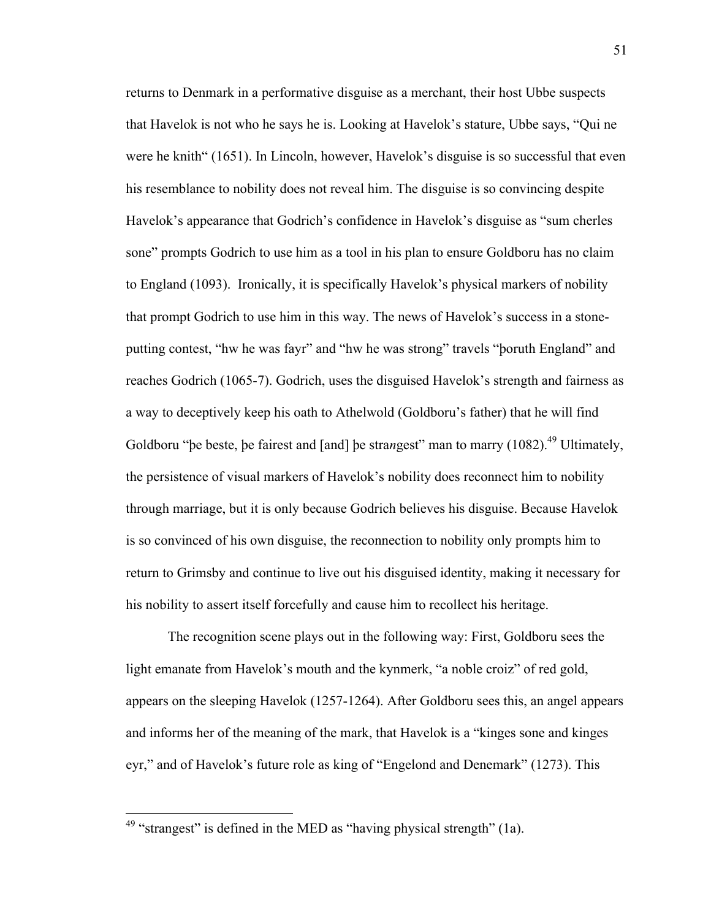returns to Denmark in a performative disguise as a merchant, their host Ubbe suspects that Havelok is not who he says he is. Looking at Havelok's stature, Ubbe says, "Qui ne were he knith" (1651). In Lincoln, however, Havelok's disguise is so successful that even his resemblance to nobility does not reveal him. The disguise is so convincing despite Havelok's appearance that Godrich's confidence in Havelok's disguise as "sum cherles sone" prompts Godrich to use him as a tool in his plan to ensure Goldboru has no claim to England (1093). Ironically, it is specifically Havelok's physical markers of nobility that prompt Godrich to use him in this way. The news of Havelok's success in a stone-putting contest, "hw he was fayr" and "hw he was strong" travels "þoruth England" and reaches Godrich (1065-7). Godrich, uses the disguised Havelok's strength and fairness as a way to deceptively keep his oath to Athelwold (Goldboru's father) that he will find Goldboru "þe beste, þe fairest and [and] þe stra*n*gest" man to marry (1082).[49] Ultimately, the persistence of visual markers of Havelok's nobility does reconnect him to nobility through marriage, but it is only because Godrich believes his disguise. Because Havelok is so convinced of his own disguise, the reconnection to nobility only prompts him to return to Grimsby and continue to live out his disguised identity, making it necessary for his nobility to assert itself forcefully and cause him to recollect his heritage.

The recognition scene plays out in the following way: First, Goldboru sees the light emanate from Havelok's mouth and the kynmerk, "a noble croiz" of red gold, appears on the sleeping Havelok (1257-1264). After Goldboru sees this, an angel appears and informs her of the meaning of the mark, that Havelok is a "kinges sone and kinges eyr," and of Havelok's future role as king of "Engelond and Denemark" (1273). This

[49] "strangest" is defined in the MED as "having physical strength" (1a).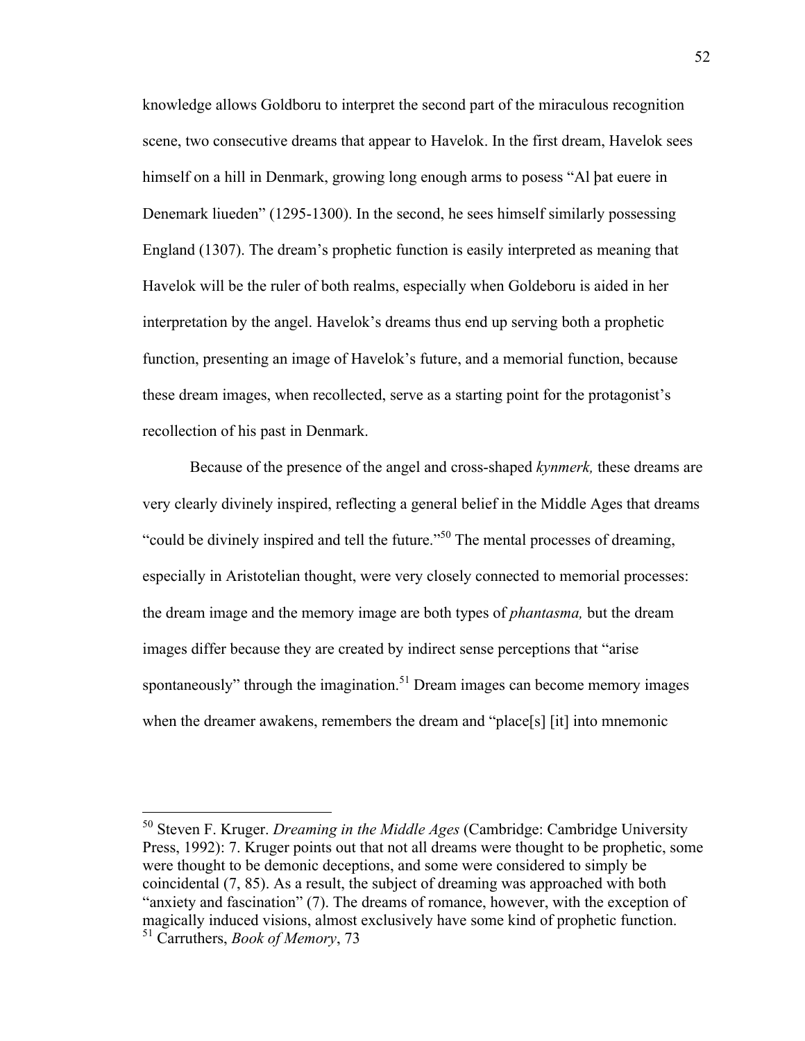knowledge allows Goldboru to interpret the second part of the miraculous recognition scene, two consecutive dreams that appear to Havelok. In the first dream, Havelok sees himself on a hill in Denmark, growing long enough arms to posess "Al þat euere in Denemark liueden" (1295-1300). In the second, he sees himself similarly possessing England (1307). The dream's prophetic function is easily interpreted as meaning that Havelok will be the ruler of both realms, especially when Goldeboru is aided in her interpretation by the angel. Havelok's dreams thus end up serving both a prophetic function, presenting an image of Havelok's future, and a memorial function, because these dream images, when recollected, serve as a starting point for the protagonist's recollection of his past in Denmark.

Because of the presence of the angel and cross-shaped *kynmerk,* these dreams are very clearly divinely inspired, reflecting a general belief in the Middle Ages that dreams "could be divinely inspired and tell the future."[50] The mental processes of dreaming, especially in Aristotelian thought, were very closely connected to memorial processes: the dream image and the memory image are both types of *phantasma,* but the dream images differ because they are created by indirect sense perceptions that "arise spontaneously" through the imagination.[51] Dream images can become memory images when the dreamer awakens, remembers the dream and "place[s] [it] into mnemonic

---

[50] Steven F. Kruger. *Dreaming in the Middle Ages* (Cambridge: Cambridge University Press, 1992): 7. Kruger points out that not all dreams were thought to be prophetic, some were thought to be demonic deceptions, and some were considered to simply be coincidental (7, 85). As a result, the subject of dreaming was approached with both "anxiety and fascination" (7). The dreams of romance, however, with the exception of magically induced visions, almost exclusively have some kind of prophetic function.

[51] Carruthers, *Book of Memory*, 73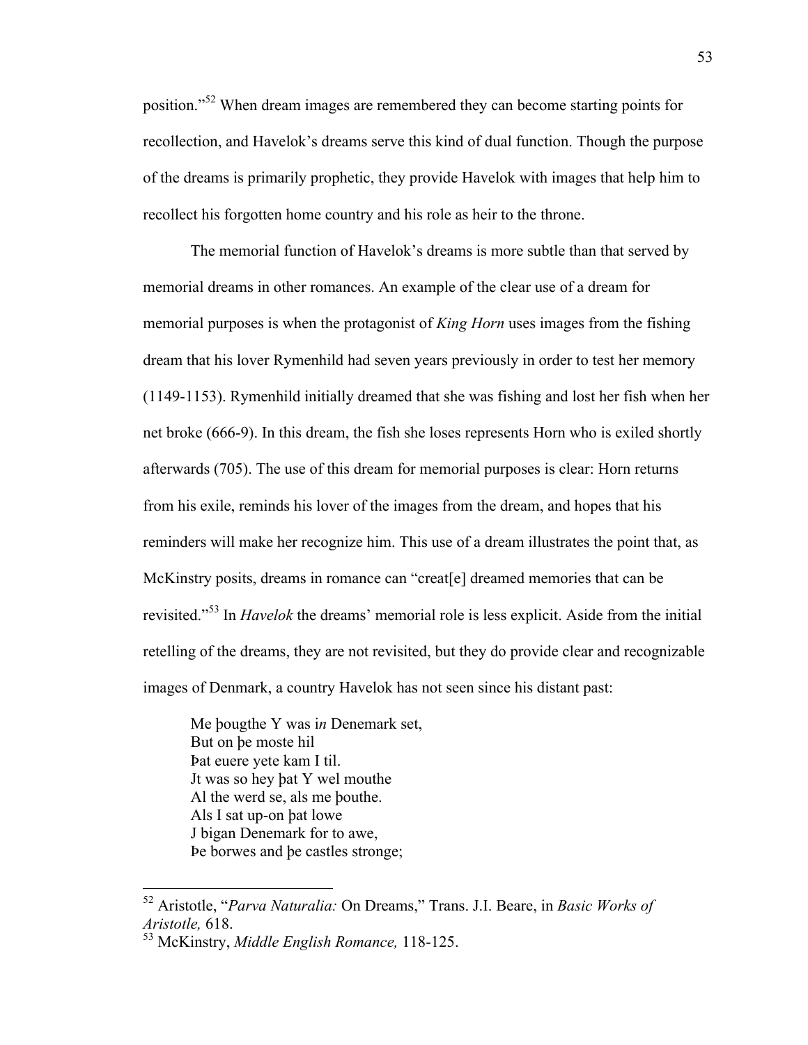position."[52] When dream images are remembered they can become starting points for recollection, and Havelok's dreams serve this kind of dual function. Though the purpose of the dreams is primarily prophetic, they provide Havelok with images that help him to recollect his forgotten home country and his role as heir to the throne.

The memorial function of Havelok's dreams is more subtle than that served by memorial dreams in other romances. An example of the clear use of a dream for memorial purposes is when the protagonist of *King Horn* uses images from the fishing dream that his lover Rymenhild had seven years previously in order to test her memory (1149-1153). Rymenhild initially dreamed that she was fishing and lost her fish when her net broke (666-9). In this dream, the fish she loses represents Horn who is exiled shortly afterwards (705). The use of this dream for memorial purposes is clear: Horn returns from his exile, reminds his lover of the images from the dream, and hopes that his reminders will make her recognize him. This use of a dream illustrates the point that, as McKinstry posits, dreams in romance can "creat[e] dreamed memories that can be revisited."[53] In *Havelok* the dreams' memorial role is less explicit. Aside from the initial retelling of the dreams, they are not revisited, but they do provide clear and recognizable images of Denmark, a country Havelok has not seen since his distant past:

> Me þougthe Y was i*n* Denemark set,  
> But on þe moste hil  
> Þat euere yete kam I til.  
> Jt was so hey þat Y wel mouthe  
> Al the werd se, als me þouthe.  
> Als I sat up-on þat lowe  
> J bigan Denemark for to awe,  
> Þe borwes and þe castles stronge;

---

[52] Aristotle, "*Parva Naturalia:* On Dreams," Trans. J.I. Beare, in *Basic Works of Aristotle,* 618.

[53] McKinstry, *Middle English Romance,* 118-125.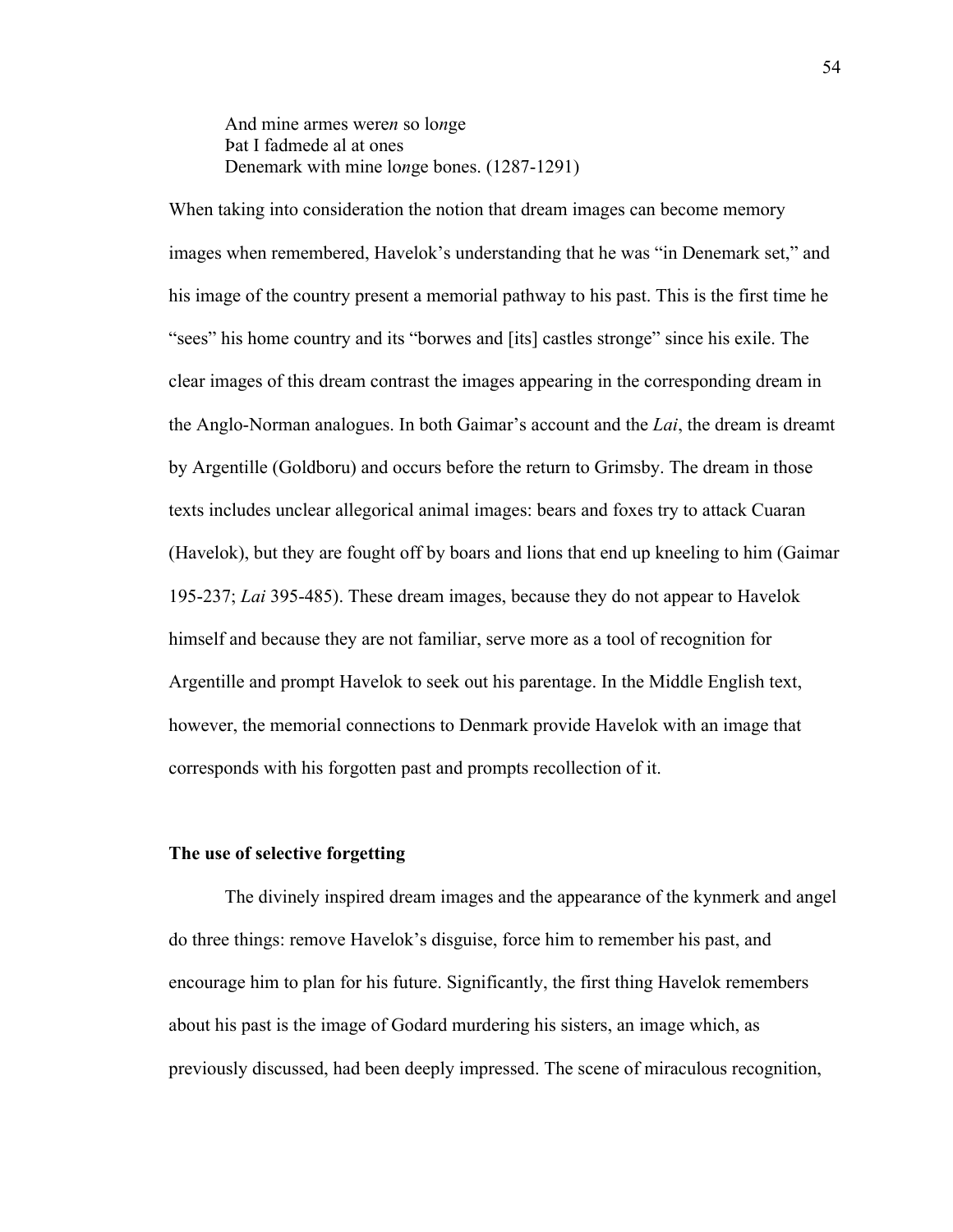And mine armes were*n* so lo*n*ge  
Þat I fadmede al at ones  
Denemark with mine lo*n*ge bones. (1287-1291)

When taking into consideration the notion that dream images can become memory images when remembered, Havelok's understanding that he was "in Denemark set," and his image of the country present a memorial pathway to his past. This is the first time he "sees" his home country and its "borwes and [its] castles stronge" since his exile. The clear images of this dream contrast the images appearing in the corresponding dream in the Anglo-Norman analogues. In both Gaimar's account and the *Lai*, the dream is dreamt by Argentille (Goldboru) and occurs before the return to Grimsby. The dream in those texts includes unclear allegorical animal images: bears and foxes try to attack Cuaran (Havelok), but they are fought off by boars and lions that end up kneeling to him (Gaimar 195-237; *Lai* 395-485). These dream images, because they do not appear to Havelok himself and because they are not familiar, serve more as a tool of recognition for Argentille and prompt Havelok to seek out his parentage. In the Middle English text, however, the memorial connections to Denmark provide Havelok with an image that corresponds with his forgotten past and prompts recollection of it.

**The use of selective forgetting**

The divinely inspired dream images and the appearance of the kynmerk and angel do three things: remove Havelok's disguise, force him to remember his past, and encourage him to plan for his future. Significantly, the first thing Havelok remembers about his past is the image of Godard murdering his sisters, an image which, as previously discussed, had been deeply impressed. The scene of miraculous recognition,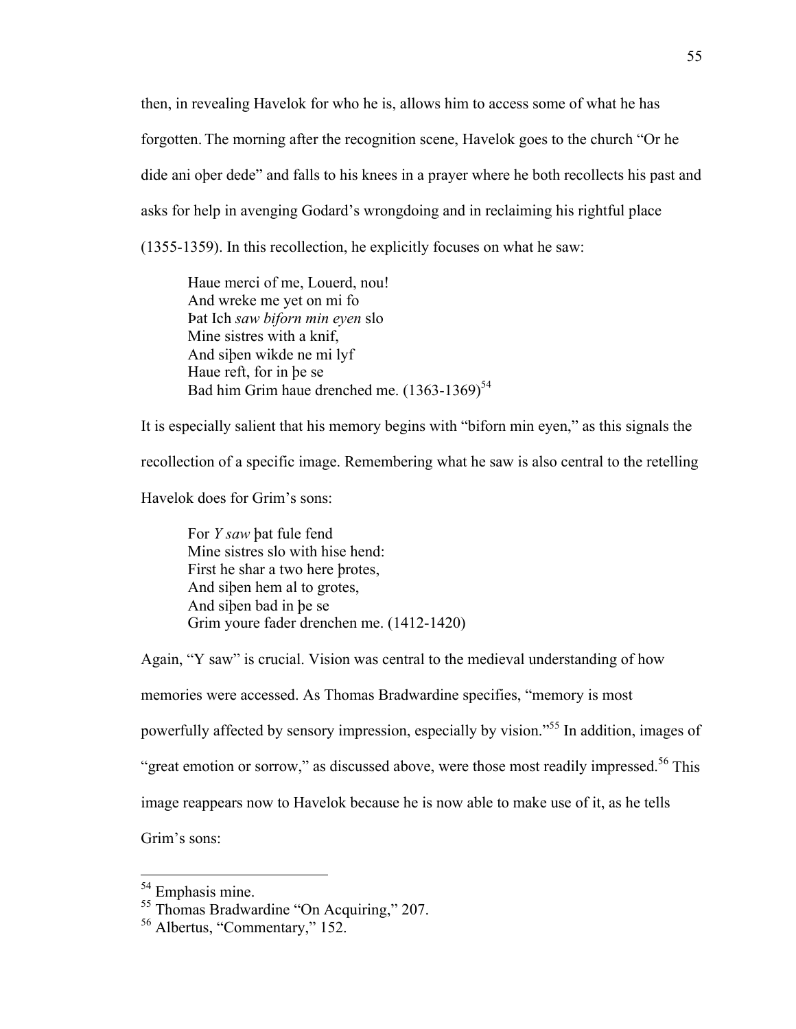then, in revealing Havelok for who he is, allows him to access some of what he has forgotten. The morning after the recognition scene, Havelok goes to the church "Or he dide ani oþer dede" and falls to his knees in a prayer where he both recollects his past and asks for help in avenging Godard's wrongdoing and in reclaiming his rightful place (1355-1359). In this recollection, he explicitly focuses on what he saw:

> Haue merci of me, Louerd, nou!
> And wreke me yet on mi fo
> Þat Ich *saw biforn min eyen* slo
> Mine sistres with a knif,
> And siþen wikde ne mi lyf
> Haue reft, for in þe se
> Bad him Grim haue drenched me. (1363-1369)[54]

It is especially salient that his memory begins with "biforn min eyen," as this signals the recollection of a specific image. Remembering what he saw is also central to the retelling Havelok does for Grim's sons:

> For *Y saw* þat fule fend
> Mine sistres slo with hise hend:
> First he shar a two here þrotes,
> And siþen hem al to grotes,
> And siþen bad in þe se
> Grim youre fader drenchen me. (1412-1420)

Again, "Y saw" is crucial. Vision was central to the medieval understanding of how memories were accessed. As Thomas Bradwardine specifies, "memory is most powerfully affected by sensory impression, especially by vision."[55] In addition, images of "great emotion or sorrow," as discussed above, were those most readily impressed.[56] This image reappears now to Havelok because he is now able to make use of it, as he tells Grim's sons:

---

[54] Emphasis mine.

[55] Thomas Bradwardine "On Acquiring," 207.

[56] Albertus, "Commentary," 152.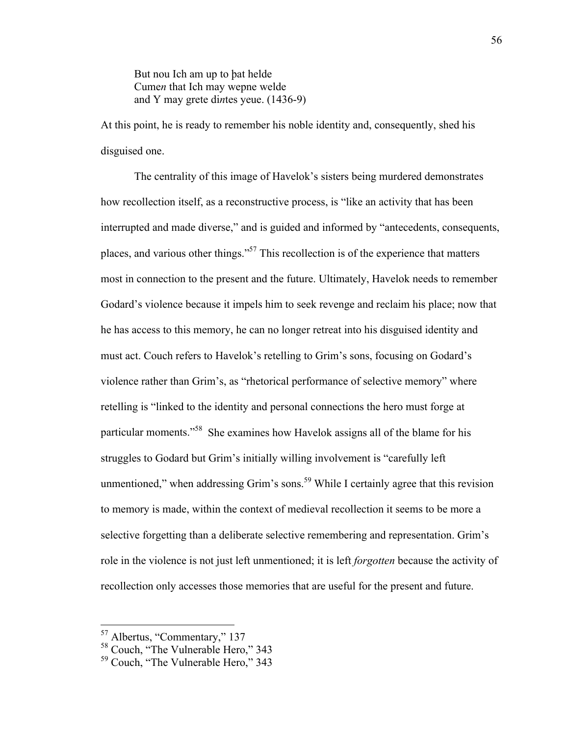> But nou Ich am up to þat helde
> Cume*n* that Ich may wepne welde
> and Y may grete di*n*tes yeue. (1436-9)

At this point, he is ready to remember his noble identity and, consequently, shed his disguised one.

The centrality of this image of Havelok's sisters being murdered demonstrates how recollection itself, as a reconstructive process, is "like an activity that has been interrupted and made diverse," and is guided and informed by "antecedents, consequents, places, and various other things."[57] This recollection is of the experience that matters most in connection to the present and the future. Ultimately, Havelok needs to remember Godard's violence because it impels him to seek revenge and reclaim his place; now that he has access to this memory, he can no longer retreat into his disguised identity and must act. Couch refers to Havelok's retelling to Grim's sons, focusing on Godard's violence rather than Grim's, as "rhetorical performance of selective memory" where retelling is "linked to the identity and personal connections the hero must forge at particular moments."[58] She examines how Havelok assigns all of the blame for his struggles to Godard but Grim's initially willing involvement is "carefully left unmentioned," when addressing Grim's sons.[59] While I certainly agree that this revision to memory is made, within the context of medieval recollection it seems to be more a selective forgetting than a deliberate selective remembering and representation. Grim's role in the violence is not just left unmentioned; it is left *forgotten* because the activity of recollection only accesses those memories that are useful for the present and future.

---

[57] Albertus, "Commentary," 137

[58] Couch, "The Vulnerable Hero," 343

[59] Couch, "The Vulnerable Hero," 343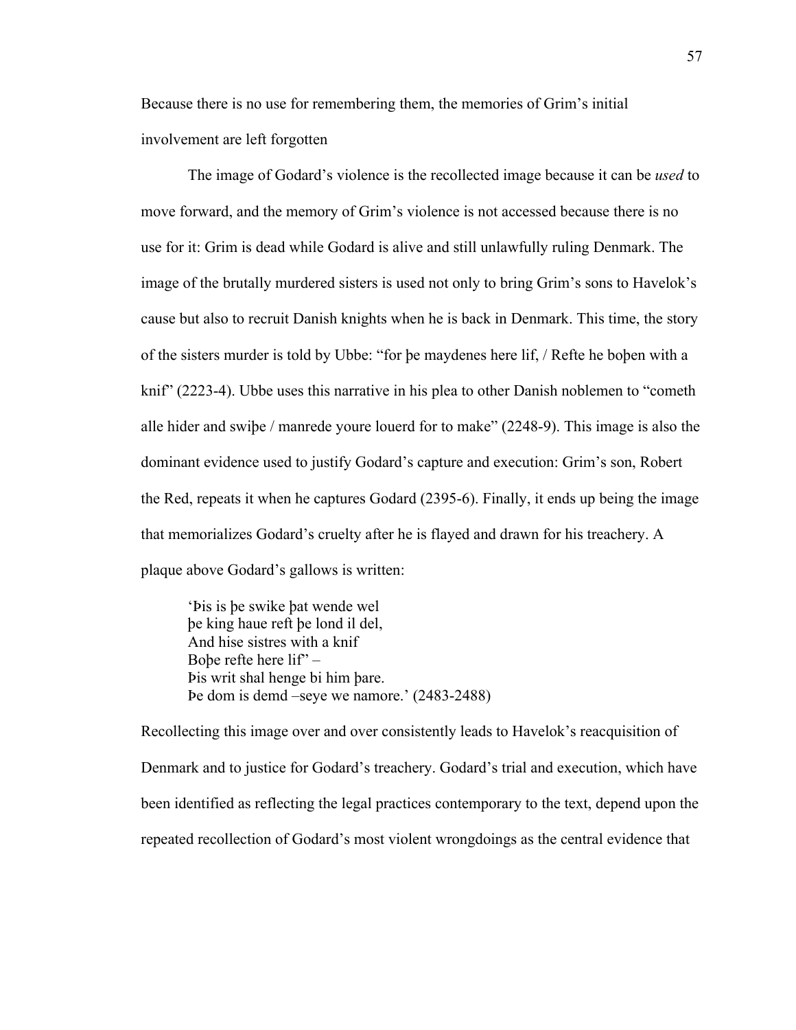Because there is no use for remembering them, the memories of Grim's initial involvement are left forgotten

The image of Godard's violence is the recollected image because it can be *used* to move forward, and the memory of Grim's violence is not accessed because there is no use for it: Grim is dead while Godard is alive and still unlawfully ruling Denmark. The image of the brutally murdered sisters is used not only to bring Grim's sons to Havelok's cause but also to recruit Danish knights when he is back in Denmark. This time, the story of the sisters murder is told by Ubbe: "for þe maydenes here lif, / Refte he boþen with a knif" (2223-4). Ubbe uses this narrative in his plea to other Danish noblemen to "cometh alle hider and swiþe / manrede youre louerd for to make" (2248-9). This image is also the dominant evidence used to justify Godard's capture and execution: Grim's son, Robert the Red, repeats it when he captures Godard (2395-6). Finally, it ends up being the image that memorializes Godard's cruelty after he is flayed and drawn for his treachery. A plaque above Godard's gallows is written:

> 'Þis is þe swike þat wende wel
> þe king haue reft þe lond il del,
> And hise sistres with a knif
> Boþe refte here lif" –
> Þis writ shal henge bi him þare.
> Þe dom is demd –seye we namore.' (2483-2488)

Recollecting this image over and over consistently leads to Havelok's reacquisition of Denmark and to justice for Godard's treachery. Godard's trial and execution, which have been identified as reflecting the legal practices contemporary to the text, depend upon the repeated recollection of Godard's most violent wrongdoings as the central evidence that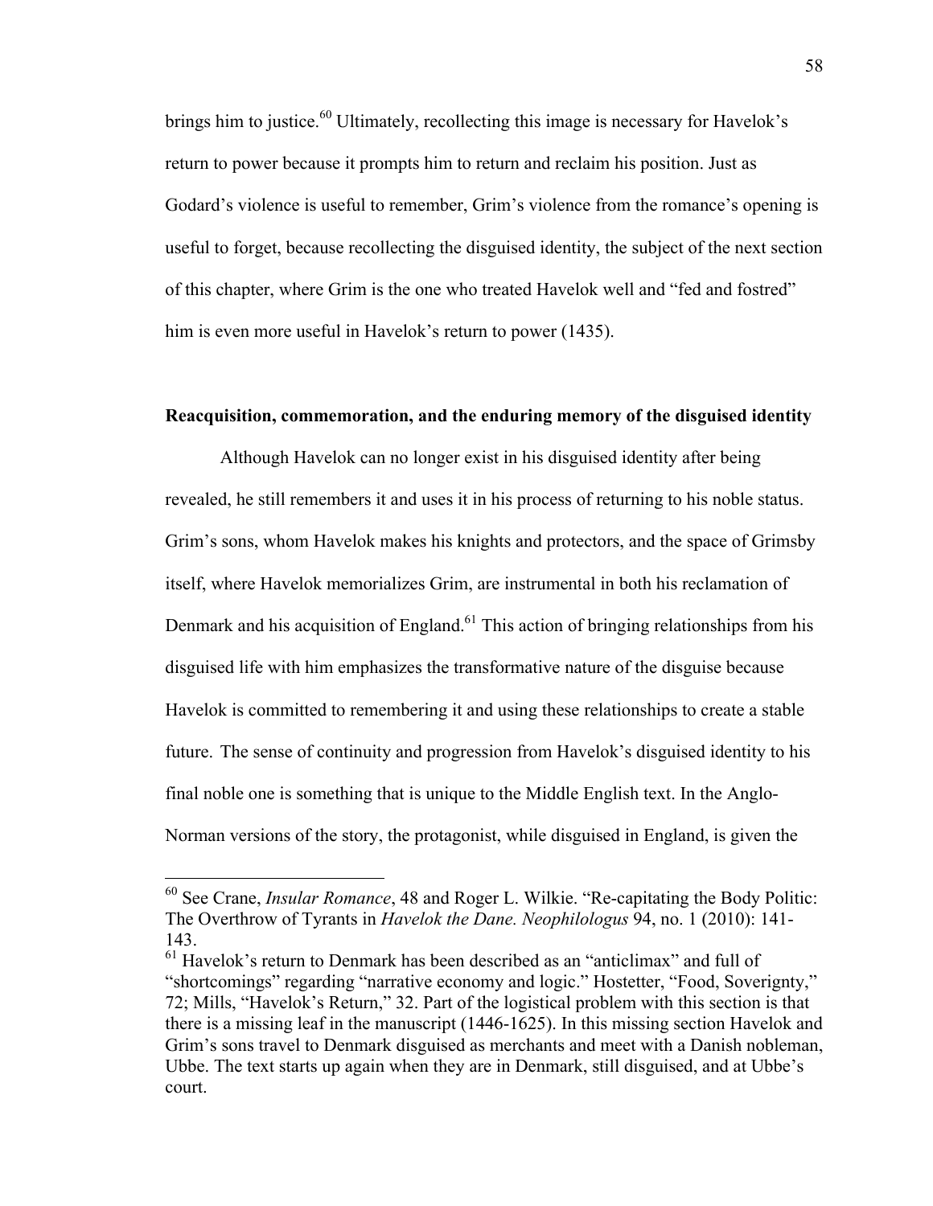brings him to justice.[60] Ultimately, recollecting this image is necessary for Havelok's return to power because it prompts him to return and reclaim his position. Just as Godard's violence is useful to remember, Grim's violence from the romance's opening is useful to forget, because recollecting the disguised identity, the subject of the next section of this chapter, where Grim is the one who treated Havelok well and "fed and fostred" him is even more useful in Havelok's return to power (1435).

**Reacquisition, commemoration, and the enduring memory of the disguised identity**

Although Havelok can no longer exist in his disguised identity after being revealed, he still remembers it and uses it in his process of returning to his noble status. Grim's sons, whom Havelok makes his knights and protectors, and the space of Grimsby itself, where Havelok memorializes Grim, are instrumental in both his reclamation of Denmark and his acquisition of England.[61] This action of bringing relationships from his disguised life with him emphasizes the transformative nature of the disguise because Havelok is committed to remembering it and using these relationships to create a stable future. The sense of continuity and progression from Havelok's disguised identity to his final noble one is something that is unique to the Middle English text. In the Anglo-Norman versions of the story, the protagonist, while disguised in England, is given the

---

[60] See Crane, *Insular Romance*, 48 and Roger L. Wilkie. "Re-capitating the Body Politic: The Overthrow of Tyrants in *Havelok the Dane. Neophilologus* 94, no. 1 (2010): 141-143.

[61] Havelok's return to Denmark has been described as an "anticlimax" and full of "shortcomings" regarding "narrative economy and logic." Hostetter, "Food, Soverignty," 72; Mills, "Havelok's Return," 32. Part of the logistical problem with this section is that there is a missing leaf in the manuscript (1446-1625). In this missing section Havelok and Grim's sons travel to Denmark disguised as merchants and meet with a Danish nobleman, Ubbe. The text starts up again when they are in Denmark, still disguised, and at Ubbe's court.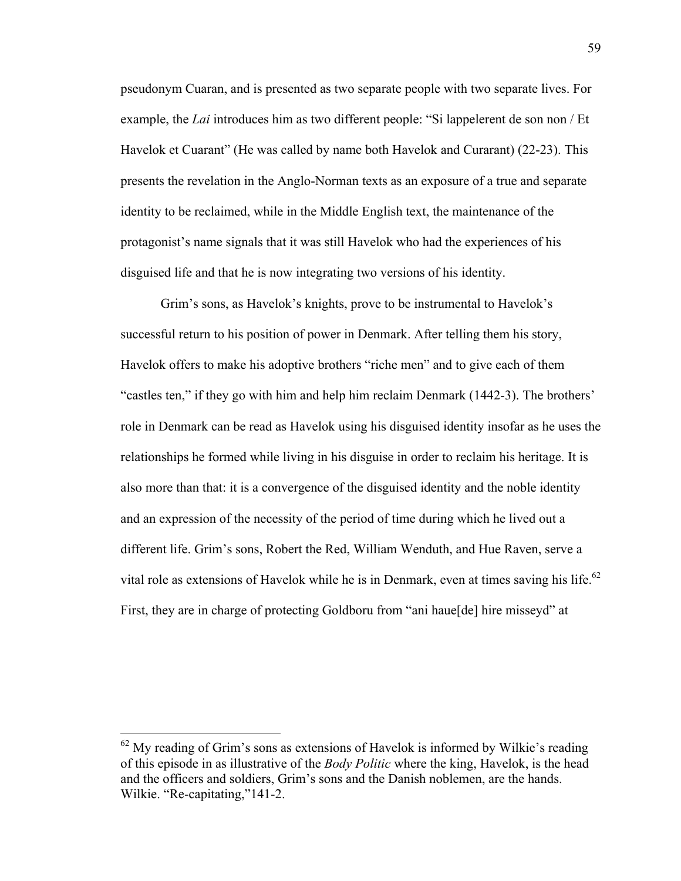pseudonym Cuaran, and is presented as two separate people with two separate lives. For example, the *Lai* introduces him as two different people: "Si lappelerent de son non / Et Havelok et Cuarant" (He was called by name both Havelok and Curarant) (22-23). This presents the revelation in the Anglo-Norman texts as an exposure of a true and separate identity to be reclaimed, while in the Middle English text, the maintenance of the protagonist's name signals that it was still Havelok who had the experiences of his disguised life and that he is now integrating two versions of his identity.

Grim's sons, as Havelok's knights, prove to be instrumental to Havelok's successful return to his position of power in Denmark. After telling them his story, Havelok offers to make his adoptive brothers "riche men" and to give each of them "castles ten," if they go with him and help him reclaim Denmark (1442-3). The brothers' role in Denmark can be read as Havelok using his disguised identity insofar as he uses the relationships he formed while living in his disguise in order to reclaim his heritage. It is also more than that: it is a convergence of the disguised identity and the noble identity and an expression of the necessity of the period of time during which he lived out a different life. Grim's sons, Robert the Red, William Wenduth, and Hue Raven, serve a vital role as extensions of Havelok while he is in Denmark, even at times saving his life.[62] First, they are in charge of protecting Goldboru from "ani haue[de] hire misseyd" at

---

[62] My reading of Grim's sons as extensions of Havelok is informed by Wilkie's reading of this episode in as illustrative of the *Body Politic* where the king, Havelok, is the head and the officers and soldiers, Grim's sons and the Danish noblemen, are the hands. Wilkie. "Re-capitating,"141-2.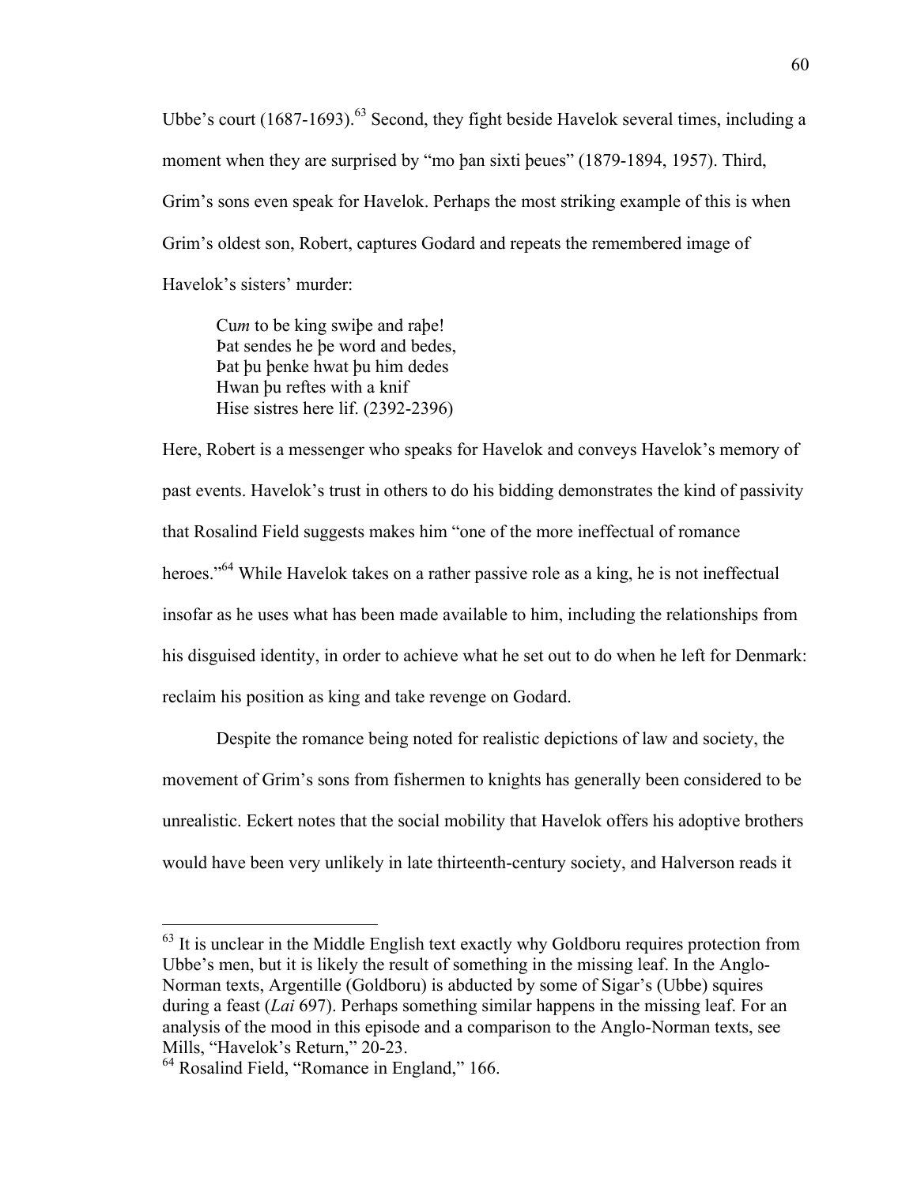Ubbe's court (1687-1693).[63] Second, they fight beside Havelok several times, including a moment when they are surprised by "mo þan sixti þeues" (1879-1894, 1957). Third, Grim's sons even speak for Havelok. Perhaps the most striking example of this is when Grim's oldest son, Robert, captures Godard and repeats the remembered image of Havelok's sisters' murder:

> Cu*m* to þe king swiþe and raþe!
> Þat sendes he þe word and bedes,
> Þat þu þenke hwat þu him dedes
> Hwan þu reftes with a knif
> Hise sistres here lif. (2392-2396)

Here, Robert is a messenger who speaks for Havelok and conveys Havelok's memory of past events. Havelok's trust in others to do his bidding demonstrates the kind of passivity that Rosalind Field suggests makes him "one of the more ineffectual of romance heroes."[64] While Havelok takes on a rather passive role as a king, he is not ineffectual insofar as he uses what has been made available to him, including the relationships from his disguised identity, in order to achieve what he set out to do when he left for Denmark: reclaim his position as king and take revenge on Godard.

Despite the romance being noted for realistic depictions of law and society, the movement of Grim's sons from fishermen to knights has generally been considered to be unrealistic. Eckert notes that the social mobility that Havelok offers his adoptive brothers would have been very unlikely in late thirteenth-century society, and Halverson reads it

---

[63] It is unclear in the Middle English text exactly why Goldboru requires protection from Ubbe's men, but it is likely the result of something in the missing leaf. In the Anglo-Norman texts, Argentille (Goldboru) is abducted by some of Sigar's (Ubbe) squires during a feast (*Lai* 697). Perhaps something similar happens in the missing leaf. For an analysis of the mood in this episode and a comparison to the Anglo-Norman texts, see Mills, "Havelok's Return," 20-23.

[64] Rosalind Field, "Romance in England," 166.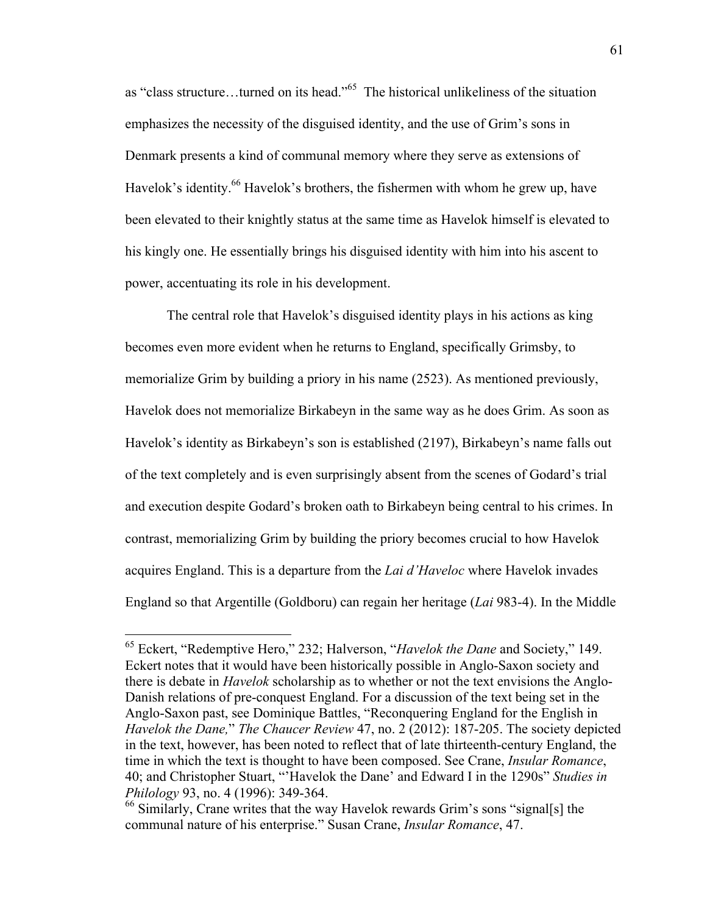as "class structure…turned on its head."[65] The historical unlikeliness of the situation emphasizes the necessity of the disguised identity, and the use of Grim's sons in Denmark presents a kind of communal memory where they serve as extensions of Havelok's identity.[66] Havelok's brothers, the fishermen with whom he grew up, have been elevated to their knightly status at the same time as Havelok himself is elevated to his kingly one. He essentially brings his disguised identity with him into his ascent to power, accentuating its role in his development.

The central role that Havelok's disguised identity plays in his actions as king becomes even more evident when he returns to England, specifically Grimsby, to memorialize Grim by building a priory in his name (2523). As mentioned previously, Havelok does not memorialize Birkabeyn in the same way as he does Grim. As soon as Havelok's identity as Birkabeyn's son is established (2197), Birkabeyn's name falls out of the text completely and is even surprisingly absent from the scenes of Godard's trial and execution despite Godard's broken oath to Birkabeyn being central to his crimes. In contrast, memorializing Grim by building the priory becomes crucial to how Havelok acquires England. This is a departure from the *Lai d'Haveloc* where Havelok invades England so that Argentille (Goldboru) can regain her heritage (*Lai* 983-4). In the Middle

---

[65] Eckert, "Redemptive Hero," 232; Halverson, "*Havelok the Dane* and Society," 149. Eckert notes that it would have been historically possible in Anglo-Saxon society and there is debate in *Havelok* scholarship as to whether or not the text envisions the Anglo-Danish relations of pre-conquest England. For a discussion of the text being set in the Anglo-Saxon past, see Dominique Battles, "Reconquering England for the English in *Havelok the Dane,*" *The Chaucer Review* 47, no. 2 (2012): 187-205. The society depicted in the text, however, has been noted to reflect that of late thirteenth-century England, the time in which the text is thought to have been composed. See Crane, *Insular Romance*, 40; and Christopher Stuart, "'Havelok the Dane' and Edward I in the 1290s" *Studies in Philology* 93, no. 4 (1996): 349-364.

[66] Similarly, Crane writes that the way Havelok rewards Grim's sons "signal[s] the communal nature of his enterprise." Susan Crane, *Insular Romance*, 47.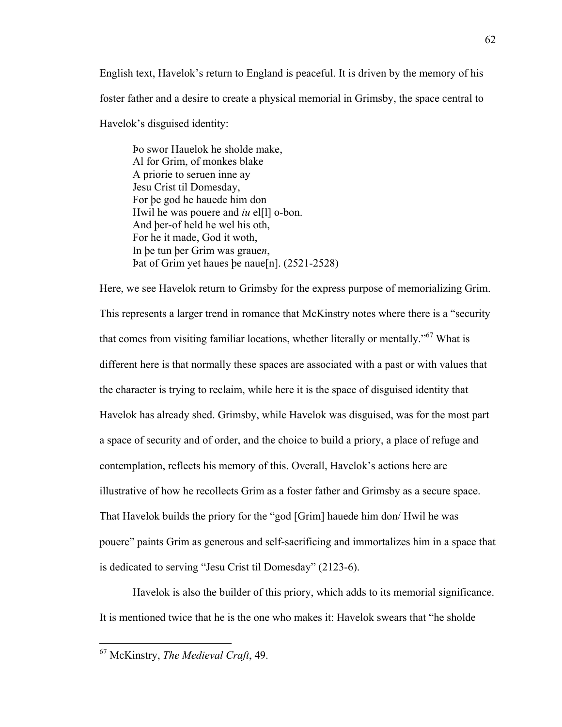English text, Havelok's return to England is peaceful. It is driven by the memory of his foster father and a desire to create a physical memorial in Grimsby, the space central to Havelok's disguised identity:

> Þo swor Hauelok he sholde make,
> Al for Grim, of monkes blake
> A priorie to seruen inne ay
> Jesu Crist til Domesday,
> For þe god he hauede him don
> Hwil he was pouere and *iu* el[l] o-bon.
> And þer-of held he wel his oth,
> For he it made, God it woth,
> In þe tun þer Grim was graue*n*,
> Þat of Grim yet haues þe naue[n]. (2521-2528)

Here, we see Havelok return to Grimsby for the express purpose of memorializing Grim. This represents a larger trend in romance that McKinstry notes where there is a "security that comes from visiting familiar locations, whether literally or mentally."[67] What is different here is that normally these spaces are associated with a past or with values that the character is trying to reclaim, while here it is the space of disguised identity that Havelok has already shed. Grimsby, while Havelok was disguised, was for the most part a space of security and of order, and the choice to build a priory, a place of refuge and contemplation, reflects his memory of this. Overall, Havelok's actions here are illustrative of how he recollects Grim as a foster father and Grimsby as a secure space. That Havelok builds the priory for the "god [Grim] hauede him don/ Hwil he was pouere" paints Grim as generous and self-sacrificing and immortalizes him in a space that is dedicated to serving "Jesu Crist til Domesday" (2123-6).

Havelok is also the builder of this priory, which adds to its memorial significance. It is mentioned twice that he is the one who makes it: Havelok swears that "he sholde

---

[67] McKinstry, *The Medieval Craft*, 49.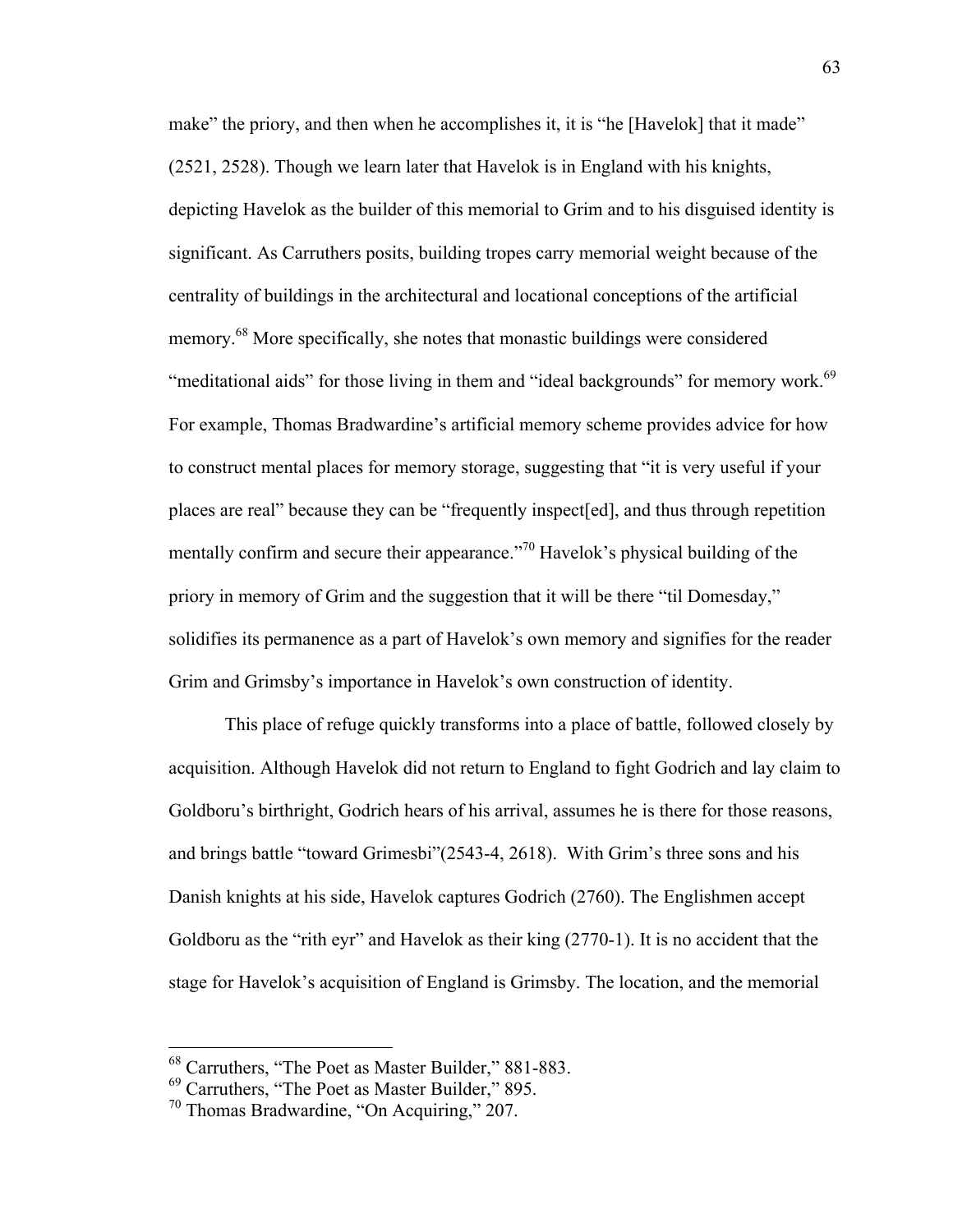make" the priory, and then when he accomplishes it, it is "he [Havelok] that it made" (2521, 2528). Though we learn later that Havelok is in England with his knights, depicting Havelok as the builder of this memorial to Grim and to his disguised identity is significant. As Carruthers posits, building tropes carry memorial weight because of the centrality of buildings in the architectural and locational conceptions of the artificial memory.[68] More specifically, she notes that monastic buildings were considered "meditational aids" for those living in them and "ideal backgrounds" for memory work.[69] For example, Thomas Bradwardine's artificial memory scheme provides advice for how to construct mental places for memory storage, suggesting that "it is very useful if your places are real" because they can be "frequently inspect[ed], and thus through repetition mentally confirm and secure their appearance."[70] Havelok's physical building of the priory in memory of Grim and the suggestion that it will be there "til Domesday," solidifies its permanence as a part of Havelok's own memory and signifies for the reader Grim and Grimsby's importance in Havelok's own construction of identity.

This place of refuge quickly transforms into a place of battle, followed closely by acquisition. Although Havelok did not return to England to fight Godrich and lay claim to Goldboru's birthright, Godrich hears of his arrival, assumes he is there for those reasons, and brings battle "toward Grimesbi"(2543-4, 2618). With Grim's three sons and his Danish knights at his side, Havelok captures Godrich (2760). The Englishmen accept Goldboru as the "rith eyr" and Havelok as their king (2770-1). It is no accident that the stage for Havelok's acquisition of England is Grimsby. The location, and the memorial

---

[68] Carruthers, "The Poet as Master Builder," 881-883.

[69] Carruthers, "The Poet as Master Builder," 895.

[70] Thomas Bradwardine, "On Acquiring," 207.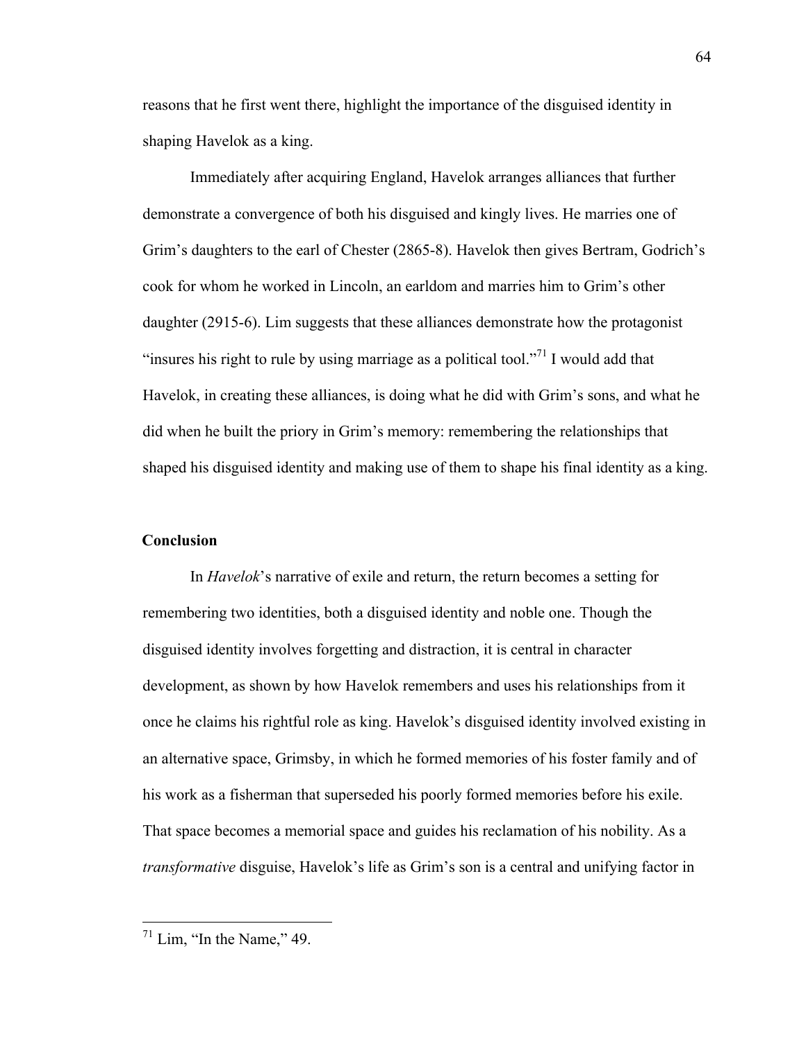reasons that he first went there, highlight the importance of the disguised identity in shaping Havelok as a king.

Immediately after acquiring England, Havelok arranges alliances that further demonstrate a convergence of both his disguised and kingly lives. He marries one of Grim's daughters to the earl of Chester (2865-8). Havelok then gives Bertram, Godrich's cook for whom he worked in Lincoln, an earldom and marries him to Grim's other daughter (2915-6). Lim suggests that these alliances demonstrate how the protagonist "insures his right to rule by using marriage as a political tool."[71] I would add that Havelok, in creating these alliances, is doing what he did with Grim's sons, and what he did when he built the priory in Grim's memory: remembering the relationships that shaped his disguised identity and making use of them to shape his final identity as a king.

## Conclusion

In *Havelok*'s narrative of exile and return, the return becomes a setting for remembering two identities, both a disguised identity and noble one. Though the disguised identity involves forgetting and distraction, it is central in character development, as shown by how Havelok remembers and uses his relationships from it once he claims his rightful role as king. Havelok's disguised identity involved existing in an alternative space, Grimsby, in which he formed memories of his foster family and of his work as a fisherman that superseded his poorly formed memories before his exile. That space becomes a memorial space and guides his reclamation of his nobility. As a *transformative* disguise, Havelok's life as Grim's son is a central and unifying factor in

[71] Lim, "In the Name," 49.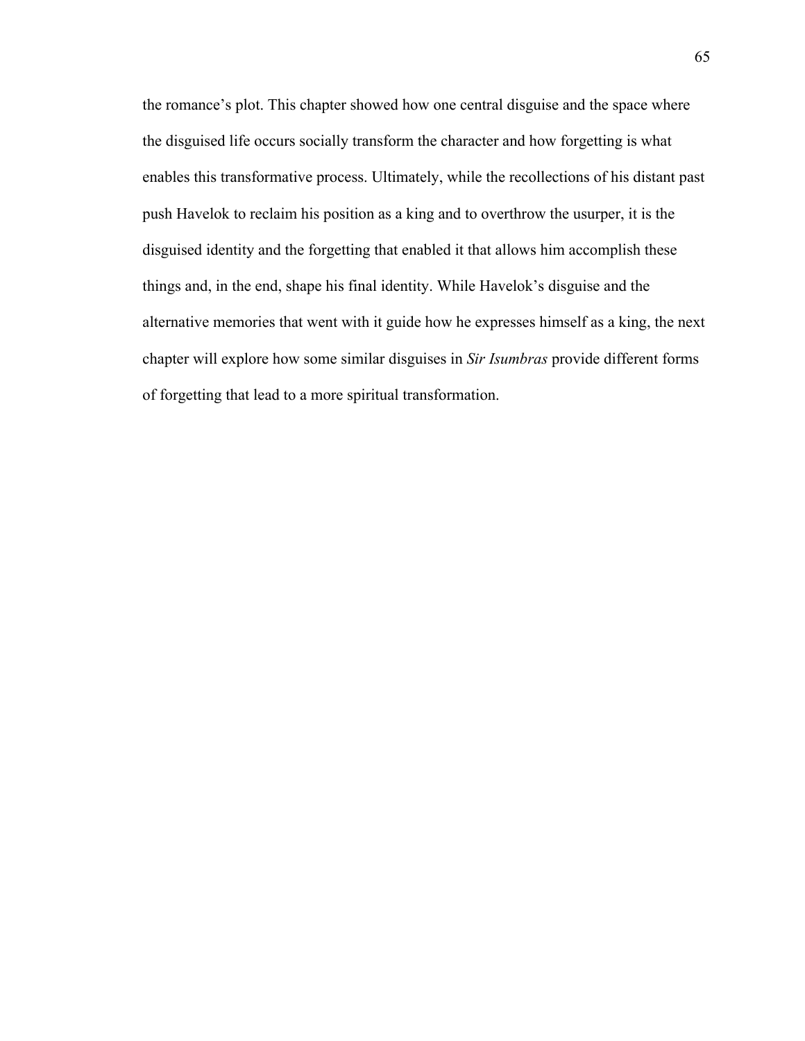the romance's plot. This chapter showed how one central disguise and the space where the disguised life occurs socially transform the character and how forgetting is what enables this transformative process. Ultimately, while the recollections of his distant past push Havelok to reclaim his position as a king and to overthrow the usurper, it is the disguised identity and the forgetting that enabled it that allows him accomplish these things and, in the end, shape his final identity. While Havelok's disguise and the alternative memories that went with it guide how he expresses himself as a king, the next chapter will explore how some similar disguises in *Sir Isumbras* provide different forms of forgetting that lead to a more spiritual transformation.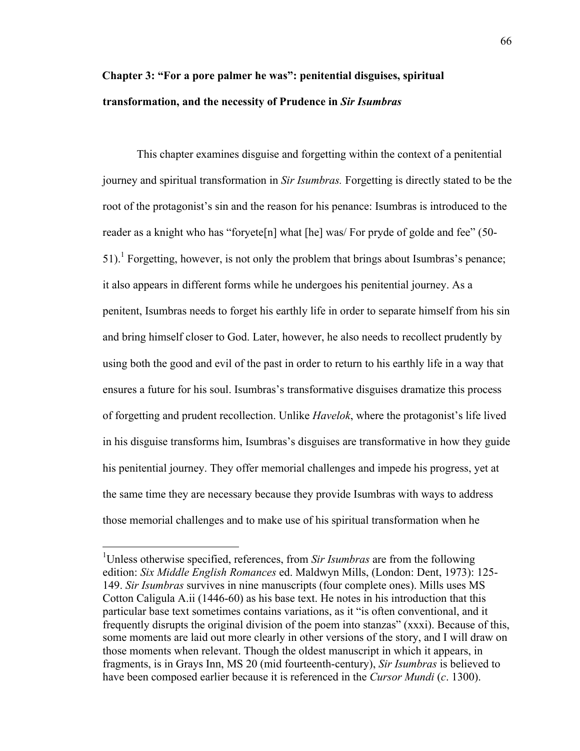## Chapter 3: "For a pore palmer he was": penitential disguises, spiritual transformation, and the necessity of Prudence in *Sir Isumbras*

This chapter examines disguise and forgetting within the context of a penitential journey and spiritual transformation in *Sir Isumbras.* Forgetting is directly stated to be the root of the protagonist's sin and the reason for his penance: Isumbras is introduced to the reader as a knight who has "foryete[n] what [he] was/ For pryde of golde and fee" (50-51).[1] Forgetting, however, is not only the problem that brings about Isumbras's penance; it also appears in different forms while he undergoes his penitential journey. As a penitent, Isumbras needs to forget his earthly life in order to separate himself from his sin and bring himself closer to God. Later, however, he also needs to recollect prudently by using both the good and evil of the past in order to return to his earthly life in a way that ensures a future for his soul. Isumbras's transformative disguises dramatize this process of forgetting and prudent recollection. Unlike *Havelok*, where the protagonist's life lived in his disguise transforms him, Isumbras's disguises are transformative in how they guide his penitential journey. They offer memorial challenges and impede his progress, yet at the same time they are necessary because they provide Isumbras with ways to address those memorial challenges and to make use of his spiritual transformation when he

---

[1]Unless otherwise specified, references, from *Sir Isumbras* are from the following edition: *Six Middle English Romances* ed. Maldwyn Mills, (London: Dent, 1973): 125-149. *Sir Isumbras* survives in nine manuscripts (four complete ones). Mills uses MS Cotton Caligula A.ii (1446-60) as his base text. He notes in his introduction that this particular base text sometimes contains variations, as it "is often conventional, and it frequently disrupts the original division of the poem into stanzas" (xxxi). Because of this, some moments are laid out more clearly in other versions of the story, and I will draw on those moments when relevant. Though the oldest manuscript in which it appears, in fragments, is in Grays Inn, MS 20 (mid fourteenth-century), *Sir Isumbras* is believed to have been composed earlier because it is referenced in the *Cursor Mundi* (*c*. 1300).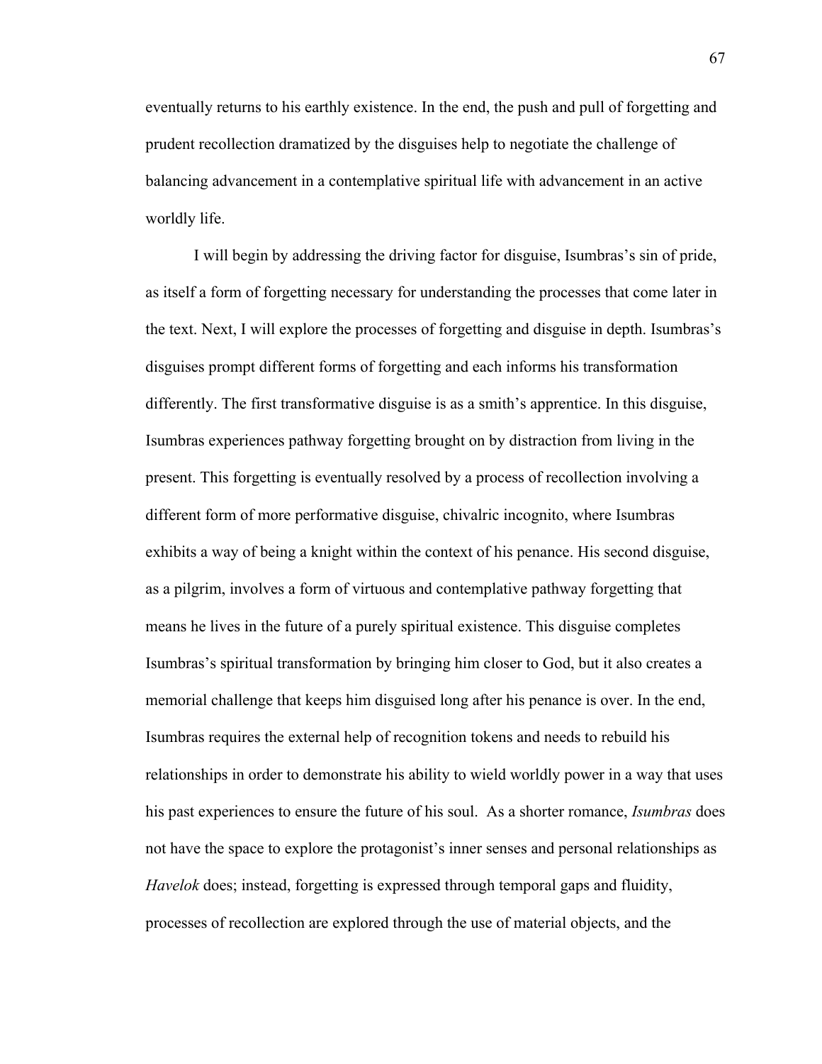eventually returns to his earthly existence. In the end, the push and pull of forgetting and prudent recollection dramatized by the disguises help to negotiate the challenge of balancing advancement in a contemplative spiritual life with advancement in an active worldly life.

I will begin by addressing the driving factor for disguise, Isumbras's sin of pride, as itself a form of forgetting necessary for understanding the processes that come later in the text. Next, I will explore the processes of forgetting and disguise in depth. Isumbras's disguises prompt different forms of forgetting and each informs his transformation differently. The first transformative disguise is as a smith's apprentice. In this disguise, Isumbras experiences pathway forgetting brought on by distraction from living in the present. This forgetting is eventually resolved by a process of recollection involving a different form of more performative disguise, chivalric incognito, where Isumbras exhibits a way of being a knight within the context of his penance. His second disguise, as a pilgrim, involves a form of virtuous and contemplative pathway forgetting that means he lives in the future of a purely spiritual existence. This disguise completes Isumbras's spiritual transformation by bringing him closer to God, but it also creates a memorial challenge that keeps him disguised long after his penance is over. In the end, Isumbras requires the external help of recognition tokens and needs to rebuild his relationships in order to demonstrate his ability to wield worldly power in a way that uses his past experiences to ensure the future of his soul. As a shorter romance, *Isumbras* does not have the space to explore the protagonist's inner senses and personal relationships as *Havelok* does; instead, forgetting is expressed through temporal gaps and fluidity, processes of recollection are explored through the use of material objects, and the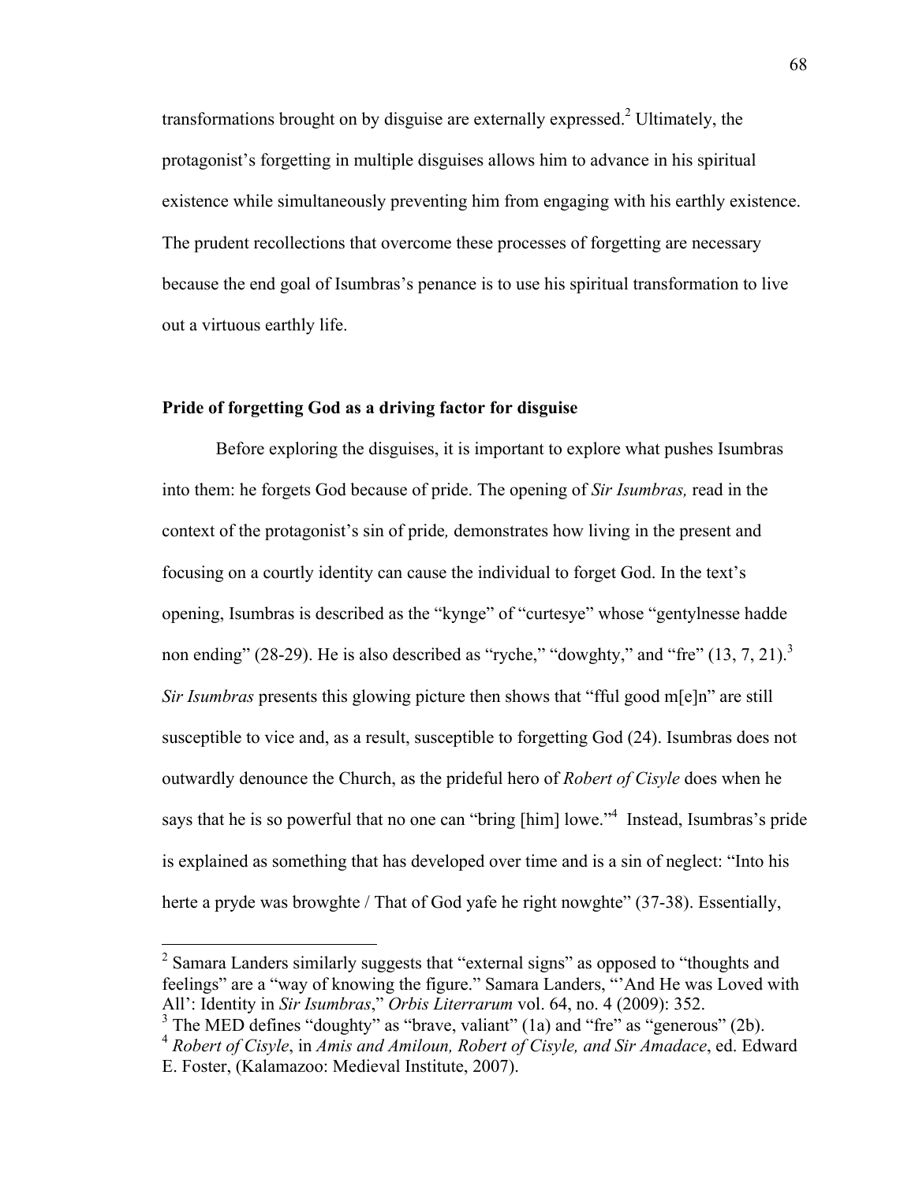transformations brought on by disguise are externally expressed.[2] Ultimately, the protagonist's forgetting in multiple disguises allows him to advance in his spiritual existence while simultaneously preventing him from engaging with his earthly existence. The prudent recollections that overcome these processes of forgetting are necessary because the end goal of Isumbras's penance is to use his spiritual transformation to live out a virtuous earthly life.

### Pride of forgetting God as a driving factor for disguise

Before exploring the disguises, it is important to explore what pushes Isumbras into them: he forgets God because of pride. The opening of *Sir Isumbras,* read in the context of the protagonist's sin of pride*,* demonstrates how living in the present and focusing on a courtly identity can cause the individual to forget God. In the text's opening, Isumbras is described as the "kynge" of "curtesye" whose "gentylnesse hadde non ending" (28-29). He is also described as "ryche," "dowghty," and "fre" (13, 7, 21).[3] *Sir Isumbras* presents this glowing picture then shows that "fful good m[e]n" are still susceptible to vice and, as a result, susceptible to forgetting God (24). Isumbras does not outwardly denounce the Church, as the prideful hero of *Robert of Cisyle* does when he says that he is so powerful that no one can "bring [him] lowe."[4] Instead, Isumbras's pride is explained as something that has developed over time and is a sin of neglect: "Into his herte a pryde was browghte / That of God yafe he right nowghte" (37-38). Essentially,

---

[2] Samara Landers similarly suggests that "external signs" as opposed to "thoughts and feelings" are a "way of knowing the figure." Samara Landers, "'And He was Loved with All': Identity in *Sir Isumbras*," *Orbis Literrarum* vol. 64, no. 4 (2009): 352.

[3] The MED defines "doughty" as "brave, valiant" (1a) and "fre" as "generous" (2b).

[4] *Robert of Cisyle*, in *Amis and Amiloun, Robert of Cisyle, and Sir Amadace*, ed. Edward E. Foster, (Kalamazoo: Medieval Institute, 2007).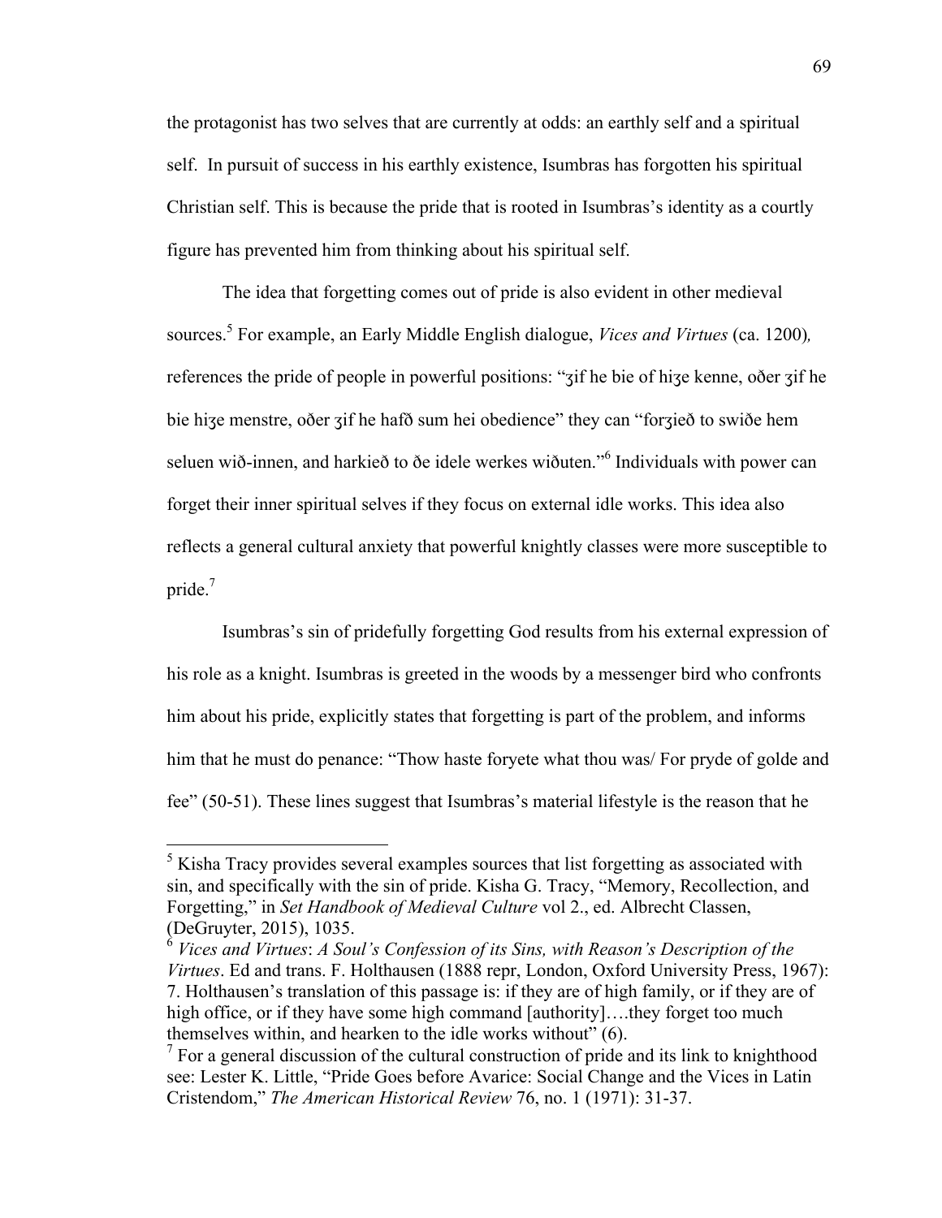the protagonist has two selves that are currently at odds: an earthly self and a spiritual self. In pursuit of success in his earthly existence, Isumbras has forgotten his spiritual Christian self. This is because the pride that is rooted in Isumbras's identity as a courtly figure has prevented him from thinking about his spiritual self.

The idea that forgetting comes out of pride is also evident in other medieval sources.[5] For example, an Early Middle English dialogue, *Vices and Virtues* (ca. 1200), references the pride of people in powerful positions: "ȝif he bie of hiȝe kenne, oðer ȝif he bie hiȝe menstre, oðer ȝif he hafð sum hei obedience" they can "forȝieð to swiðe hem seluen wið-innen, and harkieð to ðe idele werkes wiðuten."[6] Individuals with power can forget their inner spiritual selves if they focus on external idle works. This idea also reflects a general cultural anxiety that powerful knightly classes were more susceptible to pride.[7]

Isumbras's sin of pridefully forgetting God results from his external expression of his role as a knight. Isumbras is greeted in the woods by a messenger bird who confronts him about his pride, explicitly states that forgetting is part of the problem, and informs him that he must do penance: "Thow haste foryete what thou was/ For pryde of golde and fee" (50-51). These lines suggest that Isumbras's material lifestyle is the reason that he

---

[5] Kisha Tracy provides several examples sources that list forgetting as associated with sin, and specifically with the sin of pride. Kisha G. Tracy, "Memory, Recollection, and Forgetting," in *Set Handbook of Medieval Culture* vol 2., ed. Albrecht Classen, (DeGruyter, 2015), 1035.

[6] *Vices and Virtues*: *A Soul's Confession of its Sins, with Reason's Description of the Virtues*. Ed and trans. F. Holthausen (1888 repr, London, Oxford University Press, 1967): 7. Holthausen's translation of this passage is: if they are of high family, or if they are of high office, or if they have some high command [authority]….they forget too much themselves within, and hearken to the idle works without" (6).

[7] For a general discussion of the cultural construction of pride and its link to knighthood see: Lester K. Little, "Pride Goes before Avarice: Social Change and the Vices in Latin Cristendom," *The American Historical Review* 76, no. 1 (1971): 31-37.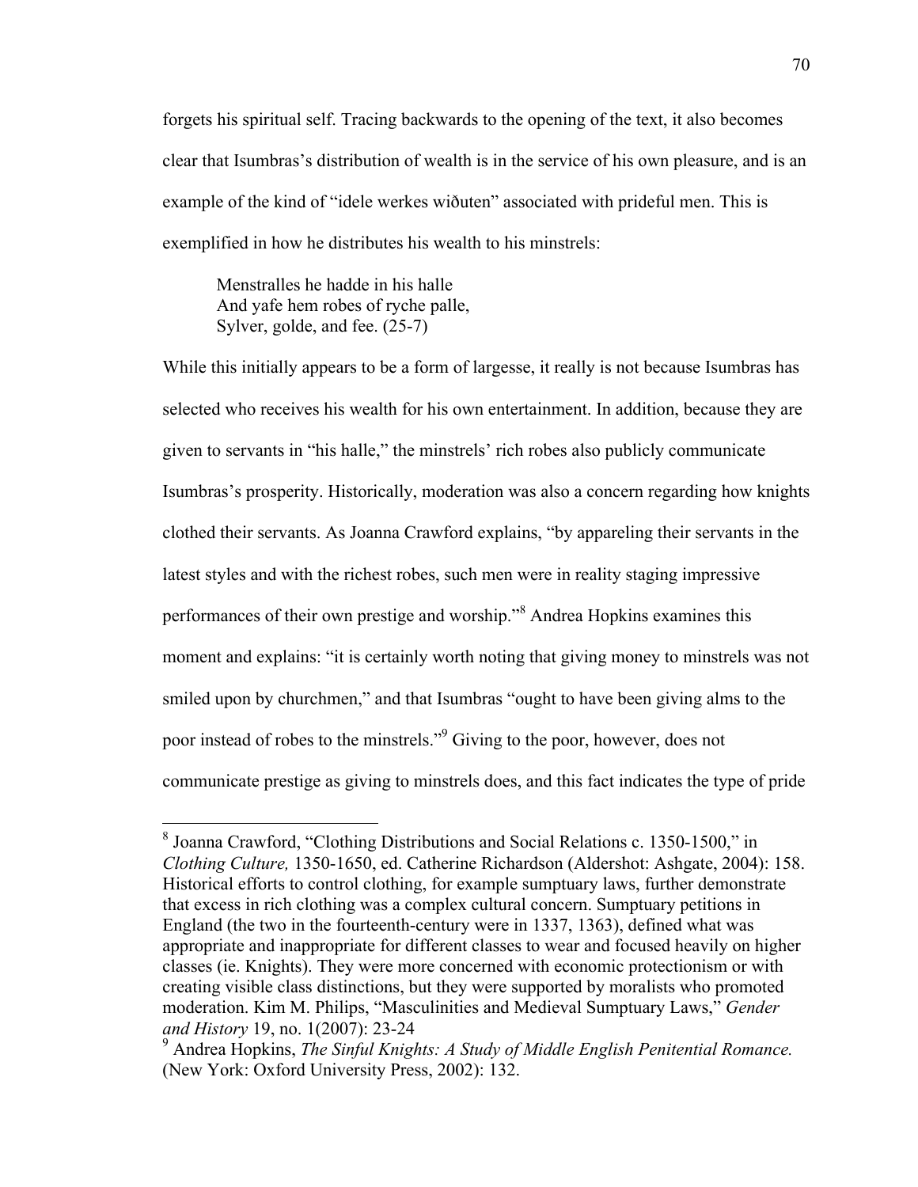forgets his spiritual self. Tracing backwards to the opening of the text, it also becomes clear that Isumbras's distribution of wealth is in the service of his own pleasure, and is an example of the kind of "idele werkes wiðuten" associated with prideful men. This is exemplified in how he distributes his wealth to his minstrels:

> Menstralles he hadde in his halle
> And yafe hem robes of ryche palle,
> Sylver, golde, and fee. (25-7)

While this initially appears to be a form of largesse, it really is not because Isumbras has selected who receives his wealth for his own entertainment. In addition, because they are given to servants in "his halle," the minstrels' rich robes also publicly communicate Isumbras's prosperity. Historically, moderation was also a concern regarding how knights clothed their servants. As Joanna Crawford explains, "by appareling their servants in the latest styles and with the richest robes, such men were in reality staging impressive performances of their own prestige and worship."[8] Andrea Hopkins examines this moment and explains: "it is certainly worth noting that giving money to minstrels was not smiled upon by churchmen," and that Isumbras "ought to have been giving alms to the poor instead of robes to the minstrels."[9] Giving to the poor, however, does not communicate prestige as giving to minstrels does, and this fact indicates the type of pride

---

[8] Joanna Crawford, "Clothing Distributions and Social Relations c. 1350-1500," in *Clothing Culture,* 1350-1650, ed. Catherine Richardson (Aldershot: Ashgate, 2004): 158. Historical efforts to control clothing, for example sumptuary laws, further demonstrate that excess in rich clothing was a complex cultural concern. Sumptuary petitions in England (the two in the fourteenth-century were in 1337, 1363), defined what was appropriate and inappropriate for different classes to wear and focused heavily on higher classes (ie. Knights). They were more concerned with economic protectionism or with creating visible class distinctions, but they were supported by moralists who promoted moderation. Kim M. Philips, "Masculinities and Medieval Sumptuary Laws," *Gender and History* 19, no. 1(2007): 23-24

[9] Andrea Hopkins, *The Sinful Knights: A Study of Middle English Penitential Romance.* (New York: Oxford University Press, 2002): 132.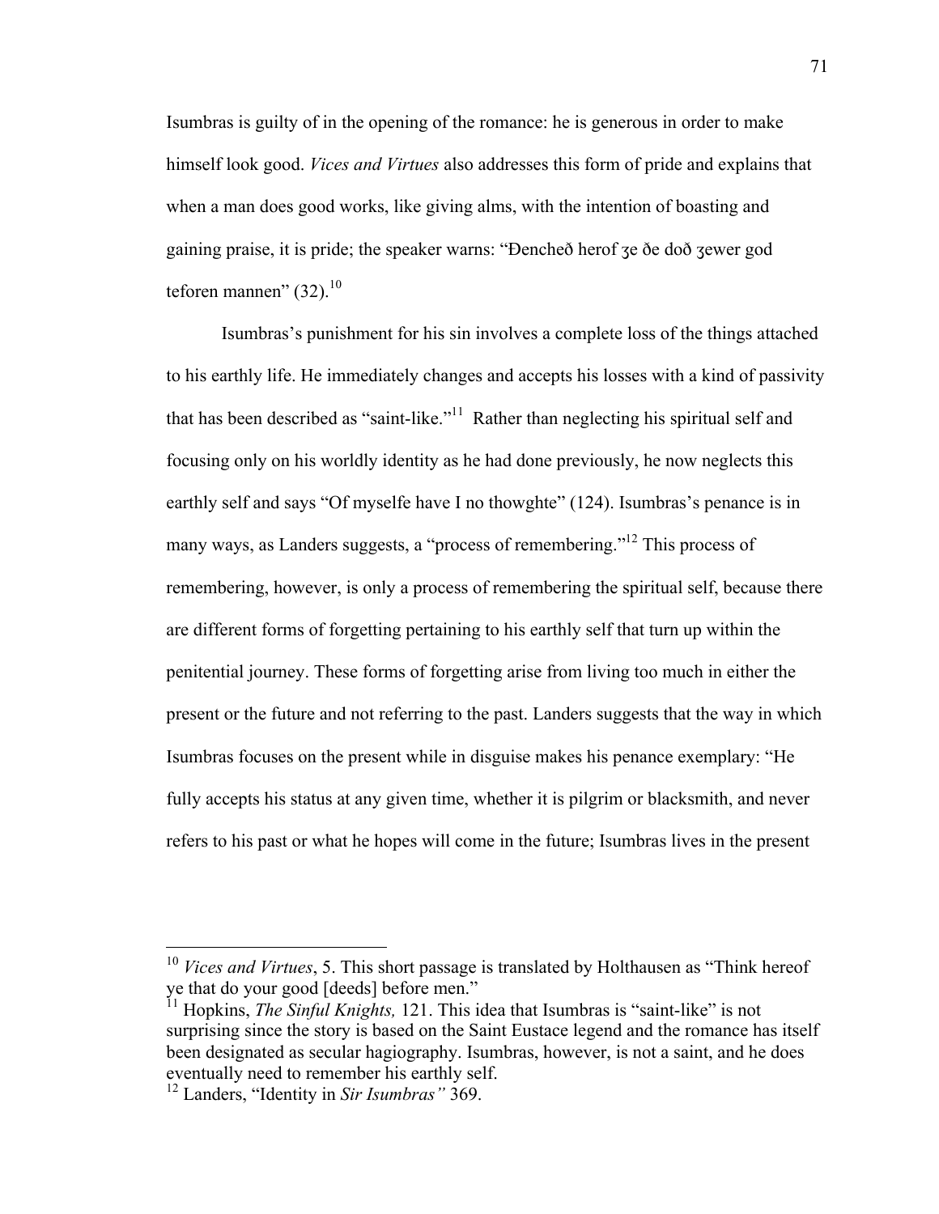Isumbras is guilty of in the opening of the romance: he is generous in order to make himself look good. *Vices and Virtues* also addresses this form of pride and explains that when a man does good works, like giving alms, with the intention of boasting and gaining praise, it is pride; the speaker warns: "Đencheð herof ȝe ðe doð ȝewer god teforen mannen" (32).[10]

Isumbras's punishment for his sin involves a complete loss of the things attached to his earthly life. He immediately changes and accepts his losses with a kind of passivity that has been described as "saint-like."[11] Rather than neglecting his spiritual self and focusing only on his worldly identity as he had done previously, he now neglects this earthly self and says "Of myselfe have I no thowghte" (124). Isumbras's penance is in many ways, as Landers suggests, a "process of remembering."[12] This process of remembering, however, is only a process of remembering the spiritual self, because there are different forms of forgetting pertaining to his earthly self that turn up within the penitential journey. These forms of forgetting arise from living too much in either the present or the future and not referring to the past. Landers suggests that the way in which Isumbras focuses on the present while in disguise makes his penance exemplary: "He fully accepts his status at any given time, whether it is pilgrim or blacksmith, and never refers to his past or what he hopes will come in the future; Isumbras lives in the present

---

[10] *Vices and Virtues*, 5. This short passage is translated by Holthausen as "Think hereof ye that do your good [deeds] before men."

[11] Hopkins, *The Sinful Knights,* 121. This idea that Isumbras is "saint-like" is not surprising since the story is based on the Saint Eustace legend and the romance has itself been designated as secular hagiography. Isumbras, however, is not a saint, and he does eventually need to remember his earthly self.

[12] Landers, "Identity in *Sir Isumbras"* 369.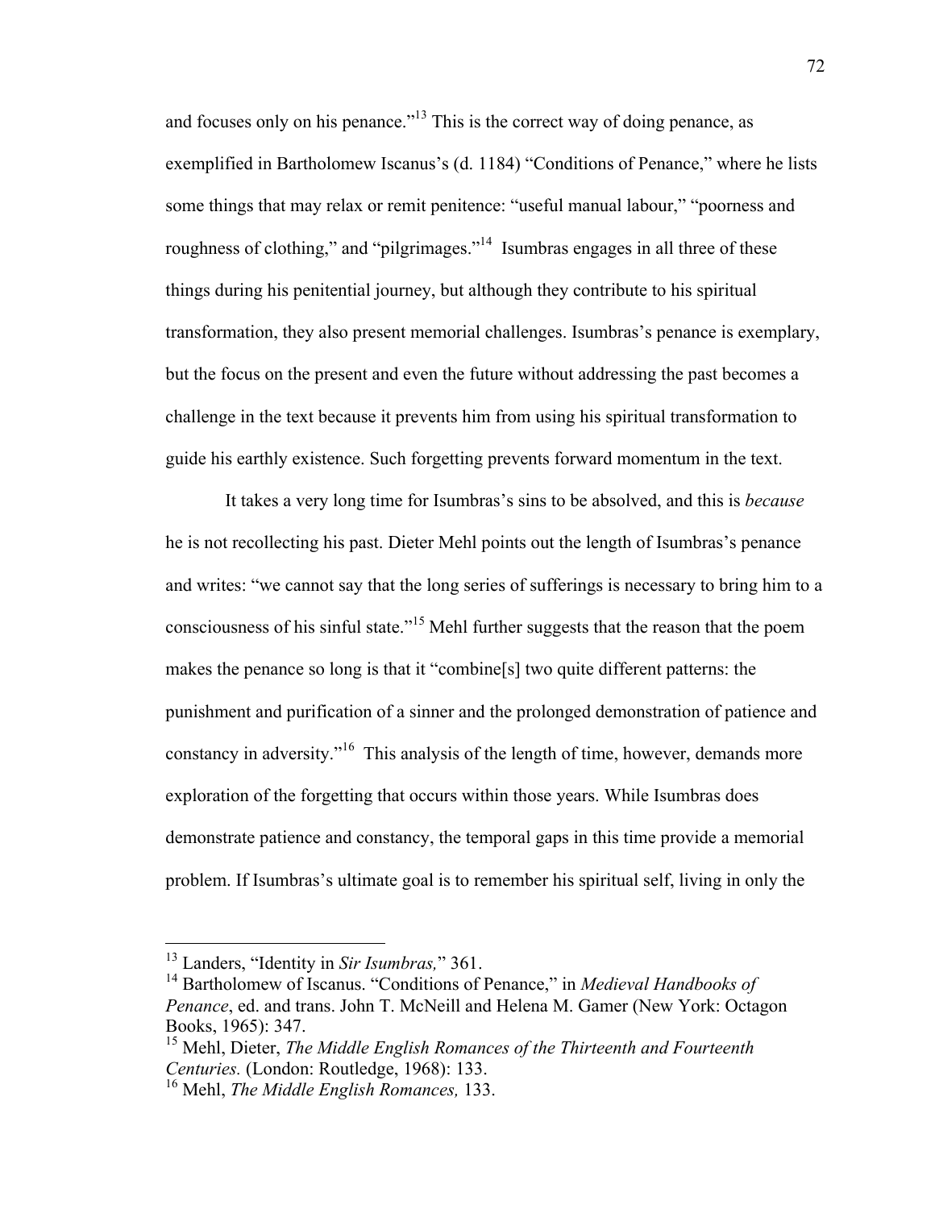and focuses only on his penance."[13] This is the correct way of doing penance, as exemplified in Bartholomew Iscanus's (d. 1184) "Conditions of Penance," where he lists some things that may relax or remit penitence: "useful manual labour," "poorness and roughness of clothing," and "pilgrimages."[14] Isumbras engages in all three of these things during his penitential journey, but although they contribute to his spiritual transformation, they also present memorial challenges. Isumbras's penance is exemplary, but the focus on the present and even the future without addressing the past becomes a challenge in the text because it prevents him from using his spiritual transformation to guide his earthly existence. Such forgetting prevents forward momentum in the text.

It takes a very long time for Isumbras's sins to be absolved, and this is *because* he is not recollecting his past. Dieter Mehl points out the length of Isumbras's penance and writes: "we cannot say that the long series of sufferings is necessary to bring him to a consciousness of his sinful state."[15] Mehl further suggests that the reason that the poem makes the penance so long is that it "combine[s] two quite different patterns: the punishment and purification of a sinner and the prolonged demonstration of patience and constancy in adversity."[16] This analysis of the length of time, however, demands more exploration of the forgetting that occurs within those years. While Isumbras does demonstrate patience and constancy, the temporal gaps in this time provide a memorial problem. If Isumbras's ultimate goal is to remember his spiritual self, living in only the

---

[13] Landers, "Identity in *Sir Isumbras,*" 361.

[14] Bartholomew of Iscanus. "Conditions of Penance," in *Medieval Handbooks of Penance*, ed. and trans. John T. McNeill and Helena M. Gamer (New York: Octagon Books, 1965): 347.

[15] Mehl, Dieter, *The Middle English Romances of the Thirteenth and Fourteenth Centuries.* (London: Routledge, 1968): 133.

[16] Mehl, *The Middle English Romances,* 133.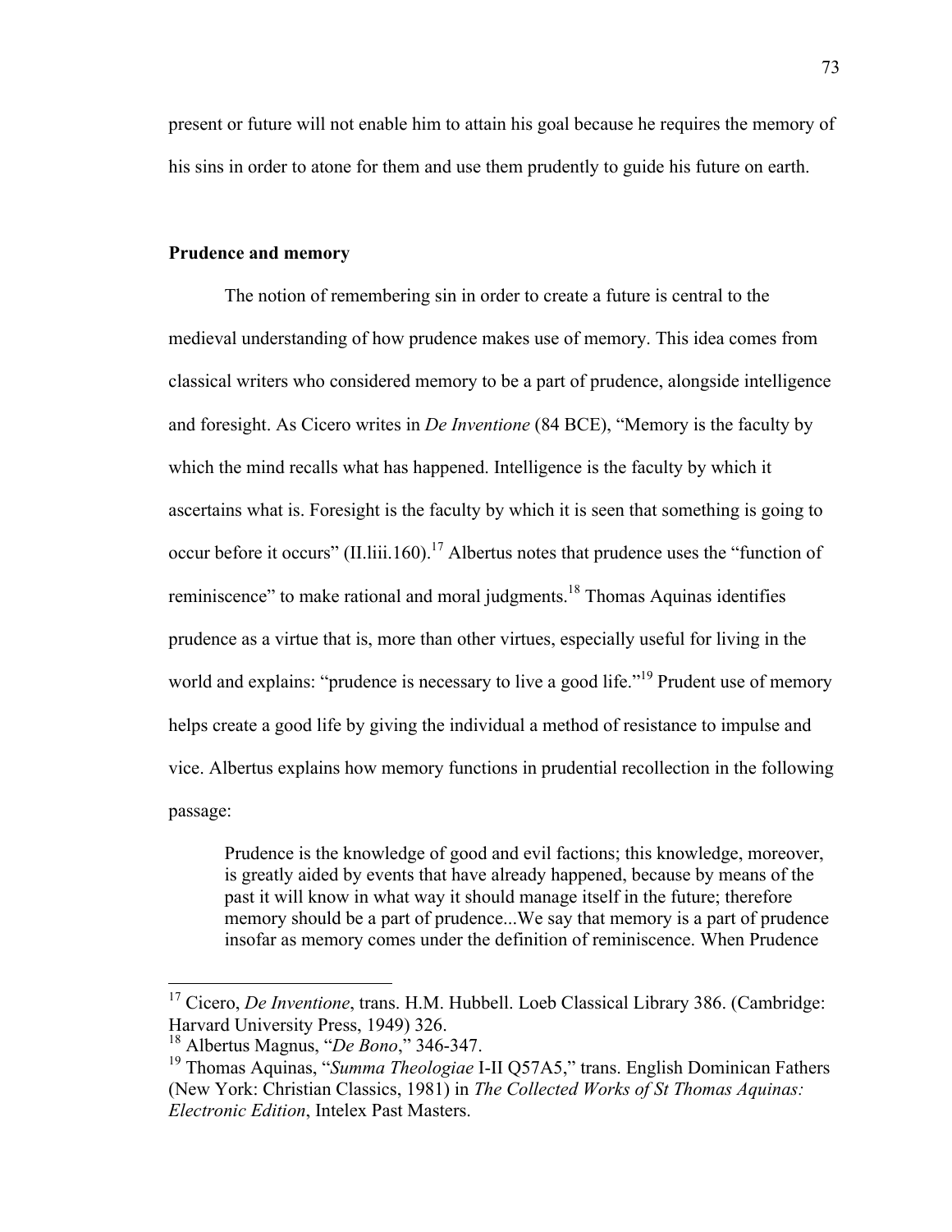present or future will not enable him to attain his goal because he requires the memory of his sins in order to atone for them and use them prudently to guide his future on earth.

### Prudence and memory

The notion of remembering sin in order to create a future is central to the medieval understanding of how prudence makes use of memory. This idea comes from classical writers who considered memory to be a part of prudence, alongside intelligence and foresight. As Cicero writes in *De Inventione* (84 BCE), "Memory is the faculty by which the mind recalls what has happened. Intelligence is the faculty by which it ascertains what is. Foresight is the faculty by which it is seen that something is going to occur before it occurs" (II.liii.160).[17] Albertus notes that prudence uses the "function of reminiscence" to make rational and moral judgments.[18] Thomas Aquinas identifies prudence as a virtue that is, more than other virtues, especially useful for living in the world and explains: "prudence is necessary to live a good life."[19] Prudent use of memory helps create a good life by giving the individual a method of resistance to impulse and vice. Albertus explains how memory functions in prudential recollection in the following passage:

> Prudence is the knowledge of good and evil factions; this knowledge, moreover, is greatly aided by events that have already happened, because by means of the past it will know in what way it should manage itself in the future; therefore memory should be a part of prudence...We say that memory is a part of prudence insofar as memory comes under the definition of reminiscence. When Prudence

---

[17] Cicero, *De Inventione*, trans. H.M. Hubbell. Loeb Classical Library 386. (Cambridge: Harvard University Press, 1949) 326.

[18] Albertus Magnus, "*De Bono*," 346-347.

[19] Thomas Aquinas, "*Summa Theologiae* I-II Q57A5," trans. English Dominican Fathers (New York: Christian Classics, 1981) in *The Collected Works of St Thomas Aquinas: Electronic Edition*, Intelex Past Masters.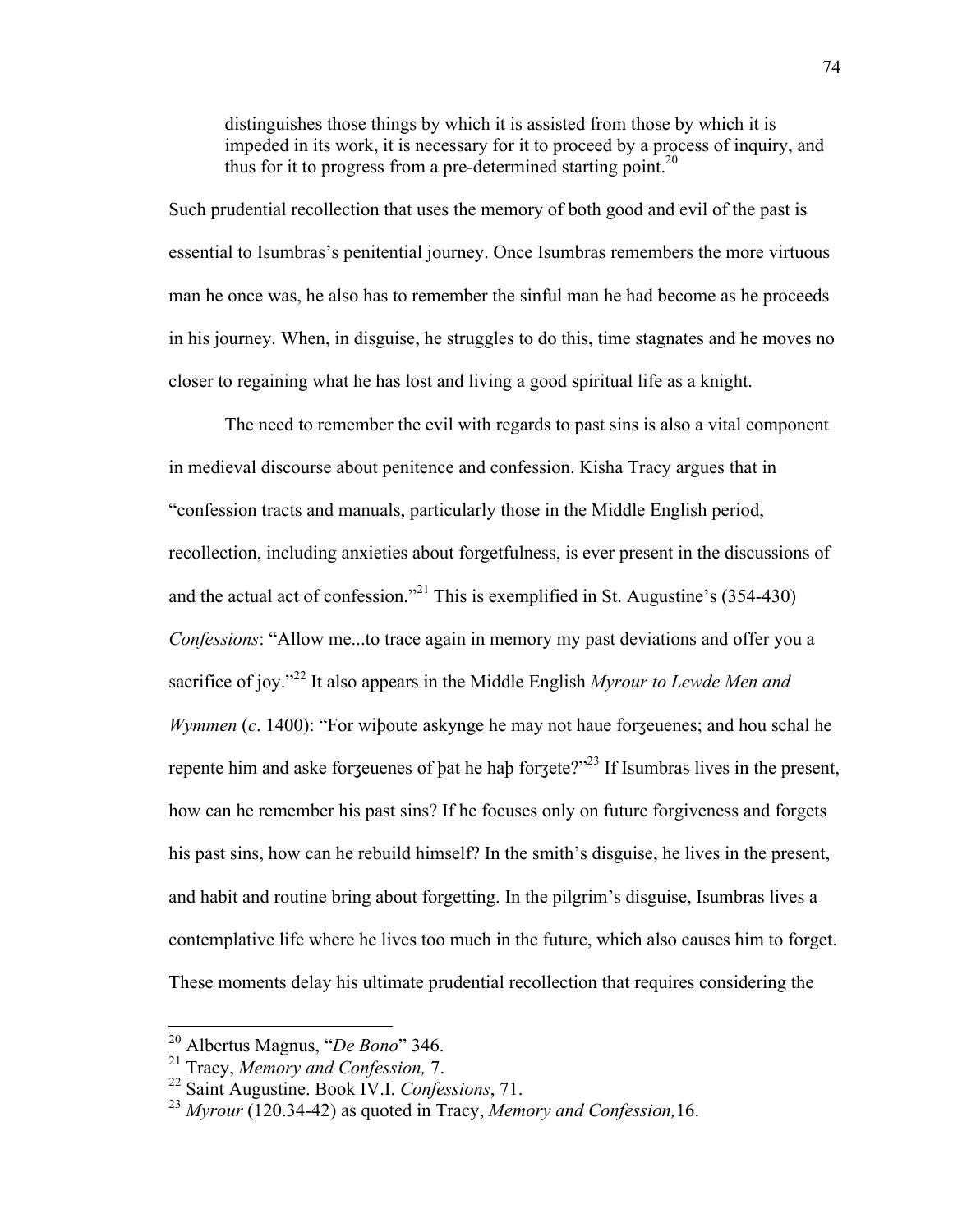> distinguishes those things by which it is assisted from those by which it is impeded in its work, it is necessary for it to proceed by a process of inquiry, and thus for it to progress from a pre-determined starting point.[20]

Such prudential recollection that uses the memory of both good and evil of the past is essential to Isumbras's penitential journey. Once Isumbras remembers the more virtuous man he once was, he also has to remember the sinful man he had become as he proceeds in his journey. When, in disguise, he struggles to do this, time stagnates and he moves no closer to regaining what he has lost and living a good spiritual life as a knight.

The need to remember the evil with regards to past sins is also a vital component in medieval discourse about penitence and confession. Kisha Tracy argues that in "confession tracts and manuals, particularly those in the Middle English period, recollection, including anxieties about forgetfulness, is ever present in the discussions of and the actual act of confession."[21] This is exemplified in St. Augustine's (354-430) *Confessions*: "Allow me...to trace again in memory my past deviations and offer you a sacrifice of joy."[22] It also appears in the Middle English *Myrour to Lewde Men and Wymmen* (*c*. 1400): "For wiþoute askynge he may not haue forȝeuenes; and hou schal he repente him and aske forȝeuenes of þat he haþ forȝete?"[23] If Isumbras lives in the present, how can he remember his past sins? If he focuses only on future forgiveness and forgets his past sins, how can he rebuild himself? In the smith's disguise, he lives in the present, and habit and routine bring about forgetting. In the pilgrim's disguise, Isumbras lives a contemplative life where he lives too much in the future, which also causes him to forget. These moments delay his ultimate prudential recollection that requires considering the

---

[20] Albertus Magnus, "*De Bono*" 346.

[21] Tracy, *Memory and Confession,* 7.

[22] Saint Augustine. Book IV.I. *Confessions*, 71.

[23] *Myrour* (120.34-42) as quoted in Tracy, *Memory and Confession,*16.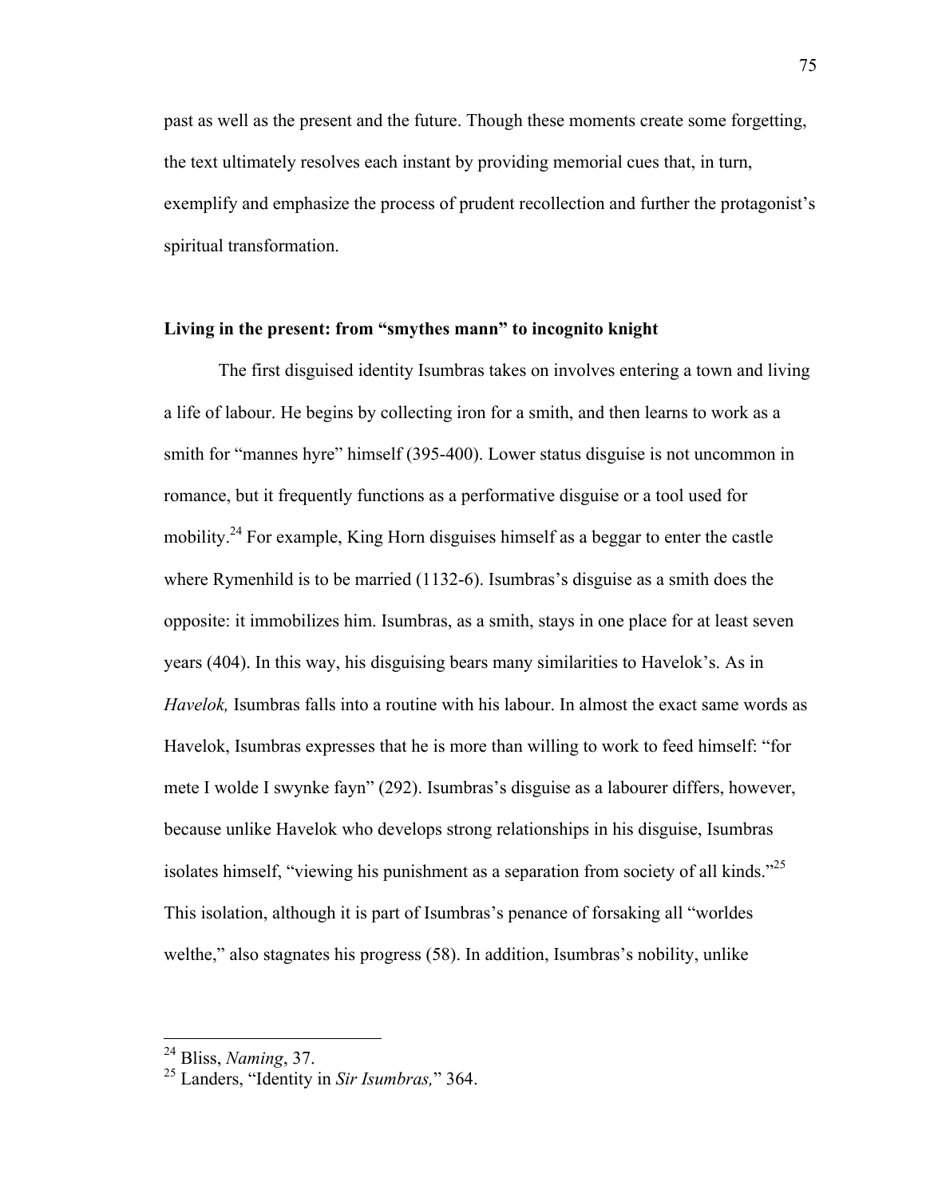past as well as the present and the future. Though these moments create some forgetting, the text ultimately resolves each instant by providing memorial cues that, in turn, exemplify and emphasize the process of prudent recollection and further the protagonist's spiritual transformation.

### Living in the present: from "smythes mann" to incognito knight

The first disguised identity Isumbras takes on involves entering a town and living a life of labour. He begins by collecting iron for a smith, and then learns to work as a smith for "mannes hyre" himself (395-400). Lower status disguise is not uncommon in romance, but it frequently functions as a performative disguise or a tool used for mobility.[24] For example, King Horn disguises himself as a beggar to enter the castle where Rymenhild is to be married (1132-6). Isumbras's disguise as a smith does the opposite: it immobilizes him. Isumbras, as a smith, stays in one place for at least seven years (404). In this way, his disguising bears many similarities to Havelok's. As in *Havelok,* Isumbras falls into a routine with his labour. In almost the exact same words as Havelok, Isumbras expresses that he is more than willing to work to feed himself: "for mete I wolde I swynke fayn" (292). Isumbras's disguise as a labourer differs, however, because unlike Havelok who develops strong relationships in his disguise, Isumbras isolates himself, "viewing his punishment as a separation from society of all kinds."[25] This isolation, although it is part of Isumbras's penance of forsaking all "worldes welthe," also stagnates his progress (58). In addition, Isumbras's nobility, unlike

---

[24] Bliss, *Naming*, 37.

[25] Landers, "Identity in *Sir Isumbras,*" 364.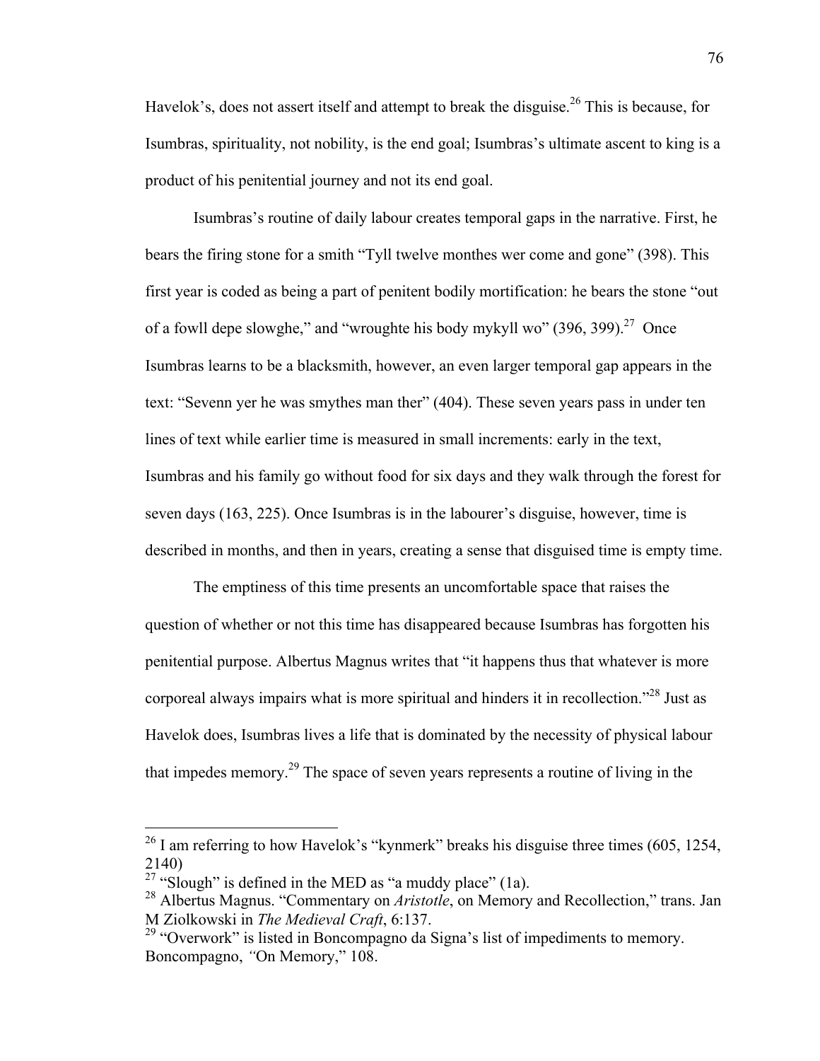Havelok's, does not assert itself and attempt to break the disguise.[26] This is because, for Isumbras, spirituality, not nobility, is the end goal; Isumbras's ultimate ascent to king is a product of his penitential journey and not its end goal.

Isumbras's routine of daily labour creates temporal gaps in the narrative. First, he bears the firing stone for a smith "Tyll twelve monthes wer come and gone" (398). This first year is coded as being a part of penitent bodily mortification: he bears the stone "out of a fowll depe slowghe," and "wroughte his body mykyll wo" (396, 399).[27] Once Isumbras learns to be a blacksmith, however, an even larger temporal gap appears in the text: "Sevenn yer he was smythes man ther" (404). These seven years pass in under ten lines of text while earlier time is measured in small increments: early in the text, Isumbras and his family go without food for six days and they walk through the forest for seven days (163, 225). Once Isumbras is in the labourer's disguise, however, time is described in months, and then in years, creating a sense that disguised time is empty time.

The emptiness of this time presents an uncomfortable space that raises the question of whether or not this time has disappeared because Isumbras has forgotten his penitential purpose. Albertus Magnus writes that "it happens thus that whatever is more corporeal always impairs what is more spiritual and hinders it in recollection."[28] Just as Havelok does, Isumbras lives a life that is dominated by the necessity of physical labour that impedes memory.[29] The space of seven years represents a routine of living in the

---

[26] I am referring to how Havelok's "kynmerk" breaks his disguise three times (605, 1254, 2140)

[27] "Slough" is defined in the MED as "a muddy place" (1a).

[28] Albertus Magnus. "Commentary on *Aristotle*, on Memory and Recollection," trans. Jan M Ziolkowski in *The Medieval Craft*, 6:137.

[29] "Overwork" is listed in Boncompagno da Signa's list of impediments to memory. Boncompagno, "On Memory," 108.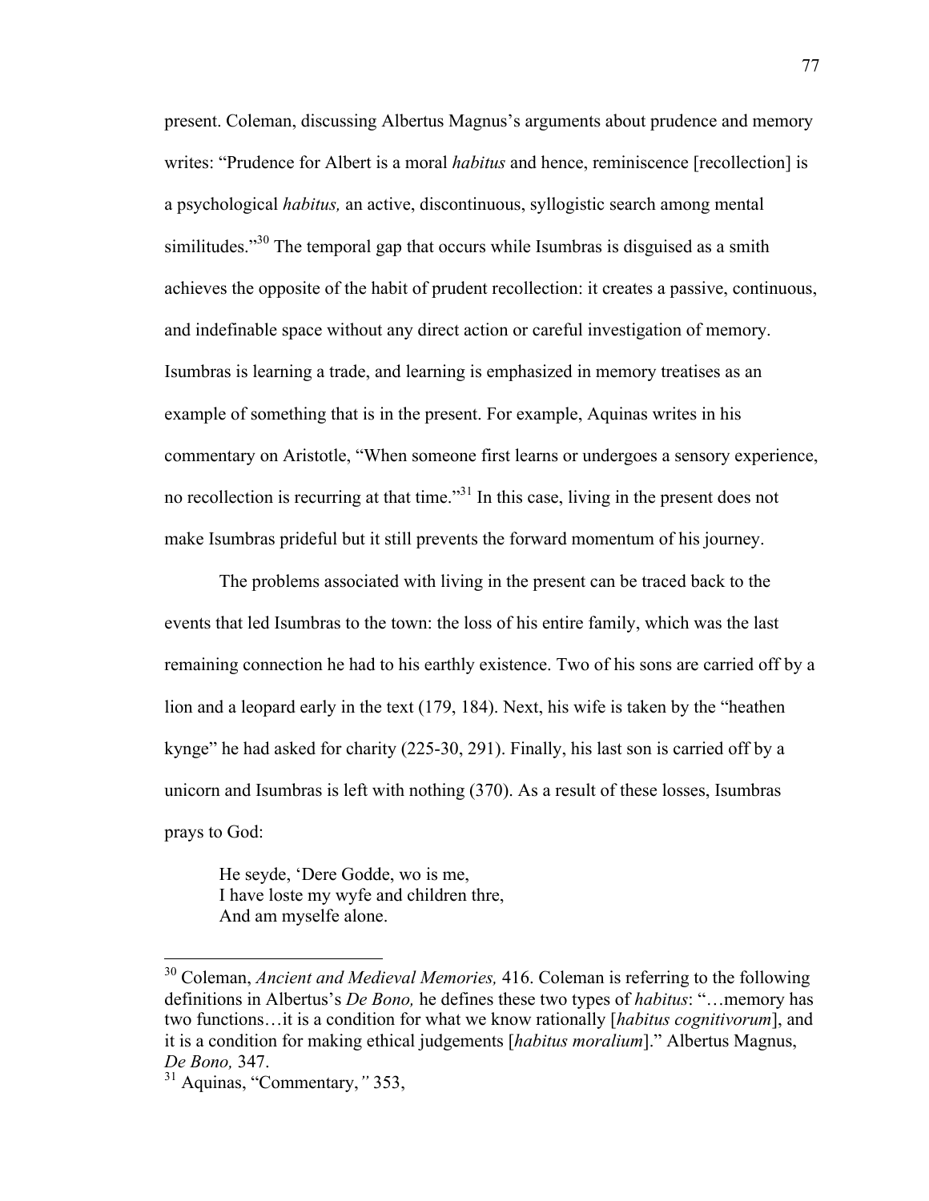present. Coleman, discussing Albertus Magnus's arguments about prudence and memory writes: "Prudence for Albert is a moral *habitus* and hence, reminiscence [recollection] is a psychological *habitus,* an active, discontinuous, syllogistic search among mental similitudes."[30] The temporal gap that occurs while Isumbras is disguised as a smith achieves the opposite of the habit of prudent recollection: it creates a passive, continuous, and indefinable space without any direct action or careful investigation of memory. Isumbras is learning a trade, and learning is emphasized in memory treatises as an example of something that is in the present. For example, Aquinas writes in his commentary on Aristotle, "When someone first learns or undergoes a sensory experience, no recollection is recurring at that time."[31] In this case, living in the present does not make Isumbras prideful but it still prevents the forward momentum of his journey.

The problems associated with living in the present can be traced back to the events that led Isumbras to the town: the loss of his entire family, which was the last remaining connection he had to his earthly existence. Two of his sons are carried off by a lion and a leopard early in the text (179, 184). Next, his wife is taken by the "heathen kynge" he had asked for charity (225-30, 291). Finally, his last son is carried off by a unicorn and Isumbras is left with nothing (370). As a result of these losses, Isumbras prays to God:

> He seyde, 'Dere Godde, wo is me,
> I have loste my wyfe and children thre,
> And am myselfe alone.

---

[30] Coleman, *Ancient and Medieval Memories,* 416. Coleman is referring to the following definitions in Albertus's *De Bono,* he defines these two types of *habitus*: "…memory has two functions…it is a condition for what we know rationally [*habitus cognitivorum*], and it is a condition for making ethical judgements [*habitus moralium*]." Albertus Magnus, *De Bono,* 347.

[31] Aquinas, "Commentary,*"* 353,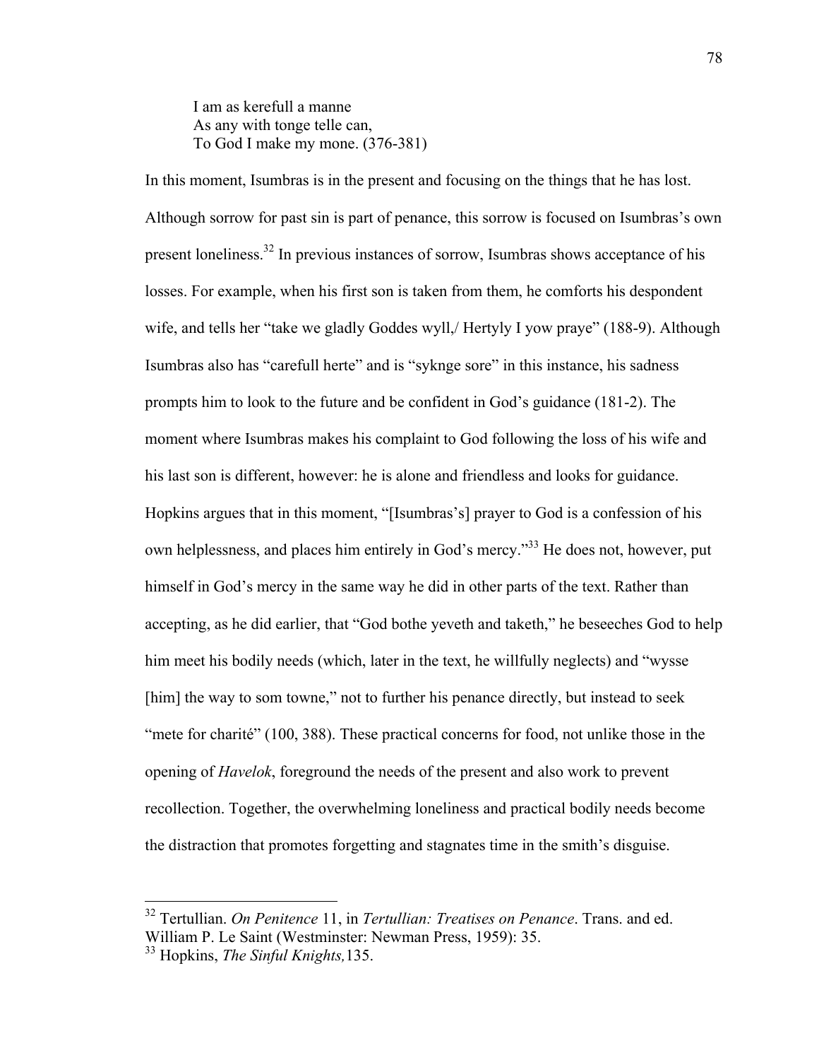> I am as kerefull a manne
> As any with tonge telle can,
> To God I make my mone. (376-381)

In this moment, Isumbras is in the present and focusing on the things that he has lost. Although sorrow for past sin is part of penance, this sorrow is focused on Isumbras's own present loneliness.[32] In previous instances of sorrow, Isumbras shows acceptance of his losses. For example, when his first son is taken from them, he comforts his despondent wife, and tells her "take we gladly Goddes wyll,/ Hertyly I yow praye" (188-9). Although Isumbras also has "carefull herte" and is "syknge sore" in this instance, his sadness prompts him to look to the future and be confident in God's guidance (181-2). The moment where Isumbras makes his complaint to God following the loss of his wife and his last son is different, however: he is alone and friendless and looks for guidance. Hopkins argues that in this moment, "[Isumbras's] prayer to God is a confession of his own helplessness, and places him entirely in God's mercy."[33] He does not, however, put himself in God's mercy in the same way he did in other parts of the text. Rather than accepting, as he did earlier, that "God bothe yeveth and taketh," he beseeches God to help him meet his bodily needs (which, later in the text, he willfully neglects) and "wysse [him] the way to som towne," not to further his penance directly, but instead to seek "mete for charité" (100, 388). These practical concerns for food, not unlike those in the opening of *Havelok*, foreground the needs of the present and also work to prevent recollection. Together, the overwhelming loneliness and practical bodily needs become the distraction that promotes forgetting and stagnates time in the smith's disguise.

---

[32] Tertullian. *On Penitence* 11, in *Tertullian: Treatises on Penance*. Trans. and ed. William P. Le Saint (Westminster: Newman Press, 1959): 35.

[33] Hopkins, *The Sinful Knights,* 135.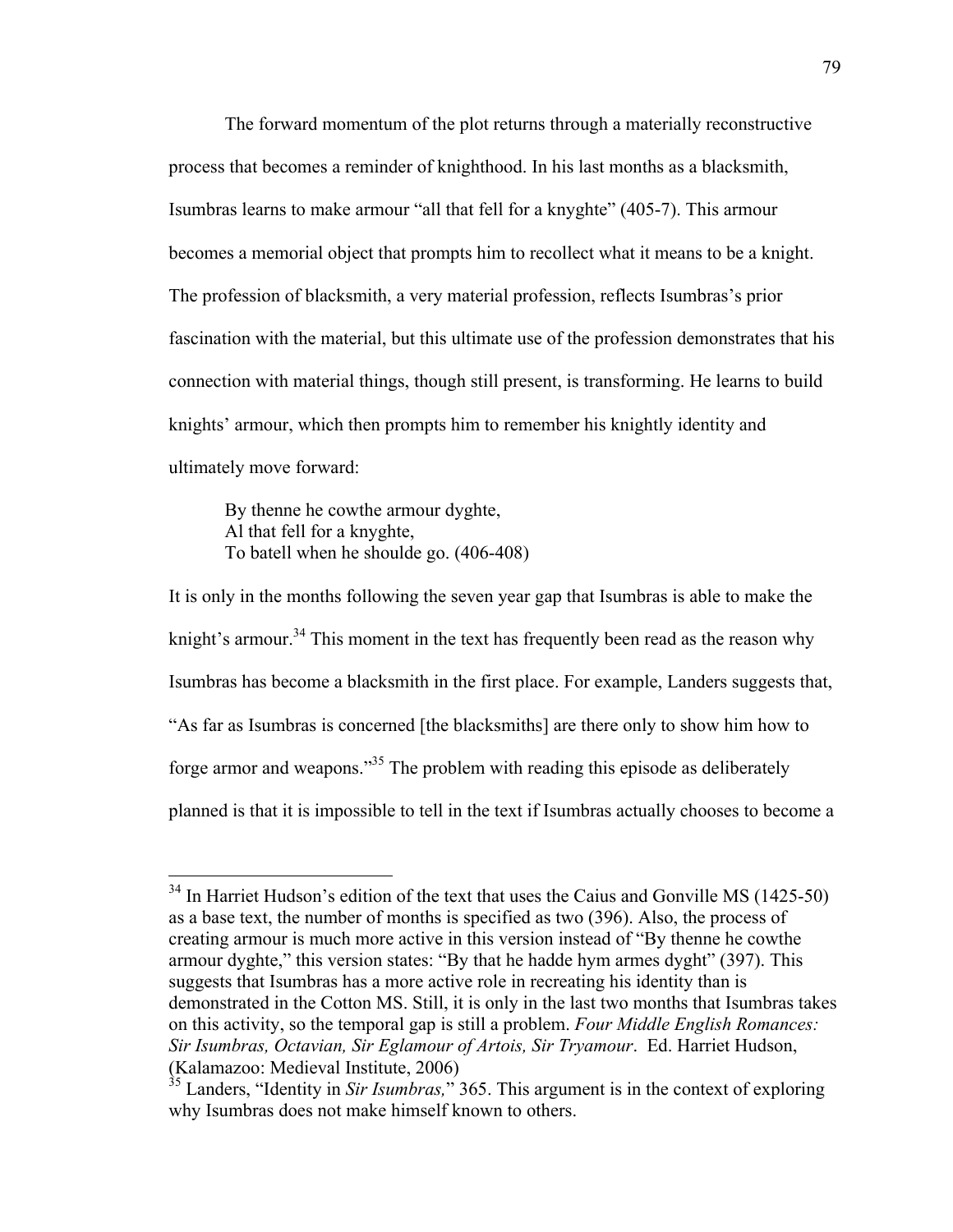The forward momentum of the plot returns through a materially reconstructive process that becomes a reminder of knighthood. In his last months as a blacksmith, Isumbras learns to make armour "all that fell for a knyghte" (405-7). This armour becomes a memorial object that prompts him to recollect what it means to be a knight. The profession of blacksmith, a very material profession, reflects Isumbras's prior fascination with the material, but this ultimate use of the profession demonstrates that his connection with material things, though still present, is transforming. He learns to build knights' armour, which then prompts him to remember his knightly identity and ultimately move forward:

> By thenne he cowthe armour dyghte,  
> Al that fell for a knyghte,  
> To batell when he shoulde go. (406-408)

It is only in the months following the seven year gap that Isumbras is able to make the knight's armour.[34] This moment in the text has frequently been read as the reason why Isumbras has become a blacksmith in the first place. For example, Landers suggests that, "As far as Isumbras is concerned [the blacksmiths] are there only to show him how to forge armor and weapons."[35] The problem with reading this episode as deliberately planned is that it is impossible to tell in the text if Isumbras actually chooses to become a

---

[34] In Harriet Hudson's edition of the text that uses the Caius and Gonville MS (1425-50) as a base text, the number of months is specified as two (396). Also, the process of creating armour is much more active in this version instead of "By thenne he cowthe armour dyghte," this version states: "By that he hadde hym armes dyght" (397). This suggests that Isumbras has a more active role in recreating his identity than is demonstrated in the Cotton MS. Still, it is only in the last two months that Isumbras takes on this activity, so the temporal gap is still a problem. *Four Middle English Romances: Sir Isumbras, Octavian, Sir Eglamour of Artois, Sir Tryamour*. Ed. Harriet Hudson, (Kalamazoo: Medieval Institute, 2006)

[35] Landers, "Identity in *Sir Isumbras,*" 365. This argument is in the context of exploring why Isumbras does not make himself known to others.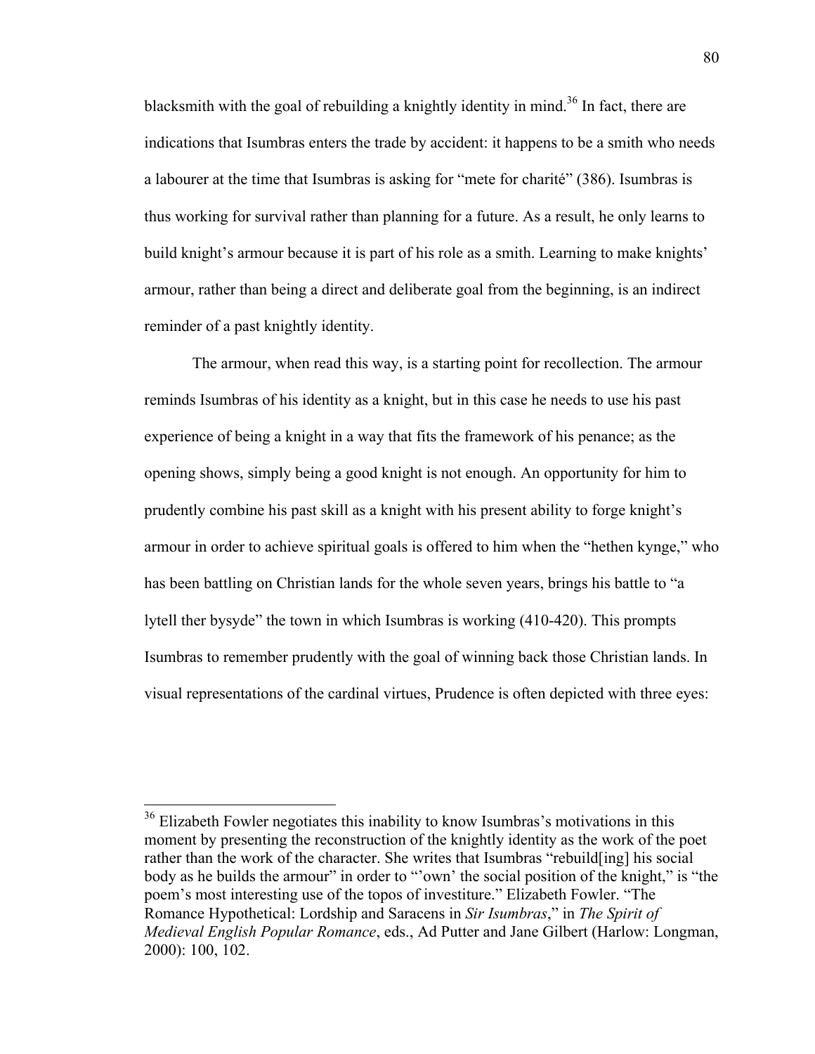blacksmith with the goal of rebuilding a knightly identity in mind.[36] In fact, there are indications that Isumbras enters the trade by accident: it happens to be a smith who needs a labourer at the time that Isumbras is asking for "mete for charité" (386). Isumbras is thus working for survival rather than planning for a future. As a result, he only learns to build knight's armour because it is part of his role as a smith. Learning to make knights' armour, rather than being a direct and deliberate goal from the beginning, is an indirect reminder of a past knightly identity.

The armour, when read this way, is a starting point for recollection. The armour reminds Isumbras of his identity as a knight, but in this case he needs to use his past experience of being a knight in a way that fits the framework of his penance; as the opening shows, simply being a good knight is not enough. An opportunity for him to prudently combine his past skill as a knight with his present ability to forge knight's armour in order to achieve spiritual goals is offered to him when the "hethen kynge," who has been battling on Christian lands for the whole seven years, brings his battle to "a lytell ther bysyde" the town in which Isumbras is working (410-420). This prompts Isumbras to remember prudently with the goal of winning back those Christian lands. In visual representations of the cardinal virtues, Prudence is often depicted with three eyes:

---

[36] Elizabeth Fowler negotiates this inability to know Isumbras's motivations in this moment by presenting the reconstruction of the knightly identity as the work of the poet rather than the work of the character. She writes that Isumbras "rebuild[ing] his social body as he builds the armour" in order to "'own' the social position of the knight," is "the poem's most interesting use of the topos of investiture." Elizabeth Fowler. "The Romance Hypothetical: Lordship and Saracens in *Sir Isumbras*," in *The Spirit of Medieval English Popular Romance*, eds., Ad Putter and Jane Gilbert (Harlow: Longman, 2000): 100, 102.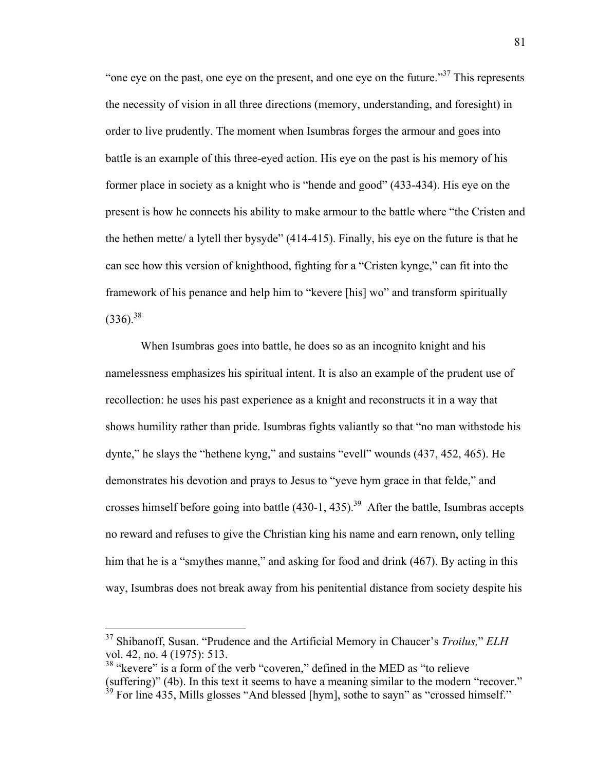"one eye on the past, one eye on the present, and one eye on the future."[37] This represents the necessity of vision in all three directions (memory, understanding, and foresight) in order to live prudently. The moment when Isumbras forges the armour and goes into battle is an example of this three-eyed action. His eye on the past is his memory of his former place in society as a knight who is "hende and good" (433-434). His eye on the present is how he connects his ability to make armour to the battle where "the Cristen and the hethen mette/ a lytell ther bysyde" (414-415). Finally, his eye on the future is that he can see how this version of knighthood, fighting for a "Cristen kynge," can fit into the framework of his penance and help him to "kevere [his] wo" and transform spiritually (336).[38]

When Isumbras goes into battle, he does so as an incognito knight and his namelessness emphasizes his spiritual intent. It is also an example of the prudent use of recollection: he uses his past experience as a knight and reconstructs it in a way that shows humility rather than pride. Isumbras fights valiantly so that "no man withstode his dynte," he slays the "hethene kyng," and sustains "evell" wounds (437, 452, 465). He demonstrates his devotion and prays to Jesus to "yeve hym grace in that felde," and crosses himself before going into battle (430-1, 435).[39] After the battle, Isumbras accepts no reward and refuses to give the Christian king his name and earn renown, only telling him that he is a "smythes manne," and asking for food and drink (467). By acting in this way, Isumbras does not break away from his penitential distance from society despite his

---

[37] Shibanoff, Susan. "Prudence and the Artificial Memory in Chaucer's *Troilus,*" *ELH* vol. 42, no. 4 (1975): 513.

[38] "kevere" is a form of the verb "coveren," defined in the MED as "to relieve (suffering)" (4b). In this text it seems to have a meaning similar to the modern "recover."

[39] For line 435, Mills glosses "And blessed [hym], sothe to sayn" as "crossed himself."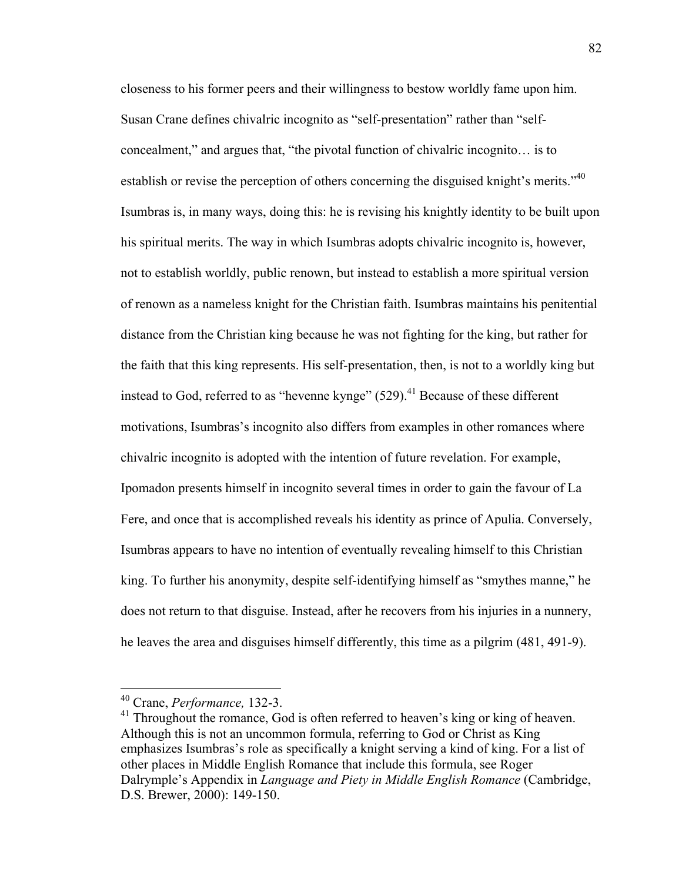closeness to his former peers and their willingness to bestow worldly fame upon him. Susan Crane defines chivalric incognito as "self-presentation" rather than "self-concealment," and argues that, "the pivotal function of chivalric incognito… is to establish or revise the perception of others concerning the disguised knight's merits."[40] Isumbras is, in many ways, doing this: he is revising his knightly identity to be built upon his spiritual merits. The way in which Isumbras adopts chivalric incognito is, however, not to establish worldly, public renown, but instead to establish a more spiritual version of renown as a nameless knight for the Christian faith. Isumbras maintains his penitential distance from the Christian king because he was not fighting for the king, but rather for the faith that this king represents. His self-presentation, then, is not to a worldly king but instead to God, referred to as "hevenne kynge" (529).[41] Because of these different motivations, Isumbras's incognito also differs from examples in other romances where chivalric incognito is adopted with the intention of future revelation. For example, Ipomadon presents himself in incognito several times in order to gain the favour of La Fere, and once that is accomplished reveals his identity as prince of Apulia. Conversely, Isumbras appears to have no intention of eventually revealing himself to this Christian king. To further his anonymity, despite self-identifying himself as "smythes manne," he does not return to that disguise. Instead, after he recovers from his injuries in a nunnery, he leaves the area and disguises himself differently, this time as a pilgrim (481, 491-9).

---

[40] Crane, *Performance,* 132-3.

[41] Throughout the romance, God is often referred to heaven's king or king of heaven. Although this is not an uncommon formula, referring to God or Christ as King emphasizes Isumbras's role as specifically a knight serving a kind of king. For a list of other places in Middle English Romance that include this formula, see Roger Dalrymple's Appendix in *Language and Piety in Middle English Romance* (Cambridge, D.S. Brewer, 2000): 149-150.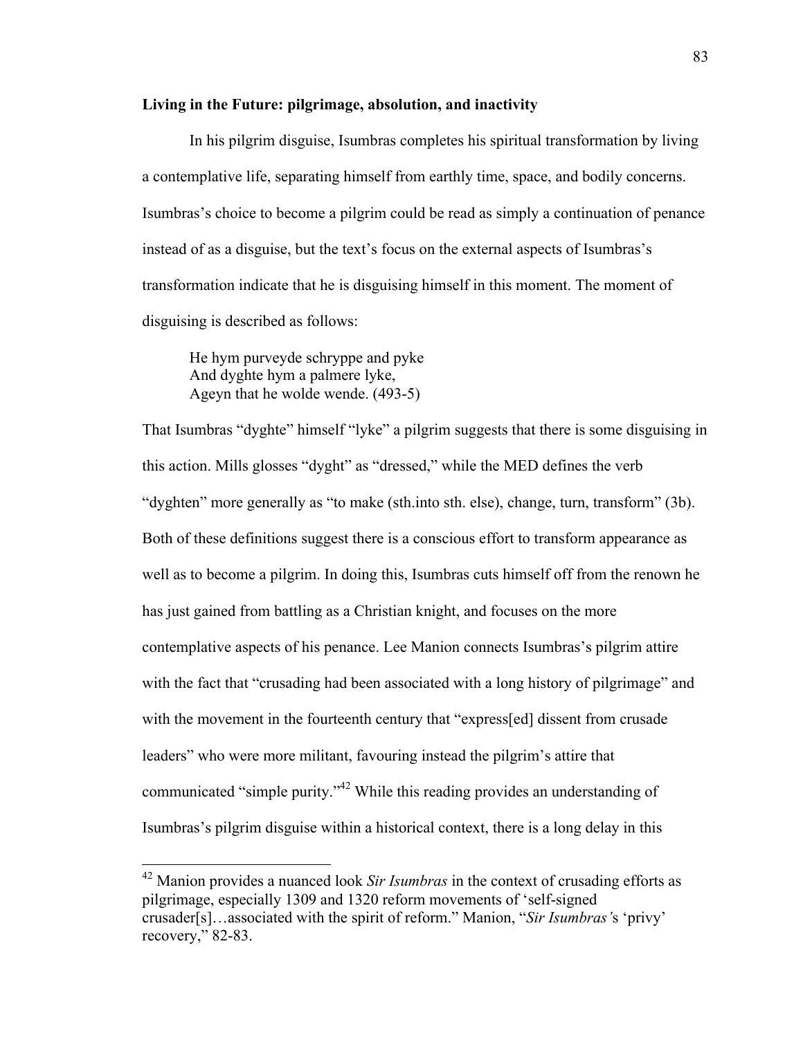**Living in the Future: pilgrimage, absolution, and inactivity**

In his pilgrim disguise, Isumbras completes his spiritual transformation by living a contemplative life, separating himself from earthly time, space, and bodily concerns. Isumbras's choice to become a pilgrim could be read as simply a continuation of penance instead of as a disguise, but the text's focus on the external aspects of Isumbras's transformation indicate that he is disguising himself in this moment. The moment of disguising is described as follows:

> He hym purveyde schryppe and pyke
> And dyghte hym a palmere lyke,
> Ageyn that he wolde wende. (493-5)

That Isumbras "dyghte" himself "lyke" a pilgrim suggests that there is some disguising in this action. Mills glosses "dyght" as "dressed," while the MED defines the verb "dyghten" more generally as "to make (sth.into sth. else), change, turn, transform" (3b). Both of these definitions suggest there is a conscious effort to transform appearance as well as to become a pilgrim. In doing this, Isumbras cuts himself off from the renown he has just gained from battling as a Christian knight, and focuses on the more contemplative aspects of his penance. Lee Manion connects Isumbras's pilgrim attire with the fact that "crusading had been associated with a long history of pilgrimage" and with the movement in the fourteenth century that "express[ed] dissent from crusade leaders" who were more militant, favouring instead the pilgrim's attire that communicated "simple purity."[42] While this reading provides an understanding of Isumbras's pilgrim disguise within a historical context, there is a long delay in this

---

[42] Manion provides a nuanced look *Sir Isumbras* in the context of crusading efforts as pilgrimage, especially 1309 and 1320 reform movements of 'self-signed crusader[s]…associated with the spirit of reform." Manion, "*Sir Isumbras'*s 'privy' recovery," 82-83.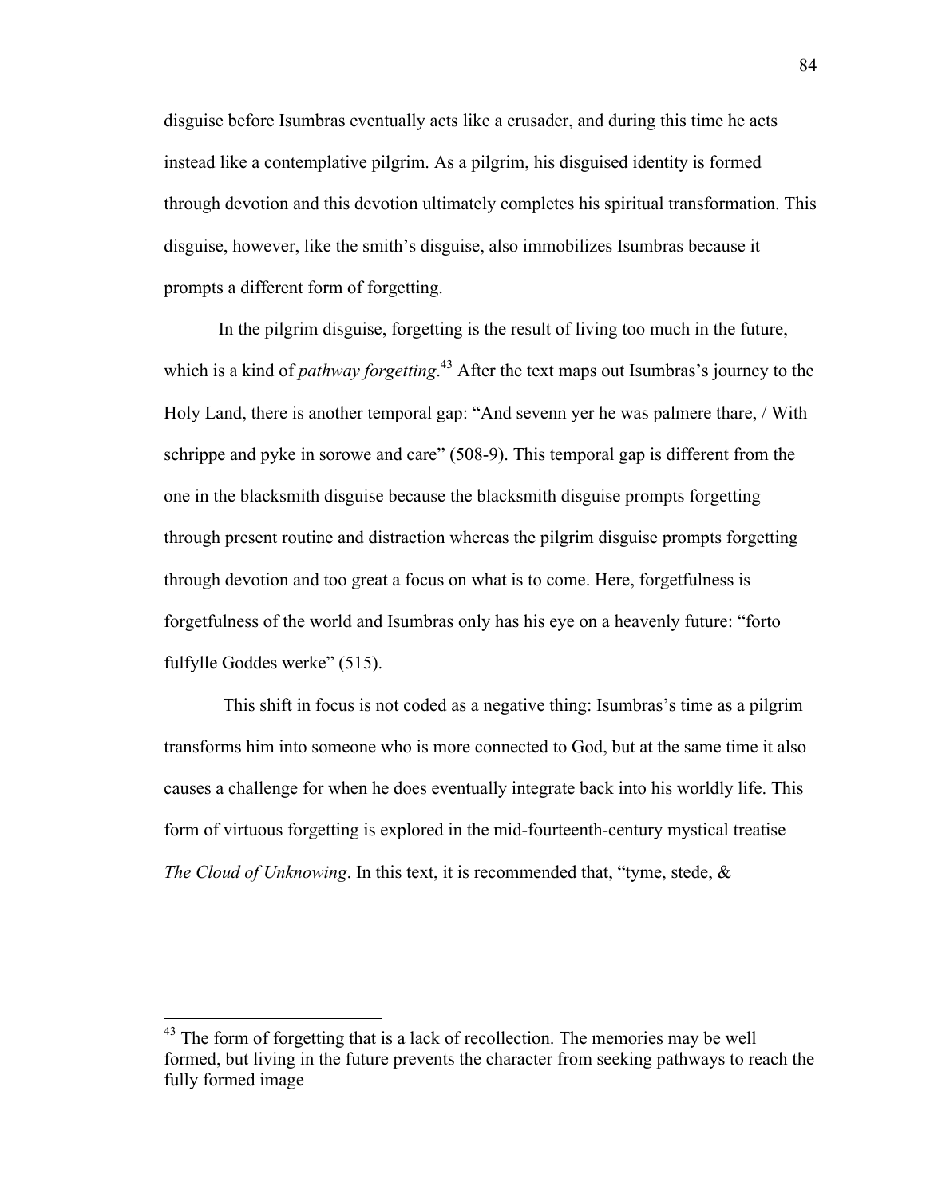disguise before Isumbras eventually acts like a crusader, and during this time he acts instead like a contemplative pilgrim. As a pilgrim, his disguised identity is formed through devotion and this devotion ultimately completes his spiritual transformation. This disguise, however, like the smith's disguise, also immobilizes Isumbras because it prompts a different form of forgetting.

In the pilgrim disguise, forgetting is the result of living too much in the future, which is a kind of *pathway forgetting*.[43] After the text maps out Isumbras's journey to the Holy Land, there is another temporal gap: "And sevenn yer he was palmere thare, / With schrippe and pyke in sorowe and care" (508-9). This temporal gap is different from the one in the blacksmith disguise because the blacksmith disguise prompts forgetting through present routine and distraction whereas the pilgrim disguise prompts forgetting through devotion and too great a focus on what is to come. Here, forgetfulness is forgetfulness of the world and Isumbras only has his eye on a heavenly future: "forto fulfylle Goddes werke" (515).

This shift in focus is not coded as a negative thing: Isumbras's time as a pilgrim transforms him into someone who is more connected to God, but at the same time it also causes a challenge for when he does eventually integrate back into his worldly life. This form of virtuous forgetting is explored in the mid-fourteenth-century mystical treatise *The Cloud of Unknowing*. In this text, it is recommended that, "tyme, stede, &

---

[43] The form of forgetting that is a lack of recollection. The memories may be well formed, but living in the future prevents the character from seeking pathways to reach the fully formed image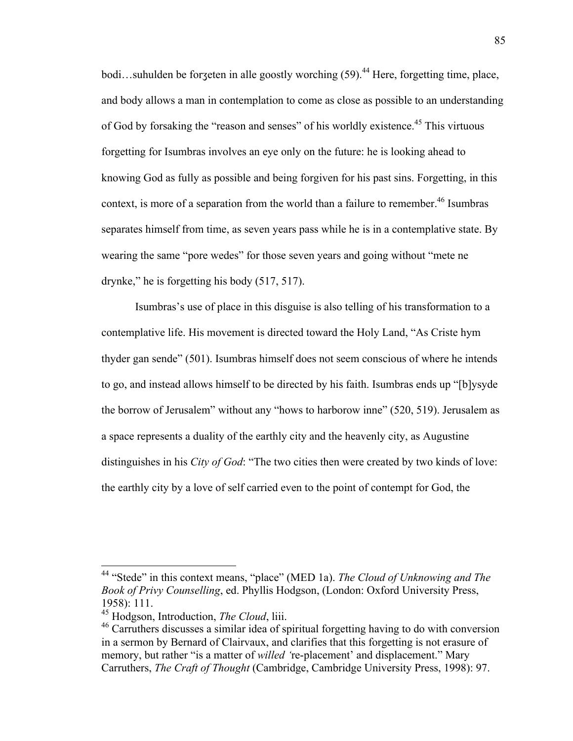bodi…suhulden be forȝeten in alle goostly worching (59).[44] Here, forgetting time, place, and body allows a man in contemplation to come as close as possible to an understanding of God by forsaking the "reason and senses" of his worldly existence.[45] This virtuous forgetting for Isumbras involves an eye only on the future: he is looking ahead to knowing God as fully as possible and being forgiven for his past sins. Forgetting, in this context, is more of a separation from the world than a failure to remember.[46] Isumbras separates himself from time, as seven years pass while he is in a contemplative state. By wearing the same "pore wedes" for those seven years and going without "mete ne drynke," he is forgetting his body (517, 517).

Isumbras's use of place in this disguise is also telling of his transformation to a contemplative life. His movement is directed toward the Holy Land, "As Criste hym thyder gan sende" (501). Isumbras himself does not seem conscious of where he intends to go, and instead allows himself to be directed by his faith. Isumbras ends up "[b]ysyde the borrow of Jerusalem" without any "hows to harborow inne" (520, 519). Jerusalem as a space represents a duality of the earthly city and the heavenly city, as Augustine distinguishes in his *City of God*: "The two cities then were created by two kinds of love: the earthly city by a love of self carried even to the point of contempt for God, the

---

[44] "Stede" in this context means, "place" (MED 1a). *The Cloud of Unknowing and The Book of Privy Counselling*, ed. Phyllis Hodgson, (London: Oxford University Press, 1958): 111.

[45] Hodgson, Introduction, *The Cloud*, liii.

[46] Carruthers discusses a similar idea of spiritual forgetting having to do with conversion in a sermon by Bernard of Clairvaux, and clarifies that this forgetting is not erasure of memory, but rather "is a matter of *willed '*re-placement' and displacement." Mary Carruthers, *The Craft of Thought* (Cambridge, Cambridge University Press, 1998): 97.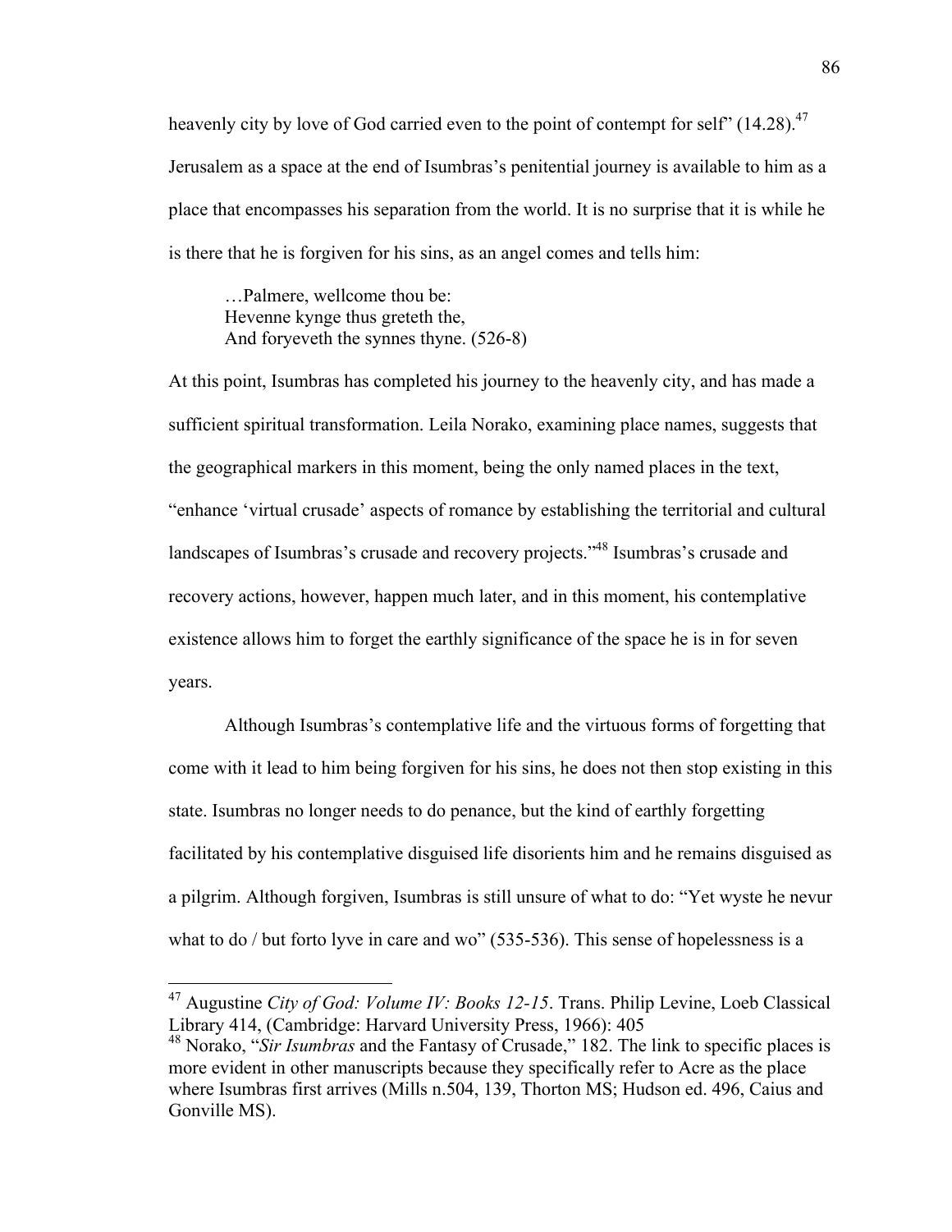heavenly city by love of God carried even to the point of contempt for self" (14.28).[47] Jerusalem as a space at the end of Isumbras's penitential journey is available to him as a place that encompasses his separation from the world. It is no surprise that it is while he is there that he is forgiven for his sins, as an angel comes and tells him:

> …Palmere, wellcome thou be:
> Hevenne kynge thus greteth the,
> And foryeveth the synnes thyne. (526-8)

At this point, Isumbras has completed his journey to the heavenly city, and has made a sufficient spiritual transformation. Leila Norako, examining place names, suggests that the geographical markers in this moment, being the only named places in the text, "enhance 'virtual crusade' aspects of romance by establishing the territorial and cultural landscapes of Isumbras's crusade and recovery projects."[48] Isumbras's crusade and recovery actions, however, happen much later, and in this moment, his contemplative existence allows him to forget the earthly significance of the space he is in for seven years.

Although Isumbras's contemplative life and the virtuous forms of forgetting that come with it lead to him being forgiven for his sins, he does not then stop existing in this state. Isumbras no longer needs to do penance, but the kind of earthly forgetting facilitated by his contemplative disguised life disorients him and he remains disguised as a pilgrim. Although forgiven, Isumbras is still unsure of what to do: "Yet wyste he nevur what to do / but forto lyve in care and wo" (535-536). This sense of hopelessness is a

---

[47] Augustine *City of God: Volume IV: Books 12-15*. Trans. Philip Levine, Loeb Classical Library 414, (Cambridge: Harvard University Press, 1966): 405

[48] Norako, "*Sir Isumbras* and the Fantasy of Crusade," 182. The link to specific places is more evident in other manuscripts because they specifically refer to Acre as the place where Isumbras first arrives (Mills n.504, 139, Thorton MS; Hudson ed. 496, Caius and Gonville MS).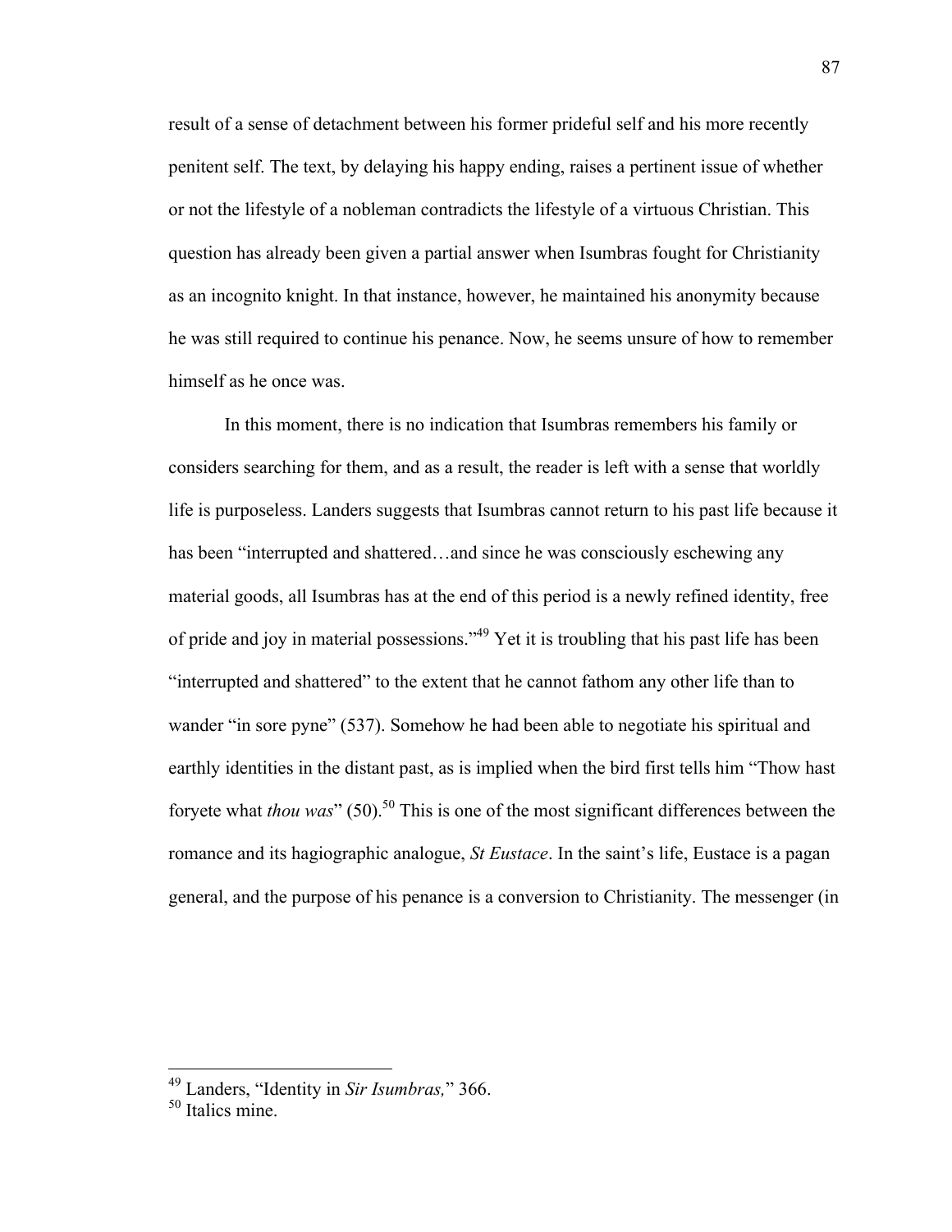result of a sense of detachment between his former prideful self and his more recently penitent self. The text, by delaying his happy ending, raises a pertinent issue of whether or not the lifestyle of a nobleman contradicts the lifestyle of a virtuous Christian. This question has already been given a partial answer when Isumbras fought for Christianity as an incognito knight. In that instance, however, he maintained his anonymity because he was still required to continue his penance. Now, he seems unsure of how to remember himself as he once was.

In this moment, there is no indication that Isumbras remembers his family or considers searching for them, and as a result, the reader is left with a sense that worldly life is purposeless. Landers suggests that Isumbras cannot return to his past life because it has been "interrupted and shattered…and since he was consciously eschewing any material goods, all Isumbras has at the end of this period is a newly refined identity, free of pride and joy in material possessions."[49] Yet it is troubling that his past life has been "interrupted and shattered" to the extent that he cannot fathom any other life than to wander "in sore pyne" (537). Somehow he had been able to negotiate his spiritual and earthly identities in the distant past, as is implied when the bird first tells him "Thow hast foryete what *thou was*" (50).[50] This is one of the most significant differences between the romance and its hagiographic analogue, *St Eustace*. In the saint's life, Eustace is a pagan general, and the purpose of his penance is a conversion to Christianity. The messenger (in

---

[49] Landers, "Identity in *Sir Isumbras,*" 366.

[50] Italics mine.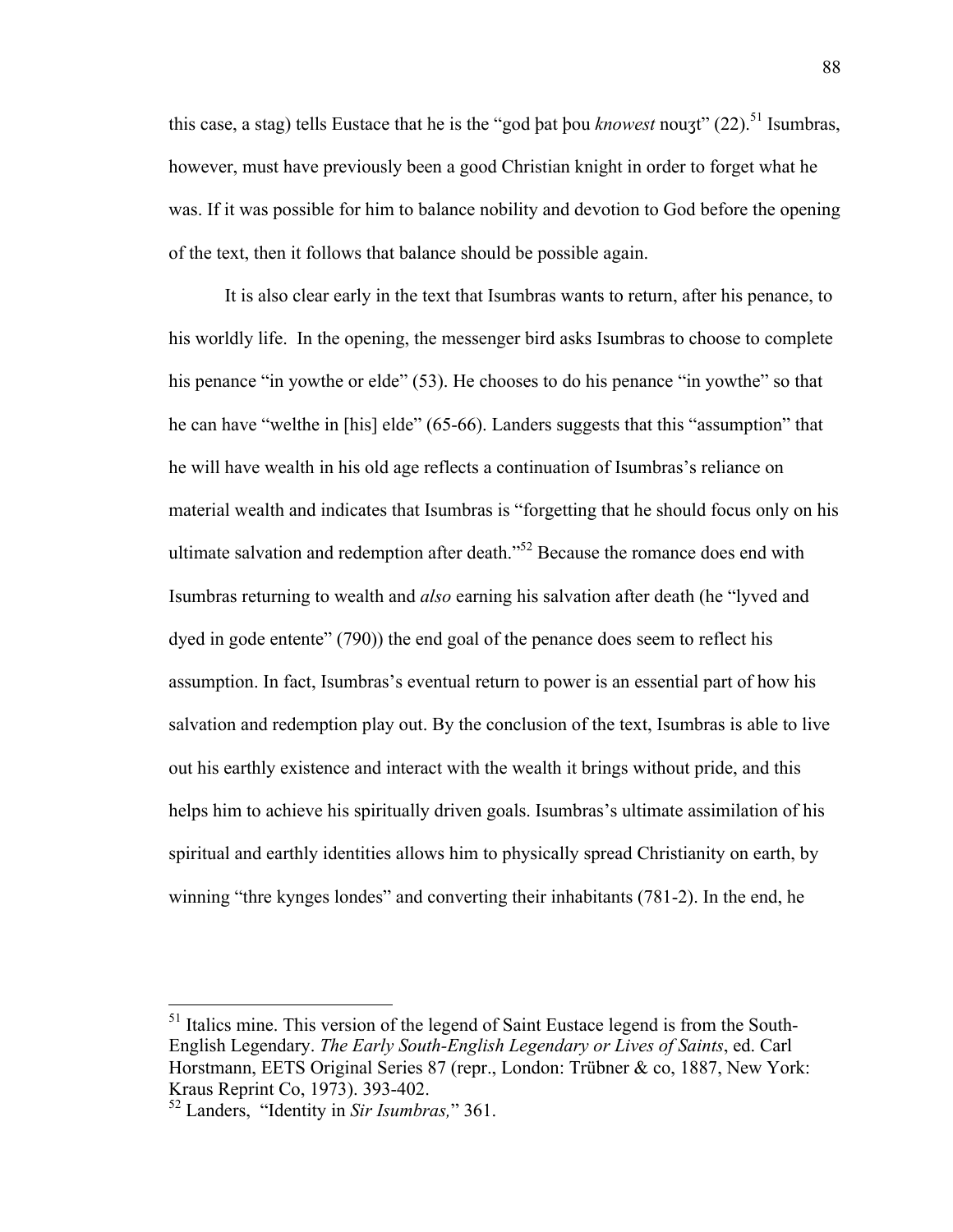this case, a stag) tells Eustace that he is the "god þat þou *knowest* nouȝt" (22).[51] Isumbras, however, must have previously been a good Christian knight in order to forget what he was. If it was possible for him to balance nobility and devotion to God before the opening of the text, then it follows that balance should be possible again.

It is also clear early in the text that Isumbras wants to return, after his penance, to his worldly life. In the opening, the messenger bird asks Isumbras to choose to complete his penance "in yowthe or elde" (53). He chooses to do his penance "in yowthe" so that he can have "welthe in [his] elde" (65-66). Landers suggests that this "assumption" that he will have wealth in his old age reflects a continuation of Isumbras's reliance on material wealth and indicates that Isumbras is "forgetting that he should focus only on his ultimate salvation and redemption after death."[52] Because the romance does end with Isumbras returning to wealth and *also* earning his salvation after death (he "lyved and dyed in gode entente" (790)) the end goal of the penance does seem to reflect his assumption. In fact, Isumbras's eventual return to power is an essential part of how his salvation and redemption play out. By the conclusion of the text, Isumbras is able to live out his earthly existence and interact with the wealth it brings without pride, and this helps him to achieve his spiritually driven goals. Isumbras's ultimate assimilation of his spiritual and earthly identities allows him to physically spread Christianity on earth, by winning "thre kynges londes" and converting their inhabitants (781-2). In the end, he

---

[51] Italics mine. This version of the legend of Saint Eustace legend is from the South-English Legendary. *The Early South-English Legendary or Lives of Saints*, ed. Carl Horstmann, EETS Original Series 87 (repr., London: Trübner & co, 1887, New York: Kraus Reprint Co, 1973). 393-402.

[52] Landers, "Identity in *Sir Isumbras,*" 361.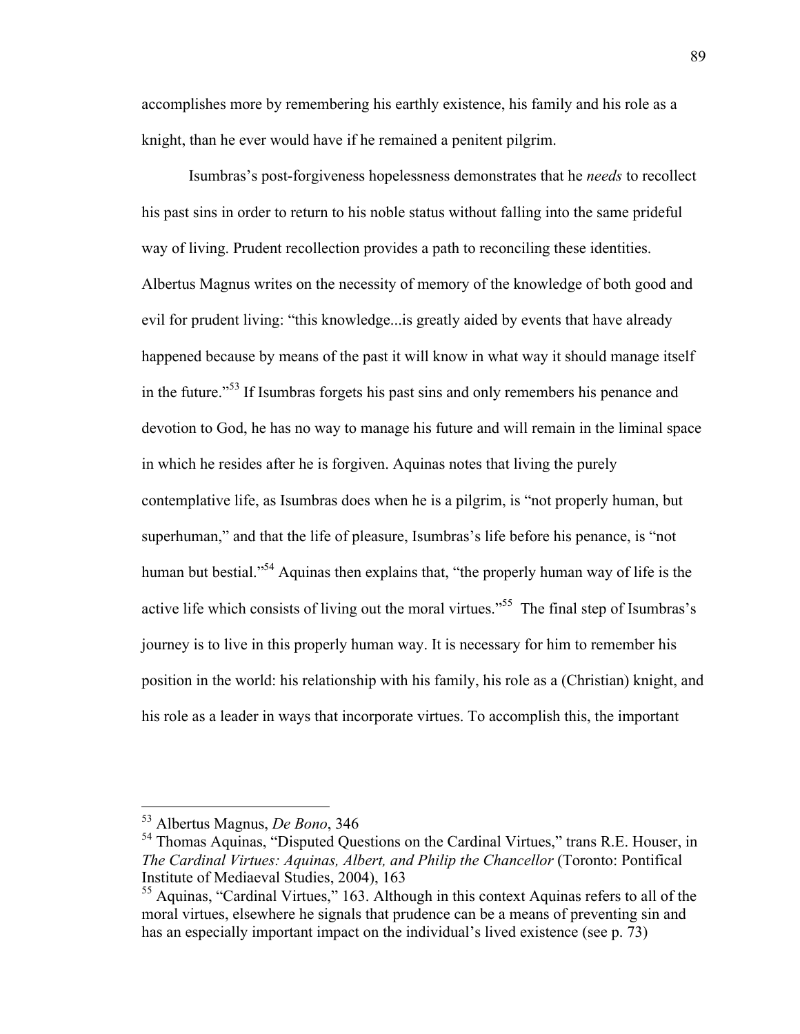accomplishes more by remembering his earthly existence, his family and his role as a knight, than he ever would have if he remained a penitent pilgrim.

Isumbras's post-forgiveness hopelessness demonstrates that he *needs* to recollect his past sins in order to return to his noble status without falling into the same prideful way of living. Prudent recollection provides a path to reconciling these identities. Albertus Magnus writes on the necessity of memory of the knowledge of both good and evil for prudent living: "this knowledge...is greatly aided by events that have already happened because by means of the past it will know in what way it should manage itself in the future."[53] If Isumbras forgets his past sins and only remembers his penance and devotion to God, he has no way to manage his future and will remain in the liminal space in which he resides after he is forgiven. Aquinas notes that living the purely contemplative life, as Isumbras does when he is a pilgrim, is "not properly human, but superhuman," and that the life of pleasure, Isumbras's life before his penance, is "not human but bestial."[54] Aquinas then explains that, "the properly human way of life is the active life which consists of living out the moral virtues."[55] The final step of Isumbras's journey is to live in this properly human way. It is necessary for him to remember his position in the world: his relationship with his family, his role as a (Christian) knight, and his role as a leader in ways that incorporate virtues. To accomplish this, the important

---

[53] Albertus Magnus, *De Bono*, 346

[54] Thomas Aquinas, "Disputed Questions on the Cardinal Virtues," trans R.E. Houser, in *The Cardinal Virtues: Aquinas, Albert, and Philip the Chancellor* (Toronto: Pontifical Institute of Mediaeval Studies, 2004), 163

[55] Aquinas, "Cardinal Virtues," 163. Although in this context Aquinas refers to all of the moral virtues, elsewhere he signals that prudence can be a means of preventing sin and has an especially important impact on the individual's lived existence (see p. 73)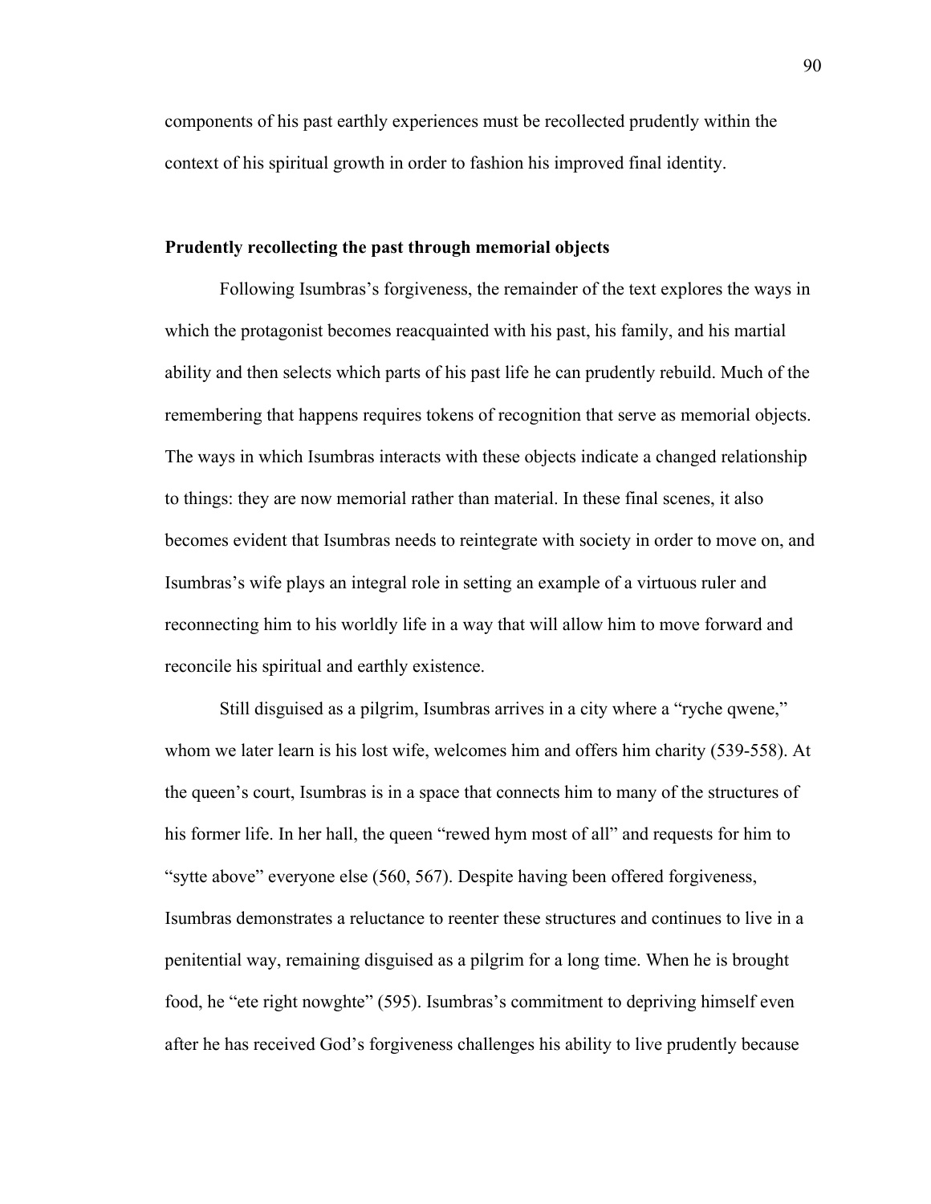components of his past earthly experiences must be recollected prudently within the context of his spiritual growth in order to fashion his improved final identity.

### Prudently recollecting the past through memorial objects

Following Isumbras's forgiveness, the remainder of the text explores the ways in which the protagonist becomes reacquainted with his past, his family, and his martial ability and then selects which parts of his past life he can prudently rebuild. Much of the remembering that happens requires tokens of recognition that serve as memorial objects. The ways in which Isumbras interacts with these objects indicate a changed relationship to things: they are now memorial rather than material. In these final scenes, it also becomes evident that Isumbras needs to reintegrate with society in order to move on, and Isumbras's wife plays an integral role in setting an example of a virtuous ruler and reconnecting him to his worldly life in a way that will allow him to move forward and reconcile his spiritual and earthly existence.

Still disguised as a pilgrim, Isumbras arrives in a city where a "ryche qwene," whom we later learn is his lost wife, welcomes him and offers him charity (539-558). At the queen's court, Isumbras is in a space that connects him to many of the structures of his former life. In her hall, the queen "rewed hym most of all" and requests for him to "sytte above" everyone else (560, 567). Despite having been offered forgiveness, Isumbras demonstrates a reluctance to reenter these structures and continues to live in a penitential way, remaining disguised as a pilgrim for a long time. When he is brought food, he "ete right nowghte" (595). Isumbras's commitment to depriving himself even after he has received God's forgiveness challenges his ability to live prudently because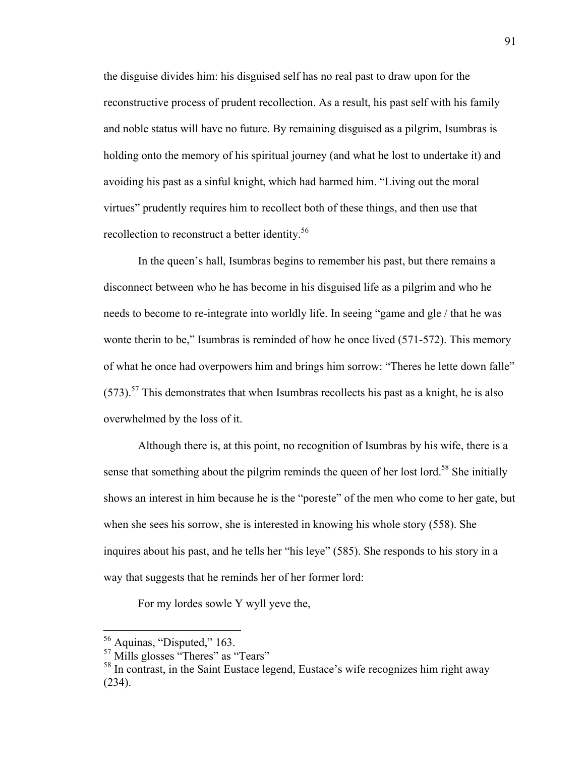the disguise divides him: his disguised self has no real past to draw upon for the reconstructive process of prudent recollection. As a result, his past self with his family and noble status will have no future. By remaining disguised as a pilgrim, Isumbras is holding onto the memory of his spiritual journey (and what he lost to undertake it) and avoiding his past as a sinful knight, which had harmed him. "Living out the moral virtues" prudently requires him to recollect both of these things, and then use that recollection to reconstruct a better identity.[56]

In the queen's hall, Isumbras begins to remember his past, but there remains a disconnect between who he has become in his disguised life as a pilgrim and who he needs to become to re-integrate into worldly life. In seeing "game and gle / that he was wonte therin to be," Isumbras is reminded of how he once lived (571-572). This memory of what he once had overpowers him and brings him sorrow: "Theres he lette down falle" (573).[57] This demonstrates that when Isumbras recollects his past as a knight, he is also overwhelmed by the loss of it.

Although there is, at this point, no recognition of Isumbras by his wife, there is a sense that something about the pilgrim reminds the queen of her lost lord.[58] She initially shows an interest in him because he is the "poreste" of the men who come to her gate, but when she sees his sorrow, she is interested in knowing his whole story (558). She inquires about his past, and he tells her "his leye" (585). She responds to his story in a way that suggests that he reminds her of her former lord:

For my lordes sowle Y wyll yeve the,

[56] Aquinas, "Disputed," 163.

[57] Mills glosses "Theres" as "Tears"

[58] In contrast, in the Saint Eustace legend, Eustace's wife recognizes him right away (234).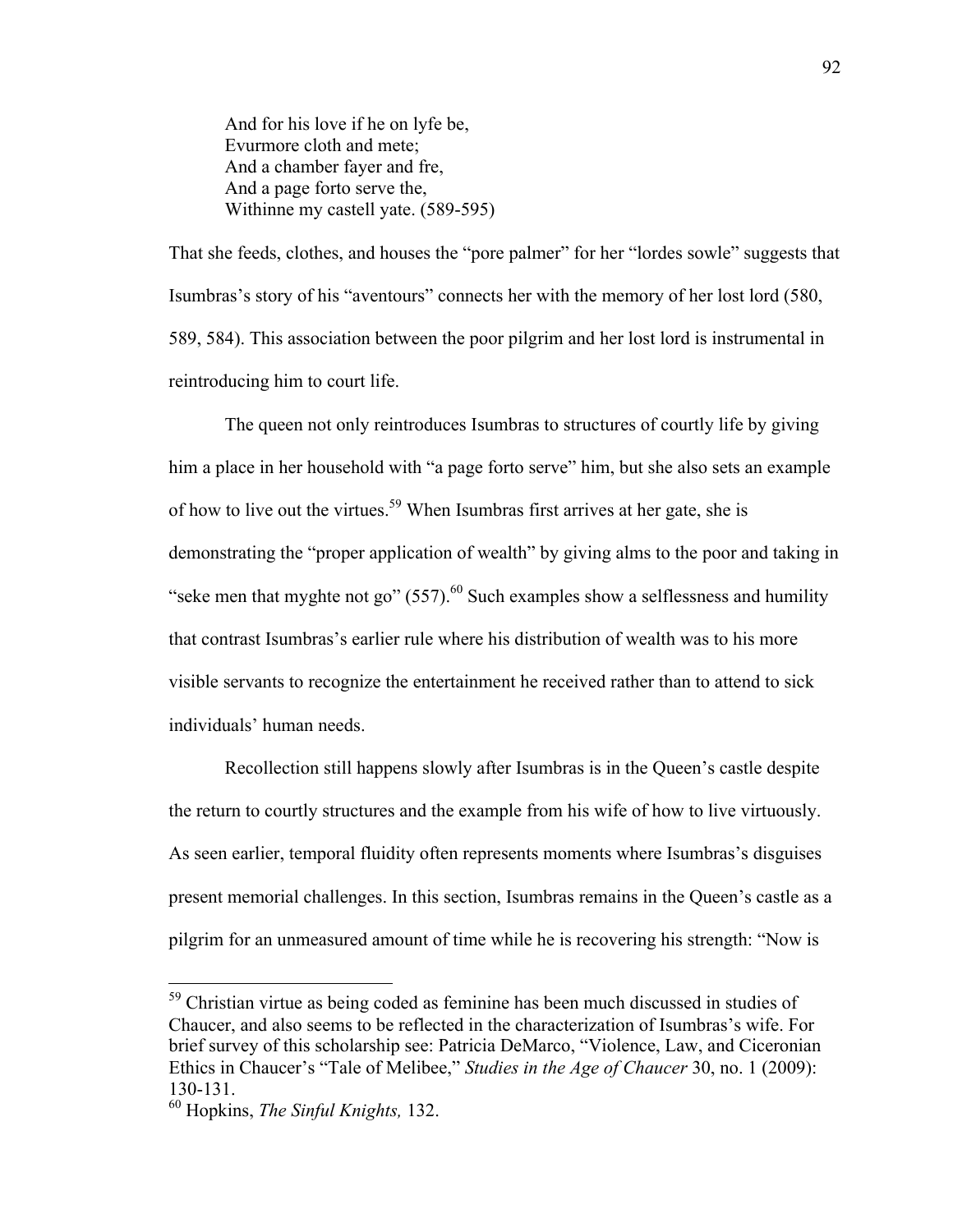> And for his love if he on lyfe be,
> Evurmore cloth and mete;
> And a chamber fayer and fre,
> And a page forto serve the,
> Withinne my castell yate. (589-595)

That she feeds, clothes, and houses the "pore palmer" for her "lordes sowle" suggests that Isumbras's story of his "aventours" connects her with the memory of her lost lord (580, 589, 584). This association between the poor pilgrim and her lost lord is instrumental in reintroducing him to court life.

The queen not only reintroduces Isumbras to structures of courtly life by giving him a place in her household with "a page forto serve" him, but she also sets an example of how to live out the virtues.[59] When Isumbras first arrives at her gate, she is demonstrating the "proper application of wealth" by giving alms to the poor and taking in "seke men that myghte not go" (557).[60] Such examples show a selflessness and humility that contrast Isumbras's earlier rule where his distribution of wealth was to his more visible servants to recognize the entertainment he received rather than to attend to sick individuals' human needs.

Recollection still happens slowly after Isumbras is in the Queen's castle despite the return to courtly structures and the example from his wife of how to live virtuously. As seen earlier, temporal fluidity often represents moments where Isumbras's disguises present memorial challenges. In this section, Isumbras remains in the Queen's castle as a pilgrim for an unmeasured amount of time while he is recovering his strength: "Now is

---

[59] Christian virtue as being coded as feminine has been much discussed in studies of Chaucer, and also seems to be reflected in the characterization of Isumbras's wife. For brief survey of this scholarship see: Patricia DeMarco, "Violence, Law, and Ciceronian Ethics in Chaucer's "Tale of Melibee," *Studies in the Age of Chaucer* 30, no. 1 (2009): 130-131.

[60] Hopkins, *The Sinful Knights,* 132.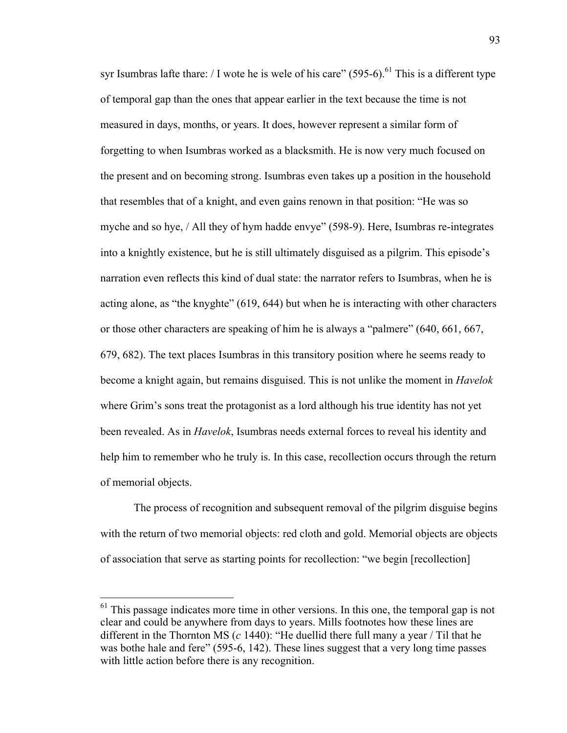syr Isumbras lafte thare: / I wote he is wele of his care" (595-6).[61] This is a different type of temporal gap than the ones that appear earlier in the text because the time is not measured in days, months, or years. It does, however represent a similar form of forgetting to when Isumbras worked as a blacksmith. He is now very much focused on the present and on becoming strong. Isumbras even takes up a position in the household that resembles that of a knight, and even gains renown in that position: "He was so myche and so hye, / All they of hym hadde envye" (598-9). Here, Isumbras re-integrates into a knightly existence, but he is still ultimately disguised as a pilgrim. This episode's narration even reflects this kind of dual state: the narrator refers to Isumbras, when he is acting alone, as "the knyghte" (619, 644) but when he is interacting with other characters or those other characters are speaking of him he is always a "palmere" (640, 661, 667, 679, 682). The text places Isumbras in this transitory position where he seems ready to become a knight again, but remains disguised. This is not unlike the moment in *Havelok* where Grim's sons treat the protagonist as a lord although his true identity has not yet been revealed. As in *Havelok*, Isumbras needs external forces to reveal his identity and help him to remember who he truly is. In this case, recollection occurs through the return of memorial objects.

The process of recognition and subsequent removal of the pilgrim disguise begins with the return of two memorial objects: red cloth and gold. Memorial objects are objects of association that serve as starting points for recollection: "we begin [recollection]

---

[61] This passage indicates more time in other versions. In this one, the temporal gap is not clear and could be anywhere from days to years. Mills footnotes how these lines are different in the Thornton MS (*c* 1440): "He duellid there full many a year / Til that he was bothe hale and fere" (595-6, 142). These lines suggest that a very long time passes with little action before there is any recognition.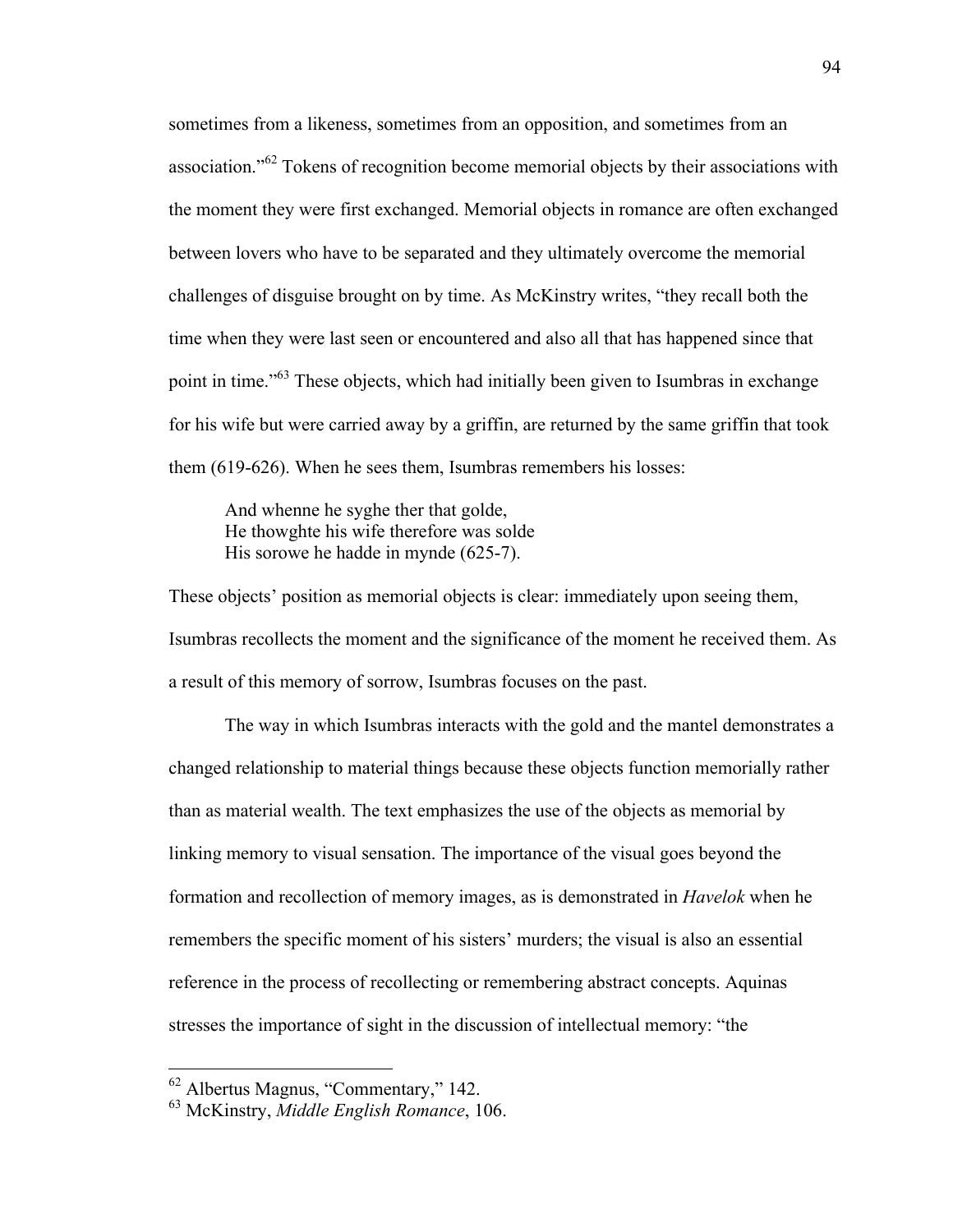sometimes from a likeness, sometimes from an opposition, and sometimes from an association."[62] Tokens of recognition become memorial objects by their associations with the moment they were first exchanged. Memorial objects in romance are often exchanged between lovers who have to be separated and they ultimately overcome the memorial challenges of disguise brought on by time. As McKinstry writes, "they recall both the time when they were last seen or encountered and also all that has happened since that point in time."[63] These objects, which had initially been given to Isumbras in exchange for his wife but were carried away by a griffin, are returned by the same griffin that took them (619-626). When he sees them, Isumbras remembers his losses:

> And whenne he syghe ther that golde,
> He thowghte his wife therefore was solde
> His sorowe he hadde in mynde (625-7).

These objects' position as memorial objects is clear: immediately upon seeing them, Isumbras recollects the moment and the significance of the moment he received them. As a result of this memory of sorrow, Isumbras focuses on the past.

The way in which Isumbras interacts with the gold and the mantel demonstrates a changed relationship to material things because these objects function memorially rather than as material wealth. The text emphasizes the use of the objects as memorial by linking memory to visual sensation. The importance of the visual goes beyond the formation and recollection of memory images, as is demonstrated in *Havelok* when he remembers the specific moment of his sisters' murders; the visual is also an essential reference in the process of recollecting or remembering abstract concepts. Aquinas stresses the importance of sight in the discussion of intellectual memory: "the

---

[62] Albertus Magnus, "Commentary," 142.

[63] McKinstry, *Middle English Romance*, 106.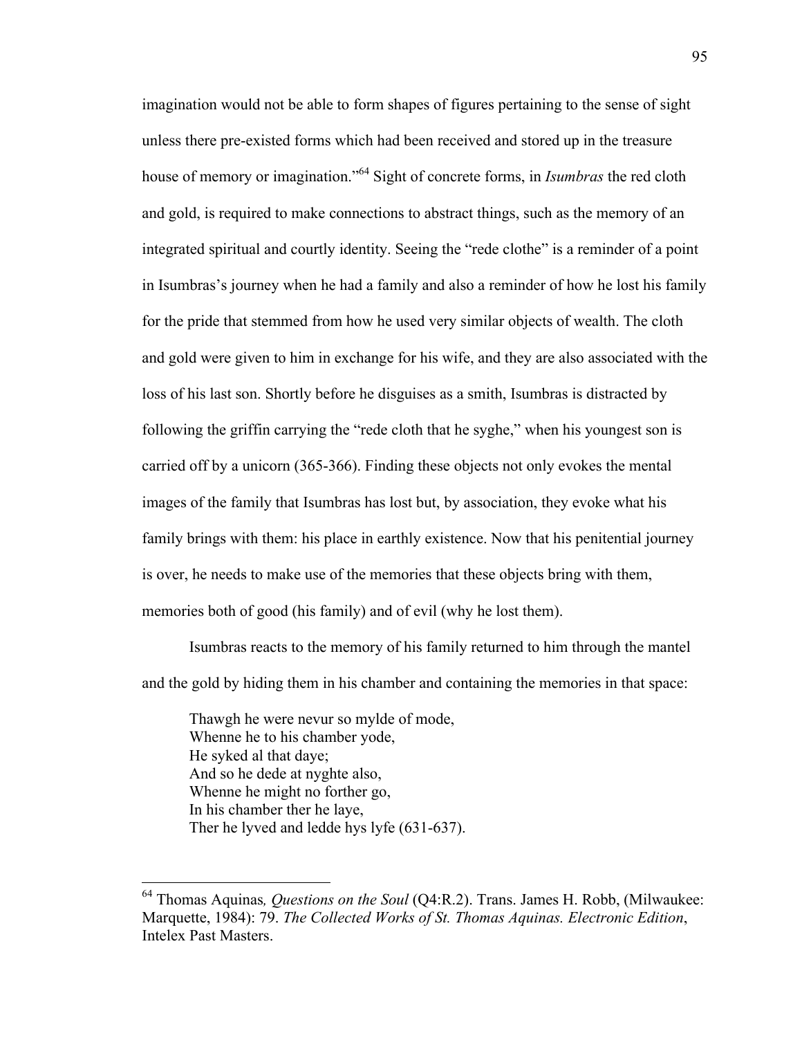imagination would not be able to form shapes of figures pertaining to the sense of sight unless there pre-existed forms which had been received and stored up in the treasure house of memory or imagination."[64] Sight of concrete forms, in *Isumbras* the red cloth and gold, is required to make connections to abstract things, such as the memory of an integrated spiritual and courtly identity. Seeing the "rede clothe" is a reminder of a point in Isumbras's journey when he had a family and also a reminder of how he lost his family for the pride that stemmed from how he used very similar objects of wealth. The cloth and gold were given to him in exchange for his wife, and they are also associated with the loss of his last son. Shortly before he disguises as a smith, Isumbras is distracted by following the griffin carrying the "rede cloth that he syghe," when his youngest son is carried off by a unicorn (365-366). Finding these objects not only evokes the mental images of the family that Isumbras has lost but, by association, they evoke what his family brings with them: his place in earthly existence. Now that his penitential journey is over, he needs to make use of the memories that these objects bring with them, memories both of good (his family) and of evil (why he lost them).

Isumbras reacts to the memory of his family returned to him through the mantel and the gold by hiding them in his chamber and containing the memories in that space:

> Thawgh he were nevur so mylde of mode,
> Whenne he to his chamber yode,
> He syked al that daye;
> And so he dede at nyghte also,
> Whenne he might no forther go,
> In his chamber ther he laye,
> Ther he lyved and ledde hys lyfe (631-637).

---

[64] Thomas Aquinas*, Questions on the Soul* (Q4:R.2). Trans. James H. Robb, (Milwaukee: Marquette, 1984): 79. *The Collected Works of St. Thomas Aquinas. Electronic Edition*, Intelex Past Masters.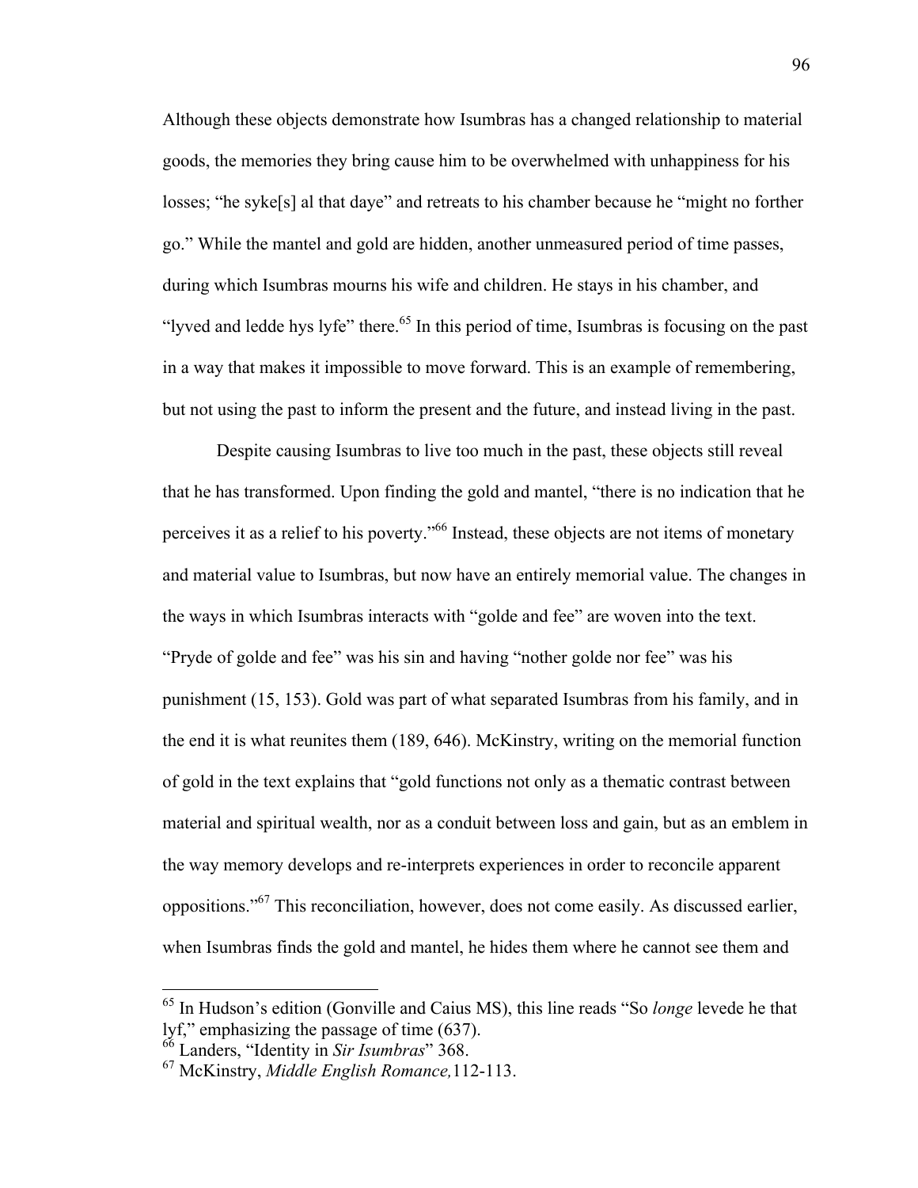Although these objects demonstrate how Isumbras has a changed relationship to material goods, the memories they bring cause him to be overwhelmed with unhappiness for his losses; "he syke[s] al that daye" and retreats to his chamber because he "might no forther go." While the mantel and gold are hidden, another unmeasured period of time passes, during which Isumbras mourns his wife and children. He stays in his chamber, and "lyved and ledde hys lyfe" there.[65] In this period of time, Isumbras is focusing on the past in a way that makes it impossible to move forward. This is an example of remembering, but not using the past to inform the present and the future, and instead living in the past.

Despite causing Isumbras to live too much in the past, these objects still reveal that he has transformed. Upon finding the gold and mantel, "there is no indication that he perceives it as a relief to his poverty."[66] Instead, these objects are not items of monetary and material value to Isumbras, but now have an entirely memorial value. The changes in the ways in which Isumbras interacts with "golde and fee" are woven into the text. "Pryde of golde and fee" was his sin and having "nother golde nor fee" was his punishment (15, 153). Gold was part of what separated Isumbras from his family, and in the end it is what reunites them (189, 646). McKinstry, writing on the memorial function of gold in the text explains that "gold functions not only as a thematic contrast between material and spiritual wealth, nor as a conduit between loss and gain, but as an emblem in the way memory develops and re-interprets experiences in order to reconcile apparent oppositions."[67] This reconciliation, however, does not come easily. As discussed earlier, when Isumbras finds the gold and mantel, he hides them where he cannot see them and

---

[65] In Hudson's edition (Gonville and Caius MS), this line reads "So *longe* levede he that lyf," emphasizing the passage of time (637).

[66] Landers, "Identity in *Sir Isumbras*" 368.

[67] McKinstry, *Middle English Romance,*112-113.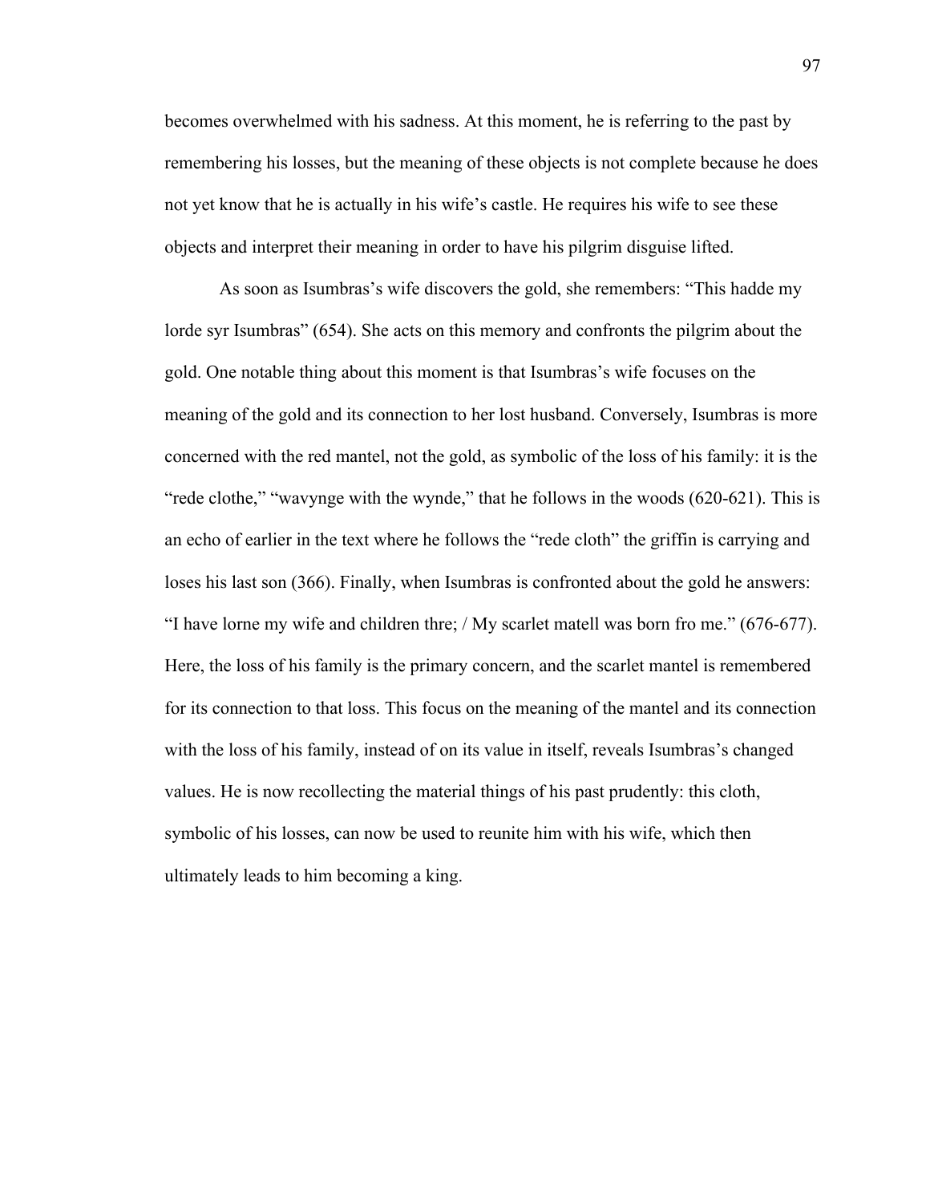becomes overwhelmed with his sadness. At this moment, he is referring to the past by remembering his losses, but the meaning of these objects is not complete because he does not yet know that he is actually in his wife's castle. He requires his wife to see these objects and interpret their meaning in order to have his pilgrim disguise lifted.

As soon as Isumbras's wife discovers the gold, she remembers: "This hadde my lorde syr Isumbras" (654). She acts on this memory and confronts the pilgrim about the gold. One notable thing about this moment is that Isumbras's wife focuses on the meaning of the gold and its connection to her lost husband. Conversely, Isumbras is more concerned with the red mantel, not the gold, as symbolic of the loss of his family: it is the "rede clothe," "wavynge with the wynde," that he follows in the woods (620-621). This is an echo of earlier in the text where he follows the "rede cloth" the griffin is carrying and loses his last son (366). Finally, when Isumbras is confronted about the gold he answers: "I have lorne my wife and children thre; / My scarlet matell was born fro me." (676-677). Here, the loss of his family is the primary concern, and the scarlet mantel is remembered for its connection to that loss. This focus on the meaning of the mantel and its connection with the loss of his family, instead of on its value in itself, reveals Isumbras's changed values. He is now recollecting the material things of his past prudently: this cloth, symbolic of his losses, can now be used to reunite him with his wife, which then ultimately leads to him becoming a king.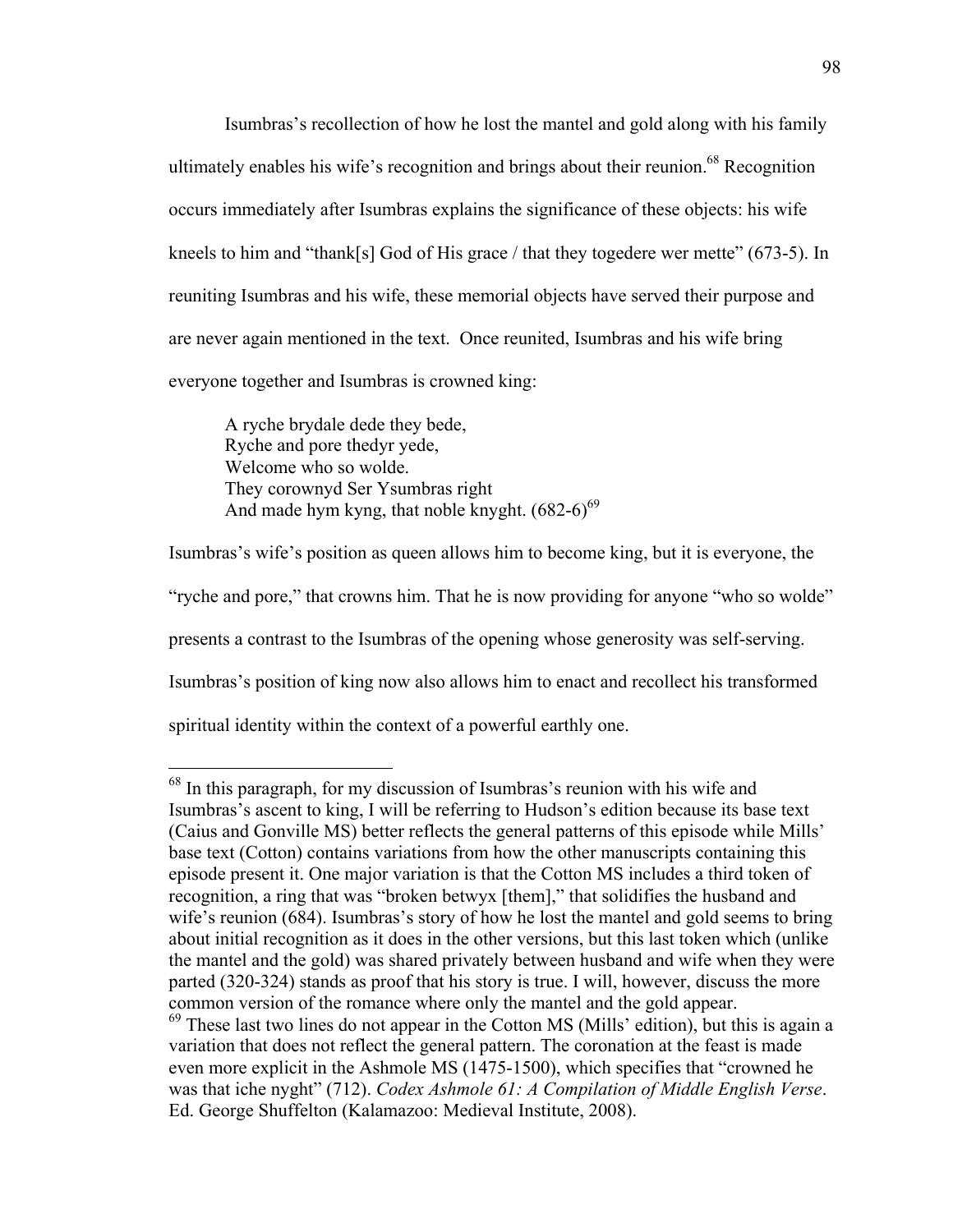Isumbras's recollection of how he lost the mantel and gold along with his family ultimately enables his wife's recognition and brings about their reunion.[68] Recognition occurs immediately after Isumbras explains the significance of these objects: his wife kneels to him and "thank[s] God of His grace / that they togedere wer mette" (673-5). In reuniting Isumbras and his wife, these memorial objects have served their purpose and are never again mentioned in the text. Once reunited, Isumbras and his wife bring everyone together and Isumbras is crowned king:

> A ryche brydale dede they bede,  
> Ryche and pore thedyr yede,  
> Welcome who so wolde.  
> They corownyd Ser Ysumbras right  
> And made hym kyng, that noble knyght. (682-6)[69]

Isumbras's wife's position as queen allows him to become king, but it is everyone, the "ryche and pore," that crowns him. That he is now providing for anyone "who so wolde" presents a contrast to the Isumbras of the opening whose generosity was self-serving. Isumbras's position of king now also allows him to enact and recollect his transformed spiritual identity within the context of a powerful earthly one.

---

[68] In this paragraph, for my discussion of Isumbras's reunion with his wife and Isumbras's ascent to king, I will be referring to Hudson's edition because its base text (Caius and Gonville MS) better reflects the general patterns of this episode while Mills' base text (Cotton) contains variations from how the other manuscripts containing this episode present it. One major variation is that the Cotton MS includes a third token of recognition, a ring that was "broken betwyx [them]," that solidifies the husband and wife's reunion (684). Isumbras's story of how he lost the mantel and gold seems to bring about initial recognition as it does in the other versions, but this last token which (unlike the mantel and the gold) was shared privately between husband and wife when they were parted (320-324) stands as proof that his story is true. I will, however, discuss the more common version of the romance where only the mantel and the gold appear.

[69] These last two lines do not appear in the Cotton MS (Mills' edition), but this is again a variation that does not reflect the general pattern. The coronation at the feast is made even more explicit in the Ashmole MS (1475-1500), which specifies that "crowned he was that iche nyght" (712). *Codex Ashmole 61: A Compilation of Middle English Verse*. Ed. George Shuffelton (Kalamazoo: Medieval Institute, 2008).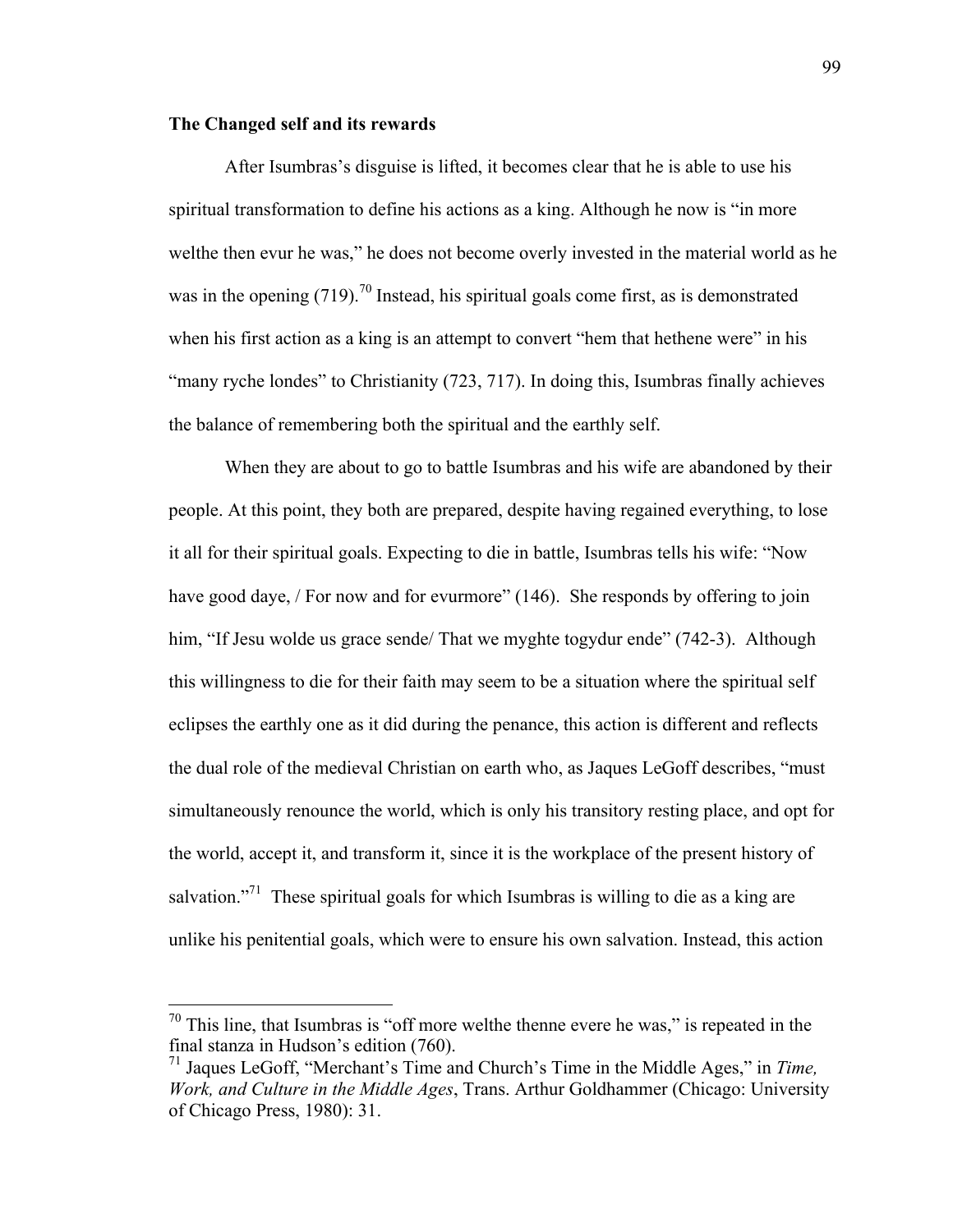**The Changed self and its rewards**

After Isumbras's disguise is lifted, it becomes clear that he is able to use his spiritual transformation to define his actions as a king. Although he now is "in more welthe then evur he was," he does not become overly invested in the material world as he was in the opening (719).[70] Instead, his spiritual goals come first, as is demonstrated when his first action as a king is an attempt to convert "hem that hethene were" in his "many ryche londes" to Christianity (723, 717). In doing this, Isumbras finally achieves the balance of remembering both the spiritual and the earthly self.

When they are about to go to battle Isumbras and his wife are abandoned by their people. At this point, they both are prepared, despite having regained everything, to lose it all for their spiritual goals. Expecting to die in battle, Isumbras tells his wife: "Now have good daye, / For now and for evurmore" (146). She responds by offering to join him, "If Jesu wolde us grace sende/ That we myghte togydur ende" (742-3). Although this willingness to die for their faith may seem to be a situation where the spiritual self eclipses the earthly one as it did during the penance, this action is different and reflects the dual role of the medieval Christian on earth who, as Jaques LeGoff describes, "must simultaneously renounce the world, which is only his transitory resting place, and opt for the world, accept it, and transform it, since it is the workplace of the present history of salvation."[71] These spiritual goals for which Isumbras is willing to die as a king are unlike his penitential goals, which were to ensure his own salvation. Instead, this action

---

[70] This line, that Isumbras is "off more welthe thenne evere he was," is repeated in the final stanza in Hudson's edition (760).

[71] Jaques LeGoff, "Merchant's Time and Church's Time in the Middle Ages," in *Time, Work, and Culture in the Middle Ages*, Trans. Arthur Goldhammer (Chicago: University of Chicago Press, 1980): 31.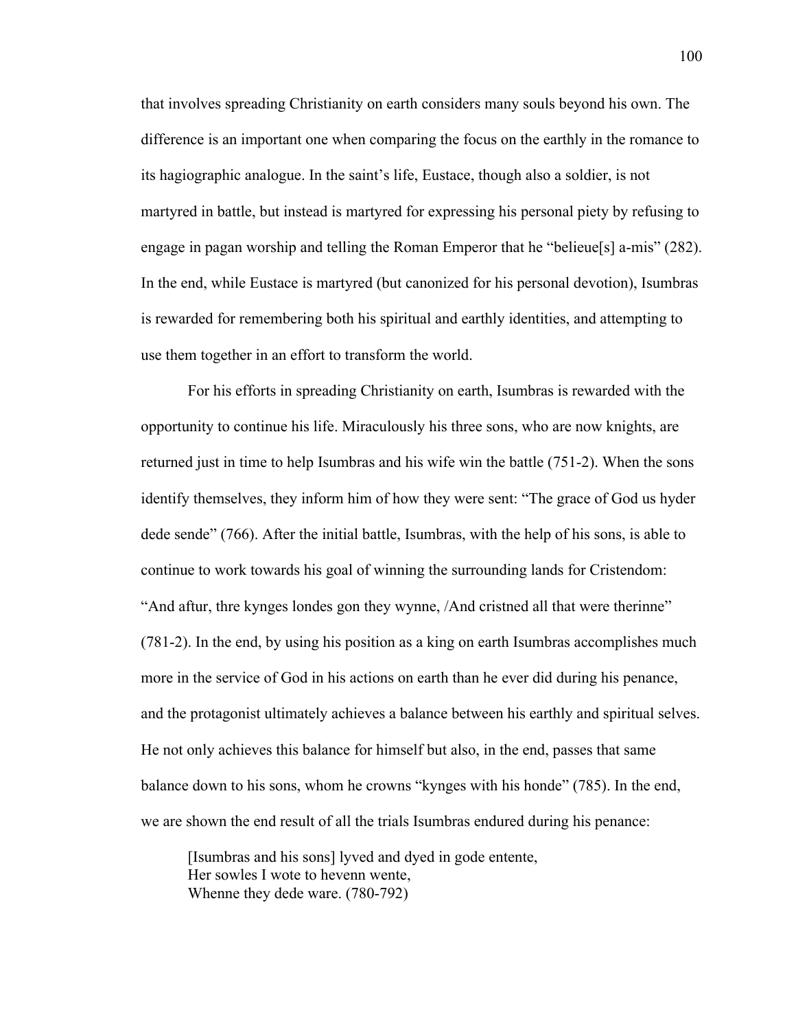that involves spreading Christianity on earth considers many souls beyond his own. The difference is an important one when comparing the focus on the earthly in the romance to its hagiographic analogue. In the saint's life, Eustace, though also a soldier, is not martyred in battle, but instead is martyred for expressing his personal piety by refusing to engage in pagan worship and telling the Roman Emperor that he "belieue[s] a-mis" (282). In the end, while Eustace is martyred (but canonized for his personal devotion), Isumbras is rewarded for remembering both his spiritual and earthly identities, and attempting to use them together in an effort to transform the world.

For his efforts in spreading Christianity on earth, Isumbras is rewarded with the opportunity to continue his life. Miraculously his three sons, who are now knights, are returned just in time to help Isumbras and his wife win the battle (751-2). When the sons identify themselves, they inform him of how they were sent: "The grace of God us hyder dede sende" (766). After the initial battle, Isumbras, with the help of his sons, is able to continue to work towards his goal of winning the surrounding lands for Cristendom: "And aftur, thre kynges londes gon they wynne, /And cristned all that were therinne" (781-2). In the end, by using his position as a king on earth Isumbras accomplishes much more in the service of God in his actions on earth than he ever did during his penance, and the protagonist ultimately achieves a balance between his earthly and spiritual selves. He not only achieves this balance for himself but also, in the end, passes that same balance down to his sons, whom he crowns "kynges with his honde" (785). In the end, we are shown the end result of all the trials Isumbras endured during his penance:

> [Isumbras and his sons] lyved and dyed in gode entente,
> Her sowles I wote to hevenn wente,
> Whenne they dede ware. (780-792)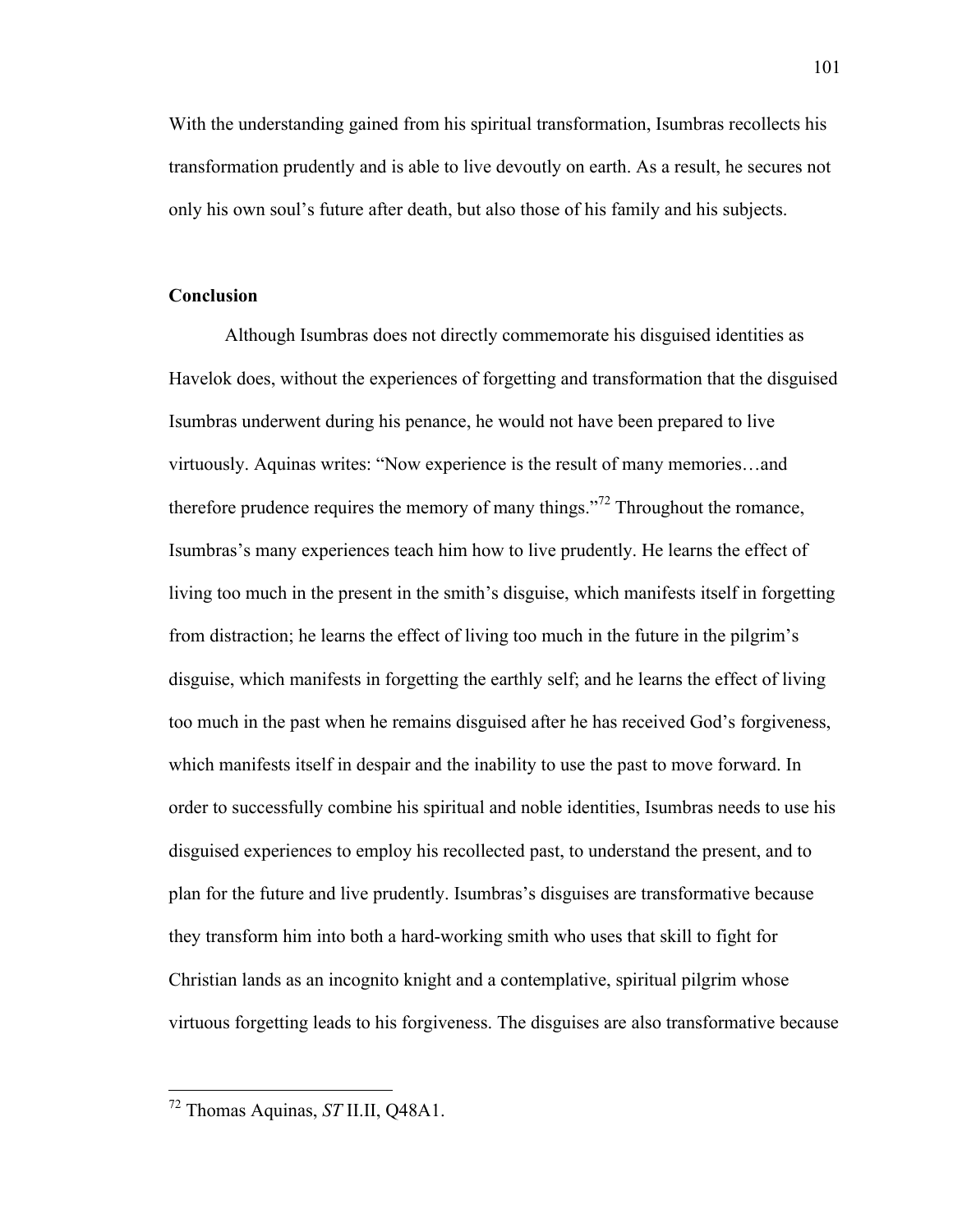With the understanding gained from his spiritual transformation, Isumbras recollects his transformation prudently and is able to live devoutly on earth. As a result, he secures not only his own soul's future after death, but also those of his family and his subjects.

## Conclusion

Although Isumbras does not directly commemorate his disguised identities as Havelok does, without the experiences of forgetting and transformation that the disguised Isumbras underwent during his penance, he would not have been prepared to live virtuously. Aquinas writes: "Now experience is the result of many memories…and therefore prudence requires the memory of many things."[72] Throughout the romance, Isumbras's many experiences teach him how to live prudently. He learns the effect of living too much in the present in the smith's disguise, which manifests itself in forgetting from distraction; he learns the effect of living too much in the future in the pilgrim's disguise, which manifests in forgetting the earthly self; and he learns the effect of living too much in the past when he remains disguised after he has received God's forgiveness, which manifests itself in despair and the inability to use the past to move forward. In order to successfully combine his spiritual and noble identities, Isumbras needs to use his disguised experiences to employ his recollected past, to understand the present, and to plan for the future and live prudently. Isumbras's disguises are transformative because they transform him into both a hard-working smith who uses that skill to fight for Christian lands as an incognito knight and a contemplative, spiritual pilgrim whose virtuous forgetting leads to his forgiveness. The disguises are also transformative because

---

[72] Thomas Aquinas, *ST* II.II, Q48A1.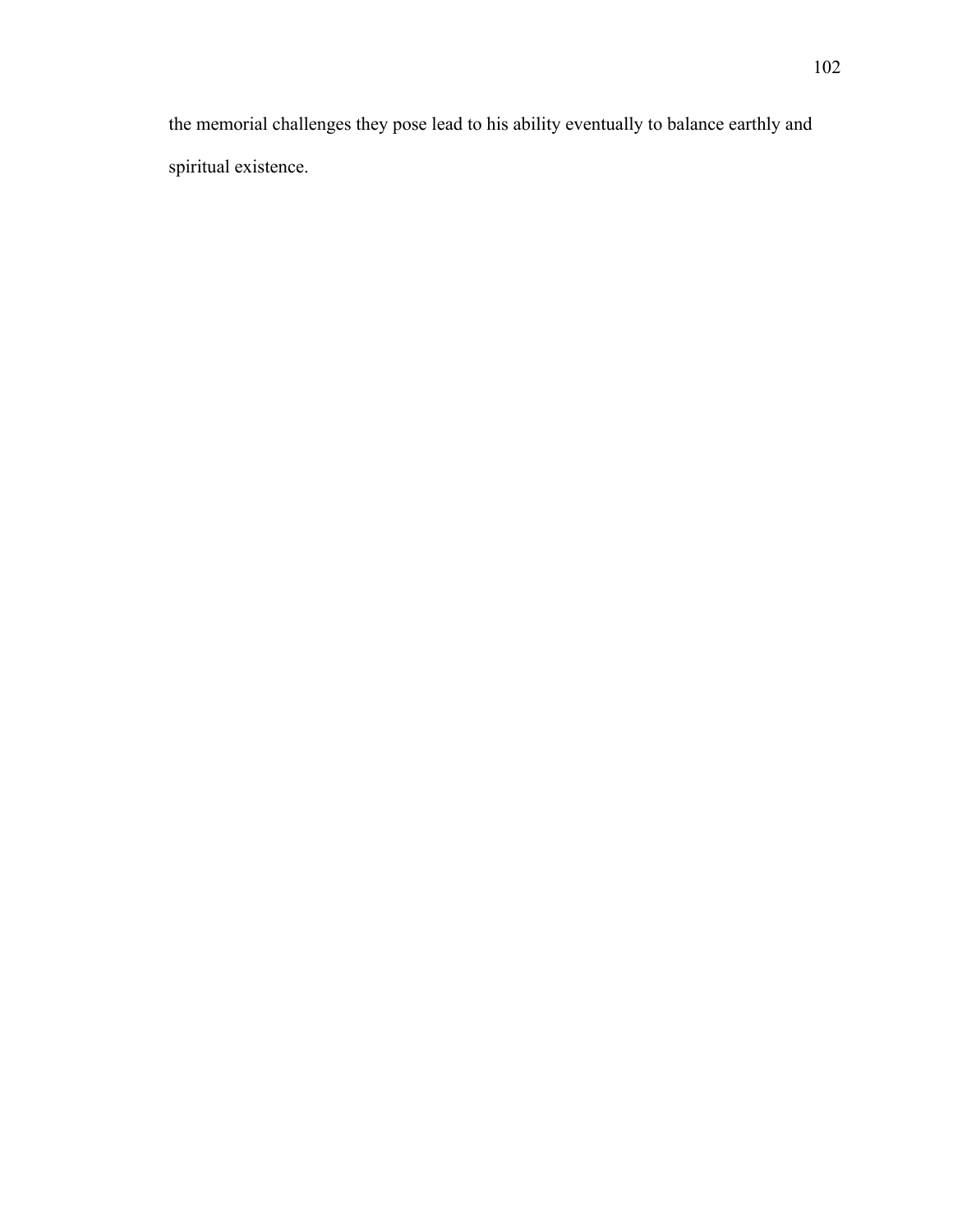the memorial challenges they pose lead to his ability eventually to balance earthly and spiritual existence.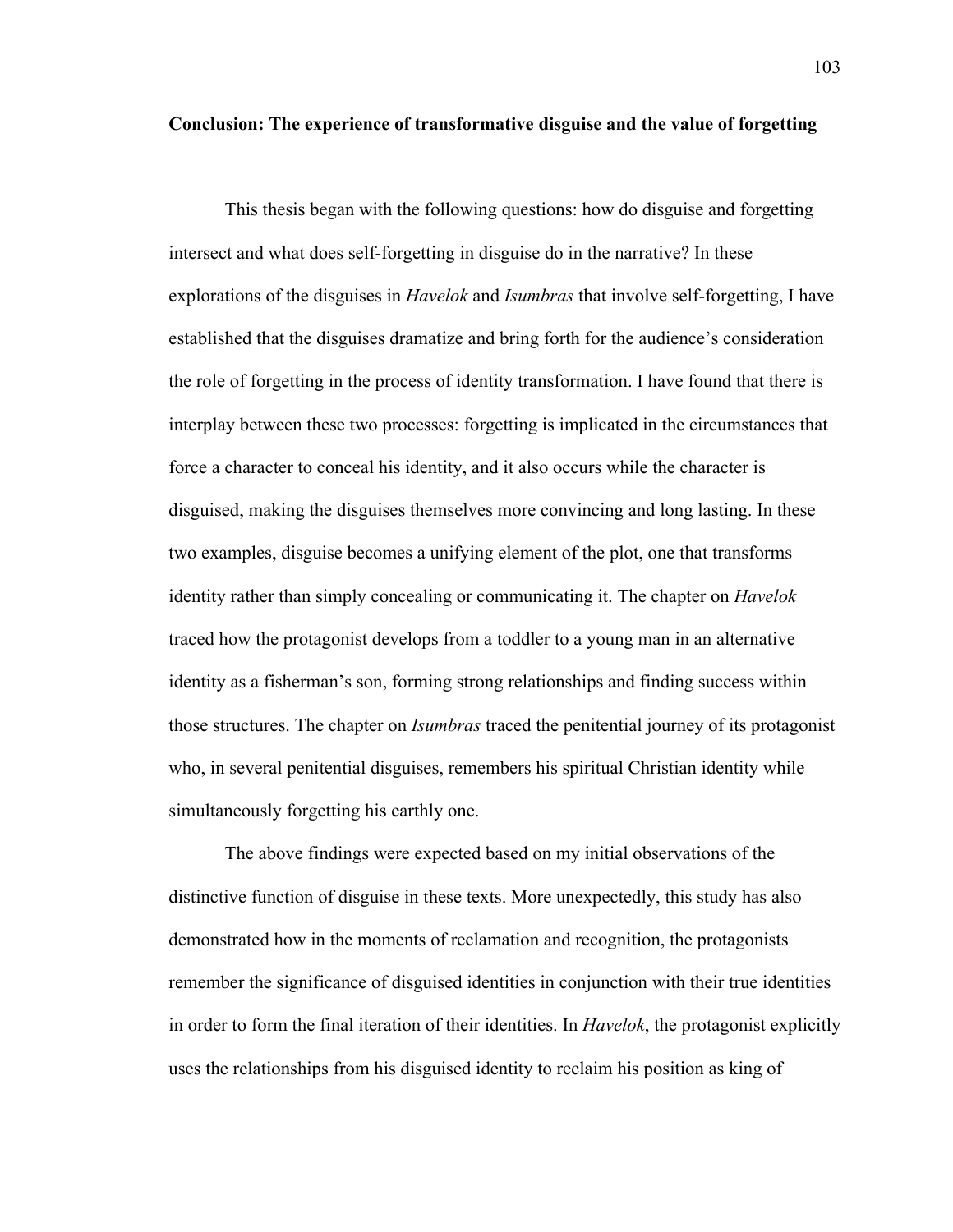## Conclusion: The experience of transformative disguise and the value of forgetting

This thesis began with the following questions: how do disguise and forgetting intersect and what does self-forgetting in disguise do in the narrative? In these explorations of the disguises in *Havelok* and *Isumbras* that involve self-forgetting, I have established that the disguises dramatize and bring forth for the audience's consideration the role of forgetting in the process of identity transformation. I have found that there is interplay between these two processes: forgetting is implicated in the circumstances that force a character to conceal his identity, and it also occurs while the character is disguised, making the disguises themselves more convincing and long lasting. In these two examples, disguise becomes a unifying element of the plot, one that transforms identity rather than simply concealing or communicating it. The chapter on *Havelok* traced how the protagonist develops from a toddler to a young man in an alternative identity as a fisherman's son, forming strong relationships and finding success within those structures. The chapter on *Isumbras* traced the penitential journey of its protagonist who, in several penitential disguises, remembers his spiritual Christian identity while simultaneously forgetting his earthly one.

The above findings were expected based on my initial observations of the distinctive function of disguise in these texts. More unexpectedly, this study has also demonstrated how in the moments of reclamation and recognition, the protagonists remember the significance of disguised identities in conjunction with their true identities in order to form the final iteration of their identities. In *Havelok*, the protagonist explicitly uses the relationships from his disguised identity to reclaim his position as king of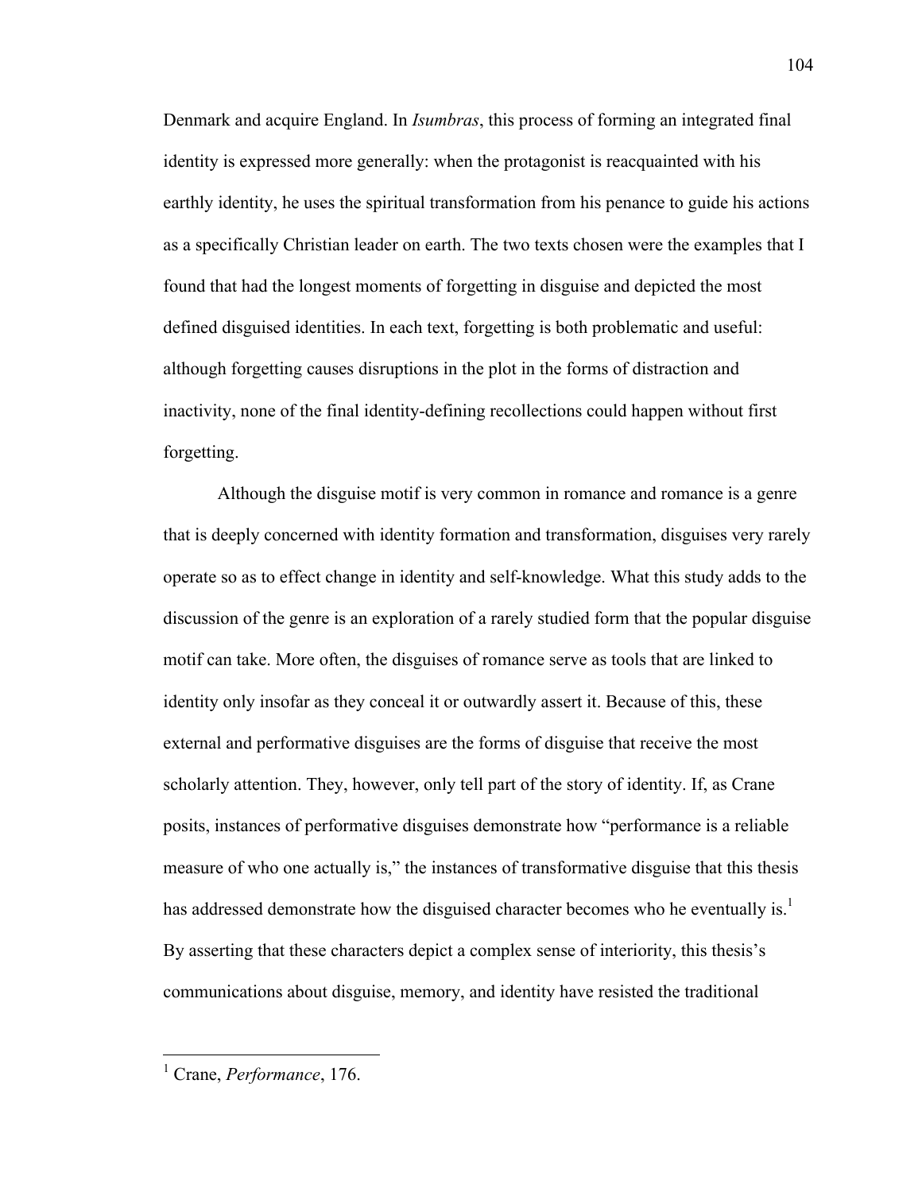Denmark and acquire England. In *Isumbras*, this process of forming an integrated final identity is expressed more generally: when the protagonist is reacquainted with his earthly identity, he uses the spiritual transformation from his penance to guide his actions as a specifically Christian leader on earth. The two texts chosen were the examples that I found that had the longest moments of forgetting in disguise and depicted the most defined disguised identities. In each text, forgetting is both problematic and useful: although forgetting causes disruptions in the plot in the forms of distraction and inactivity, none of the final identity-defining recollections could happen without first forgetting.

Although the disguise motif is very common in romance and romance is a genre that is deeply concerned with identity formation and transformation, disguises very rarely operate so as to effect change in identity and self-knowledge. What this study adds to the discussion of the genre is an exploration of a rarely studied form that the popular disguise motif can take. More often, the disguises of romance serve as tools that are linked to identity only insofar as they conceal it or outwardly assert it. Because of this, these external and performative disguises are the forms of disguise that receive the most scholarly attention. They, however, only tell part of the story of identity. If, as Crane posits, instances of performative disguises demonstrate how "performance is a reliable measure of who one actually is," the instances of transformative disguise that this thesis has addressed demonstrate how the disguised character becomes who he eventually is.[1] By asserting that these characters depict a complex sense of interiority, this thesis's communications about disguise, memory, and identity have resisted the traditional

[1] Crane, *Performance*, 176.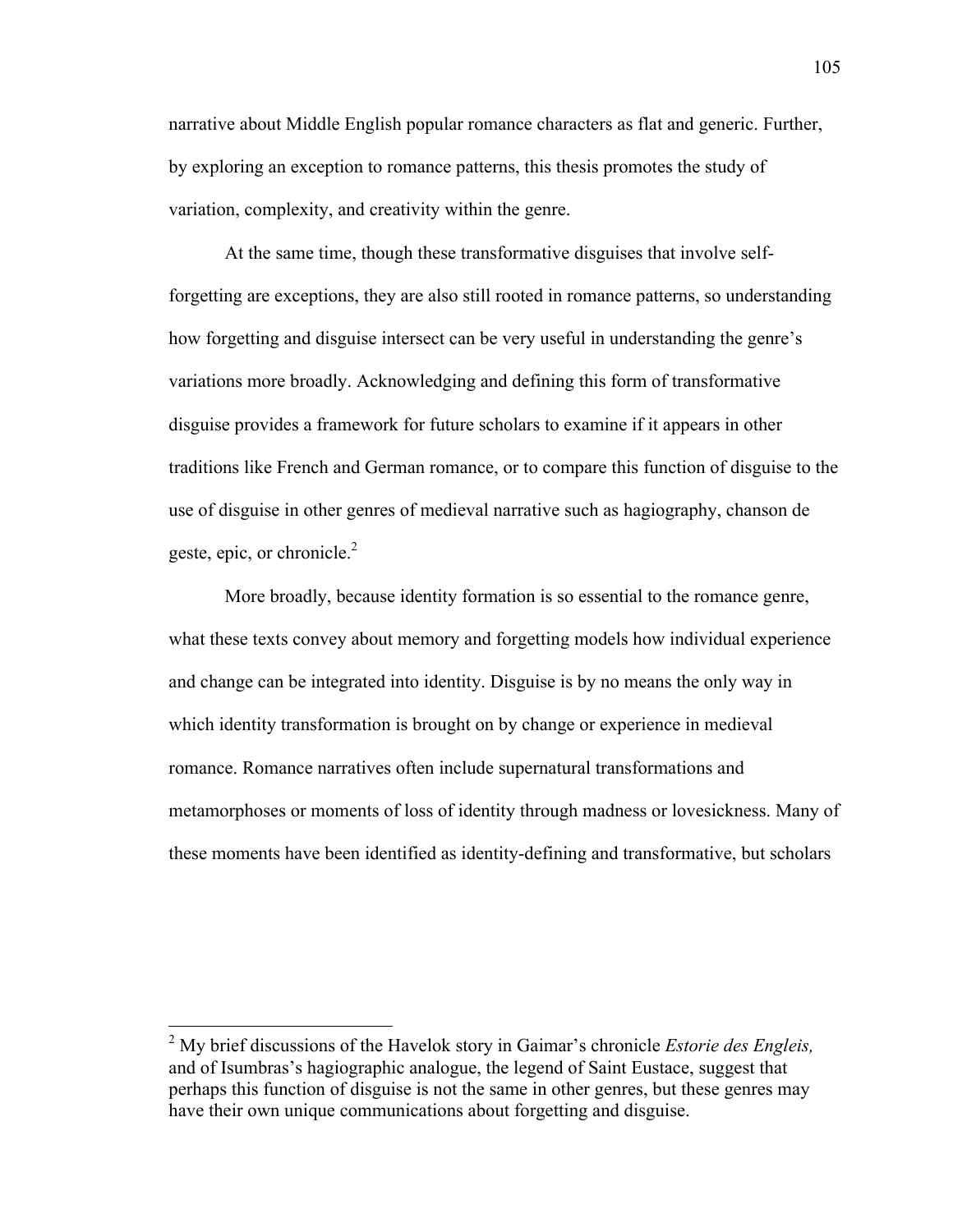narrative about Middle English popular romance characters as flat and generic. Further, by exploring an exception to romance patterns, this thesis promotes the study of variation, complexity, and creativity within the genre.

At the same time, though these transformative disguises that involve self-forgetting are exceptions, they are also still rooted in romance patterns, so understanding how forgetting and disguise intersect can be very useful in understanding the genre's variations more broadly. Acknowledging and defining this form of transformative disguise provides a framework for future scholars to examine if it appears in other traditions like French and German romance, or to compare this function of disguise to the use of disguise in other genres of medieval narrative such as hagiography, chanson de geste, epic, or chronicle.[2]

More broadly, because identity formation is so essential to the romance genre, what these texts convey about memory and forgetting models how individual experience and change can be integrated into identity. Disguise is by no means the only way in which identity transformation is brought on by change or experience in medieval romance. Romance narratives often include supernatural transformations and metamorphoses or moments of loss of identity through madness or lovesickness. Many of these moments have been identified as identity-defining and transformative, but scholars

---

[2] My brief discussions of the Havelok story in Gaimar's chronicle *Estorie des Engleis,* and of Isumbras's hagiographic analogue, the legend of Saint Eustace, suggest that perhaps this function of disguise is not the same in other genres, but these genres may have their own unique communications about forgetting and disguise.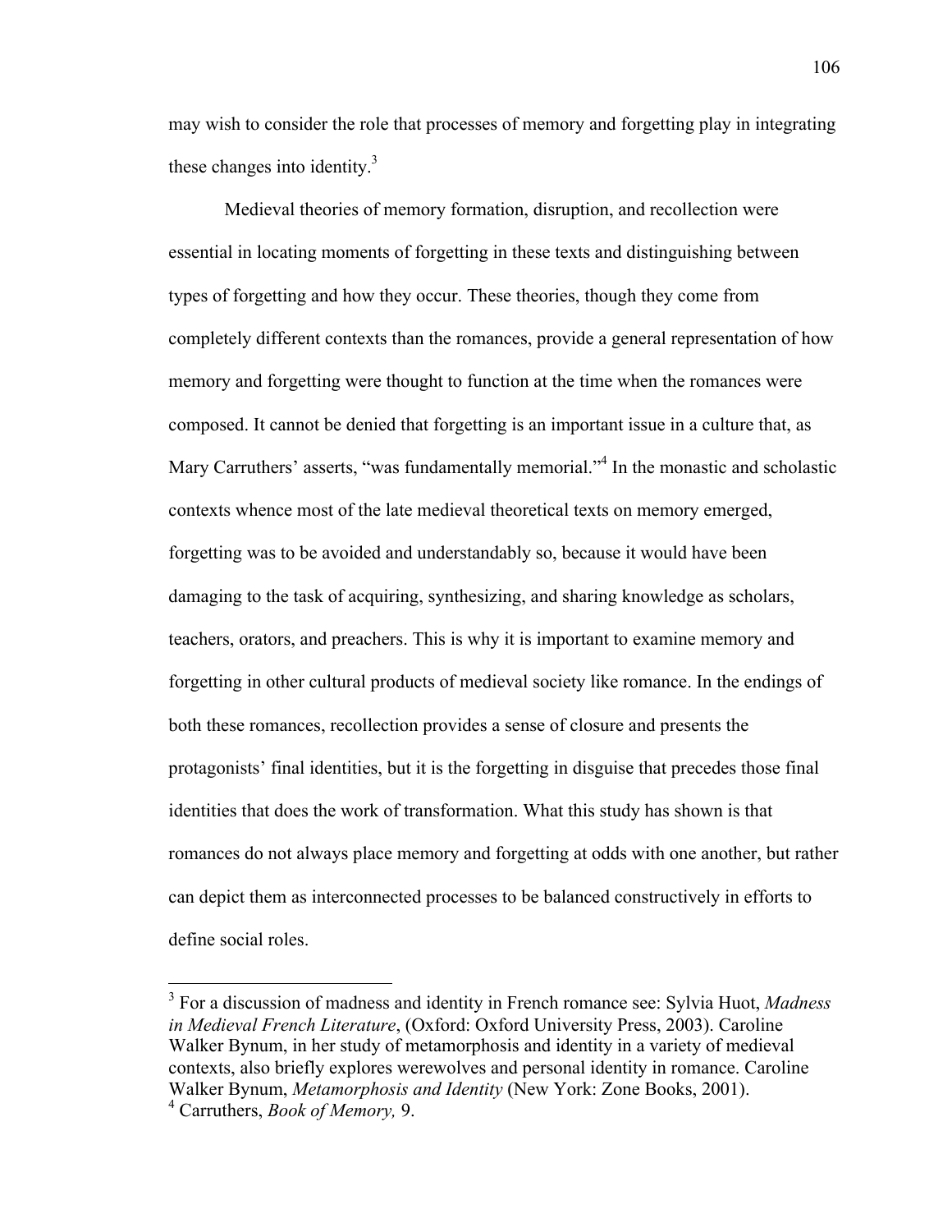may wish to consider the role that processes of memory and forgetting play in integrating these changes into identity.[3]

Medieval theories of memory formation, disruption, and recollection were essential in locating moments of forgetting in these texts and distinguishing between types of forgetting and how they occur. These theories, though they come from completely different contexts than the romances, provide a general representation of how memory and forgetting were thought to function at the time when the romances were composed. It cannot be denied that forgetting is an important issue in a culture that, as Mary Carruthers' asserts, "was fundamentally memorial."[4] In the monastic and scholastic contexts whence most of the late medieval theoretical texts on memory emerged, forgetting was to be avoided and understandably so, because it would have been damaging to the task of acquiring, synthesizing, and sharing knowledge as scholars, teachers, orators, and preachers. This is why it is important to examine memory and forgetting in other cultural products of medieval society like romance. In the endings of both these romances, recollection provides a sense of closure and presents the protagonists' final identities, but it is the forgetting in disguise that precedes those final identities that does the work of transformation. What this study has shown is that romances do not always place memory and forgetting at odds with one another, but rather can depict them as interconnected processes to be balanced constructively in efforts to define social roles.

---

[3] For a discussion of madness and identity in French romance see: Sylvia Huot, *Madness in Medieval French Literature*, (Oxford: Oxford University Press, 2003). Caroline Walker Bynum, in her study of metamorphosis and identity in a variety of medieval contexts, also briefly explores werewolves and personal identity in romance. Caroline Walker Bynum, *Metamorphosis and Identity* (New York: Zone Books, 2001).

[4] Carruthers, *Book of Memory,* 9.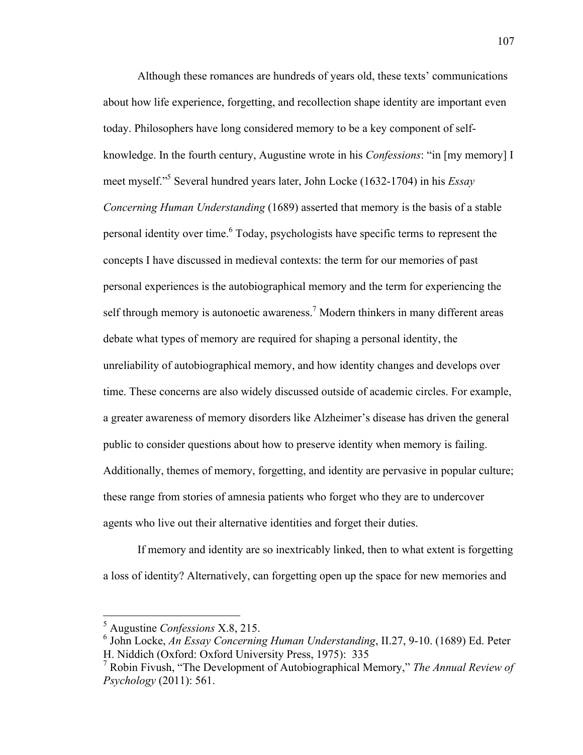Although these romances are hundreds of years old, these texts' communications about how life experience, forgetting, and recollection shape identity are important even today. Philosophers have long considered memory to be a key component of self-knowledge. In the fourth century, Augustine wrote in his *Confessions*: "in [my memory] I meet myself."[5] Several hundred years later, John Locke (1632-1704) in his *Essay Concerning Human Understanding* (1689) asserted that memory is the basis of a stable personal identity over time.[6] Today, psychologists have specific terms to represent the concepts I have discussed in medieval contexts: the term for our memories of past personal experiences is the autobiographical memory and the term for experiencing the self through memory is autonoetic awareness.[7] Modern thinkers in many different areas debate what types of memory are required for shaping a personal identity, the unreliability of autobiographical memory, and how identity changes and develops over time. These concerns are also widely discussed outside of academic circles. For example, a greater awareness of memory disorders like Alzheimer's disease has driven the general public to consider questions about how to preserve identity when memory is failing. Additionally, themes of memory, forgetting, and identity are pervasive in popular culture; these range from stories of amnesia patients who forget who they are to undercover agents who live out their alternative identities and forget their duties.

If memory and identity are so inextricably linked, then to what extent is forgetting a loss of identity? Alternatively, can forgetting open up the space for new memories and

---

[5] Augustine *Confessions* X.8, 215.

[6] John Locke, *An Essay Concerning Human Understanding*, II.27, 9-10. (1689) Ed. Peter H. Niddich (Oxford: Oxford University Press, 1975): 335

[7] Robin Fivush, "The Development of Autobiographical Memory," *The Annual Review of Psychology* (2011): 561.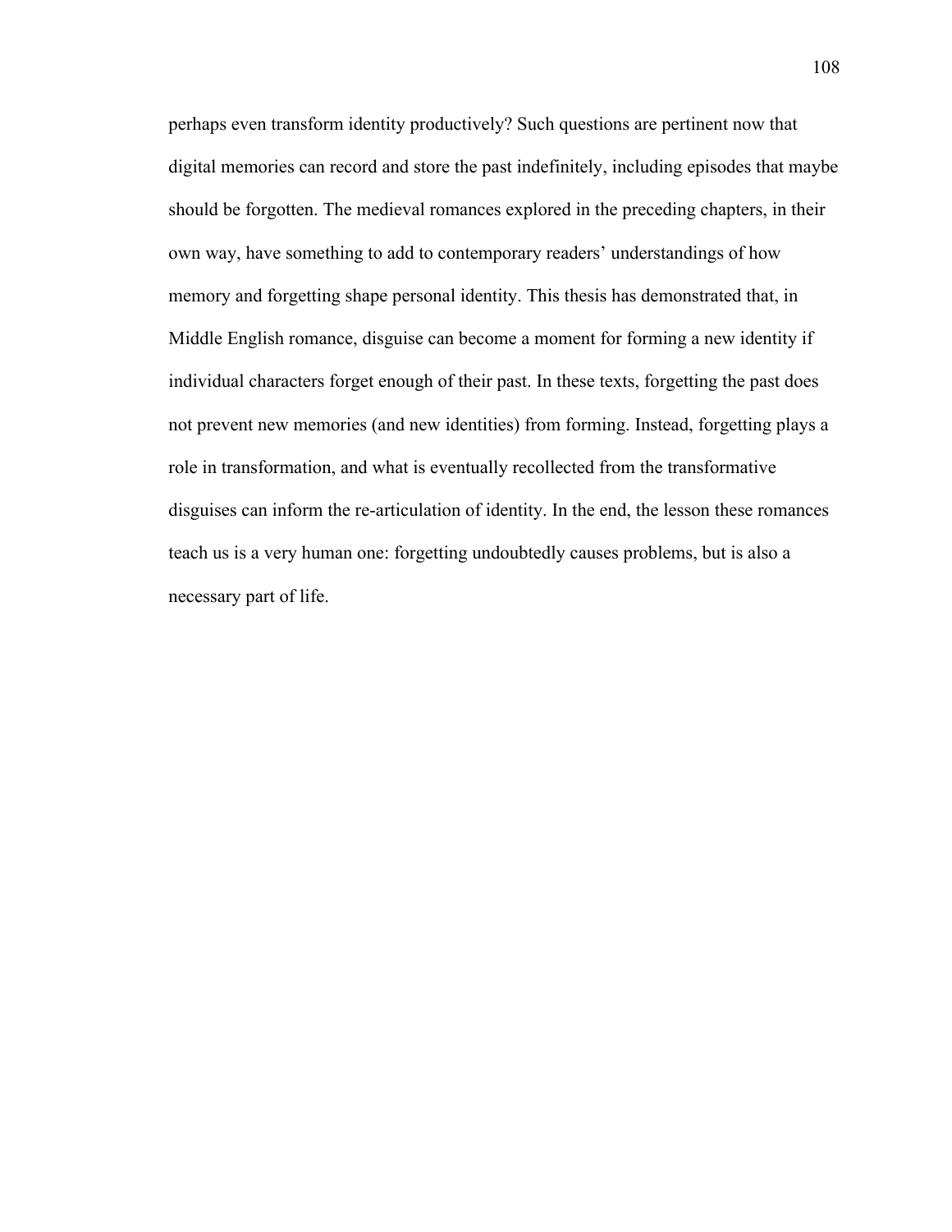perhaps even transform identity productively? Such questions are pertinent now that digital memories can record and store the past indefinitely, including episodes that maybe should be forgotten. The medieval romances explored in the preceding chapters, in their own way, have something to add to contemporary readers' understandings of how memory and forgetting shape personal identity. This thesis has demonstrated that, in Middle English romance, disguise can become a moment for forming a new identity if individual characters forget enough of their past. In these texts, forgetting the past does not prevent new memories (and new identities) from forming. Instead, forgetting plays a role in transformation, and what is eventually recollected from the transformative disguises can inform the re-articulation of identity. In the end, the lesson these romances teach us is a very human one: forgetting undoubtedly causes problems, but is also a necessary part of life.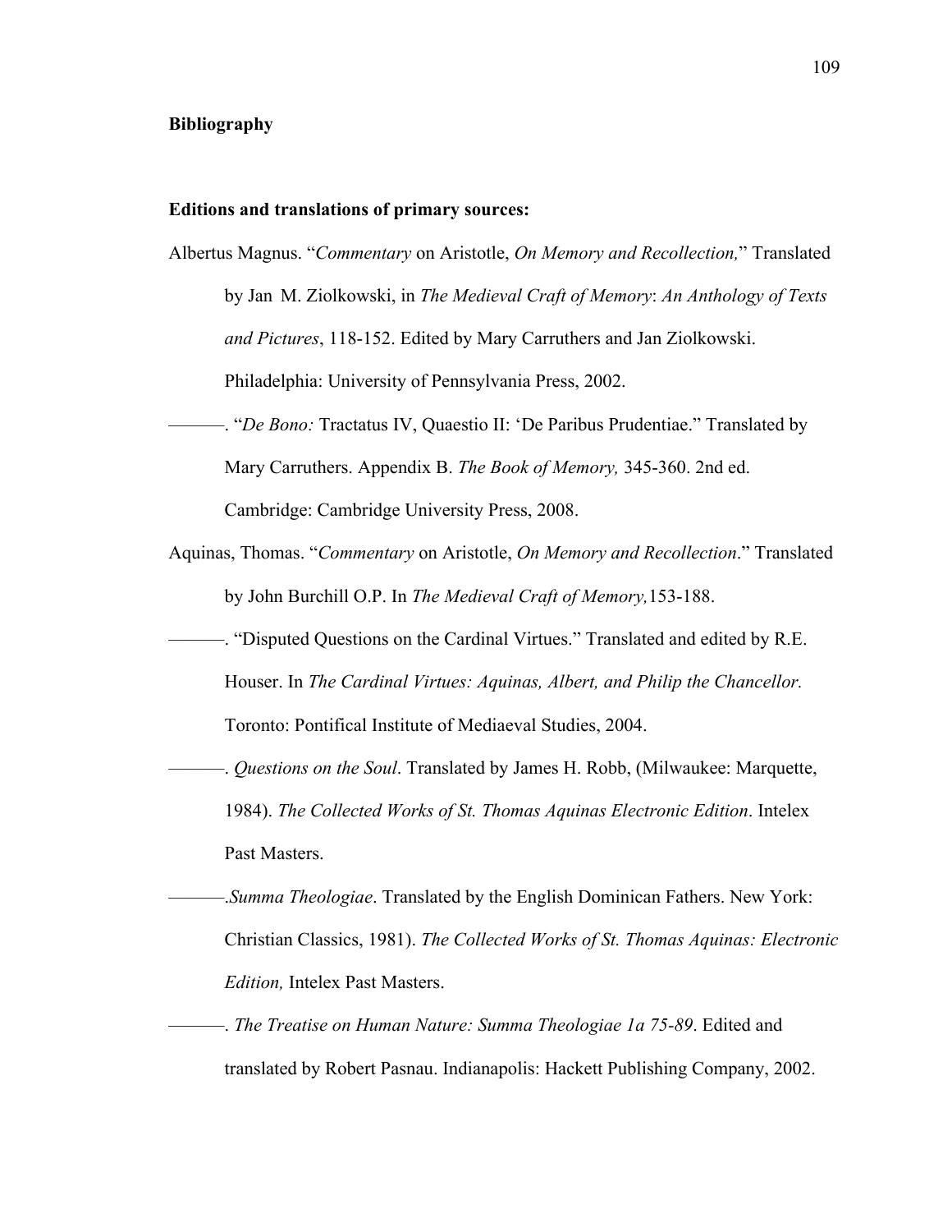**Bibliography**

**Editions and translations of primary sources:**

Albertus Magnus. "*Commentary* on Aristotle, *On Memory and Recollection,*" Translated by Jan M. Ziolkowski, in *The Medieval Craft of Memory*: *An Anthology of Texts and Pictures*, 118-152. Edited by Mary Carruthers and Jan Ziolkowski. Philadelphia: University of Pennsylvania Press, 2002.

———. "*De Bono:* Tractatus IV, Quaestio II: 'De Paribus Prudentiae." Translated by Mary Carruthers. Appendix B. *The Book of Memory,* 345-360. 2nd ed. Cambridge: Cambridge University Press, 2008.

Aquinas, Thomas. "*Commentary* on Aristotle, *On Memory and Recollection*." Translated by John Burchill O.P. In *The Medieval Craft of Memory,*153-188.

———. "Disputed Questions on the Cardinal Virtues." Translated and edited by R.E. Houser. In *The Cardinal Virtues: Aquinas, Albert, and Philip the Chancellor.* Toronto: Pontifical Institute of Mediaeval Studies, 2004.

———. *Questions on the Soul*. Translated by James H. Robb, (Milwaukee: Marquette, 1984). *The Collected Works of St. Thomas Aquinas Electronic Edition*. Intelex Past Masters.

———.*Summa Theologiae*. Translated by the English Dominican Fathers. New York: Christian Classics, 1981). *The Collected Works of St. Thomas Aquinas: Electronic Edition,* Intelex Past Masters.

———. *The Treatise on Human Nature: Summa Theologiae 1a 75-89*. Edited and translated by Robert Pasnau. Indianapolis: Hackett Publishing Company, 2002.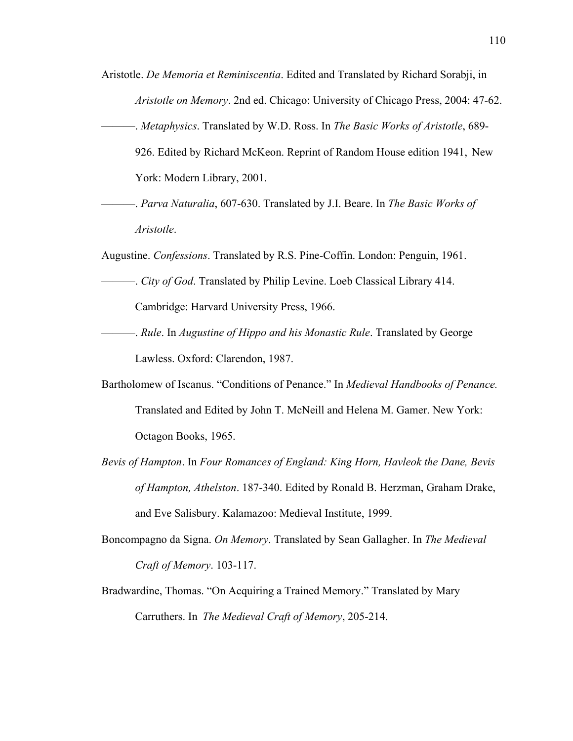Aristotle. *De Memoria et Reminiscentia*. Edited and Translated by Richard Sorabji, in *Aristotle on Memory*. 2nd ed. Chicago: University of Chicago Press, 2004: 47-62.

———. *Metaphysics*. Translated by W.D. Ross. In *The Basic Works of Aristotle*, 689-926. Edited by Richard McKeon. Reprint of Random House edition 1941, New York: Modern Library, 2001.

———. *Parva Naturalia*, 607-630. Translated by J.I. Beare. In *The Basic Works of Aristotle*.

Augustine. *Confessions*. Translated by R.S. Pine-Coffin. London: Penguin, 1961.

———. *City of God*. Translated by Philip Levine. Loeb Classical Library 414. Cambridge: Harvard University Press, 1966.

———. *Rule*. In *Augustine of Hippo and his Monastic Rule*. Translated by George Lawless. Oxford: Clarendon, 1987.

Bartholomew of Iscanus. "Conditions of Penance." In *Medieval Handbooks of Penance.* Translated and Edited by John T. McNeill and Helena M. Gamer. New York: Octagon Books, 1965.

*Bevis of Hampton*. In *Four Romances of England: King Horn, Havleok the Dane, Bevis of Hampton, Athelston*. 187-340. Edited by Ronald B. Herzman, Graham Drake, and Eve Salisbury. Kalamazoo: Medieval Institute, 1999.

Boncompagno da Signa. *On Memory*. Translated by Sean Gallagher. In *The Medieval Craft of Memory*. 103-117.

Bradwardine, Thomas. "On Acquiring a Trained Memory." Translated by Mary Carruthers. In *The Medieval Craft of Memory*, 205-214.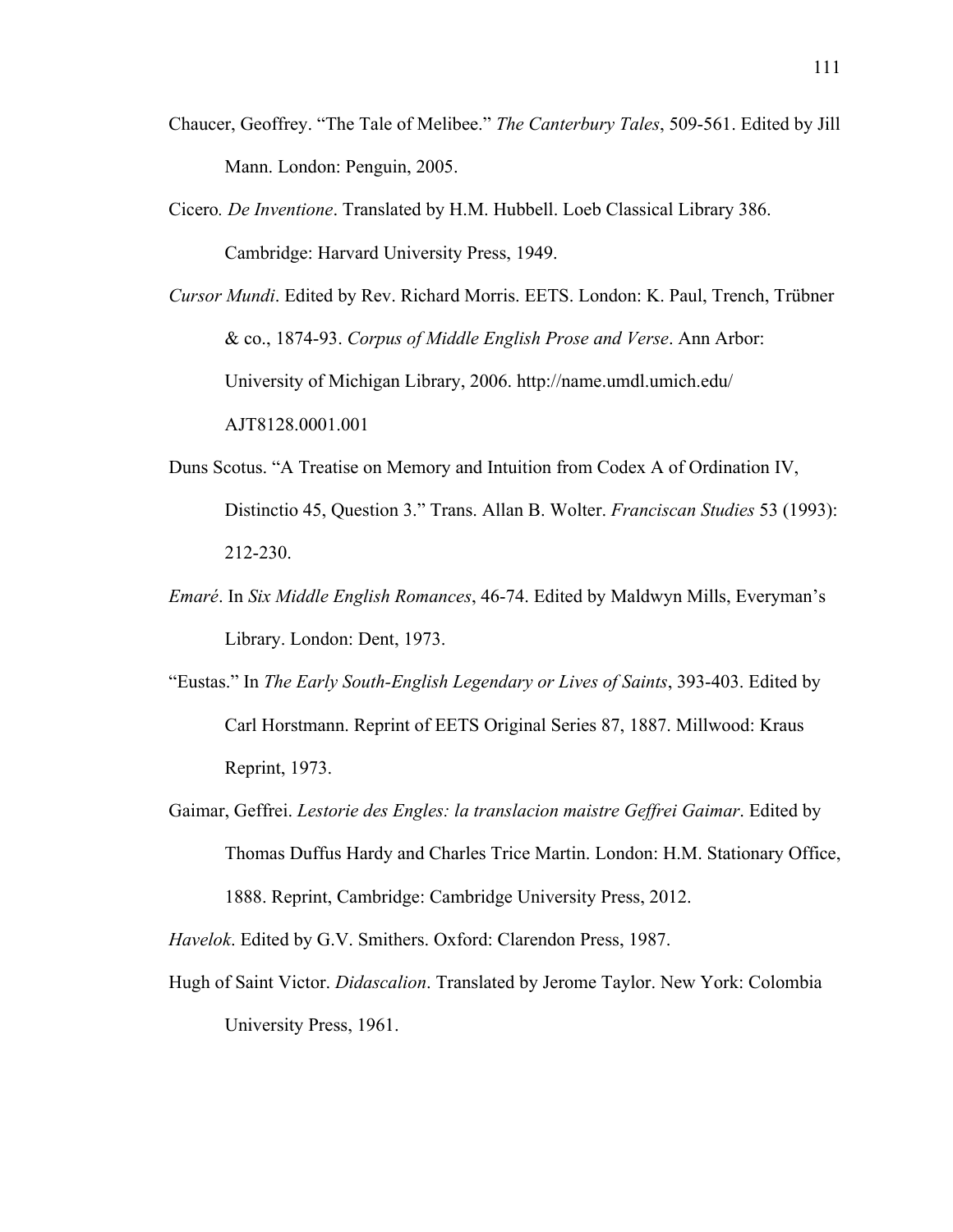Chaucer, Geoffrey. "The Tale of Melibee." *The Canterbury Tales*, 509-561. Edited by Jill Mann. London: Penguin, 2005.

Cicero*.* *De Inventione*. Translated by H.M. Hubbell. Loeb Classical Library 386. Cambridge: Harvard University Press, 1949.

*Cursor Mundi*. Edited by Rev. Richard Morris. EETS. London: K. Paul, Trench, Trübner & co., 1874-93. *Corpus of Middle English Prose and Verse*. Ann Arbor: University of Michigan Library, 2006. http://name.umdl.umich.edu/AJT8128.0001.001

Duns Scotus. "A Treatise on Memory and Intuition from Codex A of Ordination IV, Distinctio 45, Question 3." Trans. Allan B. Wolter. *Franciscan Studies* 53 (1993): 212-230.

*Emaré*. In *Six Middle English Romances*, 46-74. Edited by Maldwyn Mills, Everyman's Library. London: Dent, 1973.

"Eustas." In *The Early South-English Legendary or Lives of Saints*, 393-403. Edited by Carl Horstmann. Reprint of EETS Original Series 87, 1887. Millwood: Kraus Reprint, 1973.

Gaimar, Geffrei. *Lestorie des Engles: la translacion maistre Geffrei Gaimar*. Edited by Thomas Duffus Hardy and Charles Trice Martin. London: H.M. Stationary Office, 1888. Reprint, Cambridge: Cambridge University Press, 2012.

*Havelok*. Edited by G.V. Smithers. Oxford: Clarendon Press, 1987.

Hugh of Saint Victor. *Didascalion*. Translated by Jerome Taylor. New York: Colombia University Press, 1961.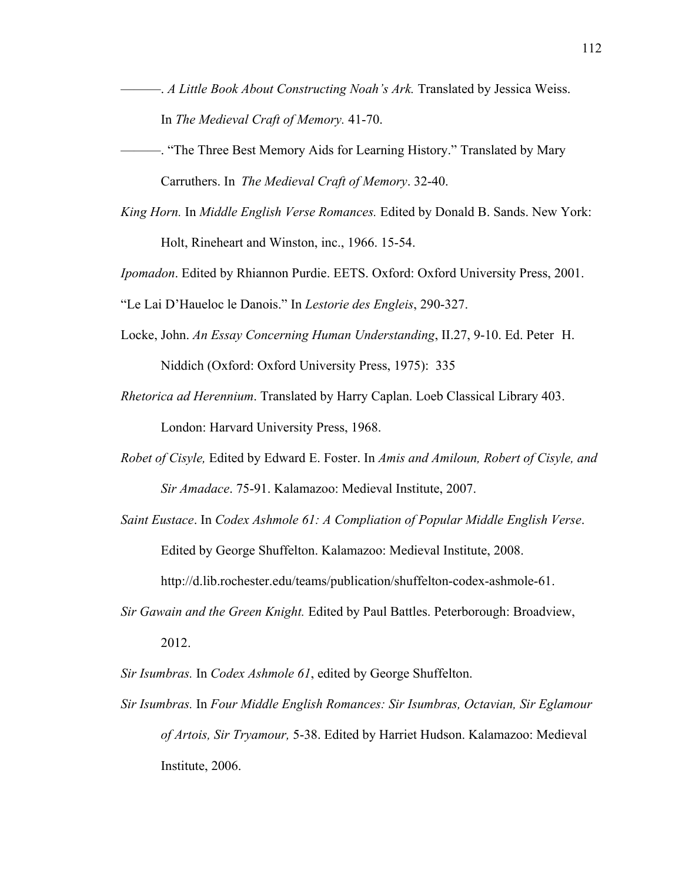———. *A Little Book About Constructing Noah's Ark.* Translated by Jessica Weiss. In *The Medieval Craft of Memory.* 41-70.

———. "The Three Best Memory Aids for Learning History." Translated by Mary Carruthers. In *The Medieval Craft of Memory*. 32-40.

*King Horn.* In *Middle English Verse Romances.* Edited by Donald B. Sands. New York: Holt, Rineheart and Winston, inc., 1966. 15-54.

*Ipomadon*. Edited by Rhiannon Purdie. EETS. Oxford: Oxford University Press, 2001.

"Le Lai D'Haueloc le Danois." In *Lestorie des Engleis*, 290-327.

Locke, John. *An Essay Concerning Human Understanding*, II.27, 9-10. Ed. Peter H. Niddich (Oxford: Oxford University Press, 1975): 335

*Rhetorica ad Herennium*. Translated by Harry Caplan. Loeb Classical Library 403. London: Harvard University Press, 1968.

*Robet of Cisyle,* Edited by Edward E. Foster. In *Amis and Amiloun, Robert of Cisyle, and Sir Amadace*. 75-91. Kalamazoo: Medieval Institute, 2007.

*Saint Eustace*. In *Codex Ashmole 61: A Compliation of Popular Middle English Verse*. Edited by George Shuffelton. Kalamazoo: Medieval Institute, 2008. http://d.lib.rochester.edu/teams/publication/shuffelton-codex-ashmole-61.

*Sir Gawain and the Green Knight.* Edited by Paul Battles. Peterborough: Broadview, 2012.

*Sir Isumbras.* In *Codex Ashmole 61*, edited by George Shuffelton.

*Sir Isumbras.* In *Four Middle English Romances: Sir Isumbras, Octavian, Sir Eglamour of Artois, Sir Tryamour,* 5-38. Edited by Harriet Hudson. Kalamazoo: Medieval Institute, 2006.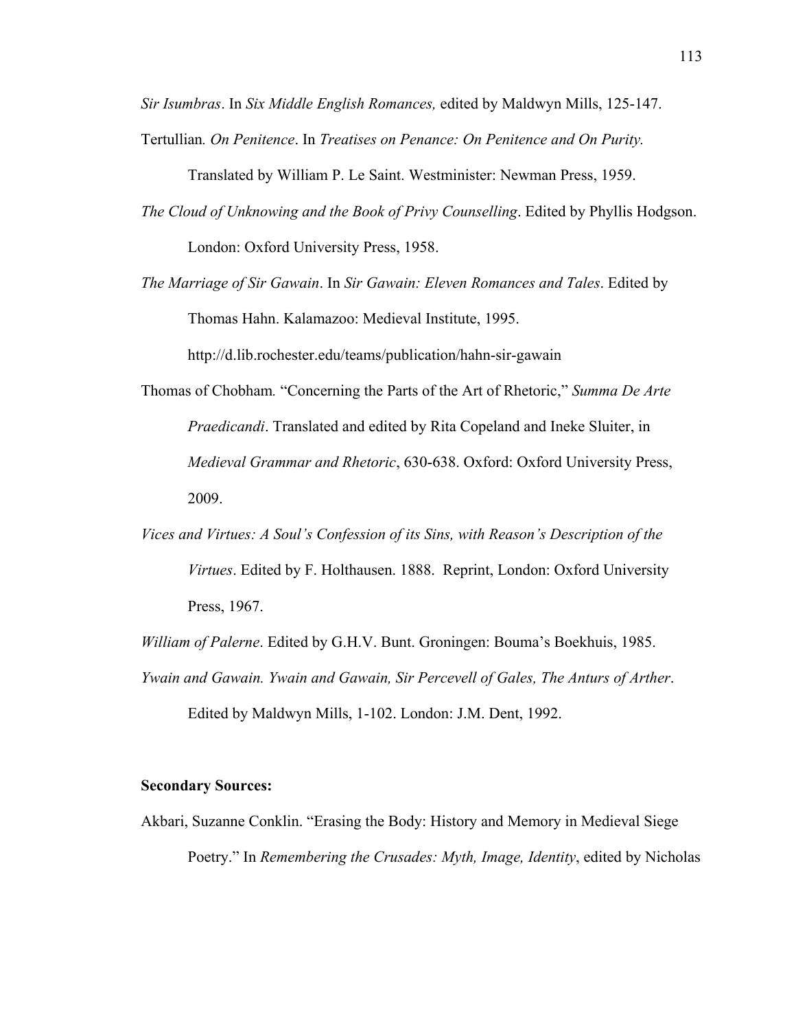*Sir Isumbras*. In *Six Middle English Romances,* edited by Maldwyn Mills, 125-147.

Tertullian*. On Penitence*. In *Treatises on Penance: On Penitence and On Purity.* Translated by William P. Le Saint. Westminister: Newman Press, 1959.

*The Cloud of Unknowing and the Book of Privy Counselling*. Edited by Phyllis Hodgson. London: Oxford University Press, 1958.

*The Marriage of Sir Gawain*. In *Sir Gawain: Eleven Romances and Tales*. Edited by Thomas Hahn. Kalamazoo: Medieval Institute, 1995. http://d.lib.rochester.edu/teams/publication/hahn-sir-gawain

Thomas of Chobham*.* "Concerning the Parts of the Art of Rhetoric," *Summa De Arte Praedicandi*. Translated and edited by Rita Copeland and Ineke Sluiter, in *Medieval Grammar and Rhetoric*, 630-638. Oxford: Oxford University Press, 2009.

*Vices and Virtues: A Soul's Confession of its Sins, with Reason's Description of the Virtues*. Edited by F. Holthausen. 1888. Reprint, London: Oxford University Press, 1967.

*William of Palerne*. Edited by G.H.V. Bunt. Groningen: Bouma's Boekhuis, 1985.

*Ywain and Gawain. Ywain and Gawain, Sir Percevell of Gales, The Anturs of Arther*. Edited by Maldwyn Mills, 1-102. London: J.M. Dent, 1992.

**Secondary Sources:**

Akbari, Suzanne Conklin. "Erasing the Body: History and Memory in Medieval Siege Poetry." In *Remembering the Crusades: Myth, Image, Identity*, edited by Nicholas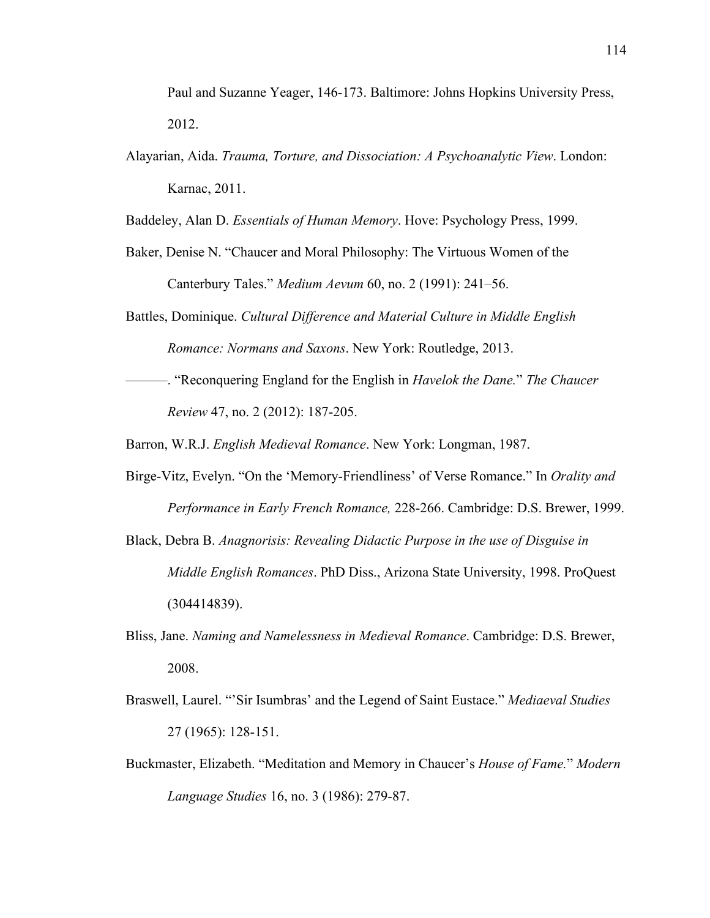Paul and Suzanne Yeager, 146-173. Baltimore: Johns Hopkins University Press, 2012.

Alayarian, Aida. *Trauma, Torture, and Dissociation: A Psychoanalytic View*. London: Karnac, 2011.

Baddeley, Alan D. *Essentials of Human Memory*. Hove: Psychology Press, 1999.

Baker, Denise N. "Chaucer and Moral Philosophy: The Virtuous Women of the Canterbury Tales." *Medium Aevum* 60, no. 2 (1991): 241–56.

Battles, Dominique. *Cultural Difference and Material Culture in Middle English Romance: Normans and Saxons*. New York: Routledge, 2013.

———. "Reconquering England for the English in *Havelok the Dane.*" *The Chaucer Review* 47, no. 2 (2012): 187-205.

Barron, W.R.J. *English Medieval Romance*. New York: Longman, 1987.

Birge-Vitz, Evelyn. "On the 'Memory-Friendliness' of Verse Romance." In *Orality and Performance in Early French Romance,* 228-266. Cambridge: D.S. Brewer, 1999.

Black, Debra B. *Anagnorisis: Revealing Didactic Purpose in the use of Disguise in Middle English Romances*. PhD Diss., Arizona State University, 1998. ProQuest (304414839).

Bliss, Jane. *Naming and Namelessness in Medieval Romance*. Cambridge: D.S. Brewer, 2008.

Braswell, Laurel. "'Sir Isumbras' and the Legend of Saint Eustace." *Mediaeval Studies* 27 (1965): 128-151.

Buckmaster, Elizabeth. "Meditation and Memory in Chaucer's *House of Fame.*" *Modern Language Studies* 16, no. 3 (1986): 279-87.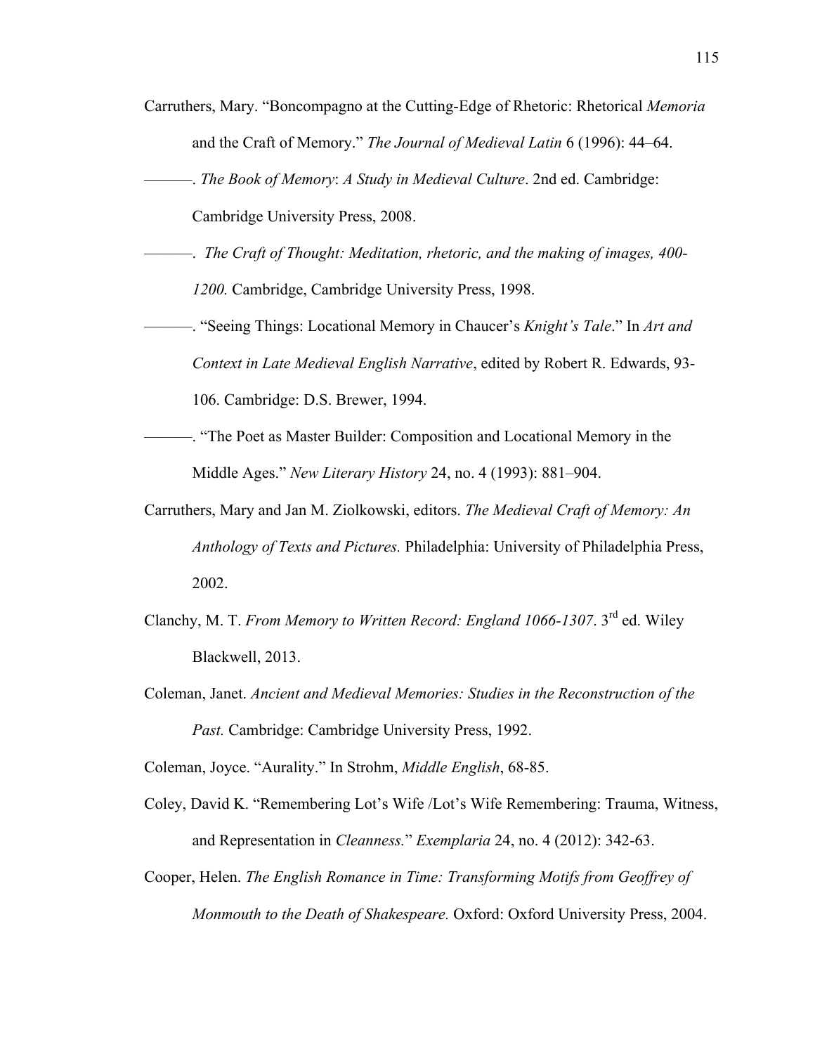Carruthers, Mary. "Boncompagno at the Cutting-Edge of Rhetoric: Rhetorical *Memoria* and the Craft of Memory." *The Journal of Medieval Latin* 6 (1996): 44–64.

———. *The Book of Memory*: *A Study in Medieval Culture*. 2nd ed. Cambridge: Cambridge University Press, 2008.

———. *The Craft of Thought: Meditation, rhetoric, and the making of images, 400-1200.* Cambridge, Cambridge University Press, 1998.

———. "Seeing Things: Locational Memory in Chaucer's *Knight's Tale*." In *Art and Context in Late Medieval English Narrative*, edited by Robert R. Edwards, 93-106. Cambridge: D.S. Brewer, 1994.

———. "The Poet as Master Builder: Composition and Locational Memory in the Middle Ages." *New Literary History* 24, no. 4 (1993): 881–904.

Carruthers, Mary and Jan M. Ziolkowski, editors. *The Medieval Craft of Memory: An Anthology of Texts and Pictures.* Philadelphia: University of Philadelphia Press, 2002.

Clanchy, M. T. *From Memory to Written Record: England 1066-1307*. 3rd ed. Wiley Blackwell, 2013.

Coleman, Janet. *Ancient and Medieval Memories: Studies in the Reconstruction of the Past.* Cambridge: Cambridge University Press, 1992.

Coleman, Joyce. "Aurality." In Strohm, *Middle English*, 68-85.

Coley, David K. "Remembering Lot's Wife /Lot's Wife Remembering: Trauma, Witness, and Representation in *Cleanness.*" *Exemplaria* 24, no. 4 (2012): 342-63.

Cooper, Helen. *The English Romance in Time: Transforming Motifs from Geoffrey of Monmouth to the Death of Shakespeare.* Oxford: Oxford University Press, 2004.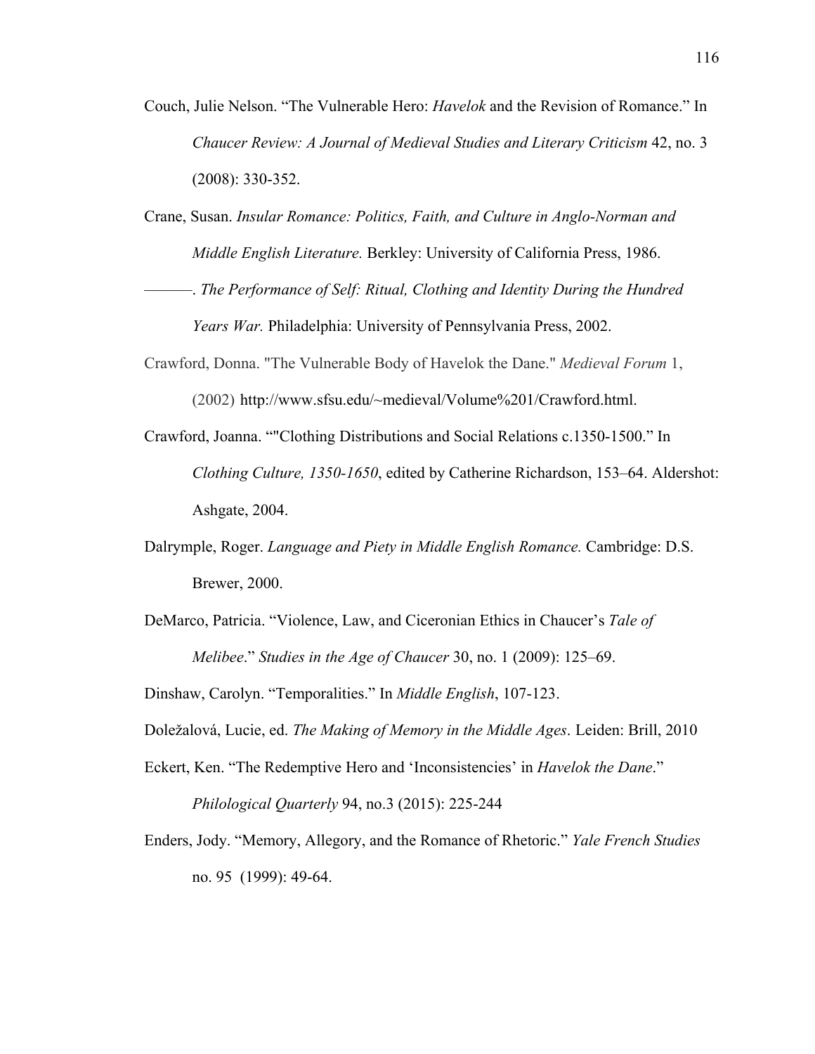Couch, Julie Nelson. "The Vulnerable Hero: *Havelok* and the Revision of Romance." In *Chaucer Review: A Journal of Medieval Studies and Literary Criticism* 42, no. 3 (2008): 330-352.

Crane, Susan. *Insular Romance: Politics, Faith, and Culture in Anglo-Norman and Middle English Literature.* Berkley: University of California Press, 1986.

———. *The Performance of Self: Ritual, Clothing and Identity During the Hundred Years War.* Philadelphia: University of Pennsylvania Press, 2002.

Crawford, Donna. "The Vulnerable Body of Havelok the Dane." *Medieval Forum* 1, (2002) http://www.sfsu.edu/~medieval/Volume%201/Crawford.html.

Crawford, Joanna. ""Clothing Distributions and Social Relations c.1350-1500." In *Clothing Culture, 1350-1650*, edited by Catherine Richardson, 153–64. Aldershot: Ashgate, 2004.

Dalrymple, Roger. *Language and Piety in Middle English Romance.* Cambridge: D.S. Brewer, 2000.

DeMarco, Patricia. "Violence, Law, and Ciceronian Ethics in Chaucer's *Tale of Melibee*." *Studies in the Age of Chaucer* 30, no. 1 (2009): 125–69.

Dinshaw, Carolyn. "Temporalities." In *Middle English*, 107-123.

Doležalová, Lucie, ed. *The Making of Memory in the Middle Ages*. Leiden: Brill, 2010

Eckert, Ken. "The Redemptive Hero and 'Inconsistencies' in *Havelok the Dane*." *Philological Quarterly* 94, no.3 (2015): 225-244

Enders, Jody. "Memory, Allegory, and the Romance of Rhetoric." *Yale French Studies* no. 95 (1999): 49-64.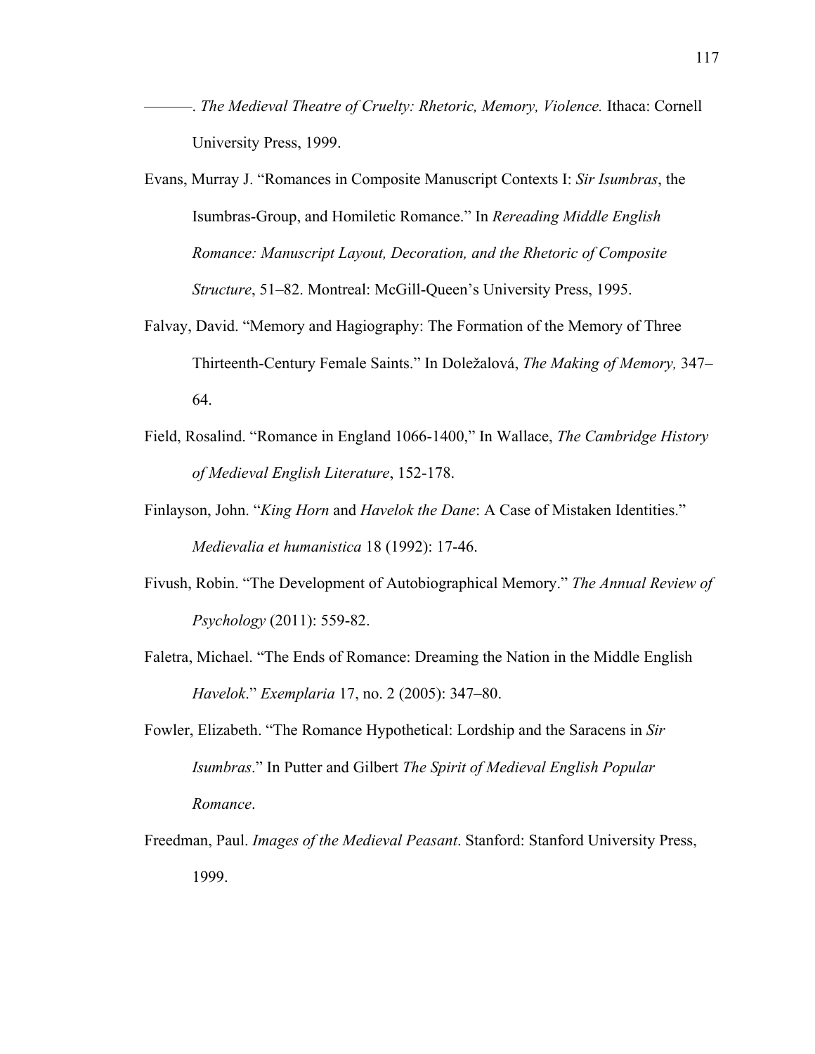———. *The Medieval Theatre of Cruelty: Rhetoric, Memory, Violence.* Ithaca: Cornell University Press, 1999.

Evans, Murray J. "Romances in Composite Manuscript Contexts I: *Sir Isumbras*, the Isumbras-Group, and Homiletic Romance." In *Rereading Middle English Romance: Manuscript Layout, Decoration, and the Rhetoric of Composite Structure*, 51–82. Montreal: McGill-Queen's University Press, 1995.

Falvay, David. "Memory and Hagiography: The Formation of the Memory of Three Thirteenth-Century Female Saints." In Doležalová, *The Making of Memory,* 347–64.

Field, Rosalind. "Romance in England 1066-1400," In Wallace, *The Cambridge History of Medieval English Literature*, 152-178.

Finlayson, John. "*King Horn* and *Havelok the Dane*: A Case of Mistaken Identities." *Medievalia et humanistica* 18 (1992): 17-46.

Fivush, Robin. "The Development of Autobiographical Memory." *The Annual Review of Psychology* (2011): 559-82.

Faletra, Michael. "The Ends of Romance: Dreaming the Nation in the Middle English *Havelok*." *Exemplaria* 17, no. 2 (2005): 347–80.

Fowler, Elizabeth. "The Romance Hypothetical: Lordship and the Saracens in *Sir Isumbras*." In Putter and Gilbert *The Spirit of Medieval English Popular Romance*.

Freedman, Paul. *Images of the Medieval Peasant*. Stanford: Stanford University Press, 1999.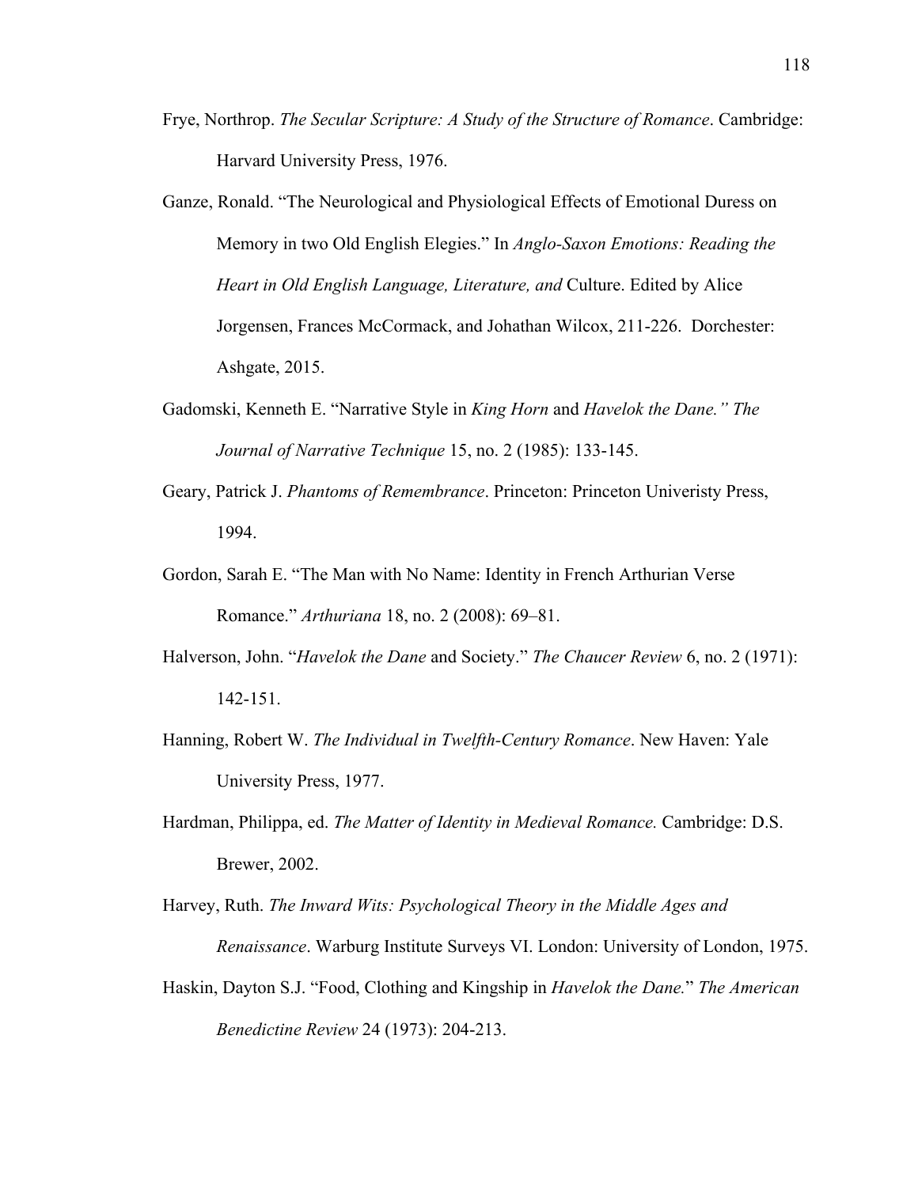Frye, Northrop. *The Secular Scripture: A Study of the Structure of Romance*. Cambridge: Harvard University Press, 1976.

Ganze, Ronald. "The Neurological and Physiological Effects of Emotional Duress on Memory in two Old English Elegies." In *Anglo-Saxon Emotions: Reading the Heart in Old English Language, Literature, and* Culture. Edited by Alice Jorgensen, Frances McCormack, and Johathan Wilcox, 211-226. Dorchester: Ashgate, 2015.

Gadomski, Kenneth E. "Narrative Style in *King Horn* and *Havelok the Dane." The Journal of Narrative Technique* 15, no. 2 (1985): 133-145.

Geary, Patrick J. *Phantoms of Remembrance*. Princeton: Princeton Univeristy Press, 1994.

Gordon, Sarah E. "The Man with No Name: Identity in French Arthurian Verse Romance." *Arthuriana* 18, no. 2 (2008): 69–81.

Halverson, John. "*Havelok the Dane* and Society." *The Chaucer Review* 6, no. 2 (1971): 142-151.

Hanning, Robert W. *The Individual in Twelfth-Century Romance*. New Haven: Yale University Press, 1977.

Hardman, Philippa, ed. *The Matter of Identity in Medieval Romance.* Cambridge: D.S. Brewer, 2002.

Harvey, Ruth. *The Inward Wits: Psychological Theory in the Middle Ages and Renaissance*. Warburg Institute Surveys VI. London: University of London, 1975.

Haskin, Dayton S.J. "Food, Clothing and Kingship in *Havelok the Dane.*" *The American Benedictine Review* 24 (1973): 204-213.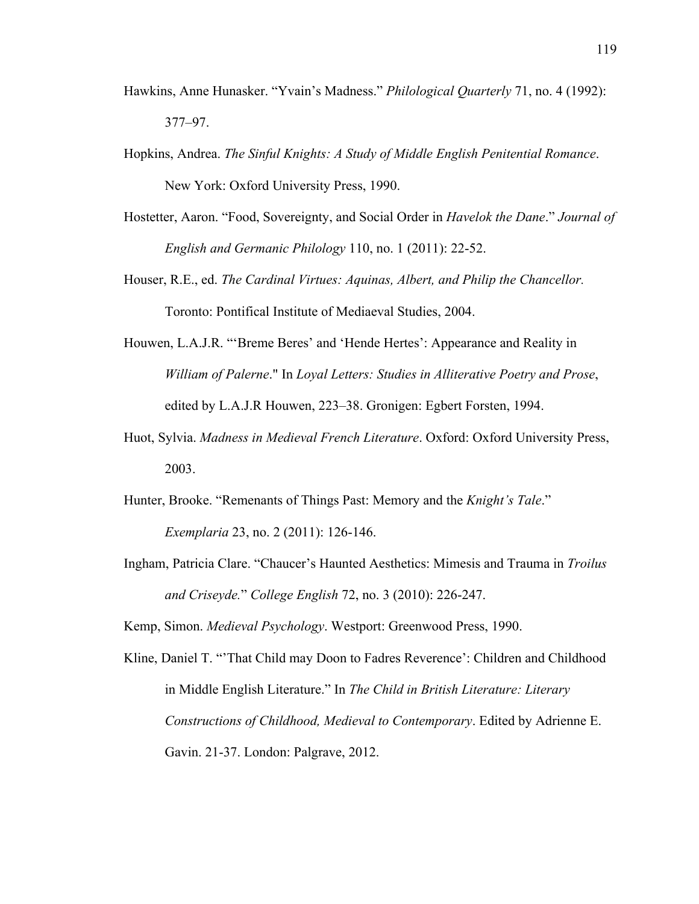Hawkins, Anne Hunasker. "Yvain's Madness." *Philological Quarterly* 71, no. 4 (1992): 377–97.

Hopkins, Andrea. *The Sinful Knights: A Study of Middle English Penitential Romance*. New York: Oxford University Press, 1990.

Hostetter, Aaron. "Food, Sovereignty, and Social Order in *Havelok the Dane*." *Journal of English and Germanic Philology* 110, no. 1 (2011): 22-52.

Houser, R.E., ed. *The Cardinal Virtues: Aquinas, Albert, and Philip the Chancellor.* Toronto: Pontifical Institute of Mediaeval Studies, 2004.

Houwen, L.A.J.R. "'Breme Beres' and 'Hende Hertes': Appearance and Reality in *William of Palerne*." In *Loyal Letters: Studies in Alliterative Poetry and Prose*, edited by L.A.J.R Houwen, 223–38. Gronigen: Egbert Forsten, 1994.

Huot, Sylvia. *Madness in Medieval French Literature*. Oxford: Oxford University Press, 2003.

Hunter, Brooke. "Remenants of Things Past: Memory and the *Knight's Tale*." *Exemplaria* 23, no. 2 (2011): 126-146.

Ingham, Patricia Clare. "Chaucer's Haunted Aesthetics: Mimesis and Trauma in *Troilus and Criseyde.*" *College English* 72, no. 3 (2010): 226-247.

Kemp, Simon. *Medieval Psychology*. Westport: Greenwood Press, 1990.

Kline, Daniel T. "'That Child may Doon to Fadres Reverence': Children and Childhood in Middle English Literature." In *The Child in British Literature: Literary Constructions of Childhood, Medieval to Contemporary*. Edited by Adrienne E. Gavin. 21-37. London: Palgrave, 2012.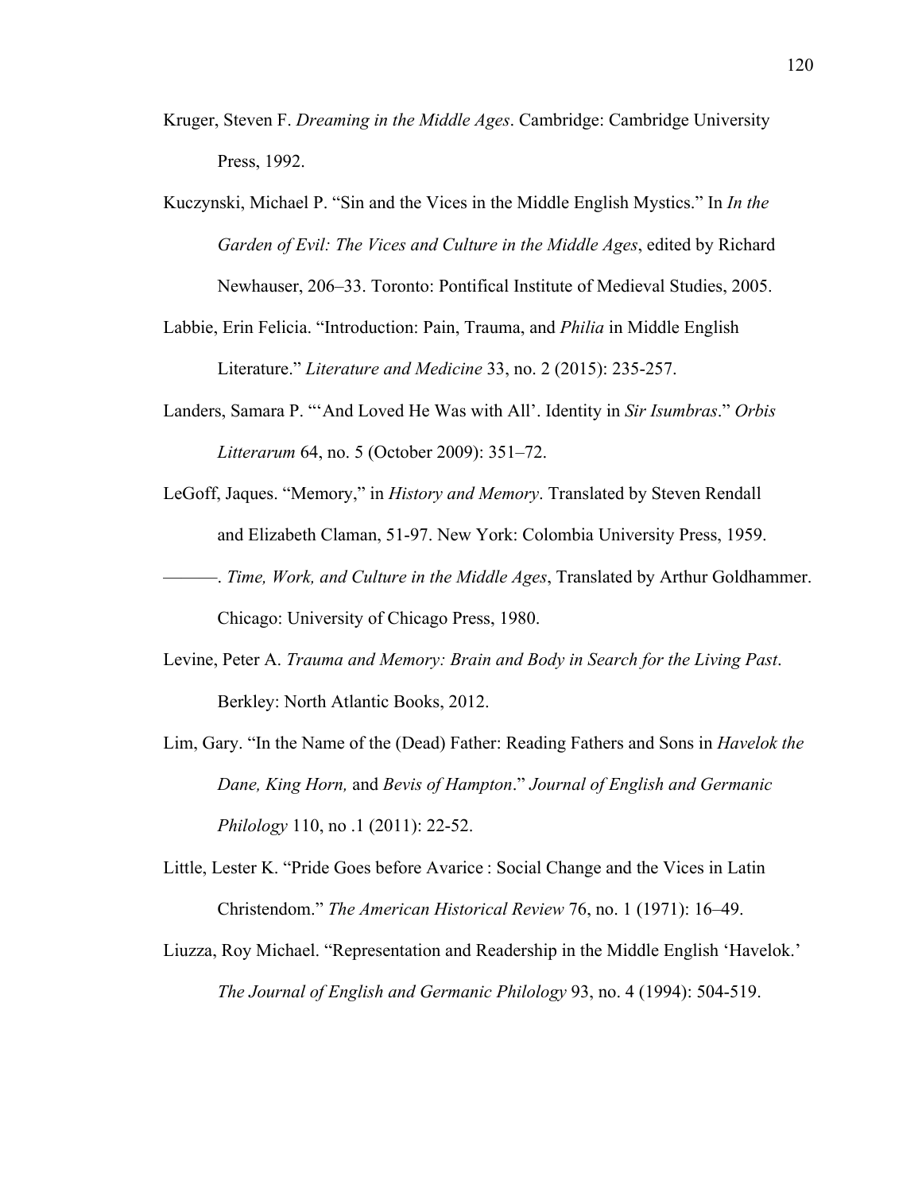Kruger, Steven F. *Dreaming in the Middle Ages*. Cambridge: Cambridge University Press, 1992.

Kuczynski, Michael P. "Sin and the Vices in the Middle English Mystics." In *In the Garden of Evil: The Vices and Culture in the Middle Ages*, edited by Richard Newhauser, 206–33. Toronto: Pontifical Institute of Medieval Studies, 2005.

Labbie, Erin Felicia. "Introduction: Pain, Trauma, and *Philia* in Middle English Literature." *Literature and Medicine* 33, no. 2 (2015): 235-257.

Landers, Samara P. "'And Loved He Was with All'. Identity in *Sir Isumbras*." *Orbis Litterarum* 64, no. 5 (October 2009): 351–72.

LeGoff, Jaques. "Memory," in *History and Memory*. Translated by Steven Rendall and Elizabeth Claman, 51-97. New York: Colombia University Press, 1959.

———. *Time, Work, and Culture in the Middle Ages*, Translated by Arthur Goldhammer. Chicago: University of Chicago Press, 1980.

Levine, Peter A. *Trauma and Memory: Brain and Body in Search for the Living Past*. Berkley: North Atlantic Books, 2012.

Lim, Gary. "In the Name of the (Dead) Father: Reading Fathers and Sons in *Havelok the Dane, King Horn,* and *Bevis of Hampton*." *Journal of English and Germanic Philology* 110, no .1 (2011): 22-52.

Little, Lester K. "Pride Goes before Avarice : Social Change and the Vices in Latin Christendom." *The American Historical Review* 76, no. 1 (1971): 16–49.

Liuzza, Roy Michael. "Representation and Readership in the Middle English 'Havelok.' *The Journal of English and Germanic Philology* 93, no. 4 (1994): 504-519.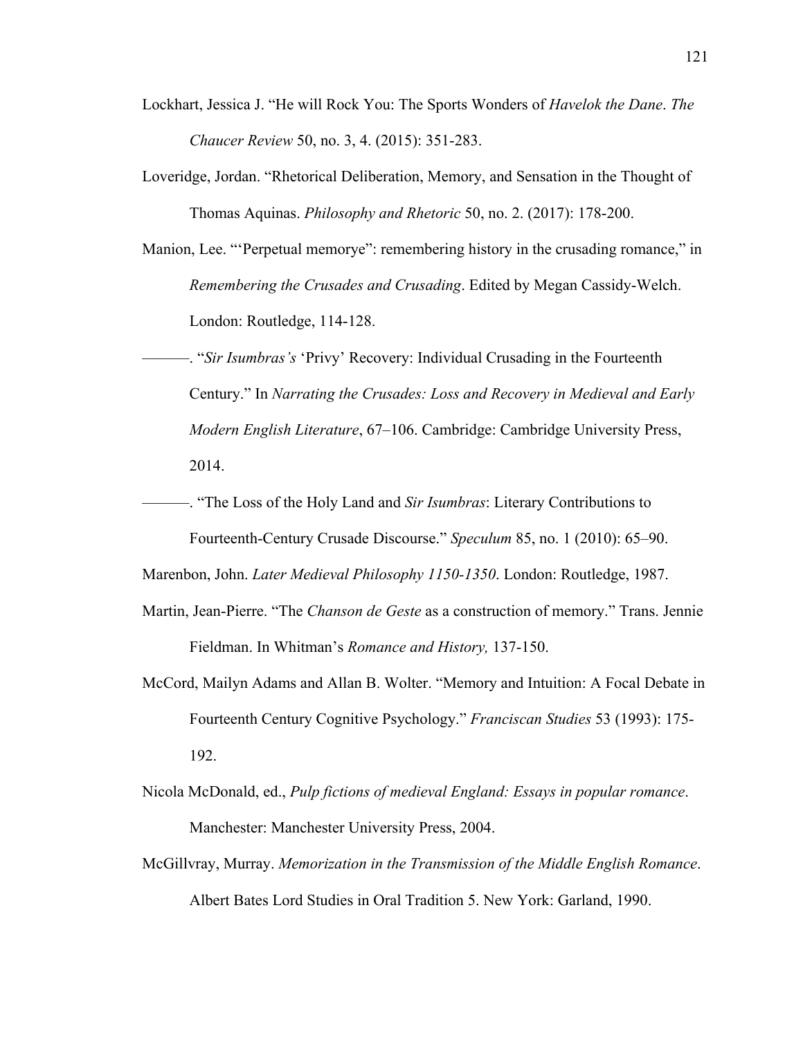Lockhart, Jessica J. "He will Rock You: The Sports Wonders of *Havelok the Dane*. *The Chaucer Review* 50, no. 3, 4. (2015): 351-283.

Loveridge, Jordan. "Rhetorical Deliberation, Memory, and Sensation in the Thought of Thomas Aquinas. *Philosophy and Rhetoric* 50, no. 2. (2017): 178-200.

Manion, Lee. "'Perpetual memorye": remembering history in the crusading romance," in *Remembering the Crusades and Crusading*. Edited by Megan Cassidy-Welch. London: Routledge, 114-128.

———. "*Sir Isumbras's* 'Privy' Recovery: Individual Crusading in the Fourteenth Century." In *Narrating the Crusades: Loss and Recovery in Medieval and Early Modern English Literature*, 67–106. Cambridge: Cambridge University Press, 2014.

———. "The Loss of the Holy Land and *Sir Isumbras*: Literary Contributions to Fourteenth-Century Crusade Discourse." *Speculum* 85, no. 1 (2010): 65–90.

Marenbon, John. *Later Medieval Philosophy 1150-1350*. London: Routledge, 1987.

Martin, Jean-Pierre. "The *Chanson de Geste* as a construction of memory." Trans. Jennie Fieldman. In Whitman's *Romance and History,* 137-150.

McCord, Mailyn Adams and Allan B. Wolter. "Memory and Intuition: A Focal Debate in Fourteenth Century Cognitive Psychology." *Franciscan Studies* 53 (1993): 175-192.

Nicola McDonald, ed., *Pulp fictions of medieval England: Essays in popular romance*. Manchester: Manchester University Press, 2004.

McGillvray, Murray. *Memorization in the Transmission of the Middle English Romance*. Albert Bates Lord Studies in Oral Tradition 5. New York: Garland, 1990.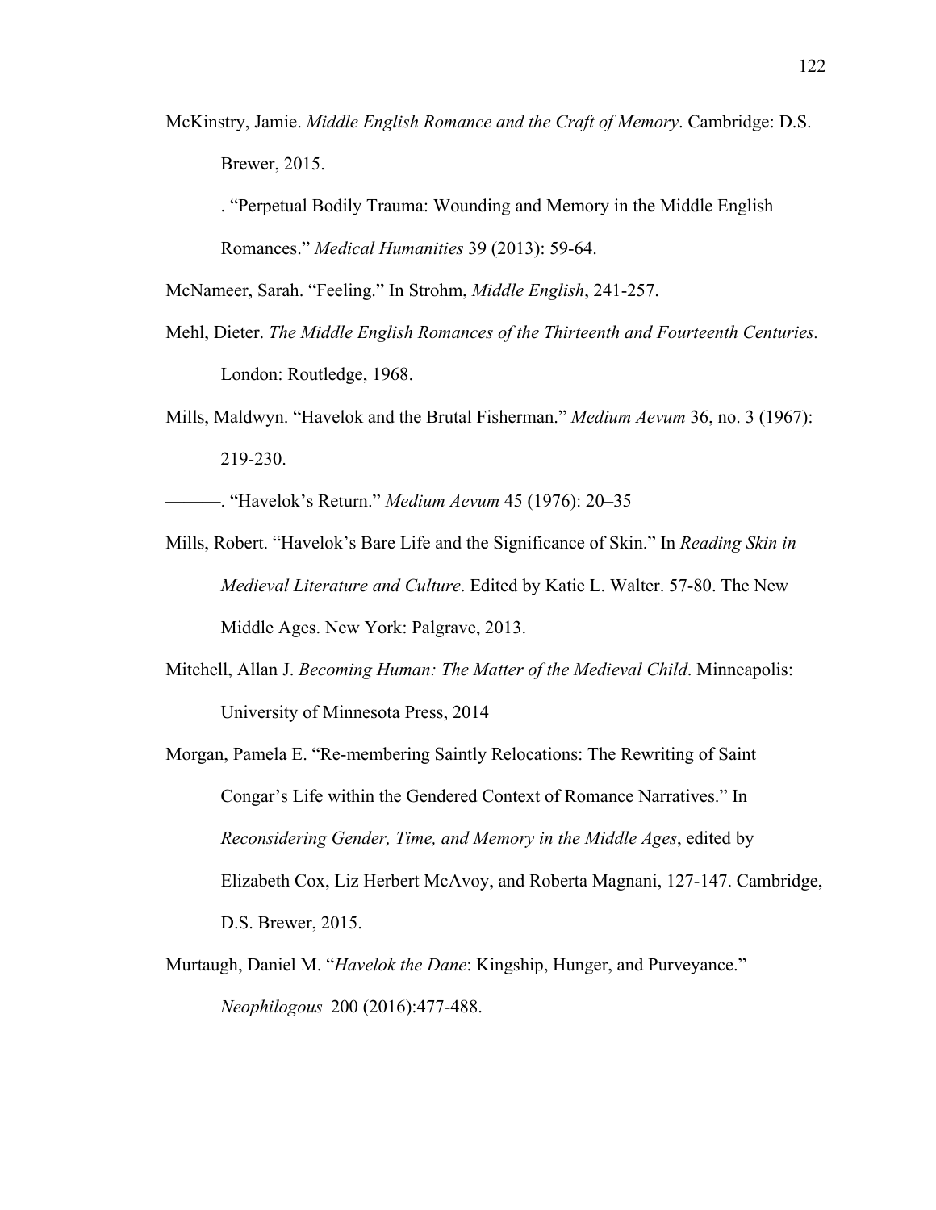McKinstry, Jamie. *Middle English Romance and the Craft of Memory*. Cambridge: D.S. Brewer, 2015.

———. "Perpetual Bodily Trauma: Wounding and Memory in the Middle English Romances." *Medical Humanities* 39 (2013): 59-64.

McNameer, Sarah. "Feeling." In Strohm, *Middle English*, 241-257.

Mehl, Dieter. *The Middle English Romances of the Thirteenth and Fourteenth Centuries.* London: Routledge, 1968.

Mills, Maldwyn. "Havelok and the Brutal Fisherman." *Medium Aevum* 36, no. 3 (1967): 219-230.

———. "Havelok's Return." *Medium Aevum* 45 (1976): 20–35

Mills, Robert. "Havelok's Bare Life and the Significance of Skin." In *Reading Skin in Medieval Literature and Culture*. Edited by Katie L. Walter. 57-80. The New Middle Ages. New York: Palgrave, 2013.

Mitchell, Allan J. *Becoming Human: The Matter of the Medieval Child*. Minneapolis: University of Minnesota Press, 2014

Morgan, Pamela E. "Re-membering Saintly Relocations: The Rewriting of Saint Congar's Life within the Gendered Context of Romance Narratives." In *Reconsidering Gender, Time, and Memory in the Middle Ages*, edited by Elizabeth Cox, Liz Herbert McAvoy, and Roberta Magnani, 127-147. Cambridge, D.S. Brewer, 2015.

Murtaugh, Daniel M. "*Havelok the Dane*: Kingship, Hunger, and Purveyance." *Neophilogous* 200 (2016):477-488.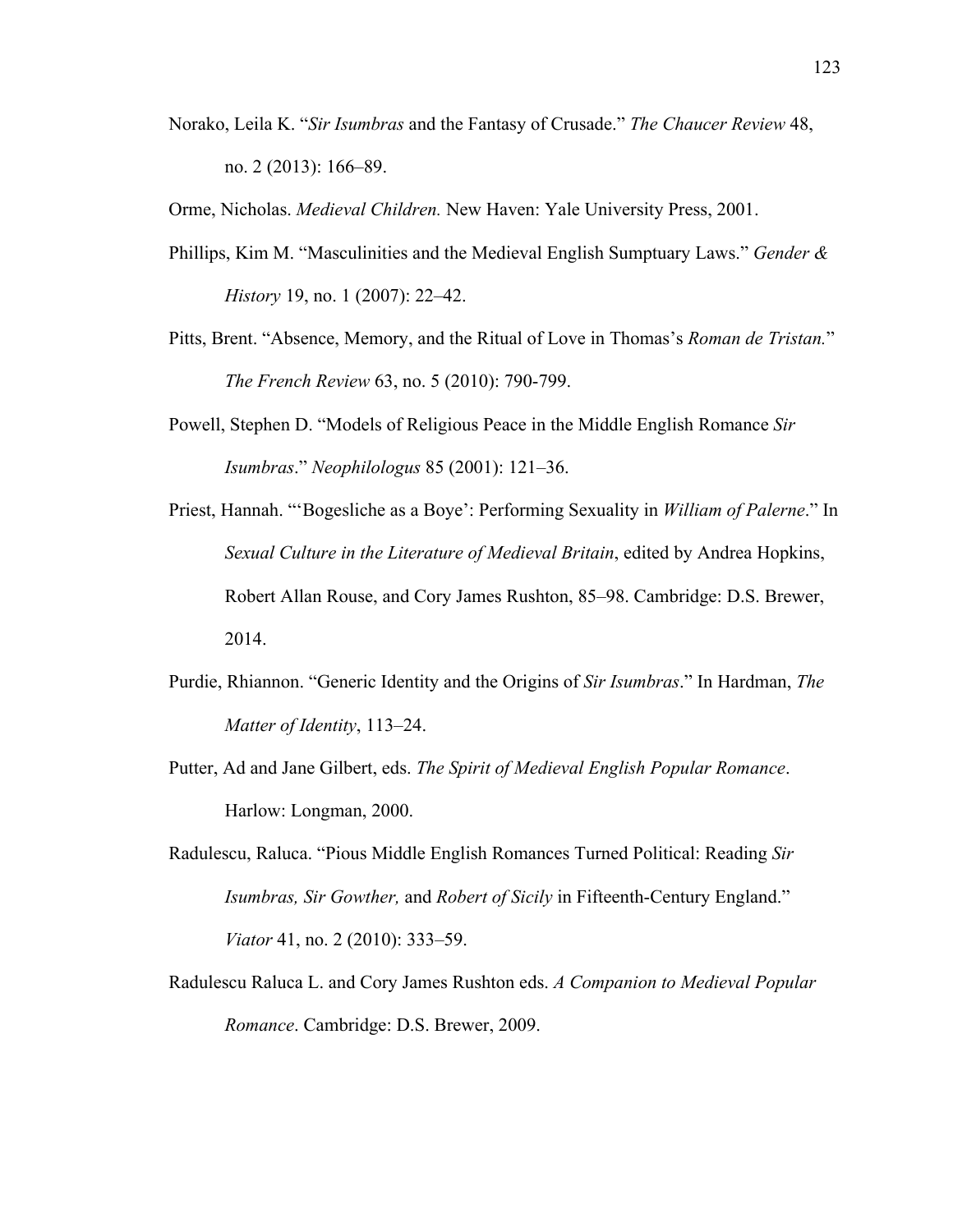Norako, Leila K. "*Sir Isumbras* and the Fantasy of Crusade." *The Chaucer Review* 48, no. 2 (2013): 166–89.

Orme, Nicholas. *Medieval Children.* New Haven: Yale University Press, 2001.

Phillips, Kim M. "Masculinities and the Medieval English Sumptuary Laws." *Gender & History* 19, no. 1 (2007): 22–42.

Pitts, Brent. "Absence, Memory, and the Ritual of Love in Thomas's *Roman de Tristan.*" *The French Review* 63, no. 5 (2010): 790-799.

Powell, Stephen D. "Models of Religious Peace in the Middle English Romance *Sir Isumbras*." *Neophilologus* 85 (2001): 121–36.

Priest, Hannah. "'Bogesliche as a Boye': Performing Sexuality in *William of Palerne*." In *Sexual Culture in the Literature of Medieval Britain*, edited by Andrea Hopkins, Robert Allan Rouse, and Cory James Rushton, 85–98. Cambridge: D.S. Brewer, 2014.

Purdie, Rhiannon. "Generic Identity and the Origins of *Sir Isumbras*." In Hardman, *The Matter of Identity*, 113–24.

Putter, Ad and Jane Gilbert, eds. *The Spirit of Medieval English Popular Romance*. Harlow: Longman, 2000.

Radulescu, Raluca. "Pious Middle English Romances Turned Political: Reading *Sir Isumbras, Sir Gowther,* and *Robert of Sicily* in Fifteenth-Century England." *Viator* 41, no. 2 (2010): 333–59.

Radulescu Raluca L. and Cory James Rushton eds. *A Companion to Medieval Popular Romance*. Cambridge: D.S. Brewer, 2009.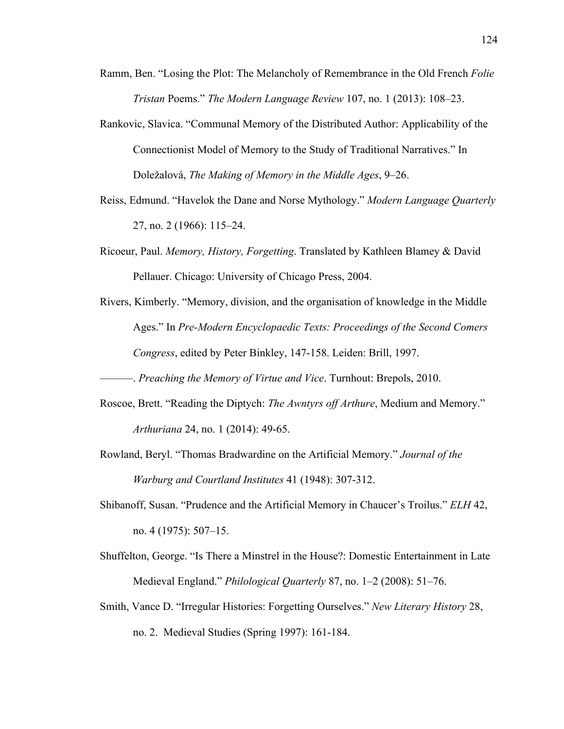Ramm, Ben. “Losing the Plot: The Melancholy of Remembrance in the Old French *Folie Tristan* Poems.” *The Modern Language Review* 107, no. 1 (2013): 108–23.

Rankovic, Slavica. “Communal Memory of the Distributed Author: Applicability of the Connectionist Model of Memory to the Study of Traditional Narratives.” In Doležalová, *The Making of Memory in the Middle Ages*, 9–26.

Reiss, Edmund. “Havelok the Dane and Norse Mythology.” *Modern Language Quarterly* 27, no. 2 (1966): 115–24.

Ricoeur, Paul. *Memory, History, Forgetting*. Translated by Kathleen Blamey & David Pellauer. Chicago: University of Chicago Press, 2004.

Rivers, Kimberly. “Memory, division, and the organisation of knowledge in the Middle Ages.” In *Pre-Modern Encyclopaedic Texts: Proceedings of the Second Comers Congress*, edited by Peter Binkley, 147-158. Leiden: Brill, 1997.

———. *Preaching the Memory of Virtue and Vice*. Turnhout: Brepols, 2010.

Roscoe, Brett. “Reading the Diptych: *The Awntyrs off Arthure*, Medium and Memory.” *Arthuriana* 24, no. 1 (2014): 49-65.

Rowland, Beryl. “Thomas Bradwardine on the Artificial Memory.” *Journal of the Warburg and Courtland Institutes* 41 (1948): 307-312.

Shibanoff, Susan. “Prudence and the Artificial Memory in Chaucer’s Troilus.” *ELH* 42, no. 4 (1975): 507–15.

Shuffelton, George. “Is There a Minstrel in the House?: Domestic Entertainment in Late Medieval England.” *Philological Quarterly* 87, no. 1–2 (2008): 51–76.

Smith, Vance D. “Irregular Histories: Forgetting Ourselves.” *New Literary History* 28, no. 2. Medieval Studies (Spring 1997): 161-184.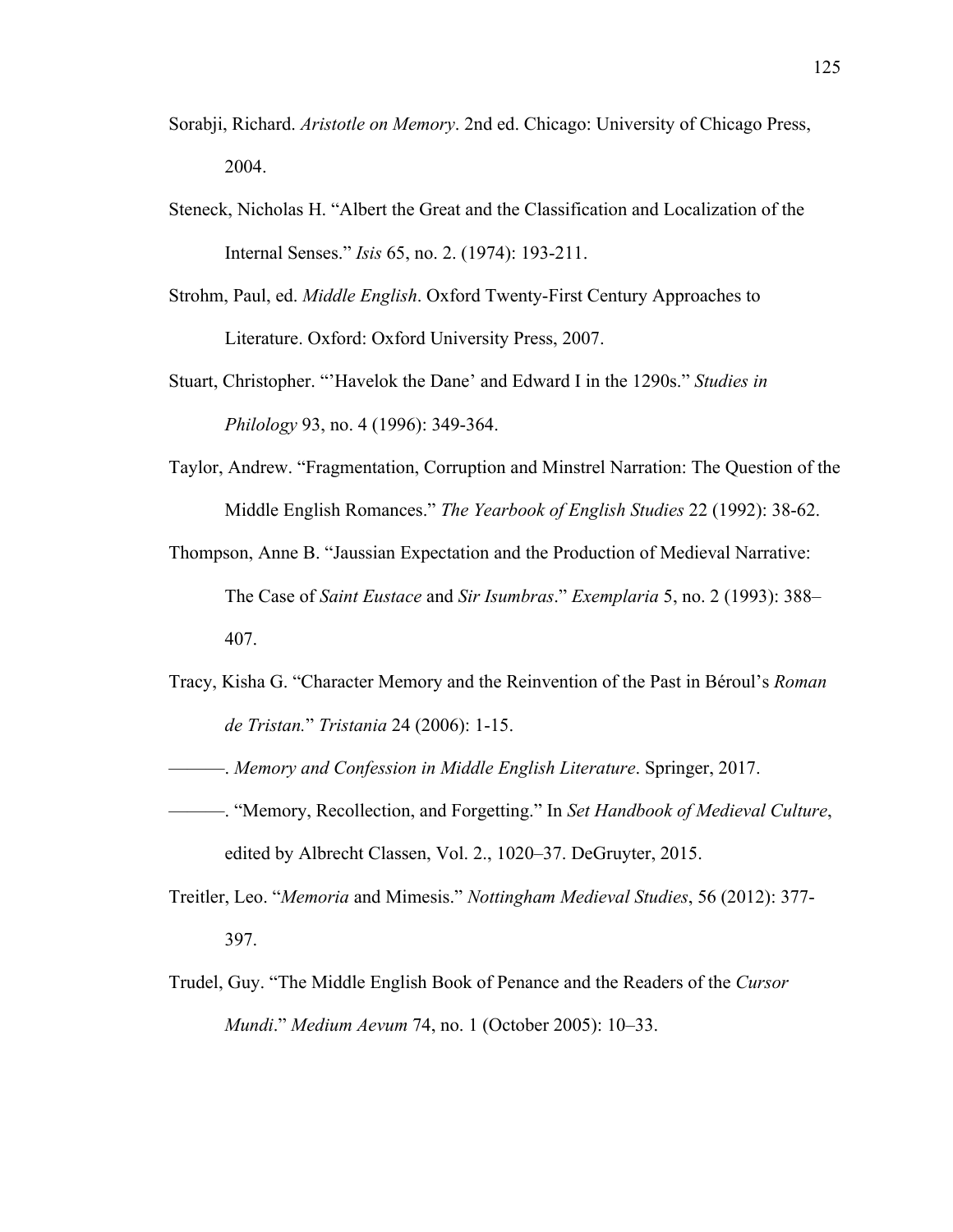Sorabji, Richard. *Aristotle on Memory*. 2nd ed. Chicago: University of Chicago Press, 2004.

Steneck, Nicholas H. "Albert the Great and the Classification and Localization of the Internal Senses." *Isis* 65, no. 2. (1974): 193-211.

Strohm, Paul, ed. *Middle English*. Oxford Twenty-First Century Approaches to Literature. Oxford: Oxford University Press, 2007.

Stuart, Christopher. "'Havelok the Dane' and Edward I in the 1290s." *Studies in Philology* 93, no. 4 (1996): 349-364.

Taylor, Andrew. "Fragmentation, Corruption and Minstrel Narration: The Question of the Middle English Romances." *The Yearbook of English Studies* 22 (1992): 38-62.

Thompson, Anne B. "Jaussian Expectation and the Production of Medieval Narrative: The Case of *Saint Eustace* and *Sir Isumbras*." *Exemplaria* 5, no. 2 (1993): 388–407.

Tracy, Kisha G. "Character Memory and the Reinvention of the Past in Béroul's *Roman de Tristan.*" *Tristania* 24 (2006): 1-15.

———. *Memory and Confession in Middle English Literature*. Springer, 2017.

———. "Memory, Recollection, and Forgetting." In *Set Handbook of Medieval Culture*, edited by Albrecht Classen, Vol. 2., 1020–37. DeGruyter, 2015.

Treitler, Leo. "*Memoria* and Mimesis." *Nottingham Medieval Studies*, 56 (2012): 377-397.

Trudel, Guy. "The Middle English Book of Penance and the Readers of the *Cursor Mundi*." *Medium Aevum* 74, no. 1 (October 2005): 10–33.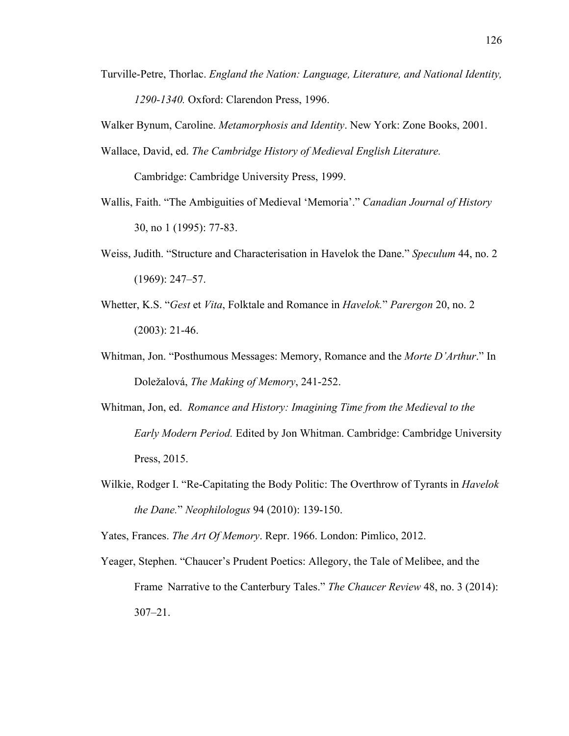Turville-Petre, Thorlac. *England the Nation: Language, Literature, and National Identity, 1290-1340.* Oxford: Clarendon Press, 1996.

Walker Bynum, Caroline. *Metamorphosis and Identity*. New York: Zone Books, 2001.

Wallace, David, ed. *The Cambridge History of Medieval English Literature.* Cambridge: Cambridge University Press, 1999.

Wallis, Faith. "The Ambiguities of Medieval 'Memoria'." *Canadian Journal of History* 30, no 1 (1995): 77-83.

Weiss, Judith. "Structure and Characterisation in Havelok the Dane." *Speculum* 44, no. 2 (1969): 247–57.

Whetter, K.S. "*Gest* et *Vita*, Folktale and Romance in *Havelok.*" *Parergon* 20, no. 2 (2003): 21-46.

Whitman, Jon. "Posthumous Messages: Memory, Romance and the *Morte D'Arthur*." In Doležalová, *The Making of Memory*, 241-252.

Whitman, Jon, ed. *Romance and History: Imagining Time from the Medieval to the Early Modern Period.* Edited by Jon Whitman. Cambridge: Cambridge University Press, 2015.

Wilkie, Rodger I. "Re-Capitating the Body Politic: The Overthrow of Tyrants in *Havelok the Dane.*" *Neophilologus* 94 (2010): 139-150.

Yates, Frances. *The Art Of Memory*. Repr. 1966. London: Pimlico, 2012.

Yeager, Stephen. "Chaucer's Prudent Poetics: Allegory, the Tale of Melibee, and the Frame Narrative to the Canterbury Tales." *The Chaucer Review* 48, no. 3 (2014): 307–21.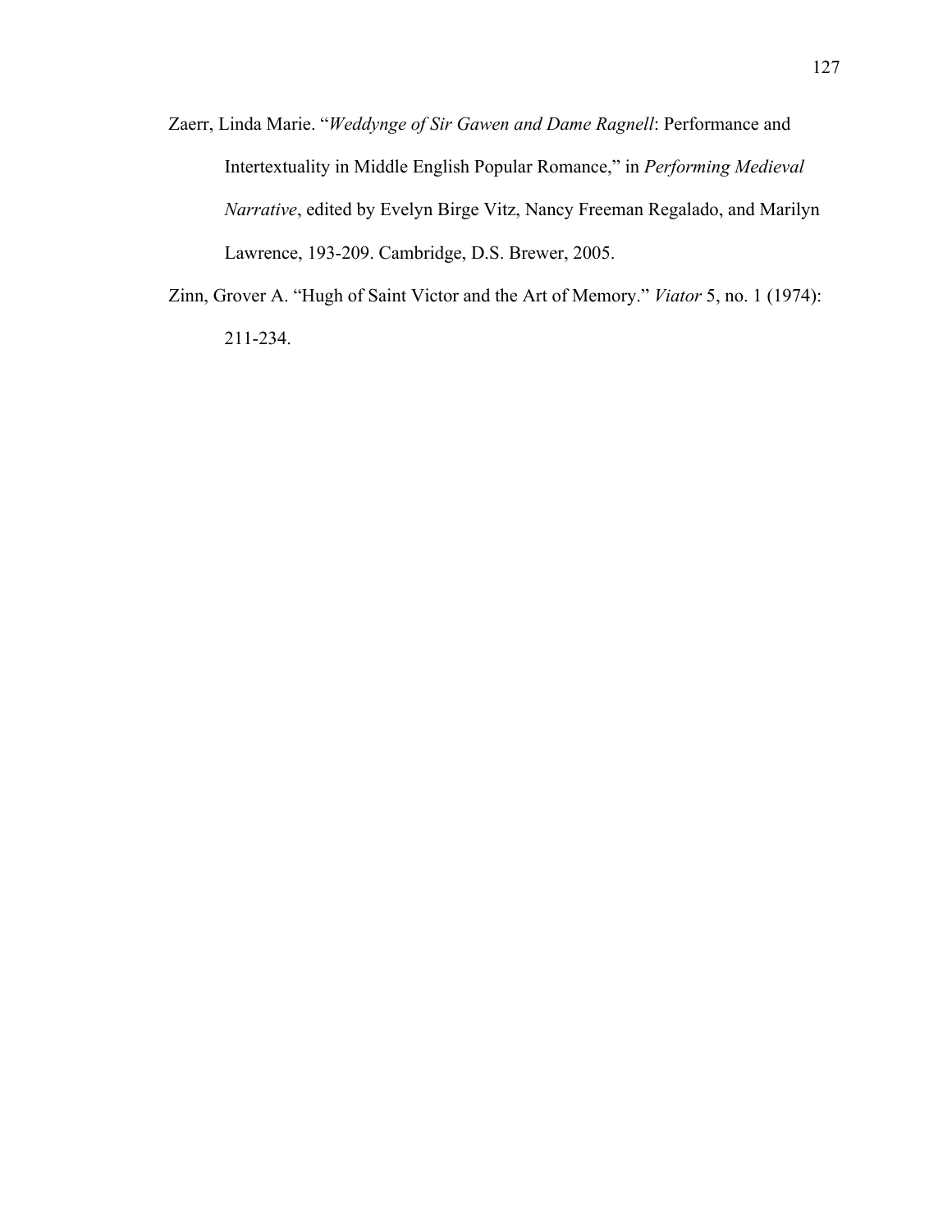Zaerr, Linda Marie. "*Weddynge of Sir Gawen and Dame Ragnell*: Performance and Intertextuality in Middle English Popular Romance," in *Performing Medieval Narrative*, edited by Evelyn Birge Vitz, Nancy Freeman Regalado, and Marilyn Lawrence, 193-209. Cambridge, D.S. Brewer, 2005.

Zinn, Grover A. "Hugh of Saint Victor and the Art of Memory." *Viator* 5, no. 1 (1974): 211-234.